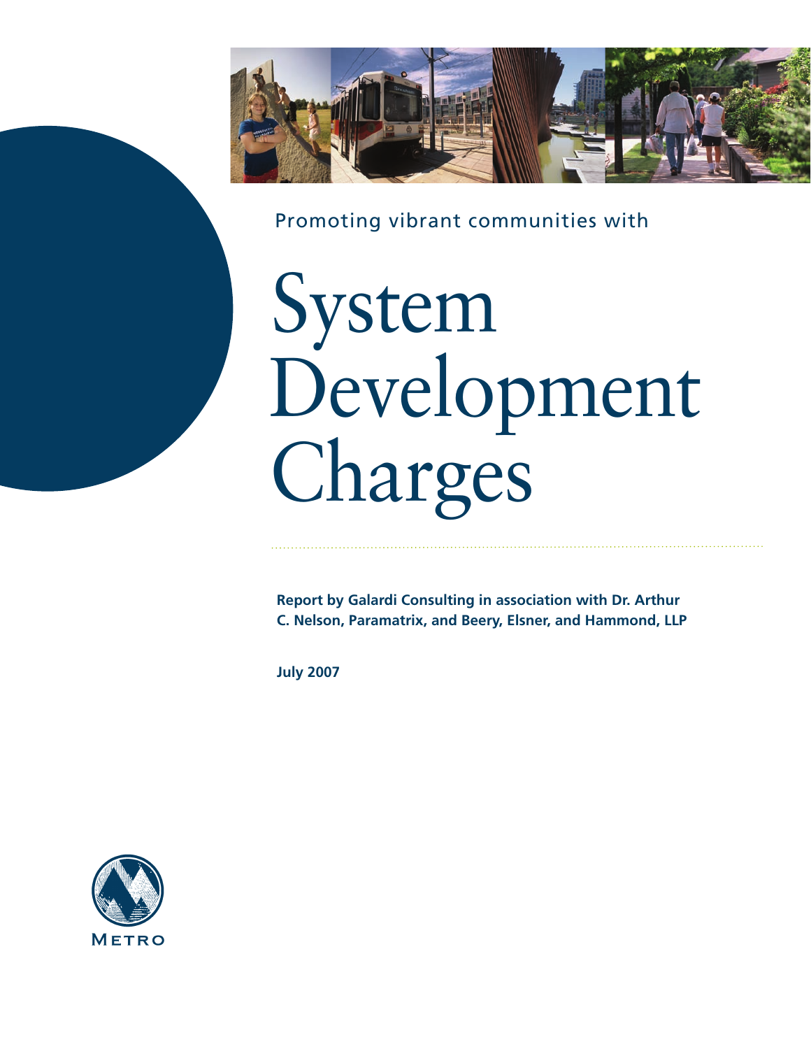Promoting vibrant communities with

# System Development Charges

**Report by Galardi Consulting in association with Dr. Arthur C. Nelson, Paramatrix, and Beery, Elsner, and Hammond, LLP**

**July 2007**

Metro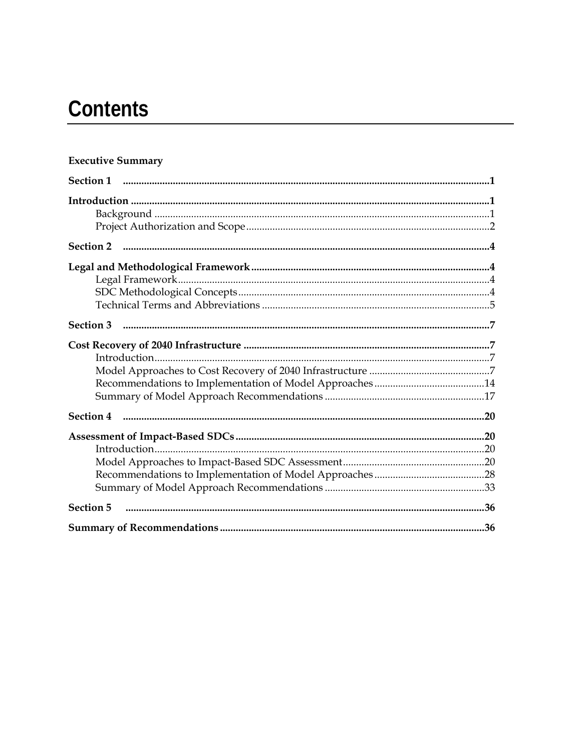# Contents

**Executive Summary**

**Section 1** .......... **1**

**Introduction** .......... **1**

- Background .......... 1
- Project Authorization and Scope .......... 2

**Section 2** .......... **4**

**Legal and Methodological Framework** .......... **4**

- Legal Framework .......... 4
- SDC Methodological Concepts .......... 4
- Technical Terms and Abbreviations .......... 5

**Section 3** .......... **7**

**Cost Recovery of 2040 Infrastructure** .......... **7**

- Introduction .......... 7
- Model Approaches to Cost Recovery of 2040 Infrastructure .......... 7
- Recommendations to Implementation of Model Approaches .......... 14
- Summary of Model Approach Recommendations .......... 17

**Section 4** .......... **20**

**Assessment of Impact-Based SDCs** .......... **20**

- Introduction .......... 20
- Model Approaches to Impact-Based SDC Assessment .......... 20
- Recommendations to Implementation of Model Approaches .......... 28
- Summary of Model Approach Recommendations .......... 33

**Section 5** .......... **36**

**Summary of Recommendations** .......... **36**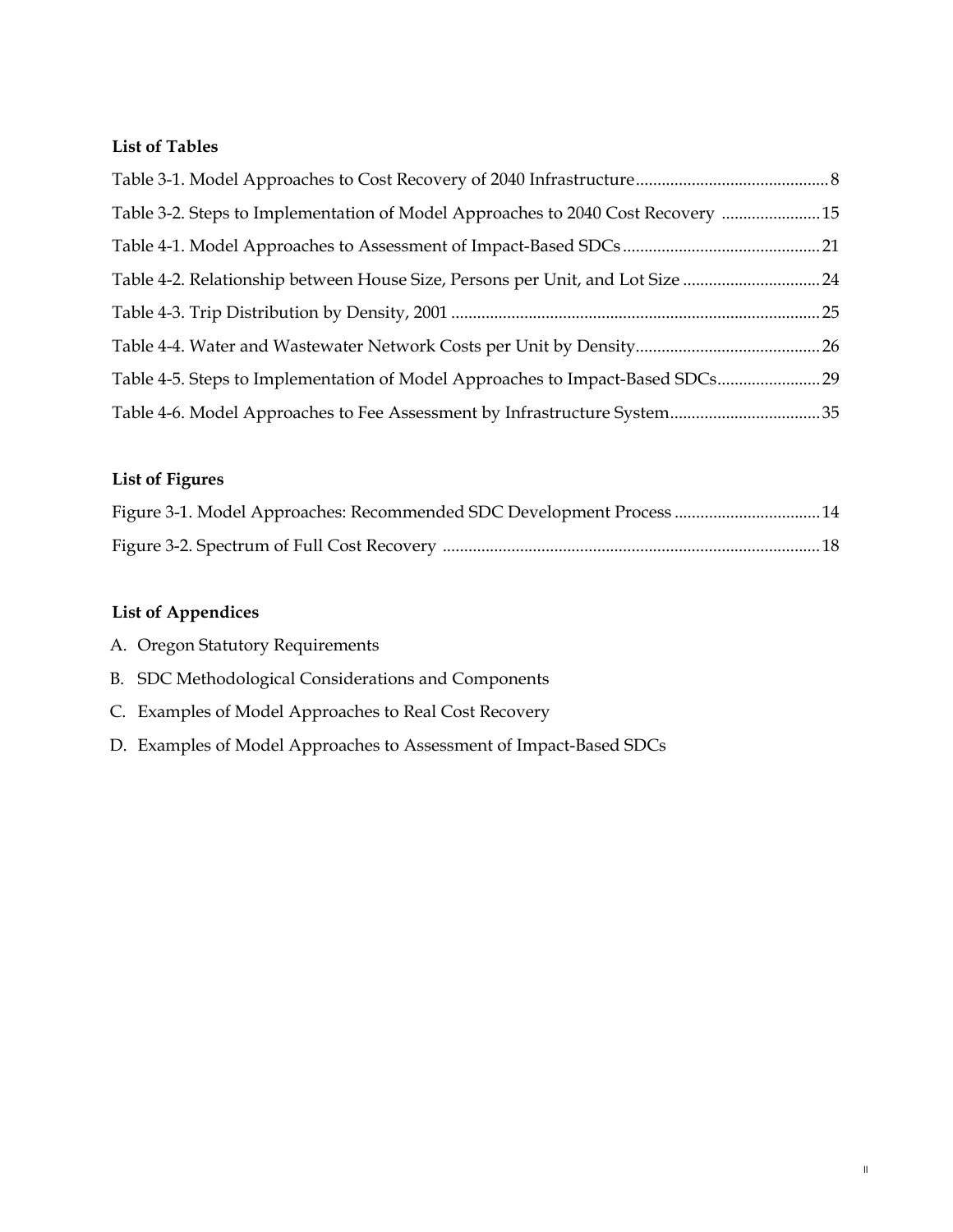### List of Tables

Table 3-1. Model Approaches to Cost Recovery of 2040 Infrastructure ........................................... 8

Table 3-2. Steps to Implementation of Model Approaches to 2040 Cost Recovery ...................... 15

Table 4-1. Model Approaches to Assessment of Impact-Based SDCs ........................................... 21

Table 4-2. Relationship between House Size, Persons per Unit, and Lot Size ............................... 24

Table 4-3. Trip Distribution by Density, 2001 .................................................................................. 25

Table 4-4. Water and Wastewater Network Costs per Unit by Density.......................................... 26

Table 4-5. Steps to Implementation of Model Approaches to Impact-Based SDCs....................... 29

Table 4-6. Model Approaches to Fee Assessment by Infrastructure System.................................. 35

### List of Figures

Figure 3-1. Model Approaches: Recommended SDC Development Process ................................. 14

Figure 3-2. Spectrum of Full Cost Recovery ...................................................................................... 18

### List of Appendices

A. Oregon Statutory Requirements
B. SDC Methodological Considerations and Components
C. Examples of Model Approaches to Real Cost Recovery
D. Examples of Model Approaches to Assessment of Impact-Based SDCs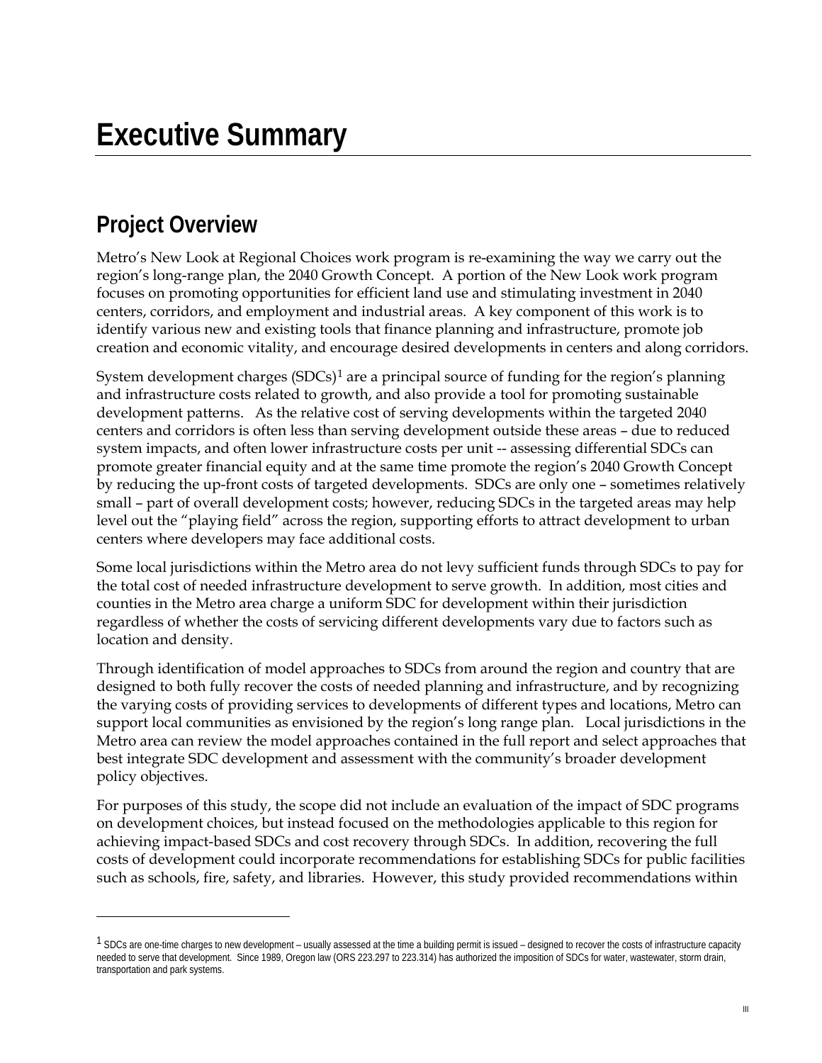# Executive Summary

## Project Overview

Metro's New Look at Regional Choices work program is re-examining the way we carry out the region's long-range plan, the 2040 Growth Concept. A portion of the New Look work program focuses on promoting opportunities for efficient land use and stimulating investment in 2040 centers, corridors, and employment and industrial areas. A key component of this work is to identify various new and existing tools that finance planning and infrastructure, promote job creation and economic vitality, and encourage desired developments in centers and along corridors.

System development charges (SDCs)[1] are a principal source of funding for the region's planning and infrastructure costs related to growth, and also provide a tool for promoting sustainable development patterns. As the relative cost of serving developments within the targeted 2040 centers and corridors is often less than serving development outside these areas – due to reduced system impacts, and often lower infrastructure costs per unit -- assessing differential SDCs can promote greater financial equity and at the same time promote the region's 2040 Growth Concept by reducing the up-front costs of targeted developments. SDCs are only one – sometimes relatively small – part of overall development costs; however, reducing SDCs in the targeted areas may help level out the "playing field" across the region, supporting efforts to attract development to urban centers where developers may face additional costs.

Some local jurisdictions within the Metro area do not levy sufficient funds through SDCs to pay for the total cost of needed infrastructure development to serve growth. In addition, most cities and counties in the Metro area charge a uniform SDC for development within their jurisdiction regardless of whether the costs of servicing different developments vary due to factors such as location and density.

Through identification of model approaches to SDCs from around the region and country that are designed to both fully recover the costs of needed planning and infrastructure, and by recognizing the varying costs of providing services to developments of different types and locations, Metro can support local communities as envisioned by the region's long range plan. Local jurisdictions in the Metro area can review the model approaches contained in the full report and select approaches that best integrate SDC development and assessment with the community's broader development policy objectives.

For purposes of this study, the scope did not include an evaluation of the impact of SDC programs on development choices, but instead focused on the methodologies applicable to this region for achieving impact-based SDCs and cost recovery through SDCs. In addition, recovering the full costs of development could incorporate recommendations for establishing SDCs for public facilities such as schools, fire, safety, and libraries. However, this study provided recommendations within

---

[1] SDCs are one-time charges to new development – usually assessed at the time a building permit is issued – designed to recover the costs of infrastructure capacity needed to serve that development. Since 1989, Oregon law (ORS 223.297 to 223.314) has authorized the imposition of SDCs for water, wastewater, storm drain, transportation and park systems.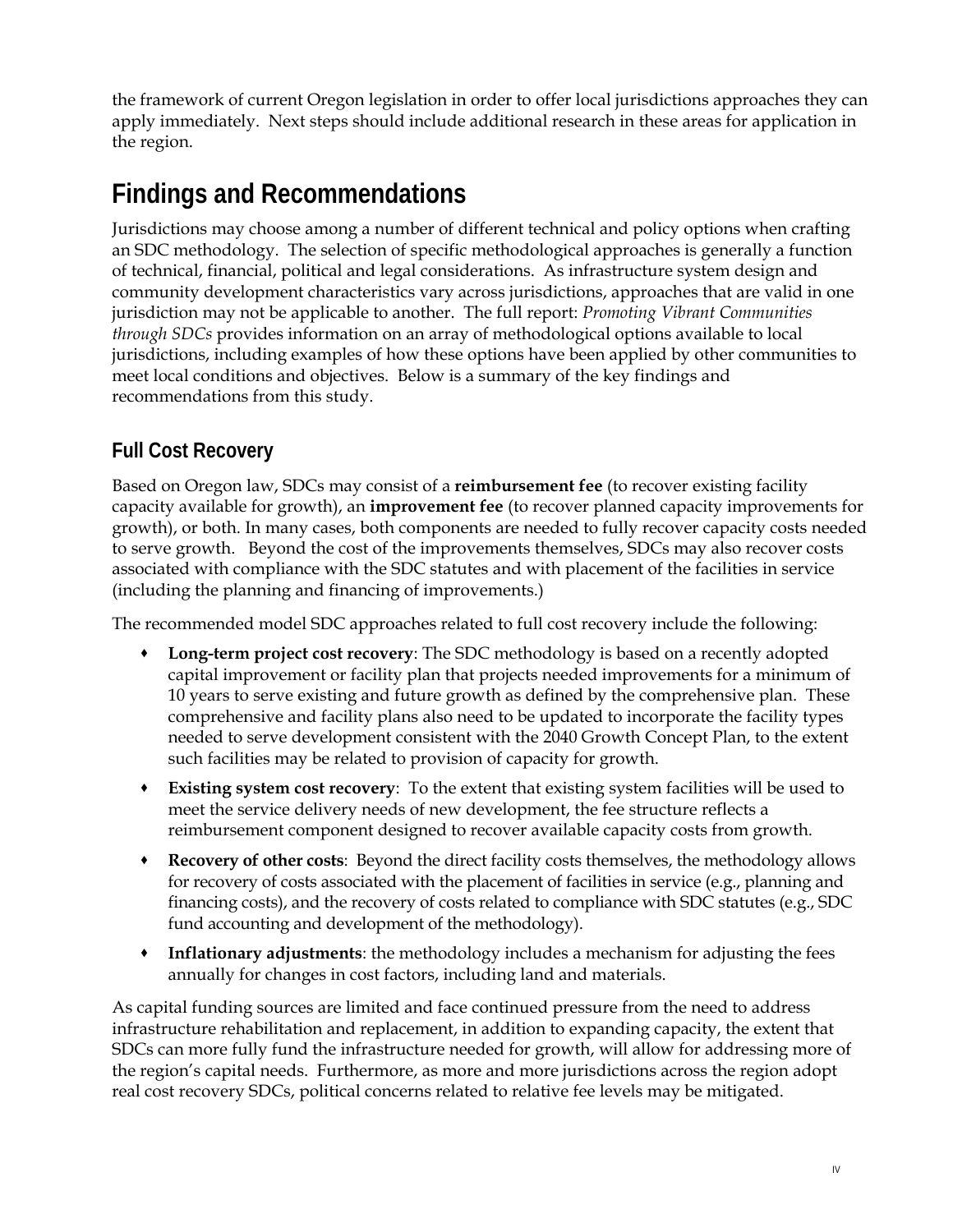the framework of current Oregon legislation in order to offer local jurisdictions approaches they can apply immediately. Next steps should include additional research in these areas for application in the region.

# Findings and Recommendations

Jurisdictions may choose among a number of different technical and policy options when crafting an SDC methodology. The selection of specific methodological approaches is generally a function of technical, financial, political and legal considerations. As infrastructure system design and community development characteristics vary across jurisdictions, approaches that are valid in one jurisdiction may not be applicable to another. The full report: *Promoting Vibrant Communities through SDCs* provides information on an array of methodological options available to local jurisdictions, including examples of how these options have been applied by other communities to meet local conditions and objectives. Below is a summary of the key findings and recommendations from this study.

## Full Cost Recovery

Based on Oregon law, SDCs may consist of a **reimbursement fee** (to recover existing facility capacity available for growth), an **improvement fee** (to recover planned capacity improvements for growth), or both. In many cases, both components are needed to fully recover capacity costs needed to serve growth. Beyond the cost of the improvements themselves, SDCs may also recover costs associated with compliance with the SDC statutes and with placement of the facilities in service (including the planning and financing of improvements.)

The recommended model SDC approaches related to full cost recovery include the following:

- **Long-term project cost recovery**: The SDC methodology is based on a recently adopted capital improvement or facility plan that projects needed improvements for a minimum of 10 years to serve existing and future growth as defined by the comprehensive plan. These comprehensive and facility plans also need to be updated to incorporate the facility types needed to serve development consistent with the 2040 Growth Concept Plan, to the extent such facilities may be related to provision of capacity for growth.
- **Existing system cost recovery**: To the extent that existing system facilities will be used to meet the service delivery needs of new development, the fee structure reflects a reimbursement component designed to recover available capacity costs from growth.
- **Recovery of other costs**: Beyond the direct facility costs themselves, the methodology allows for recovery of costs associated with the placement of facilities in service (e.g., planning and financing costs), and the recovery of costs related to compliance with SDC statutes (e.g., SDC fund accounting and development of the methodology).
- **Inflationary adjustments**: the methodology includes a mechanism for adjusting the fees annually for changes in cost factors, including land and materials.

As capital funding sources are limited and face continued pressure from the need to address infrastructure rehabilitation and replacement, in addition to expanding capacity, the extent that SDCs can more fully fund the infrastructure needed for growth, will allow for addressing more of the region's capital needs. Furthermore, as more and more jurisdictions across the region adopt real cost recovery SDCs, political concerns related to relative fee levels may be mitigated.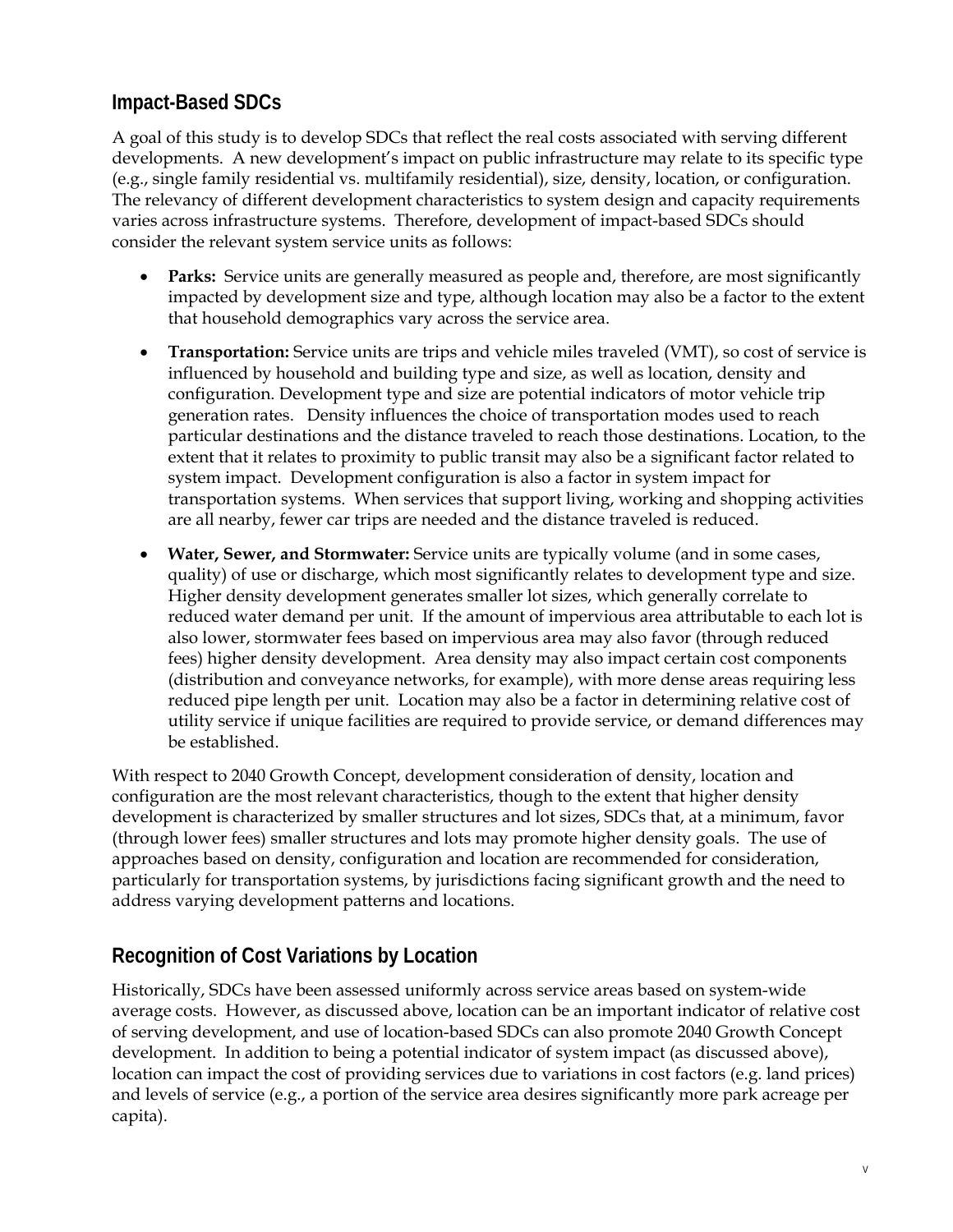## Impact-Based SDCs

A goal of this study is to develop SDCs that reflect the real costs associated with serving different developments. A new development's impact on public infrastructure may relate to its specific type (e.g., single family residential vs. multifamily residential), size, density, location, or configuration. The relevancy of different development characteristics to system design and capacity requirements varies across infrastructure systems. Therefore, development of impact-based SDCs should consider the relevant system service units as follows:

- **Parks:** Service units are generally measured as people and, therefore, are most significantly impacted by development size and type, although location may also be a factor to the extent that household demographics vary across the service area.
- **Transportation:** Service units are trips and vehicle miles traveled (VMT), so cost of service is influenced by household and building type and size, as well as location, density and configuration. Development type and size are potential indicators of motor vehicle trip generation rates. Density influences the choice of transportation modes used to reach particular destinations and the distance traveled to reach those destinations. Location, to the extent that it relates to proximity to public transit may also be a significant factor related to system impact. Development configuration is also a factor in system impact for transportation systems. When services that support living, working and shopping activities are all nearby, fewer car trips are needed and the distance traveled is reduced.
- **Water, Sewer, and Stormwater:** Service units are typically volume (and in some cases, quality) of use or discharge, which most significantly relates to development type and size. Higher density development generates smaller lot sizes, which generally correlate to reduced water demand per unit. If the amount of impervious area attributable to each lot is also lower, stormwater fees based on impervious area may also favor (through reduced fees) higher density development. Area density may also impact certain cost components (distribution and conveyance networks, for example), with more dense areas requiring less reduced pipe length per unit. Location may also be a factor in determining relative cost of utility service if unique facilities are required to provide service, or demand differences may be established.

With respect to 2040 Growth Concept, development consideration of density, location and configuration are the most relevant characteristics, though to the extent that higher density development is characterized by smaller structures and lot sizes, SDCs that, at a minimum, favor (through lower fees) smaller structures and lots may promote higher density goals. The use of approaches based on density, configuration and location are recommended for consideration, particularly for transportation systems, by jurisdictions facing significant growth and the need to address varying development patterns and locations.

## Recognition of Cost Variations by Location

Historically, SDCs have been assessed uniformly across service areas based on system-wide average costs. However, as discussed above, location can be an important indicator of relative cost of serving development, and use of location-based SDCs can also promote 2040 Growth Concept development. In addition to being a potential indicator of system impact (as discussed above), location can impact the cost of providing services due to variations in cost factors (e.g. land prices) and levels of service (e.g., a portion of the service area desires significantly more park acreage per capita).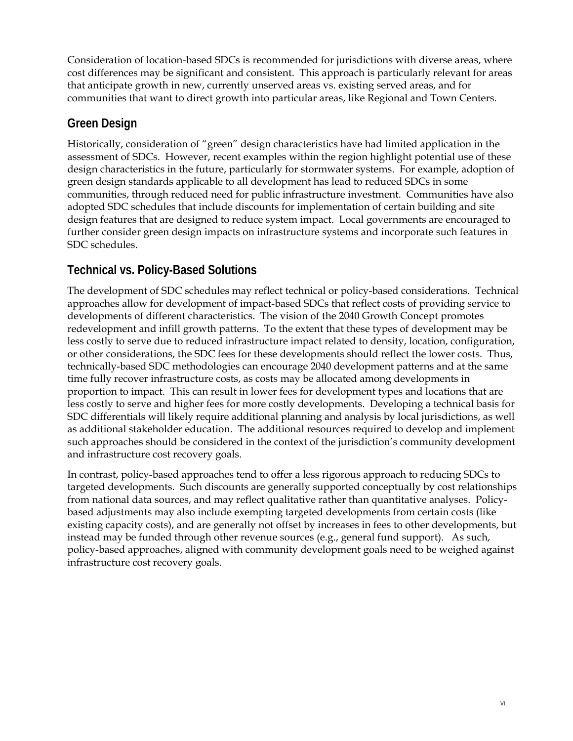Consideration of location-based SDCs is recommended for jurisdictions with diverse areas, where cost differences may be significant and consistent. This approach is particularly relevant for areas that anticipate growth in new, currently unserved areas vs. existing served areas, and for communities that want to direct growth into particular areas, like Regional and Town Centers.

## Green Design

Historically, consideration of "green" design characteristics have had limited application in the assessment of SDCs. However, recent examples within the region highlight potential use of these design characteristics in the future, particularly for stormwater systems. For example, adoption of green design standards applicable to all development has lead to reduced SDCs in some communities, through reduced need for public infrastructure investment. Communities have also adopted SDC schedules that include discounts for implementation of certain building and site design features that are designed to reduce system impact. Local governments are encouraged to further consider green design impacts on infrastructure systems and incorporate such features in SDC schedules.

## Technical vs. Policy-Based Solutions

The development of SDC schedules may reflect technical or policy-based considerations. Technical approaches allow for development of impact-based SDCs that reflect costs of providing service to developments of different characteristics. The vision of the 2040 Growth Concept promotes redevelopment and infill growth patterns. To the extent that these types of development may be less costly to serve due to reduced infrastructure impact related to density, location, configuration, or other considerations, the SDC fees for these developments should reflect the lower costs. Thus, technically-based SDC methodologies can encourage 2040 development patterns and at the same time fully recover infrastructure costs, as costs may be allocated among developments in proportion to impact. This can result in lower fees for development types and locations that are less costly to serve and higher fees for more costly developments. Developing a technical basis for SDC differentials will likely require additional planning and analysis by local jurisdictions, as well as additional stakeholder education. The additional resources required to develop and implement such approaches should be considered in the context of the jurisdiction's community development and infrastructure cost recovery goals.

In contrast, policy-based approaches tend to offer a less rigorous approach to reducing SDCs to targeted developments. Such discounts are generally supported conceptually by cost relationships from national data sources, and may reflect qualitative rather than quantitative analyses. Policy-based adjustments may also include exempting targeted developments from certain costs (like existing capacity costs), and are generally not offset by increases in fees to other developments, but instead may be funded through other revenue sources (e.g., general fund support). As such, policy-based approaches, aligned with community development goals need to be weighed against infrastructure cost recovery goals.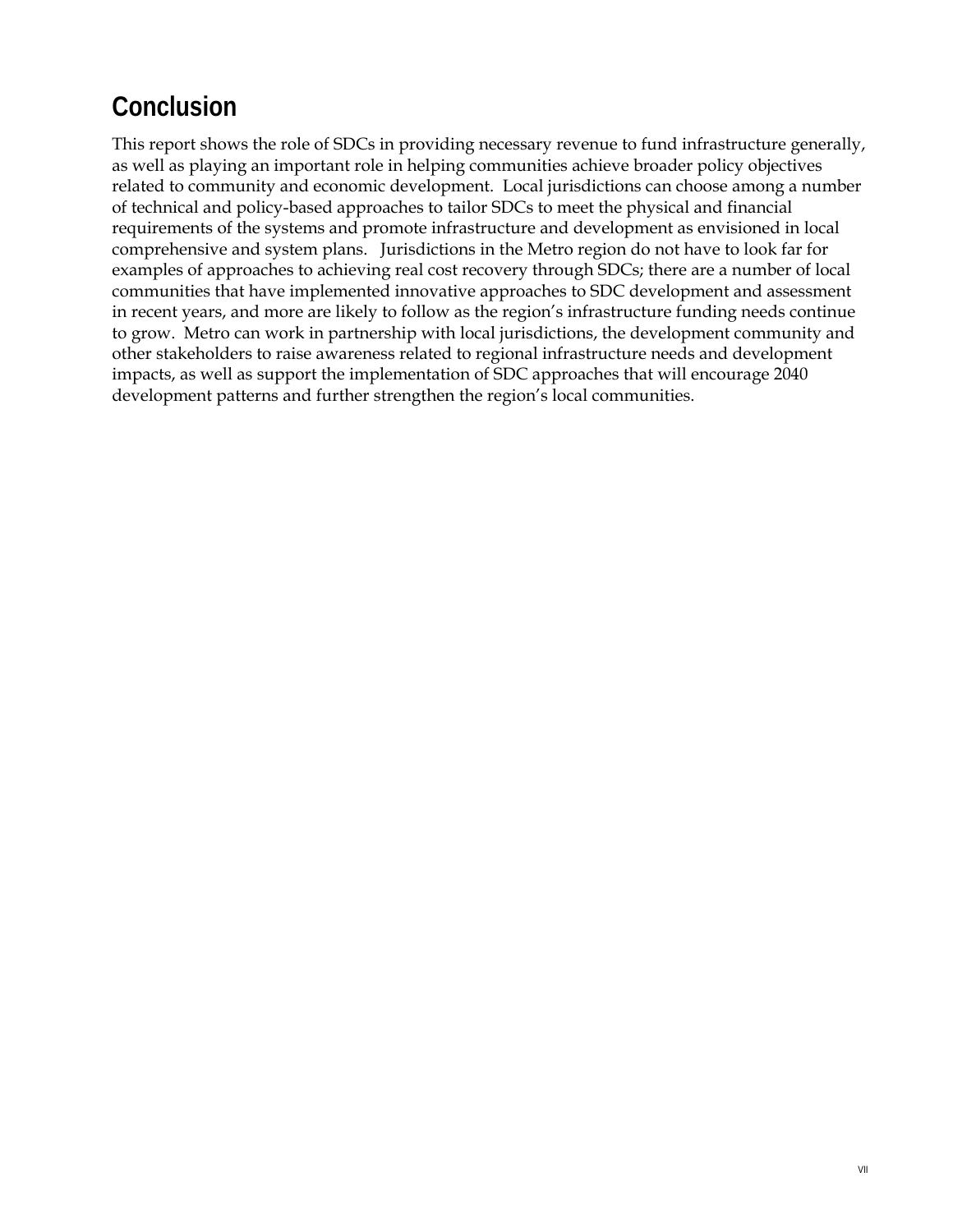## Conclusion

This report shows the role of SDCs in providing necessary revenue to fund infrastructure generally, as well as playing an important role in helping communities achieve broader policy objectives related to community and economic development. Local jurisdictions can choose among a number of technical and policy-based approaches to tailor SDCs to meet the physical and financial requirements of the systems and promote infrastructure and development as envisioned in local comprehensive and system plans. Jurisdictions in the Metro region do not have to look far for examples of approaches to achieving real cost recovery through SDCs; there are a number of local communities that have implemented innovative approaches to SDC development and assessment in recent years, and more are likely to follow as the region's infrastructure funding needs continue to grow. Metro can work in partnership with local jurisdictions, the development community and other stakeholders to raise awareness related to regional infrastructure needs and development impacts, as well as support the implementation of SDC approaches that will encourage 2040 development patterns and further strengthen the region's local communities.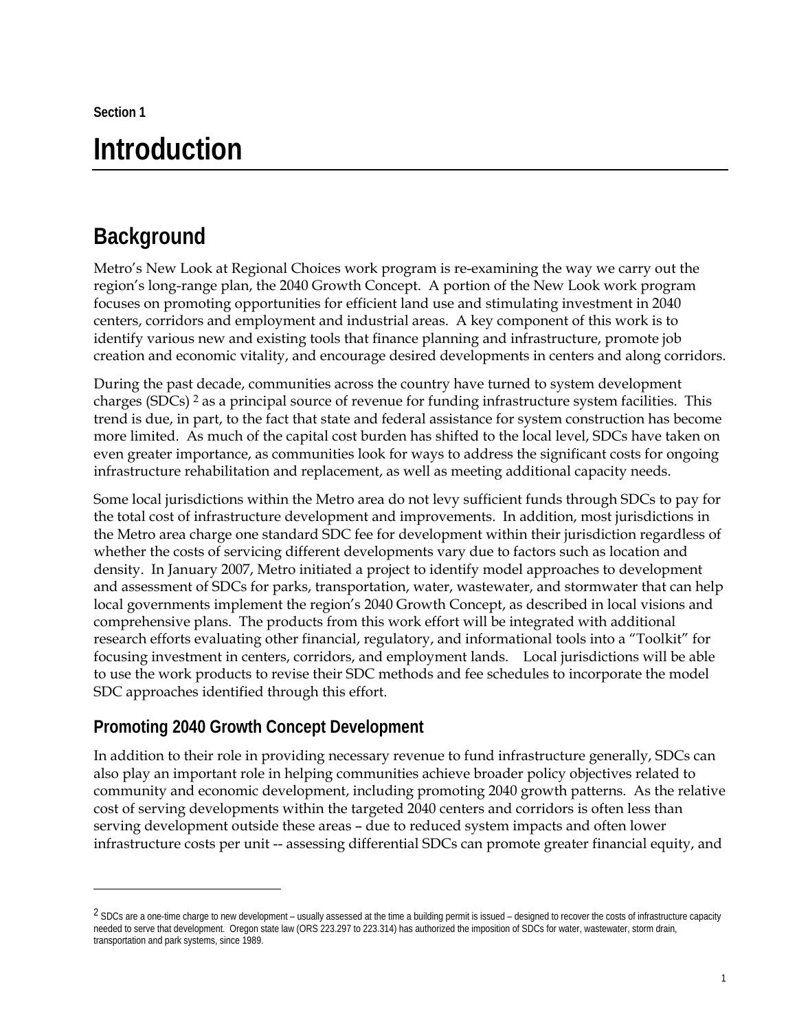Section 1

# Introduction

## Background

Metro's New Look at Regional Choices work program is re-examining the way we carry out the region's long-range plan, the 2040 Growth Concept. A portion of the New Look work program focuses on promoting opportunities for efficient land use and stimulating investment in 2040 centers, corridors and employment and industrial areas. A key component of this work is to identify various new and existing tools that finance planning and infrastructure, promote job creation and economic vitality, and encourage desired developments in centers and along corridors.

During the past decade, communities across the country have turned to system development charges (SDCs) [2] as a principal source of revenue for funding infrastructure system facilities. This trend is due, in part, to the fact that state and federal assistance for system construction has become more limited. As much of the capital cost burden has shifted to the local level, SDCs have taken on even greater importance, as communities look for ways to address the significant costs for ongoing infrastructure rehabilitation and replacement, as well as meeting additional capacity needs.

Some local jurisdictions within the Metro area do not levy sufficient funds through SDCs to pay for the total cost of infrastructure development and improvements. In addition, most jurisdictions in the Metro area charge one standard SDC fee for development within their jurisdiction regardless of whether the costs of servicing different developments vary due to factors such as location and density. In January 2007, Metro initiated a project to identify model approaches to development and assessment of SDCs for parks, transportation, water, wastewater, and stormwater that can help local governments implement the region's 2040 Growth Concept, as described in local visions and comprehensive plans. The products from this work effort will be integrated with additional research efforts evaluating other financial, regulatory, and informational tools into a "Toolkit" for focusing investment in centers, corridors, and employment lands. Local jurisdictions will be able to use the work products to revise their SDC methods and fee schedules to incorporate the model SDC approaches identified through this effort.

### Promoting 2040 Growth Concept Development

In addition to their role in providing necessary revenue to fund infrastructure generally, SDCs can also play an important role in helping communities achieve broader policy objectives related to community and economic development, including promoting 2040 growth patterns. As the relative cost of serving developments within the targeted 2040 centers and corridors is often less than serving development outside these areas – due to reduced system impacts and often lower infrastructure costs per unit -- assessing differential SDCs can promote greater financial equity, and

[2] SDCs are a one-time charge to new development – usually assessed at the time a building permit is issued – designed to recover the costs of infrastructure capacity needed to serve that development. Oregon state law (ORS 223.297 to 223.314) has authorized the imposition of SDCs for water, wastewater, storm drain, transportation and park systems, since 1989.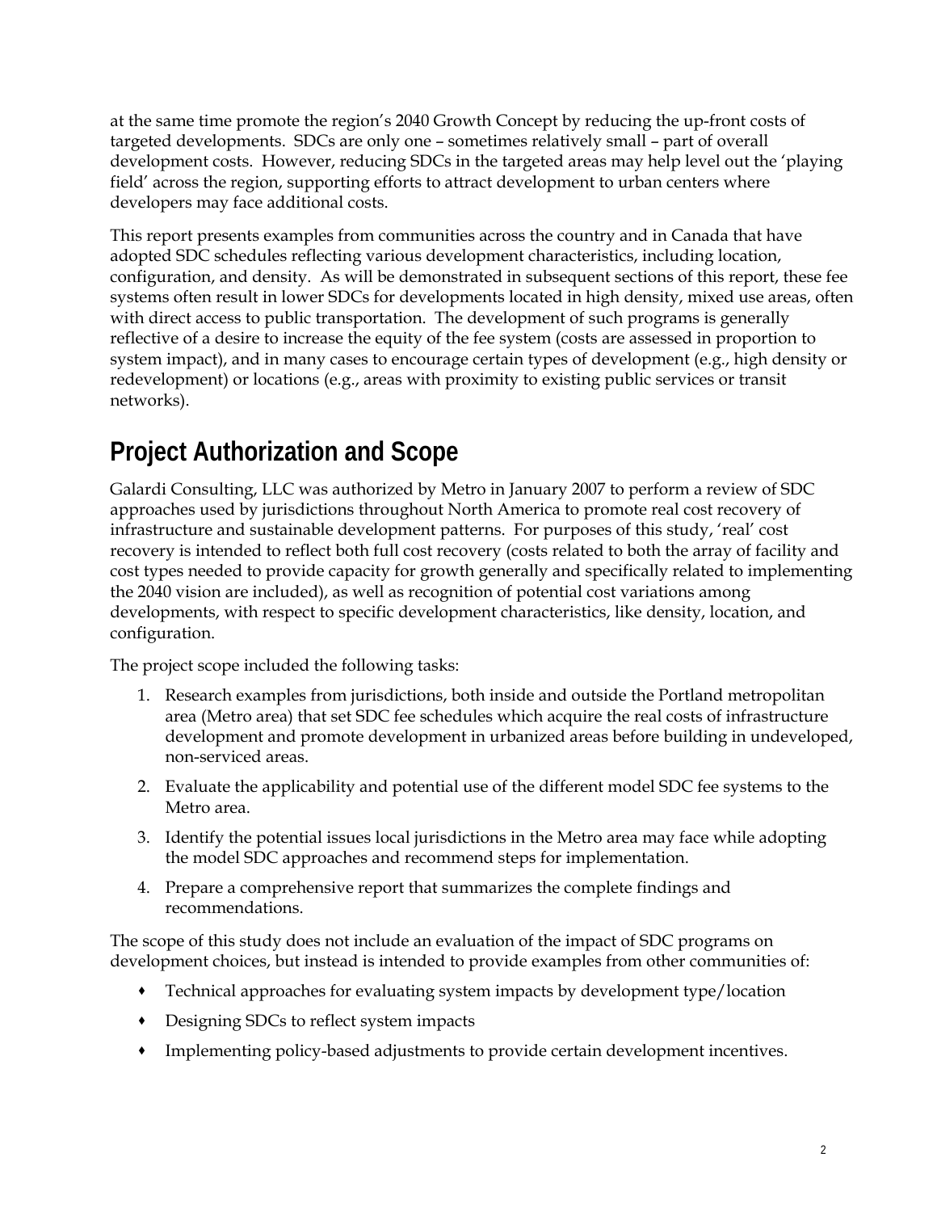at the same time promote the region's 2040 Growth Concept by reducing the up-front costs of targeted developments. SDCs are only one – sometimes relatively small – part of overall development costs. However, reducing SDCs in the targeted areas may help level out the 'playing field' across the region, supporting efforts to attract development to urban centers where developers may face additional costs.

This report presents examples from communities across the country and in Canada that have adopted SDC schedules reflecting various development characteristics, including location, configuration, and density. As will be demonstrated in subsequent sections of this report, these fee systems often result in lower SDCs for developments located in high density, mixed use areas, often with direct access to public transportation. The development of such programs is generally reflective of a desire to increase the equity of the fee system (costs are assessed in proportion to system impact), and in many cases to encourage certain types of development (e.g., high density or redevelopment) or locations (e.g., areas with proximity to existing public services or transit networks).

# Project Authorization and Scope

Galardi Consulting, LLC was authorized by Metro in January 2007 to perform a review of SDC approaches used by jurisdictions throughout North America to promote real cost recovery of infrastructure and sustainable development patterns. For purposes of this study, 'real' cost recovery is intended to reflect both full cost recovery (costs related to both the array of facility and cost types needed to provide capacity for growth generally and specifically related to implementing the 2040 vision are included), as well as recognition of potential cost variations among developments, with respect to specific development characteristics, like density, location, and configuration.

The project scope included the following tasks:

1. Research examples from jurisdictions, both inside and outside the Portland metropolitan area (Metro area) that set SDC fee schedules which acquire the real costs of infrastructure development and promote development in urbanized areas before building in undeveloped, non-serviced areas.
2. Evaluate the applicability and potential use of the different model SDC fee systems to the Metro area.
3. Identify the potential issues local jurisdictions in the Metro area may face while adopting the model SDC approaches and recommend steps for implementation.
4. Prepare a comprehensive report that summarizes the complete findings and recommendations.

The scope of this study does not include an evaluation of the impact of SDC programs on development choices, but instead is intended to provide examples from other communities of:

- Technical approaches for evaluating system impacts by development type/location
- Designing SDCs to reflect system impacts
- Implementing policy-based adjustments to provide certain development incentives.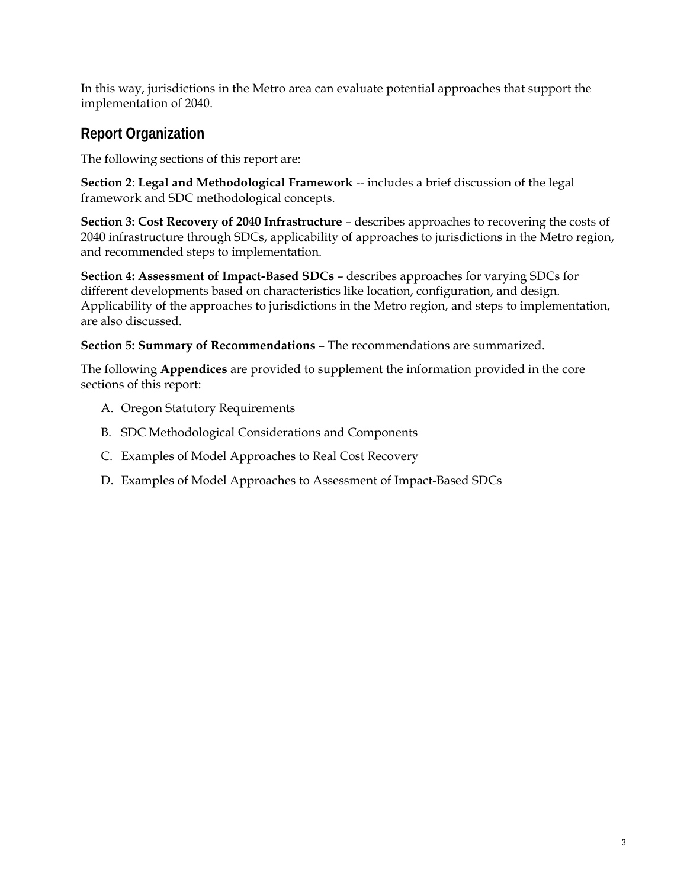In this way, jurisdictions in the Metro area can evaluate potential approaches that support the implementation of 2040.

## Report Organization

The following sections of this report are:

**Section 2**: **Legal and Methodological Framework** -- includes a brief discussion of the legal framework and SDC methodological concepts.

**Section 3: Cost Recovery of 2040 Infrastructure** – describes approaches to recovering the costs of 2040 infrastructure through SDCs, applicability of approaches to jurisdictions in the Metro region, and recommended steps to implementation.

**Section 4: Assessment of Impact-Based SDCs** – describes approaches for varying SDCs for different developments based on characteristics like location, configuration, and design. Applicability of the approaches to jurisdictions in the Metro region, and steps to implementation, are also discussed.

**Section 5: Summary of Recommendations** – The recommendations are summarized.

The following **Appendices** are provided to supplement the information provided in the core sections of this report:

A. Oregon Statutory Requirements

B. SDC Methodological Considerations and Components

C. Examples of Model Approaches to Real Cost Recovery

D. Examples of Model Approaches to Assessment of Impact-Based SDCs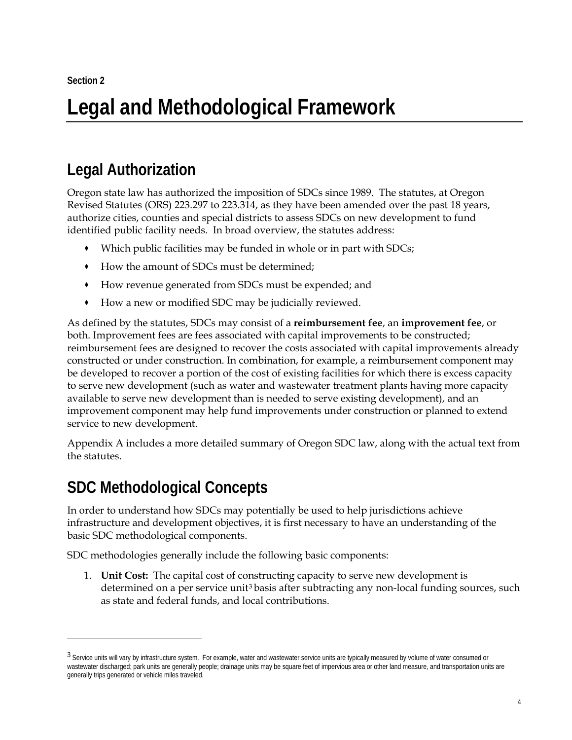Section 2

# Legal and Methodological Framework

## Legal Authorization

Oregon state law has authorized the imposition of SDCs since 1989. The statutes, at Oregon Revised Statutes (ORS) 223.297 to 223.314, as they have been amended over the past 18 years, authorize cities, counties and special districts to assess SDCs on new development to fund identified public facility needs. In broad overview, the statutes address:

- Which public facilities may be funded in whole or in part with SDCs;
- How the amount of SDCs must be determined;
- How revenue generated from SDCs must be expended; and
- How a new or modified SDC may be judicially reviewed.

As defined by the statutes, SDCs may consist of a **reimbursement fee**, an **improvement fee**, or both. Improvement fees are fees associated with capital improvements to be constructed; reimbursement fees are designed to recover the costs associated with capital improvements already constructed or under construction. In combination, for example, a reimbursement component may be developed to recover a portion of the cost of existing facilities for which there is excess capacity to serve new development (such as water and wastewater treatment plants having more capacity available to serve new development than is needed to serve existing development), and an improvement component may help fund improvements under construction or planned to extend service to new development.

Appendix A includes a more detailed summary of Oregon SDC law, along with the actual text from the statutes.

## SDC Methodological Concepts

In order to understand how SDCs may potentially be used to help jurisdictions achieve infrastructure and development objectives, it is first necessary to have an understanding of the basic SDC methodological components.

SDC methodologies generally include the following basic components:

1. **Unit Cost:** The capital cost of constructing capacity to serve new development is determined on a per service unit[3] basis after subtracting any non-local funding sources, such as state and federal funds, and local contributions.

---

[3] Service units will vary by infrastructure system. For example, water and wastewater service units are typically measured by volume of water consumed or wastewater discharged; park units are generally people; drainage units may be square feet of impervious area or other land measure, and transportation units are generally trips generated or vehicle miles traveled.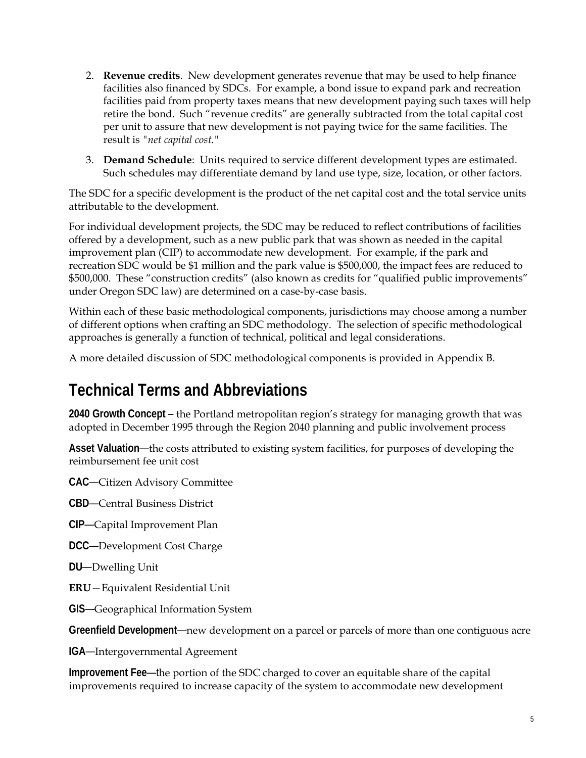2. **Revenue credits**. New development generates revenue that may be used to help finance facilities also financed by SDCs. For example, a bond issue to expand park and recreation facilities paid from property taxes means that new development paying such taxes will help retire the bond. Such "revenue credits" are generally subtracted from the total capital cost per unit to assure that new development is not paying twice for the same facilities. The result is *"net capital cost."*

3. **Demand Schedule**: Units required to service different development types are estimated. Such schedules may differentiate demand by land use type, size, location, or other factors.

The SDC for a specific development is the product of the net capital cost and the total service units attributable to the development.

For individual development projects, the SDC may be reduced to reflect contributions of facilities offered by a development, such as a new public park that was shown as needed in the capital improvement plan (CIP) to accommodate new development. For example, if the park and recreation SDC would be $1 million and the park value is $500,000, the impact fees are reduced to $500,000. These "construction credits" (also known as credits for "qualified public improvements" under Oregon SDC law) are determined on a case-by-case basis.

Within each of these basic methodological components, jurisdictions may choose among a number of different options when crafting an SDC methodology. The selection of specific methodological approaches is generally a function of technical, political and legal considerations.

A more detailed discussion of SDC methodological components is provided in Appendix B.

# Technical Terms and Abbreviations

**2040 Growth Concept** – the Portland metropolitan region's strategy for managing growth that was adopted in December 1995 through the Region 2040 planning and public involvement process

**Asset Valuation**—the costs attributed to existing system facilities, for purposes of developing the reimbursement fee unit cost

**CAC**—Citizen Advisory Committee

**CBD**—Central Business District

**CIP**—Capital Improvement Plan

**DCC**—Development Cost Charge

**DU**—Dwelling Unit

**ERU**—Equivalent Residential Unit

**GIS**—Geographical Information System

**Greenfield Development**—new development on a parcel or parcels of more than one contiguous acre

**IGA**—Intergovernmental Agreement

**Improvement Fee**—the portion of the SDC charged to cover an equitable share of the capital improvements required to increase capacity of the system to accommodate new development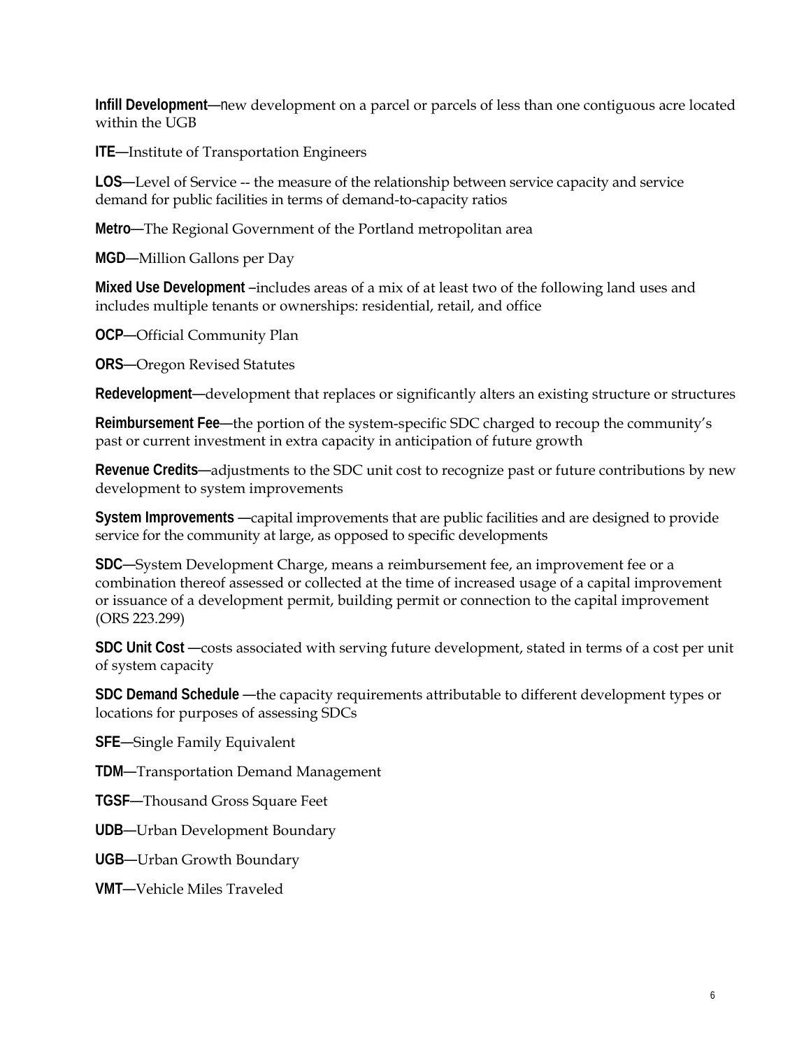**Infill Development**—new development on a parcel or parcels of less than one contiguous acre located within the UGB

**ITE**—Institute of Transportation Engineers

**LOS**—Level of Service -- the measure of the relationship between service capacity and service demand for public facilities in terms of demand-to-capacity ratios

**Metro**—The Regional Government of the Portland metropolitan area

**MGD**—Million Gallons per Day

**Mixed Use Development** –includes areas of a mix of at least two of the following land uses and includes multiple tenants or ownerships: residential, retail, and office

**OCP**—Official Community Plan

**ORS**—Oregon Revised Statutes

**Redevelopment**—development that replaces or significantly alters an existing structure or structures

**Reimbursement Fee**—the portion of the system-specific SDC charged to recoup the community's past or current investment in extra capacity in anticipation of future growth

**Revenue Credits**—adjustments to the SDC unit cost to recognize past or future contributions by new development to system improvements

**System Improvements** —capital improvements that are public facilities and are designed to provide service for the community at large, as opposed to specific developments

**SDC**—System Development Charge, means a reimbursement fee, an improvement fee or a combination thereof assessed or collected at the time of increased usage of a capital improvement or issuance of a development permit, building permit or connection to the capital improvement (ORS 223.299)

**SDC Unit Cost** —costs associated with serving future development, stated in terms of a cost per unit of system capacity

**SDC Demand Schedule** —the capacity requirements attributable to different development types or locations for purposes of assessing SDCs

**SFE**—Single Family Equivalent

**TDM**—Transportation Demand Management

**TGSF**—Thousand Gross Square Feet

**UDB**—Urban Development Boundary

**UGB**—Urban Growth Boundary

**VMT**—Vehicle Miles Traveled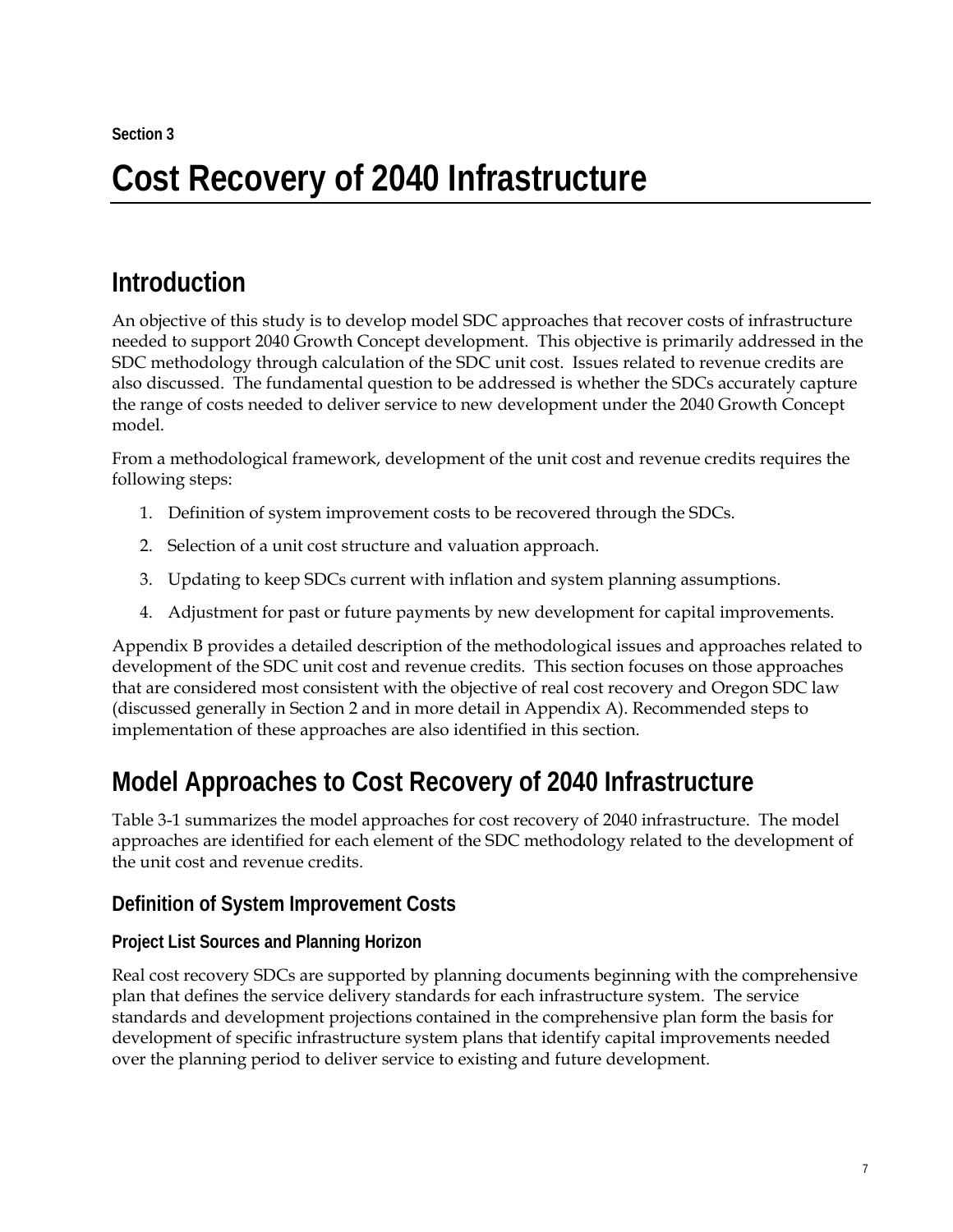Section 3

# Cost Recovery of 2040 Infrastructure

## Introduction

An objective of this study is to develop model SDC approaches that recover costs of infrastructure needed to support 2040 Growth Concept development. This objective is primarily addressed in the SDC methodology through calculation of the SDC unit cost. Issues related to revenue credits are also discussed. The fundamental question to be addressed is whether the SDCs accurately capture the range of costs needed to deliver service to new development under the 2040 Growth Concept model.

From a methodological framework, development of the unit cost and revenue credits requires the following steps:

1. Definition of system improvement costs to be recovered through the SDCs.
2. Selection of a unit cost structure and valuation approach.
3. Updating to keep SDCs current with inflation and system planning assumptions.
4. Adjustment for past or future payments by new development for capital improvements.

Appendix B provides a detailed description of the methodological issues and approaches related to development of the SDC unit cost and revenue credits. This section focuses on those approaches that are considered most consistent with the objective of real cost recovery and Oregon SDC law (discussed generally in Section 2 and in more detail in Appendix A). Recommended steps to implementation of these approaches are also identified in this section.

## Model Approaches to Cost Recovery of 2040 Infrastructure

Table 3-1 summarizes the model approaches for cost recovery of 2040 infrastructure. The model approaches are identified for each element of the SDC methodology related to the development of the unit cost and revenue credits.

### Definition of System Improvement Costs

#### Project List Sources and Planning Horizon

Real cost recovery SDCs are supported by planning documents beginning with the comprehensive plan that defines the service delivery standards for each infrastructure system. The service standards and development projections contained in the comprehensive plan form the basis for development of specific infrastructure system plans that identify capital improvements needed over the planning period to deliver service to existing and future development.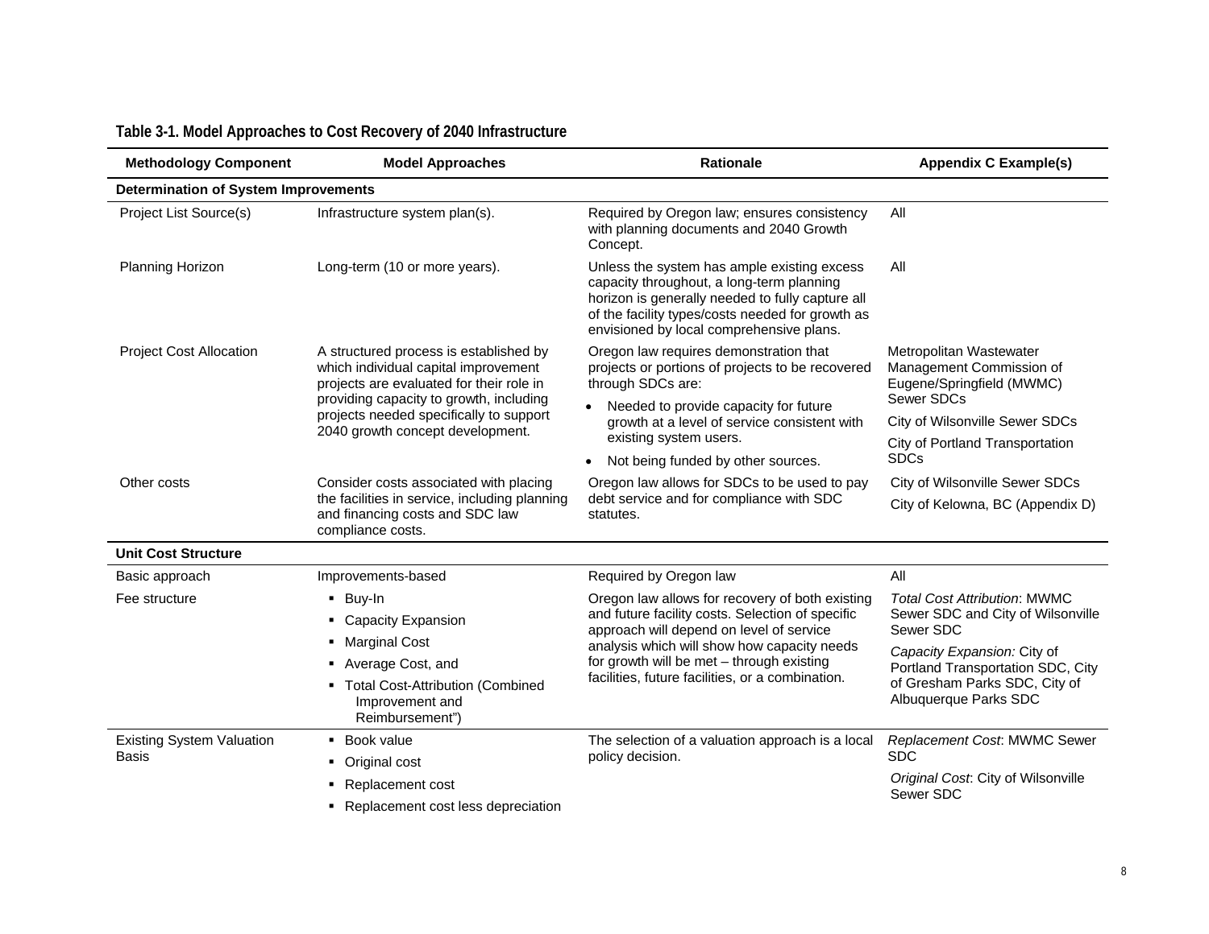**Table 3-1. Model Approaches to Cost Recovery of 2040 Infrastructure**

| Methodology Component | Model Approaches | Rationale | Appendix C Example(s) |
|---|---|---|---|
| **Determination of System Improvements** | | | |
| Project List Source(s) | Infrastructure system plan(s). | Required by Oregon law; ensures consistency with planning documents and 2040 Growth Concept. | All |
| Planning Horizon | Long-term (10 or more years). | Unless the system has ample existing excess capacity throughout, a long-term planning horizon is generally needed to fully capture all of the facility types/costs needed for growth as envisioned by local comprehensive plans. | All |
| Project Cost Allocation | A structured process is established by which individual capital improvement projects are evaluated for their role in providing capacity to growth, including projects needed specifically to support 2040 growth concept development. | Oregon law requires demonstration that projects or portions of projects to be recovered through SDCs are: <br>• Needed to provide capacity for future growth at a level of service consistent with existing system users. <br>• Not being funded by other sources. | Metropolitan Wastewater Management Commission of Eugene/Springfield (MWMC) Sewer SDCs <br>City of Wilsonville Sewer SDCs <br>City of Portland Transportation SDCs |
| Other costs | Consider costs associated with placing the facilities in service, including planning and financing costs and SDC law compliance costs. | Oregon law allows for SDCs to be used to pay debt service and for compliance with SDC statutes. | City of Wilsonville Sewer SDCs <br>City of Kelowna, BC (Appendix D) |
| **Unit Cost Structure** | | | |
| Basic approach | Improvements-based | Required by Oregon law | All |
| Fee structure | ▪ Buy-In <br>▪ Capacity Expansion <br>▪ Marginal Cost <br>▪ Average Cost, and <br>▪ Total Cost-Attribution (Combined Improvement and Reimbursement") | Oregon law allows for recovery of both existing and future facility costs. Selection of specific approach will depend on level of service analysis which will show how capacity needs for growth will be met – through existing facilities, future facilities, or a combination. | *Total Cost Attribution*: MWMC Sewer SDC and City of Wilsonville Sewer SDC <br>*Capacity Expansion:* City of Portland Transportation SDC, City of Gresham Parks SDC, City of Albuquerque Parks SDC |
| Existing System Valuation Basis | ▪ Book value <br>▪ Original cost <br>▪ Replacement cost <br>▪ Replacement cost less depreciation | The selection of a valuation approach is a local policy decision. | *Replacement Cost*: MWMC Sewer SDC <br>*Original Cost*: City of Wilsonville Sewer SDC |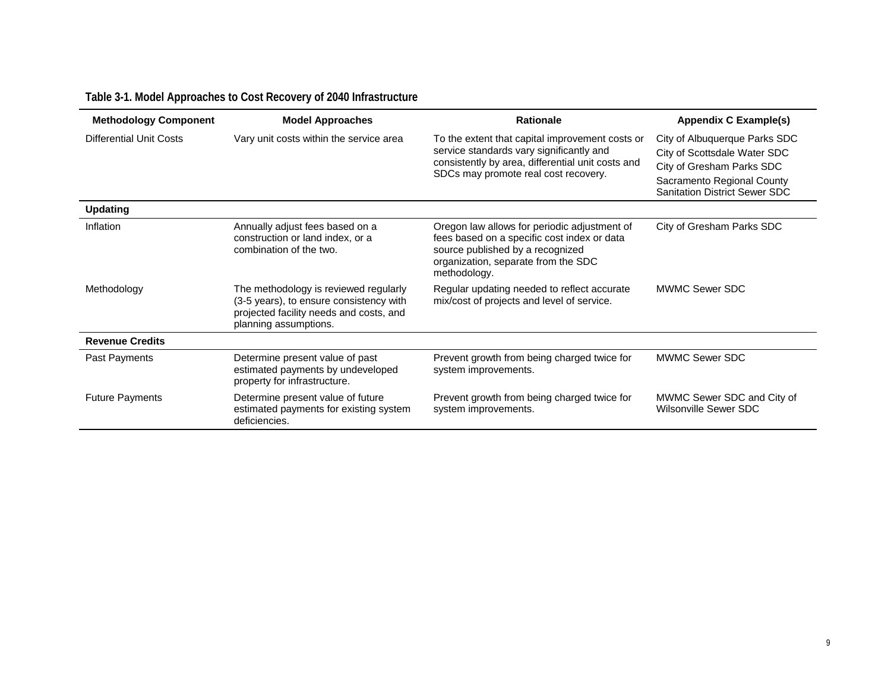**Table 3-1. Model Approaches to Cost Recovery of 2040 Infrastructure**

| Methodology Component | Model Approaches | Rationale | Appendix C Example(s) |
|---|---|---|---|
| Differential Unit Costs | Vary unit costs within the service area | To the extent that capital improvement costs or service standards vary significantly and consistently by area, differential unit costs and SDCs may promote real cost recovery. | City of Albuquerque Parks SDC<br>City of Scottsdale Water SDC<br>City of Gresham Parks SDC<br>Sacramento Regional County Sanitation District Sewer SDC |
| **Updating** | | | |
| Inflation | Annually adjust fees based on a construction or land index, or a combination of the two. | Oregon law allows for periodic adjustment of fees based on a specific cost index or data source published by a recognized organization, separate from the SDC methodology. | City of Gresham Parks SDC |
| Methodology | The methodology is reviewed regularly (3-5 years), to ensure consistency with projected facility needs and costs, and planning assumptions. | Regular updating needed to reflect accurate mix/cost of projects and level of service. | MWMC Sewer SDC |
| **Revenue Credits** | | | |
| Past Payments | Determine present value of past estimated payments by undeveloped property for infrastructure. | Prevent growth from being charged twice for system improvements. | MWMC Sewer SDC |
| Future Payments | Determine present value of future estimated payments for existing system deficiencies. | Prevent growth from being charged twice for system improvements. | MWMC Sewer SDC and City of Wilsonville Sewer SDC |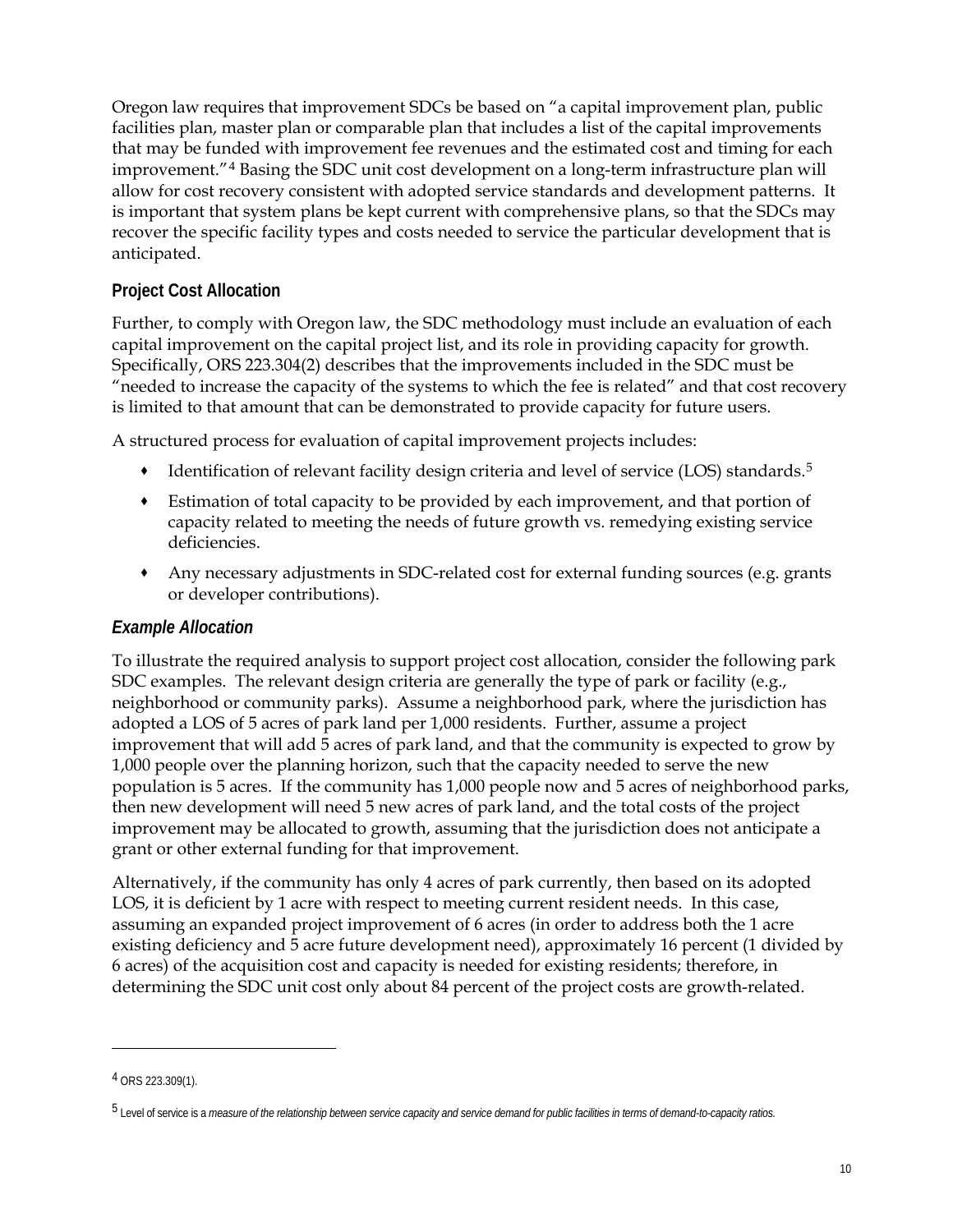Oregon law requires that improvement SDCs be based on "a capital improvement plan, public facilities plan, master plan or comparable plan that includes a list of the capital improvements that may be funded with improvement fee revenues and the estimated cost and timing for each improvement."[4] Basing the SDC unit cost development on a long-term infrastructure plan will allow for cost recovery consistent with adopted service standards and development patterns. It is important that system plans be kept current with comprehensive plans, so that the SDCs may recover the specific facility types and costs needed to service the particular development that is anticipated.

### Project Cost Allocation

Further, to comply with Oregon law, the SDC methodology must include an evaluation of each capital improvement on the capital project list, and its role in providing capacity for growth. Specifically, ORS 223.304(2) describes that the improvements included in the SDC must be "needed to increase the capacity of the systems to which the fee is related" and that cost recovery is limited to that amount that can be demonstrated to provide capacity for future users.

A structured process for evaluation of capital improvement projects includes:

- Identification of relevant facility design criteria and level of service (LOS) standards.[5]
- Estimation of total capacity to be provided by each improvement, and that portion of capacity related to meeting the needs of future growth vs. remedying existing service deficiencies.
- Any necessary adjustments in SDC-related cost for external funding sources (e.g. grants or developer contributions).

#### *Example Allocation*

To illustrate the required analysis to support project cost allocation, consider the following park SDC examples. The relevant design criteria are generally the type of park or facility (e.g., neighborhood or community parks). Assume a neighborhood park, where the jurisdiction has adopted a LOS of 5 acres of park land per 1,000 residents. Further, assume a project improvement that will add 5 acres of park land, and that the community is expected to grow by 1,000 people over the planning horizon, such that the capacity needed to serve the new population is 5 acres. If the community has 1,000 people now and 5 acres of neighborhood parks, then new development will need 5 new acres of park land, and the total costs of the project improvement may be allocated to growth, assuming that the jurisdiction does not anticipate a grant or other external funding for that improvement.

Alternatively, if the community has only 4 acres of park currently, then based on its adopted LOS, it is deficient by 1 acre with respect to meeting current resident needs. In this case, assuming an expanded project improvement of 6 acres (in order to address both the 1 acre existing deficiency and 5 acre future development need), approximately 16 percent (1 divided by 6 acres) of the acquisition cost and capacity is needed for existing residents; therefore, in determining the SDC unit cost only about 84 percent of the project costs are growth-related.

---

[4] ORS 223.309(1).

[5] Level of service is a *measure of the relationship between service capacity and service demand for public facilities in terms of demand-to-capacity ratios.*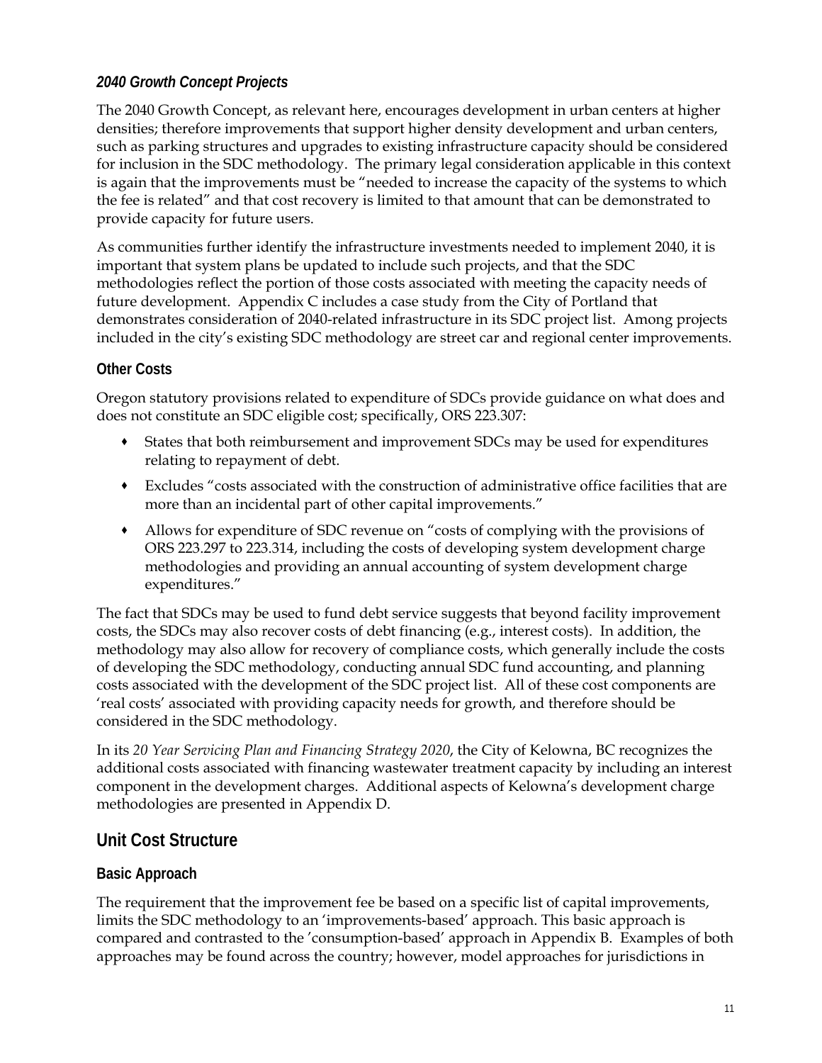### *2040 Growth Concept Projects*

The 2040 Growth Concept, as relevant here, encourages development in urban centers at higher densities; therefore improvements that support higher density development and urban centers, such as parking structures and upgrades to existing infrastructure capacity should be considered for inclusion in the SDC methodology. The primary legal consideration applicable in this context is again that the improvements must be "needed to increase the capacity of the systems to which the fee is related" and that cost recovery is limited to that amount that can be demonstrated to provide capacity for future users.

As communities further identify the infrastructure investments needed to implement 2040, it is important that system plans be updated to include such projects, and that the SDC methodologies reflect the portion of those costs associated with meeting the capacity needs of future development. Appendix C includes a case study from the City of Portland that demonstrates consideration of 2040-related infrastructure in its SDC project list. Among projects included in the city's existing SDC methodology are street car and regional center improvements.

### Other Costs

Oregon statutory provisions related to expenditure of SDCs provide guidance on what does and does not constitute an SDC eligible cost; specifically, ORS 223.307:

- States that both reimbursement and improvement SDCs may be used for expenditures relating to repayment of debt.
- Excludes "costs associated with the construction of administrative office facilities that are more than an incidental part of other capital improvements."
- Allows for expenditure of SDC revenue on "costs of complying with the provisions of ORS 223.297 to 223.314, including the costs of developing system development charge methodologies and providing an annual accounting of system development charge expenditures."

The fact that SDCs may be used to fund debt service suggests that beyond facility improvement costs, the SDCs may also recover costs of debt financing (e.g., interest costs). In addition, the methodology may also allow for recovery of compliance costs, which generally include the costs of developing the SDC methodology, conducting annual SDC fund accounting, and planning costs associated with the development of the SDC project list. All of these cost components are 'real costs' associated with providing capacity needs for growth, and therefore should be considered in the SDC methodology.

In its *20 Year Servicing Plan and Financing Strategy 2020*, the City of Kelowna, BC recognizes the additional costs associated with financing wastewater treatment capacity by including an interest component in the development charges. Additional aspects of Kelowna's development charge methodologies are presented in Appendix D.

## Unit Cost Structure

### Basic Approach

The requirement that the improvement fee be based on a specific list of capital improvements, limits the SDC methodology to an 'improvements-based' approach. This basic approach is compared and contrasted to the 'consumption-based' approach in Appendix B. Examples of both approaches may be found across the country; however, model approaches for jurisdictions in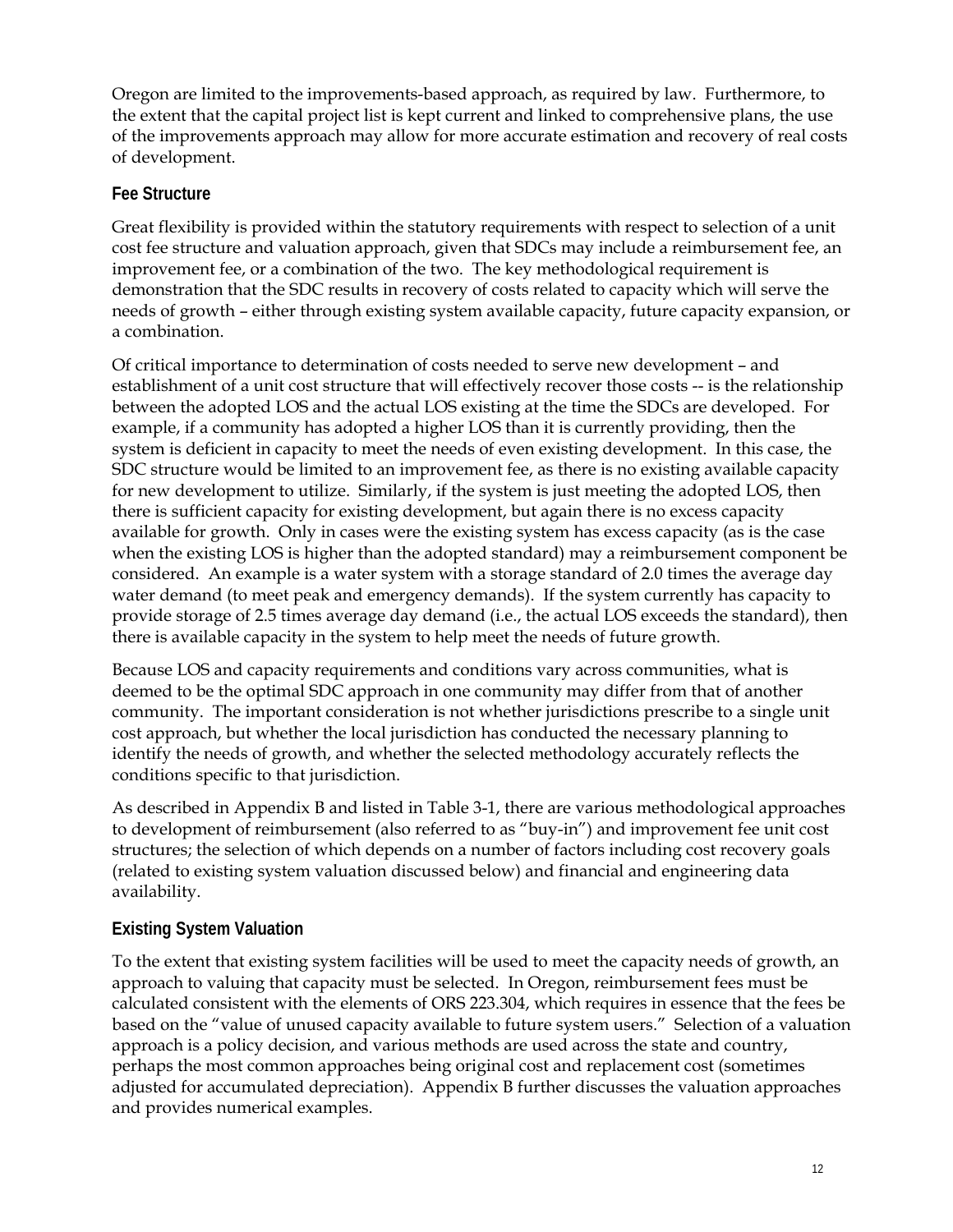Oregon are limited to the improvements-based approach, as required by law. Furthermore, to the extent that the capital project list is kept current and linked to comprehensive plans, the use of the improvements approach may allow for more accurate estimation and recovery of real costs of development.

### Fee Structure

Great flexibility is provided within the statutory requirements with respect to selection of a unit cost fee structure and valuation approach, given that SDCs may include a reimbursement fee, an improvement fee, or a combination of the two. The key methodological requirement is demonstration that the SDC results in recovery of costs related to capacity which will serve the needs of growth – either through existing system available capacity, future capacity expansion, or a combination.

Of critical importance to determination of costs needed to serve new development – and establishment of a unit cost structure that will effectively recover those costs -- is the relationship between the adopted LOS and the actual LOS existing at the time the SDCs are developed. For example, if a community has adopted a higher LOS than it is currently providing, then the system is deficient in capacity to meet the needs of even existing development. In this case, the SDC structure would be limited to an improvement fee, as there is no existing available capacity for new development to utilize. Similarly, if the system is just meeting the adopted LOS, then there is sufficient capacity for existing development, but again there is no excess capacity available for growth. Only in cases were the existing system has excess capacity (as is the case when the existing LOS is higher than the adopted standard) may a reimbursement component be considered. An example is a water system with a storage standard of 2.0 times the average day water demand (to meet peak and emergency demands). If the system currently has capacity to provide storage of 2.5 times average day demand (i.e., the actual LOS exceeds the standard), then there is available capacity in the system to help meet the needs of future growth.

Because LOS and capacity requirements and conditions vary across communities, what is deemed to be the optimal SDC approach in one community may differ from that of another community. The important consideration is not whether jurisdictions prescribe to a single unit cost approach, but whether the local jurisdiction has conducted the necessary planning to identify the needs of growth, and whether the selected methodology accurately reflects the conditions specific to that jurisdiction.

As described in Appendix B and listed in Table 3-1, there are various methodological approaches to development of reimbursement (also referred to as "buy-in") and improvement fee unit cost structures; the selection of which depends on a number of factors including cost recovery goals (related to existing system valuation discussed below) and financial and engineering data availability.

### Existing System Valuation

To the extent that existing system facilities will be used to meet the capacity needs of growth, an approach to valuing that capacity must be selected. In Oregon, reimbursement fees must be calculated consistent with the elements of ORS 223.304, which requires in essence that the fees be based on the "value of unused capacity available to future system users." Selection of a valuation approach is a policy decision, and various methods are used across the state and country, perhaps the most common approaches being original cost and replacement cost (sometimes adjusted for accumulated depreciation). Appendix B further discusses the valuation approaches and provides numerical examples.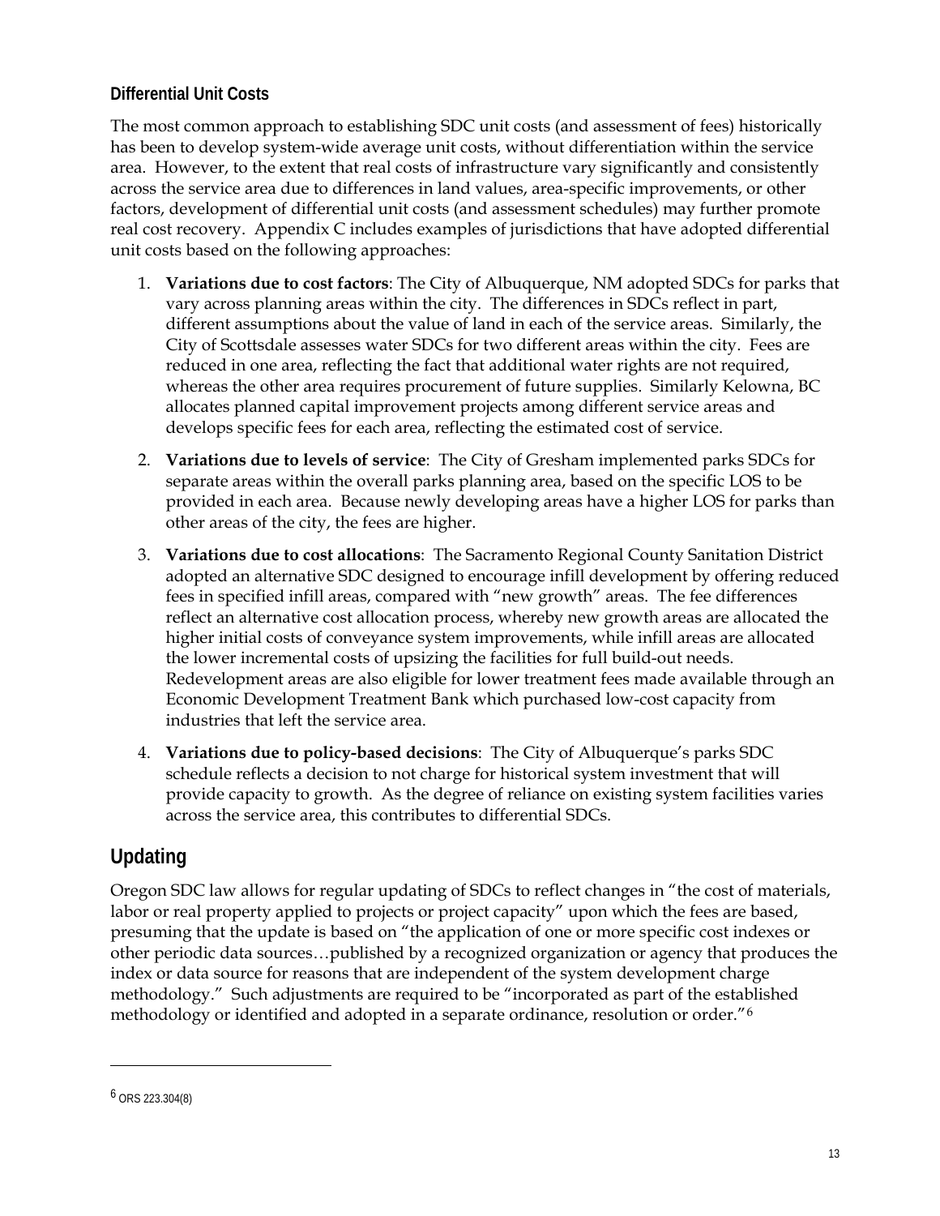### Differential Unit Costs

The most common approach to establishing SDC unit costs (and assessment of fees) historically has been to develop system-wide average unit costs, without differentiation within the service area. However, to the extent that real costs of infrastructure vary significantly and consistently across the service area due to differences in land values, area-specific improvements, or other factors, development of differential unit costs (and assessment schedules) may further promote real cost recovery. Appendix C includes examples of jurisdictions that have adopted differential unit costs based on the following approaches:

1. **Variations due to cost factors**: The City of Albuquerque, NM adopted SDCs for parks that vary across planning areas within the city. The differences in SDCs reflect in part, different assumptions about the value of land in each of the service areas. Similarly, the City of Scottsdale assesses water SDCs for two different areas within the city. Fees are reduced in one area, reflecting the fact that additional water rights are not required, whereas the other area requires procurement of future supplies. Similarly Kelowna, BC allocates planned capital improvement projects among different service areas and develops specific fees for each area, reflecting the estimated cost of service.
2. **Variations due to levels of service**: The City of Gresham implemented parks SDCs for separate areas within the overall parks planning area, based on the specific LOS to be provided in each area. Because newly developing areas have a higher LOS for parks than other areas of the city, the fees are higher.
3. **Variations due to cost allocations**: The Sacramento Regional County Sanitation District adopted an alternative SDC designed to encourage infill development by offering reduced fees in specified infill areas, compared with "new growth" areas. The fee differences reflect an alternative cost allocation process, whereby new growth areas are allocated the higher initial costs of conveyance system improvements, while infill areas are allocated the lower incremental costs of upsizing the facilities for full build-out needs. Redevelopment areas are also eligible for lower treatment fees made available through an Economic Development Treatment Bank which purchased low-cost capacity from industries that left the service area.
4. **Variations due to policy-based decisions**: The City of Albuquerque's parks SDC schedule reflects a decision to not charge for historical system investment that will provide capacity to growth. As the degree of reliance on existing system facilities varies across the service area, this contributes to differential SDCs.

## Updating

Oregon SDC law allows for regular updating of SDCs to reflect changes in "the cost of materials, labor or real property applied to projects or project capacity" upon which the fees are based, presuming that the update is based on "the application of one or more specific cost indexes or other periodic data sources…published by a recognized organization or agency that produces the index or data source for reasons that are independent of the system development charge methodology." Such adjustments are required to be "incorporated as part of the established methodology or identified and adopted in a separate ordinance, resolution or order."[6]

---

[6] ORS 223.304(8)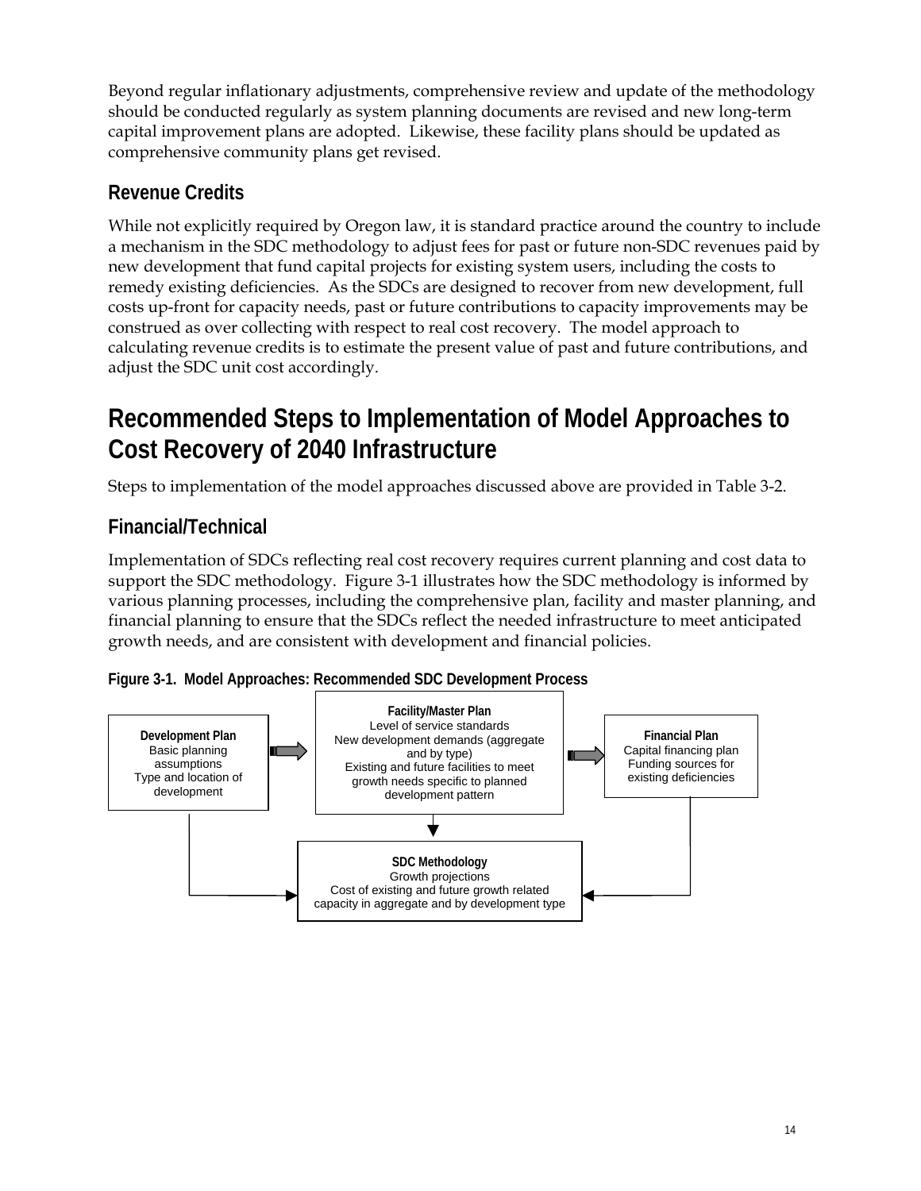Beyond regular inflationary adjustments, comprehensive review and update of the methodology should be conducted regularly as system planning documents are revised and new long-term capital improvement plans are adopted. Likewise, these facility plans should be updated as comprehensive community plans get revised.

### Revenue Credits

While not explicitly required by Oregon law, it is standard practice around the country to include a mechanism in the SDC methodology to adjust fees for past or future non-SDC revenues paid by new development that fund capital projects for existing system users, including the costs to remedy existing deficiencies. As the SDCs are designed to recover from new development, full costs up-front for capacity needs, past or future contributions to capacity improvements may be construed as over collecting with respect to real cost recovery. The model approach to calculating revenue credits is to estimate the present value of past and future contributions, and adjust the SDC unit cost accordingly.

## Recommended Steps to Implementation of Model Approaches to Cost Recovery of 2040 Infrastructure

Steps to implementation of the model approaches discussed above are provided in Table 3-2.

### Financial/Technical

Implementation of SDCs reflecting real cost recovery requires current planning and cost data to support the SDC methodology. Figure 3-1 illustrates how the SDC methodology is informed by various planning processes, including the comprehensive plan, facility and master planning, and financial planning to ensure that the SDCs reflect the needed infrastructure to meet anticipated growth needs, and are consistent with development and financial policies.

**Figure 3-1. Model Approaches: Recommended SDC Development Process**

**Development Plan**
Basic planning assumptions
Type and location of development

**Facility/Master Plan**
Level of service standards
New development demands (aggregate and by type)
Existing and future facilities to meet growth needs specific to planned development pattern

**Financial Plan**
Capital financing plan
Funding sources for existing deficiencies

**SDC Methodology**
Growth projections
Cost of existing and future growth related capacity in aggregate and by development type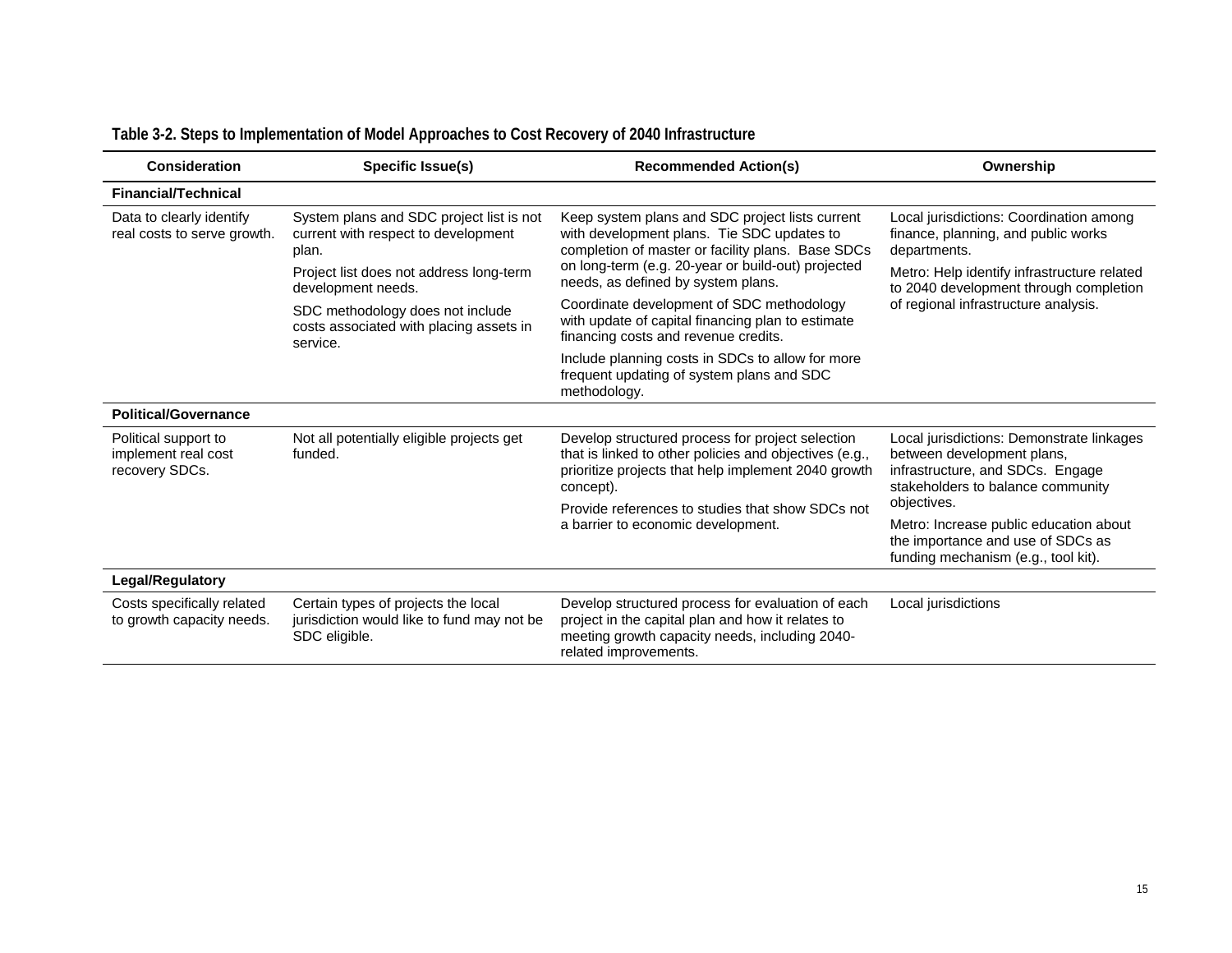**Table 3-2. Steps to Implementation of Model Approaches to Cost Recovery of 2040 Infrastructure**

| Consideration | Specific Issue(s) | Recommended Action(s) | Ownership |
|---|---|---|---|
| **Financial/Technical** | | | |
| Data to clearly identify real costs to serve growth. | System plans and SDC project list is not current with respect to development plan.<br><br>Project list does not address long-term development needs.<br><br>SDC methodology does not include costs associated with placing assets in service. | Keep system plans and SDC project lists current with development plans. Tie SDC updates to completion of master or facility plans. Base SDCs on long-term (e.g. 20-year or build-out) projected needs, as defined by system plans.<br><br>Coordinate development of SDC methodology with update of capital financing plan to estimate financing costs and revenue credits.<br><br>Include planning costs in SDCs to allow for more frequent updating of system plans and SDC methodology. | Local jurisdictions: Coordination among finance, planning, and public works departments.<br><br>Metro: Help identify infrastructure related to 2040 development through completion of regional infrastructure analysis. |
| **Political/Governance** | | | |
| Political support to implement real cost recovery SDCs. | Not all potentially eligible projects get funded. | Develop structured process for project selection that is linked to other policies and objectives (e.g., prioritize projects that help implement 2040 growth concept).<br><br>Provide references to studies that show SDCs not a barrier to economic development. | Local jurisdictions: Demonstrate linkages between development plans, infrastructure, and SDCs. Engage stakeholders to balance community objectives.<br><br>Metro: Increase public education about the importance and use of SDCs as funding mechanism (e.g., tool kit). |
| **Legal/Regulatory** | | | |
| Costs specifically related to growth capacity needs. | Certain types of projects the local jurisdiction would like to fund may not be SDC eligible. | Develop structured process for evaluation of each project in the capital plan and how it relates to meeting growth capacity needs, including 2040-related improvements. | Local jurisdictions |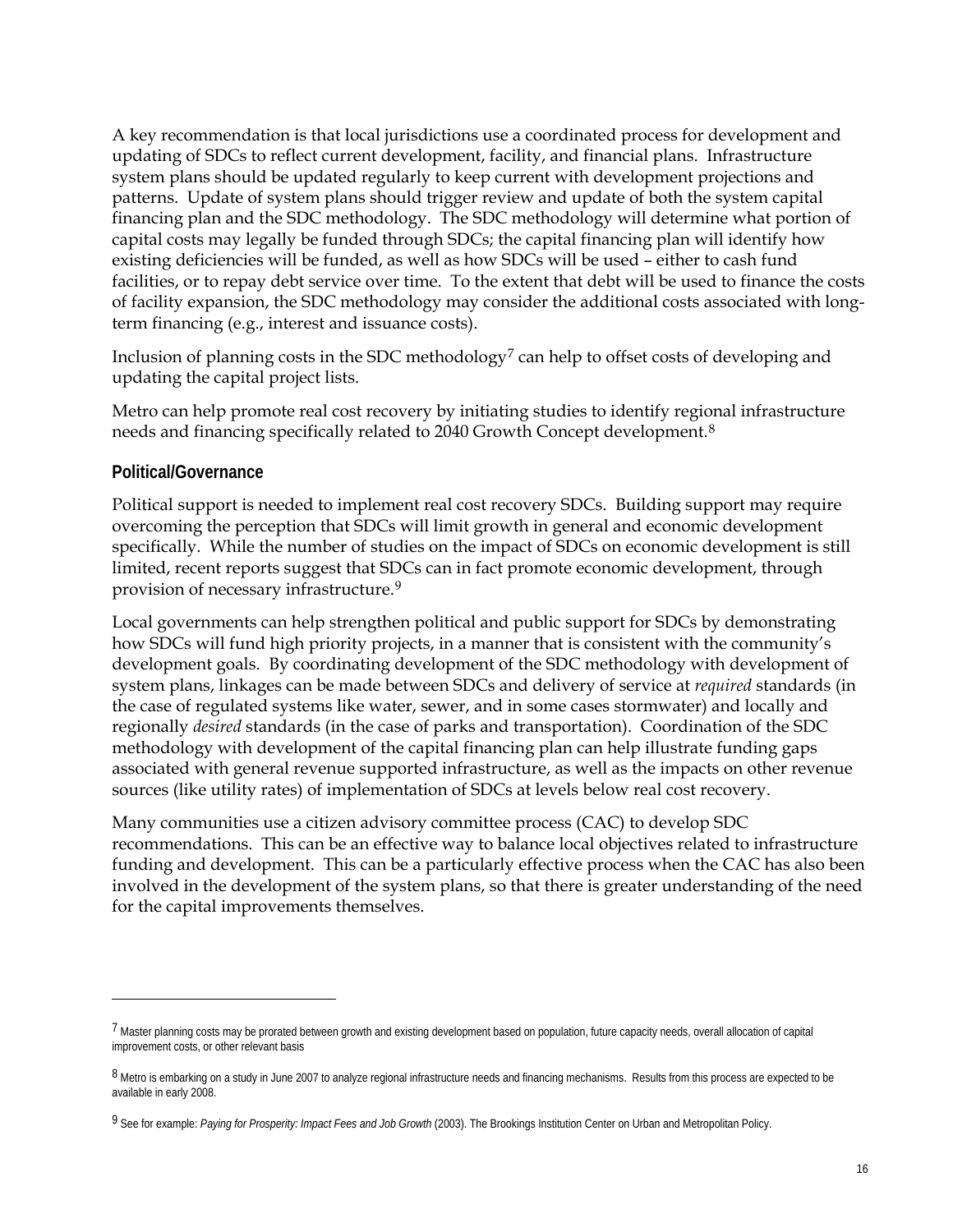A key recommendation is that local jurisdictions use a coordinated process for development and updating of SDCs to reflect current development, facility, and financial plans. Infrastructure system plans should be updated regularly to keep current with development projections and patterns. Update of system plans should trigger review and update of both the system capital financing plan and the SDC methodology. The SDC methodology will determine what portion of capital costs may legally be funded through SDCs; the capital financing plan will identify how existing deficiencies will be funded, as well as how SDCs will be used – either to cash fund facilities, or to repay debt service over time. To the extent that debt will be used to finance the costs of facility expansion, the SDC methodology may consider the additional costs associated with long-term financing (e.g., interest and issuance costs).

Inclusion of planning costs in the SDC methodology[7] can help to offset costs of developing and updating the capital project lists.

Metro can help promote real cost recovery by initiating studies to identify regional infrastructure needs and financing specifically related to 2040 Growth Concept development.[8]

### Political/Governance

Political support is needed to implement real cost recovery SDCs. Building support may require overcoming the perception that SDCs will limit growth in general and economic development specifically. While the number of studies on the impact of SDCs on economic development is still limited, recent reports suggest that SDCs can in fact promote economic development, through provision of necessary infrastructure.[9]

Local governments can help strengthen political and public support for SDCs by demonstrating how SDCs will fund high priority projects, in a manner that is consistent with the community's development goals. By coordinating development of the SDC methodology with development of system plans, linkages can be made between SDCs and delivery of service at *required* standards (in the case of regulated systems like water, sewer, and in some cases stormwater) and locally and regionally *desired* standards (in the case of parks and transportation). Coordination of the SDC methodology with development of the capital financing plan can help illustrate funding gaps associated with general revenue supported infrastructure, as well as the impacts on other revenue sources (like utility rates) of implementation of SDCs at levels below real cost recovery.

Many communities use a citizen advisory committee process (CAC) to develop SDC recommendations. This can be an effective way to balance local objectives related to infrastructure funding and development. This can be a particularly effective process when the CAC has also been involved in the development of the system plans, so that there is greater understanding of the need for the capital improvements themselves.

---

[7] Master planning costs may be prorated between growth and existing development based on population, future capacity needs, overall allocation of capital improvement costs, or other relevant basis

[8] Metro is embarking on a study in June 2007 to analyze regional infrastructure needs and financing mechanisms. Results from this process are expected to be available in early 2008.

[9] See for example: *Paying for Prosperity: Impact Fees and Job Growth* (2003). The Brookings Institution Center on Urban and Metropolitan Policy.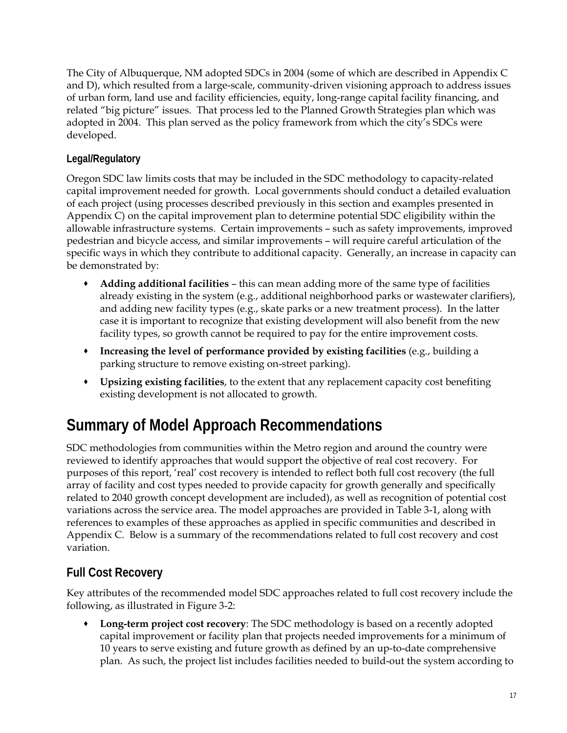The City of Albuquerque, NM adopted SDCs in 2004 (some of which are described in Appendix C and D), which resulted from a large-scale, community-driven visioning approach to address issues of urban form, land use and facility efficiencies, equity, long-range capital facility financing, and related "big picture" issues. That process led to the Planned Growth Strategies plan which was adopted in 2004. This plan served as the policy framework from which the city's SDCs were developed.

### Legal/Regulatory

Oregon SDC law limits costs that may be included in the SDC methodology to capacity-related capital improvement needed for growth. Local governments should conduct a detailed evaluation of each project (using processes described previously in this section and examples presented in Appendix C) on the capital improvement plan to determine potential SDC eligibility within the allowable infrastructure systems. Certain improvements – such as safety improvements, improved pedestrian and bicycle access, and similar improvements – will require careful articulation of the specific ways in which they contribute to additional capacity. Generally, an increase in capacity can be demonstrated by:

- **Adding additional facilities** – this can mean adding more of the same type of facilities already existing in the system (e.g., additional neighborhood parks or wastewater clarifiers), and adding new facility types (e.g., skate parks or a new treatment process). In the latter case it is important to recognize that existing development will also benefit from the new facility types, so growth cannot be required to pay for the entire improvement costs.
- **Increasing the level of performance provided by existing facilities** (e.g., building a parking structure to remove existing on-street parking).
- **Upsizing existing facilities**, to the extent that any replacement capacity cost benefiting existing development is not allocated to growth.

## Summary of Model Approach Recommendations

SDC methodologies from communities within the Metro region and around the country were reviewed to identify approaches that would support the objective of real cost recovery. For purposes of this report, 'real' cost recovery is intended to reflect both full cost recovery (the full array of facility and cost types needed to provide capacity for growth generally and specifically related to 2040 growth concept development are included), as well as recognition of potential cost variations across the service area. The model approaches are provided in Table 3-1, along with references to examples of these approaches as applied in specific communities and described in Appendix C. Below is a summary of the recommendations related to full cost recovery and cost variation.

### Full Cost Recovery

Key attributes of the recommended model SDC approaches related to full cost recovery include the following, as illustrated in Figure 3-2:

- **Long-term project cost recovery**: The SDC methodology is based on a recently adopted capital improvement or facility plan that projects needed improvements for a minimum of 10 years to serve existing and future growth as defined by an up-to-date comprehensive plan. As such, the project list includes facilities needed to build-out the system according to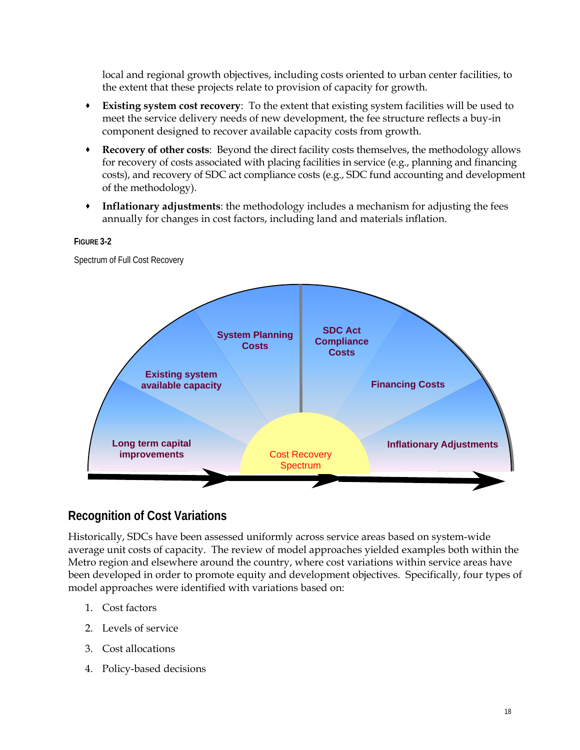local and regional growth objectives, including costs oriented to urban center facilities, to the extent that these projects relate to provision of capacity for growth.

- **Existing system cost recovery**: To the extent that existing system facilities will be used to meet the service delivery needs of new development, the fee structure reflects a buy-in component designed to recover available capacity costs from growth.
- **Recovery of other costs**: Beyond the direct facility costs themselves, the methodology allows for recovery of costs associated with placing facilities in service (e.g., planning and financing costs), and recovery of SDC act compliance costs (e.g., SDC fund accounting and development of the methodology).
- **Inflationary adjustments**: the methodology includes a mechanism for adjusting the fees annually for changes in cost factors, including land and materials inflation.

**FIGURE 3-2**

Spectrum of Full Cost Recovery

Long term capital improvements | Existing system available capacity | System Planning Costs | SDC Act Compliance Costs | Financing Costs | Inflationary Adjustments

Cost Recovery Spectrum

## Recognition of Cost Variations

Historically, SDCs have been assessed uniformly across service areas based on system-wide average unit costs of capacity. The review of model approaches yielded examples both within the Metro region and elsewhere around the country, where cost variations within service areas have been developed in order to promote equity and development objectives. Specifically, four types of model approaches were identified with variations based on:

1. Cost factors
2. Levels of service
3. Cost allocations
4. Policy-based decisions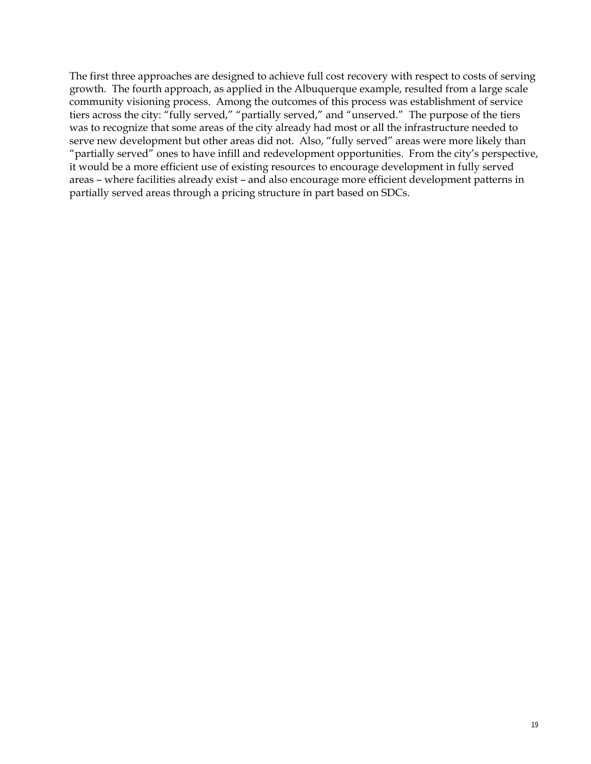The first three approaches are designed to achieve full cost recovery with respect to costs of serving growth. The fourth approach, as applied in the Albuquerque example, resulted from a large scale community visioning process. Among the outcomes of this process was establishment of service tiers across the city: "fully served," "partially served," and "unserved." The purpose of the tiers was to recognize that some areas of the city already had most or all the infrastructure needed to serve new development but other areas did not. Also, "fully served" areas were more likely than "partially served" ones to have infill and redevelopment opportunities. From the city's perspective, it would be a more efficient use of existing resources to encourage development in fully served areas – where facilities already exist – and also encourage more efficient development patterns in partially served areas through a pricing structure in part based on SDCs.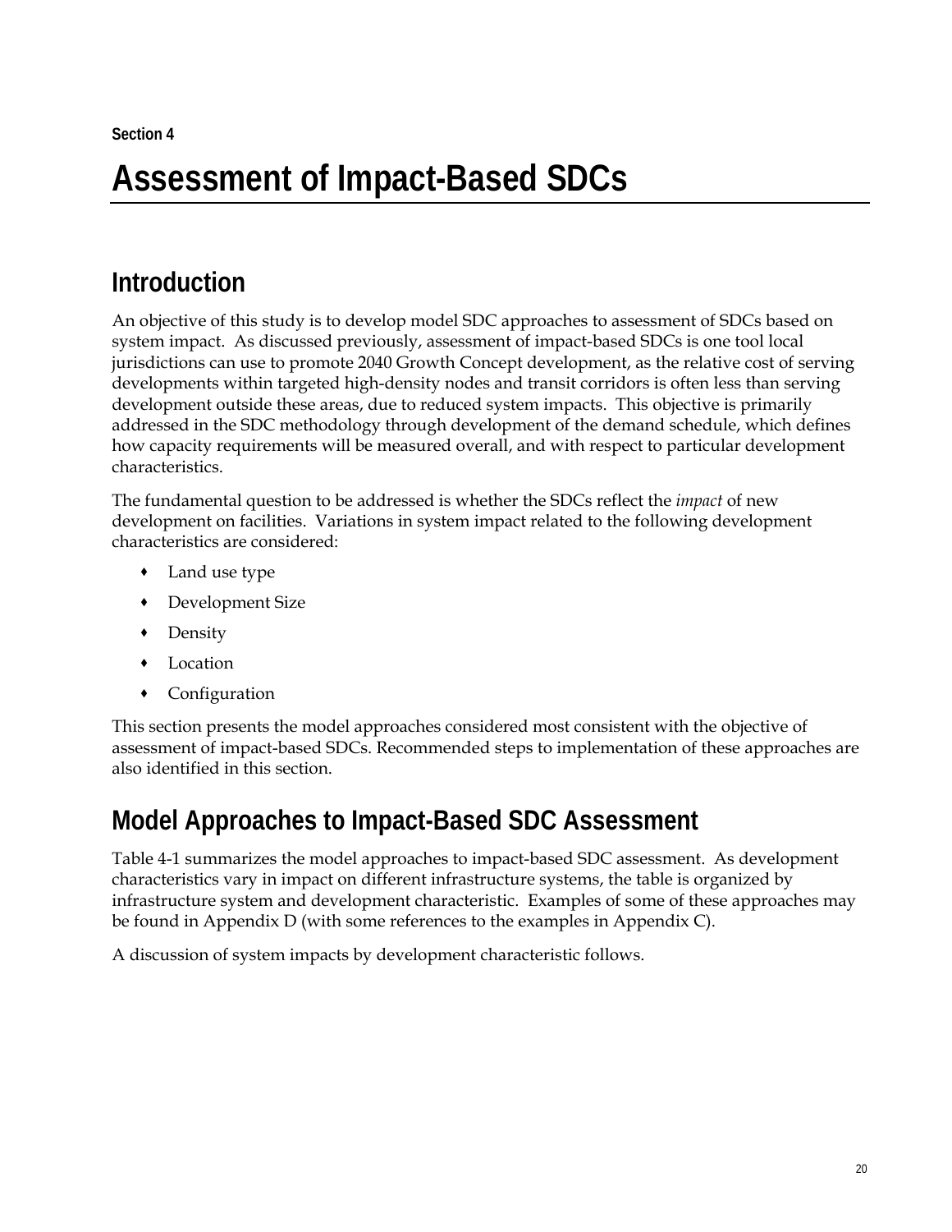Section 4

# Assessment of Impact-Based SDCs

## Introduction

An objective of this study is to develop model SDC approaches to assessment of SDCs based on system impact. As discussed previously, assessment of impact-based SDCs is one tool local jurisdictions can use to promote 2040 Growth Concept development, as the relative cost of serving developments within targeted high-density nodes and transit corridors is often less than serving development outside these areas, due to reduced system impacts. This objective is primarily addressed in the SDC methodology through development of the demand schedule, which defines how capacity requirements will be measured overall, and with respect to particular development characteristics.

The fundamental question to be addressed is whether the SDCs reflect the *impact* of new development on facilities. Variations in system impact related to the following development characteristics are considered:

- Land use type
- Development Size
- Density
- Location
- Configuration

This section presents the model approaches considered most consistent with the objective of assessment of impact-based SDCs. Recommended steps to implementation of these approaches are also identified in this section.

## Model Approaches to Impact-Based SDC Assessment

Table 4-1 summarizes the model approaches to impact-based SDC assessment. As development characteristics vary in impact on different infrastructure systems, the table is organized by infrastructure system and development characteristic. Examples of some of these approaches may be found in Appendix D (with some references to the examples in Appendix C).

A discussion of system impacts by development characteristic follows.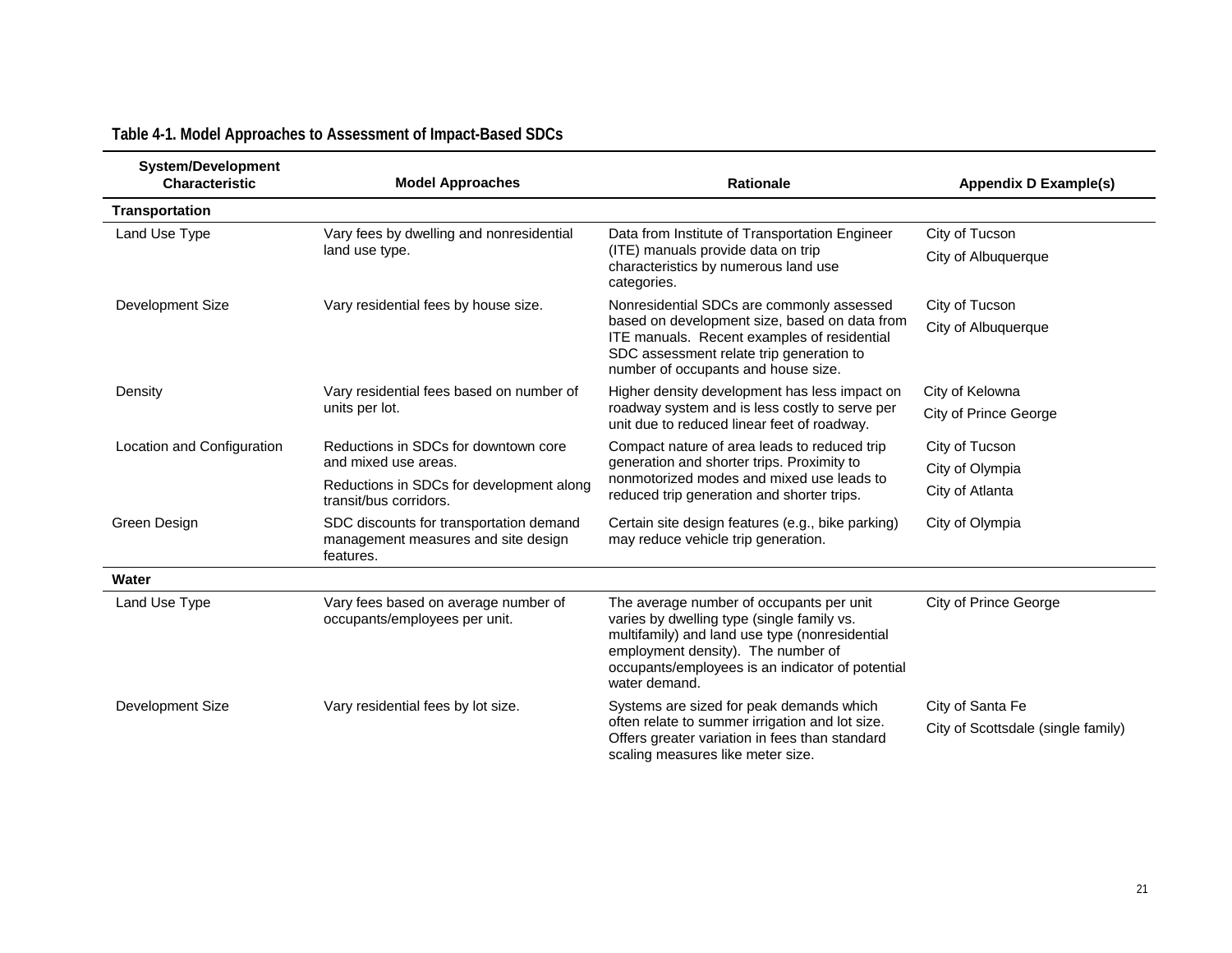**Table 4-1. Model Approaches to Assessment of Impact-Based SDCs**

| System/Development Characteristic | Model Approaches | Rationale | Appendix D Example(s) |
|---|---|---|---|
| **Transportation** | | | |
| Land Use Type | Vary fees by dwelling and nonresidential land use type. | Data from Institute of Transportation Engineer (ITE) manuals provide data on trip characteristics by numerous land use categories. | City of Tucson<br>City of Albuquerque |
| Development Size | Vary residential fees by house size. | Nonresidential SDCs are commonly assessed based on development size, based on data from ITE manuals. Recent examples of residential SDC assessment relate trip generation to number of occupants and house size. | City of Tucson<br>City of Albuquerque |
| Density | Vary residential fees based on number of units per lot. | Higher density development has less impact on roadway system and is less costly to serve per unit due to reduced linear feet of roadway. | City of Kelowna<br>City of Prince George |
| Location and Configuration | Reductions in SDCs for downtown core and mixed use areas.<br>Reductions in SDCs for development along transit/bus corridors. | Compact nature of area leads to reduced trip generation and shorter trips. Proximity to nonmotorized modes and mixed use leads to reduced trip generation and shorter trips. | City of Tucson<br>City of Olympia<br>City of Atlanta |
| Green Design | SDC discounts for transportation demand management measures and site design features. | Certain site design features (e.g., bike parking) may reduce vehicle trip generation. | City of Olympia |
| **Water** | | | |
| Land Use Type | Vary fees based on average number of occupants/employees per unit. | The average number of occupants per unit varies by dwelling type (single family vs. multifamily) and land use type (nonresidential employment density). The number of occupants/employees is an indicator of potential water demand. | City of Prince George |
| Development Size | Vary residential fees by lot size. | Systems are sized for peak demands which often relate to summer irrigation and lot size. Offers greater variation in fees than standard scaling measures like meter size. | City of Santa Fe<br>City of Scottsdale (single family) |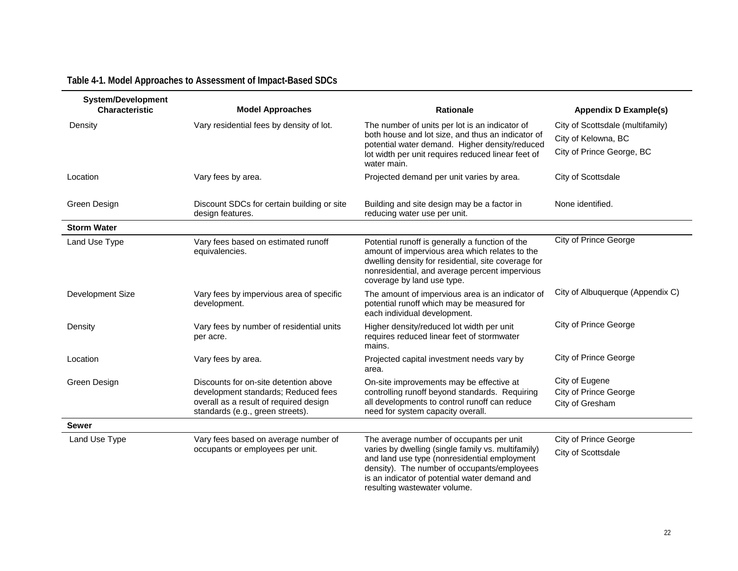**Table 4-1. Model Approaches to Assessment of Impact-Based SDCs**

| System/Development Characteristic | Model Approaches | Rationale | Appendix D Example(s) |
|---|---|---|---|
| Density | Vary residential fees by density of lot. | The number of units per lot is an indicator of both house and lot size, and thus an indicator of potential water demand. Higher density/reduced lot width per unit requires reduced linear feet of water main. | City of Scottsdale (multifamily)<br>City of Kelowna, BC<br>City of Prince George, BC |
| Location | Vary fees by area. | Projected demand per unit varies by area. | City of Scottsdale |
| Green Design | Discount SDCs for certain building or site design features. | Building and site design may be a factor in reducing water use per unit. | None identified. |
| **Storm Water** | | | |
| Land Use Type | Vary fees based on estimated runoff equivalencies. | Potential runoff is generally a function of the amount of impervious area which relates to the dwelling density for residential, site coverage for nonresidential, and average percent impervious coverage by land use type. | City of Prince George |
| Development Size | Vary fees by impervious area of specific development. | The amount of impervious area is an indicator of potential runoff which may be measured for each individual development. | City of Albuquerque (Appendix C) |
| Density | Vary fees by number of residential units per acre. | Higher density/reduced lot width per unit requires reduced linear feet of stormwater mains. | City of Prince George |
| Location | Vary fees by area. | Projected capital investment needs vary by area. | City of Prince George |
| Green Design | Discounts for on-site detention above development standards; Reduced fees overall as a result of required design standards (e.g., green streets). | On-site improvements may be effective at controlling runoff beyond standards. Requiring all developments to control runoff can reduce need for system capacity overall. | City of Eugene<br>City of Prince George<br>City of Gresham |
| **Sewer** | | | |
| Land Use Type | Vary fees based on average number of occupants or employees per unit. | The average number of occupants per unit varies by dwelling (single family vs. multifamily) and land use type (nonresidential employment density). The number of occupants/employees is an indicator of potential water demand and resulting wastewater volume. | City of Prince George<br>City of Scottsdale |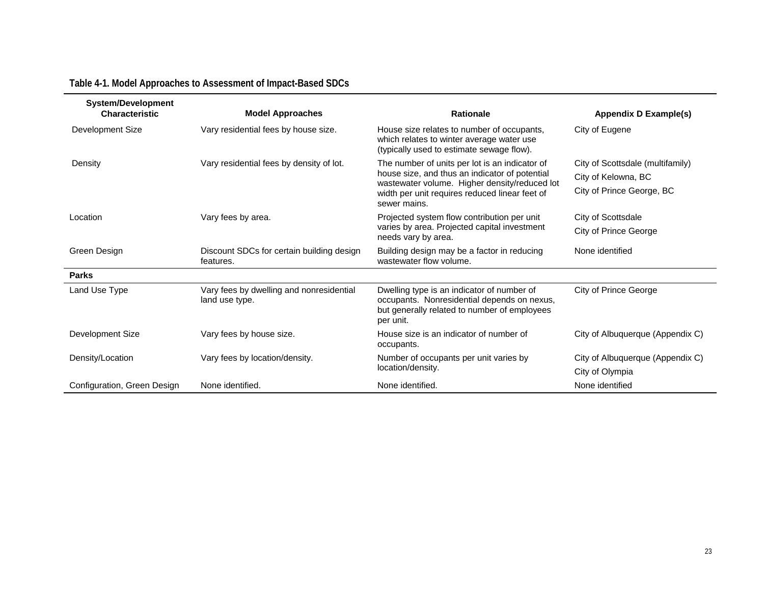**Table 4-1. Model Approaches to Assessment of Impact-Based SDCs**

| System/Development Characteristic | Model Approaches | Rationale | Appendix D Example(s) |
|---|---|---|---|
| Development Size | Vary residential fees by house size. | House size relates to number of occupants, which relates to winter average water use (typically used to estimate sewage flow). | City of Eugene |
| Density | Vary residential fees by density of lot. | The number of units per lot is an indicator of house size, and thus an indicator of potential wastewater volume. Higher density/reduced lot width per unit requires reduced linear feet of sewer mains. | City of Scottsdale (multifamily)<br>City of Kelowna, BC<br>City of Prince George, BC |
| Location | Vary fees by area. | Projected system flow contribution per unit varies by area. Projected capital investment needs vary by area. | City of Scottsdale<br>City of Prince George |
| Green Design | Discount SDCs for certain building design features. | Building design may be a factor in reducing wastewater flow volume. | None identified |
| **Parks** | | | |
| Land Use Type | Vary fees by dwelling and nonresidential land use type. | Dwelling type is an indicator of number of occupants. Nonresidential depends on nexus, but generally related to number of employees per unit. | City of Prince George |
| Development Size | Vary fees by house size. | House size is an indicator of number of occupants. | City of Albuquerque (Appendix C) |
| Density/Location | Vary fees by location/density. | Number of occupants per unit varies by location/density. | City of Albuquerque (Appendix C)<br>City of Olympia |
| Configuration, Green Design | None identified. | None identified. | None identified |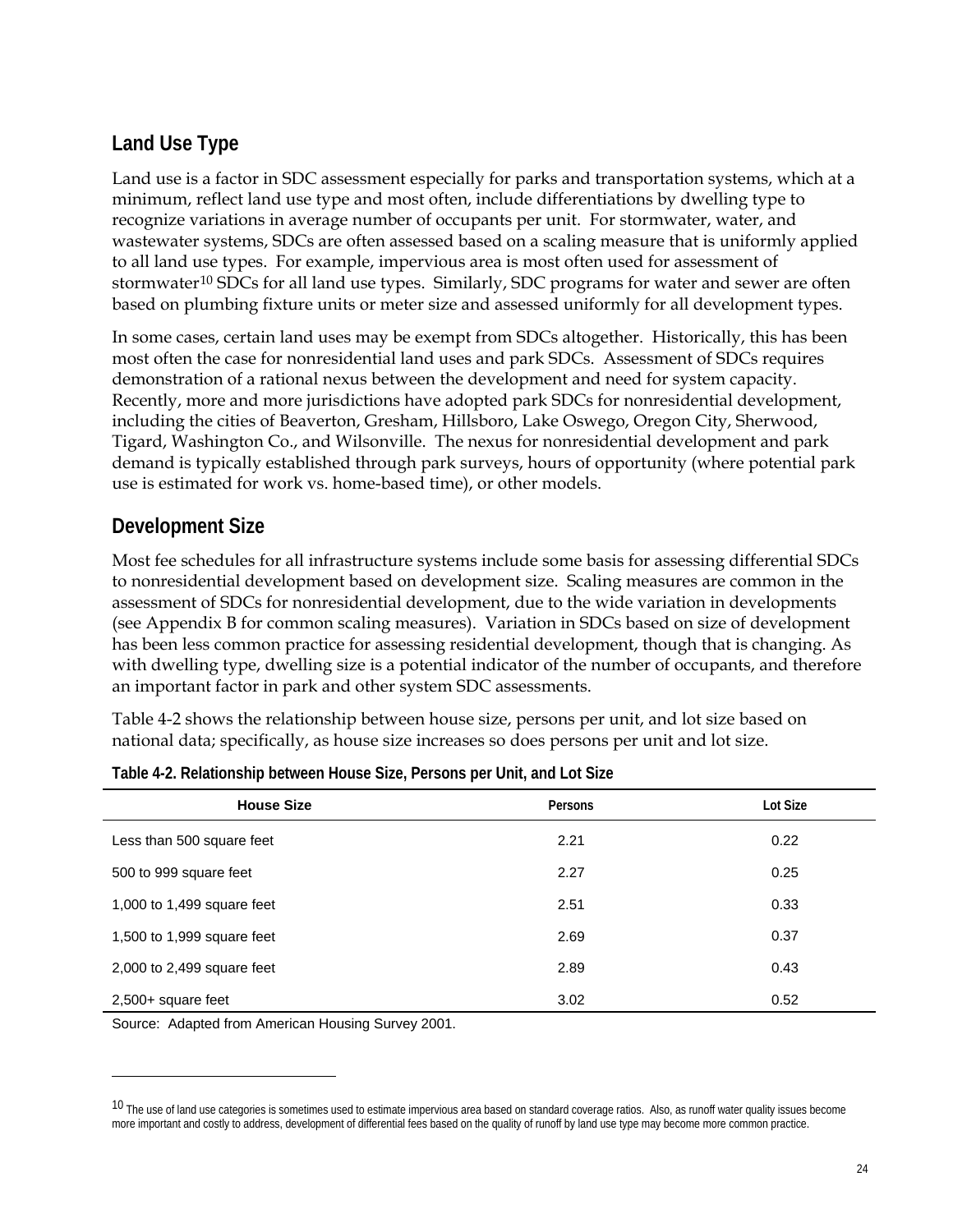## Land Use Type

Land use is a factor in SDC assessment especially for parks and transportation systems, which at a minimum, reflect land use type and most often, include differentiations by dwelling type to recognize variations in average number of occupants per unit. For stormwater, water, and wastewater systems, SDCs are often assessed based on a scaling measure that is uniformly applied to all land use types. For example, impervious area is most often used for assessment of stormwater[10] SDCs for all land use types. Similarly, SDC programs for water and sewer are often based on plumbing fixture units or meter size and assessed uniformly for all development types.

In some cases, certain land uses may be exempt from SDCs altogether. Historically, this has been most often the case for nonresidential land uses and park SDCs. Assessment of SDCs requires demonstration of a rational nexus between the development and need for system capacity. Recently, more and more jurisdictions have adopted park SDCs for nonresidential development, including the cities of Beaverton, Gresham, Hillsboro, Lake Oswego, Oregon City, Sherwood, Tigard, Washington Co., and Wilsonville. The nexus for nonresidential development and park demand is typically established through park surveys, hours of opportunity (where potential park use is estimated for work vs. home-based time), or other models.

## Development Size

Most fee schedules for all infrastructure systems include some basis for assessing differential SDCs to nonresidential development based on development size. Scaling measures are common in the assessment of SDCs for nonresidential development, due to the wide variation in developments (see Appendix B for common scaling measures). Variation in SDCs based on size of development has been less common practice for assessing residential development, though that is changing. As with dwelling type, dwelling size is a potential indicator of the number of occupants, and therefore an important factor in park and other system SDC assessments.

Table 4-2 shows the relationship between house size, persons per unit, and lot size based on national data; specifically, as house size increases so does persons per unit and lot size.

**Table 4-2. Relationship between House Size, Persons per Unit, and Lot Size**

| House Size | Persons | Lot Size |
|---|---|---|
| Less than 500 square feet | 2.21 | 0.22 |
| 500 to 999 square feet | 2.27 | 0.25 |
| 1,000 to 1,499 square feet | 2.51 | 0.33 |
| 1,500 to 1,999 square feet | 2.69 | 0.37 |
| 2,000 to 2,499 square feet | 2.89 | 0.43 |
| 2,500+ square feet | 3.02 | 0.52 |

Source: Adapted from American Housing Survey 2001.

---

[10] The use of land use categories is sometimes used to estimate impervious area based on standard coverage ratios. Also, as runoff water quality issues become more important and costly to address, development of differential fees based on the quality of runoff by land use type may become more common practice.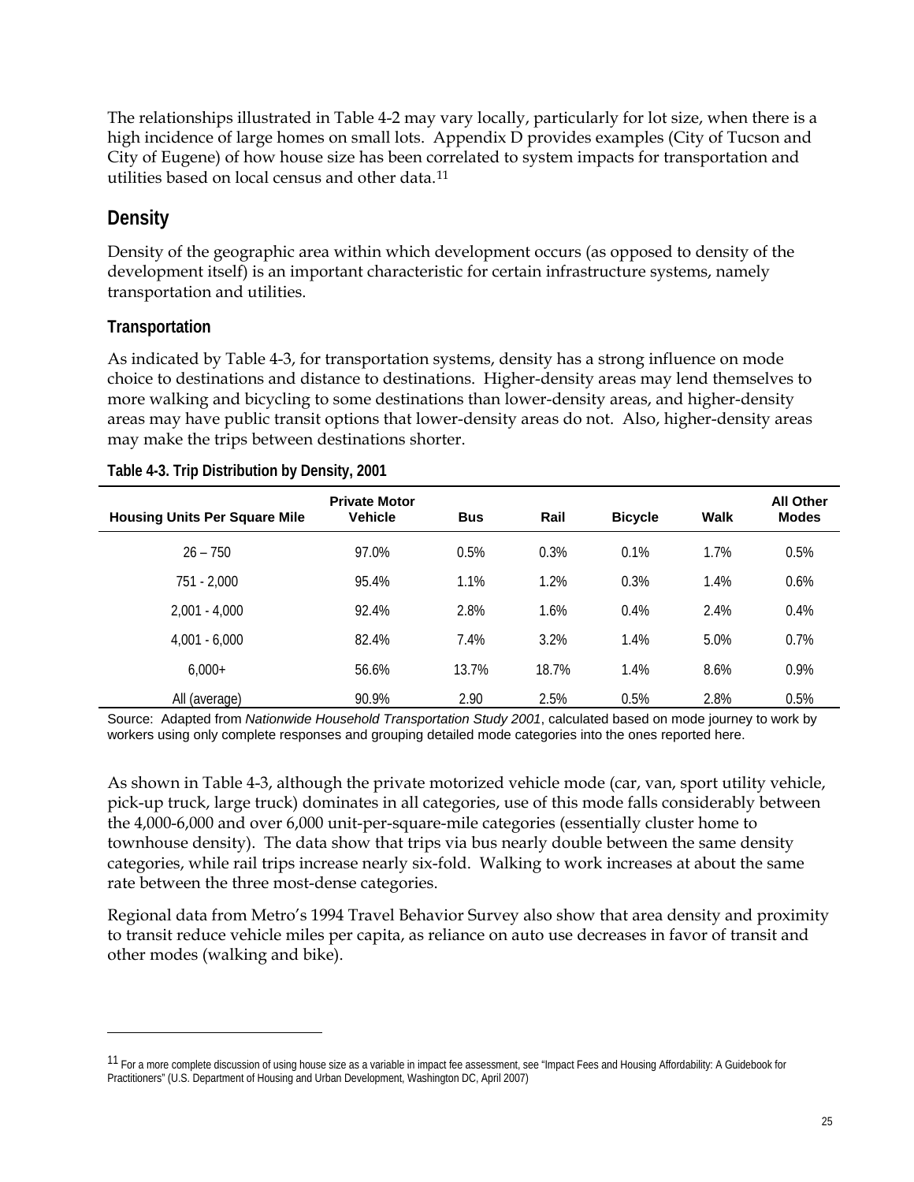The relationships illustrated in Table 4-2 may vary locally, particularly for lot size, when there is a high incidence of large homes on small lots. Appendix D provides examples (City of Tucson and City of Eugene) of how house size has been correlated to system impacts for transportation and utilities based on local census and other data.[11]

## Density

Density of the geographic area within which development occurs (as opposed to density of the development itself) is an important characteristic for certain infrastructure systems, namely transportation and utilities.

### Transportation

As indicated by Table 4-3, for transportation systems, density has a strong influence on mode choice to destinations and distance to destinations. Higher-density areas may lend themselves to more walking and bicycling to some destinations than lower-density areas, and higher-density areas may have public transit options that lower-density areas do not. Also, higher-density areas may make the trips between destinations shorter.

**Table 4-3. Trip Distribution by Density, 2001**

| Housing Units Per Square Mile | Private Motor Vehicle | Bus | Rail | Bicycle | Walk | All Other Modes |
|---|---|---|---|---|---|---|
| 26 – 750 | 97.0% | 0.5% | 0.3% | 0.1% | 1.7% | 0.5% |
| 751 - 2,000 | 95.4% | 1.1% | 1.2% | 0.3% | 1.4% | 0.6% |
| 2,001 - 4,000 | 92.4% | 2.8% | 1.6% | 0.4% | 2.4% | 0.4% |
| 4,001 - 6,000 | 82.4% | 7.4% | 3.2% | 1.4% | 5.0% | 0.7% |
| 6,000+ | 56.6% | 13.7% | 18.7% | 1.4% | 8.6% | 0.9% |
| All (average) | 90.9% | 2.90 | 2.5% | 0.5% | 2.8% | 0.5% |

Source: Adapted from *Nationwide Household Transportation Study 2001*, calculated based on mode journey to work by workers using only complete responses and grouping detailed mode categories into the ones reported here.

As shown in Table 4-3, although the private motorized vehicle mode (car, van, sport utility vehicle, pick-up truck, large truck) dominates in all categories, use of this mode falls considerably between the 4,000-6,000 and over 6,000 unit-per-square-mile categories (essentially cluster home to townhouse density). The data show that trips via bus nearly double between the same density categories, while rail trips increase nearly six-fold. Walking to work increases at about the same rate between the three most-dense categories.

Regional data from Metro's 1994 Travel Behavior Survey also show that area density and proximity to transit reduce vehicle miles per capita, as reliance on auto use decreases in favor of transit and other modes (walking and bike).

---

[11] For a more complete discussion of using house size as a variable in impact fee assessment, see "Impact Fees and Housing Affordability: A Guidebook for Practitioners" (U.S. Department of Housing and Urban Development, Washington DC, April 2007)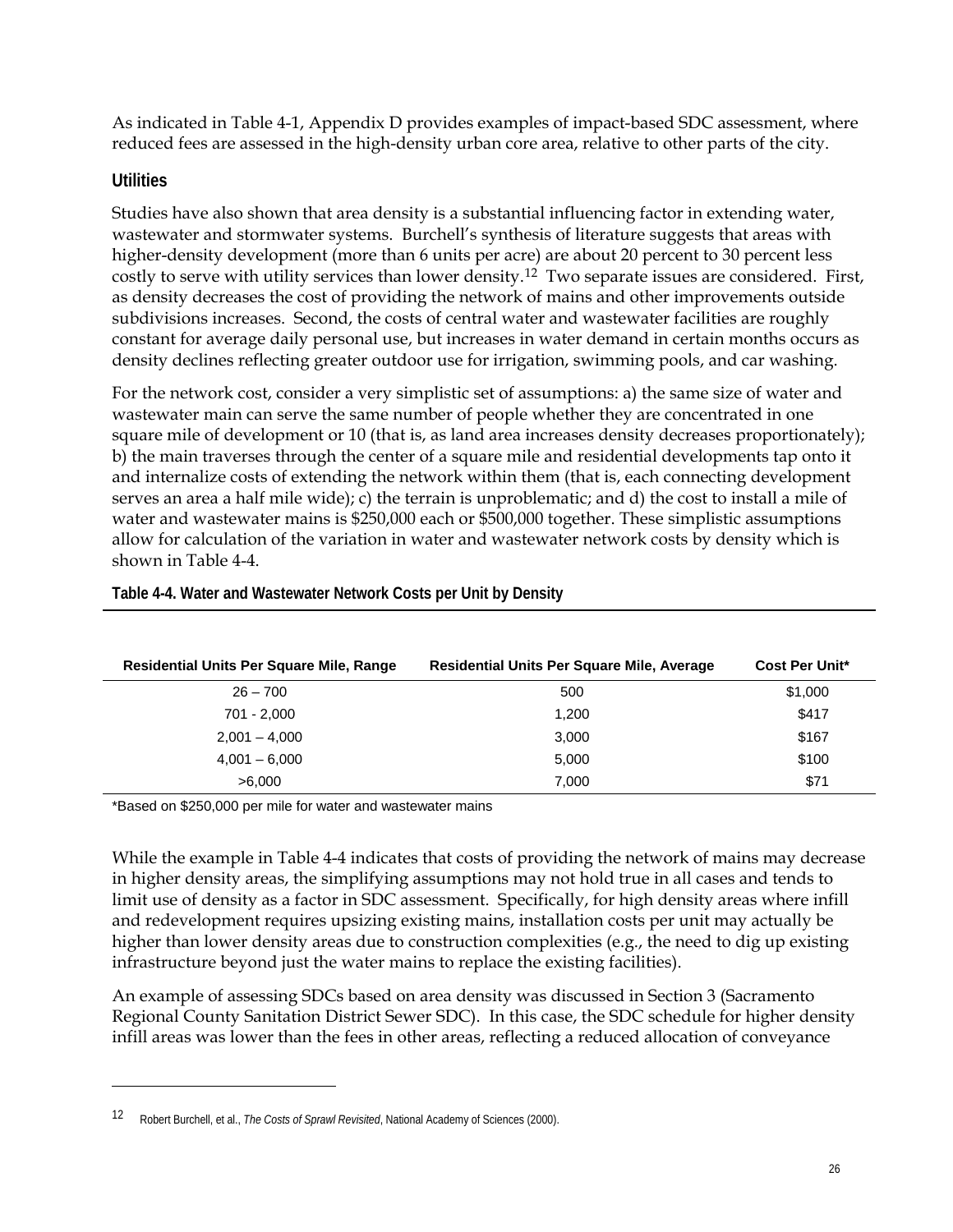As indicated in Table 4-1, Appendix D provides examples of impact-based SDC assessment, where reduced fees are assessed in the high-density urban core area, relative to other parts of the city.

### Utilities

Studies have also shown that area density is a substantial influencing factor in extending water, wastewater and stormwater systems. Burchell's synthesis of literature suggests that areas with higher-density development (more than 6 units per acre) are about 20 percent to 30 percent less costly to serve with utility services than lower density.[12] Two separate issues are considered. First, as density decreases the cost of providing the network of mains and other improvements outside subdivisions increases. Second, the costs of central water and wastewater facilities are roughly constant for average daily personal use, but increases in water demand in certain months occurs as density declines reflecting greater outdoor use for irrigation, swimming pools, and car washing.

For the network cost, consider a very simplistic set of assumptions: a) the same size of water and wastewater main can serve the same number of people whether they are concentrated in one square mile of development or 10 (that is, as land area increases density decreases proportionately); b) the main traverses through the center of a square mile and residential developments tap onto it and internalize costs of extending the network within them (that is, each connecting development serves an area a half mile wide); c) the terrain is unproblematic; and d) the cost to install a mile of water and wastewater mains is $250,000 each or $500,000 together. These simplistic assumptions allow for calculation of the variation in water and wastewater network costs by density which is shown in Table 4-4.

**Table 4-4. Water and Wastewater Network Costs per Unit by Density**

| Residential Units Per Square Mile, Range | Residential Units Per Square Mile, Average | Cost Per Unit* |
|---|---|---|
| 26 – 700 | 500 | $1,000 |
| 701 - 2,000 | 1,200 | $417 |
| 2,001 – 4,000 | 3,000 | $167 |
| 4,001 – 6,000 | 5,000 | $100 |
| >6,000 | 7,000 | $71 |

*Based on $250,000 per mile for water and wastewater mains

While the example in Table 4-4 indicates that costs of providing the network of mains may decrease in higher density areas, the simplifying assumptions may not hold true in all cases and tends to limit use of density as a factor in SDC assessment. Specifically, for high density areas where infill and redevelopment requires upsizing existing mains, installation costs per unit may actually be higher than lower density areas due to construction complexities (e.g., the need to dig up existing infrastructure beyond just the water mains to replace the existing facilities).

An example of assessing SDCs based on area density was discussed in Section 3 (Sacramento Regional County Sanitation District Sewer SDC). In this case, the SDC schedule for higher density infill areas was lower than the fees in other areas, reflecting a reduced allocation of conveyance

---

[12] Robert Burchell, et al., *The Costs of Sprawl Revisited*, National Academy of Sciences (2000).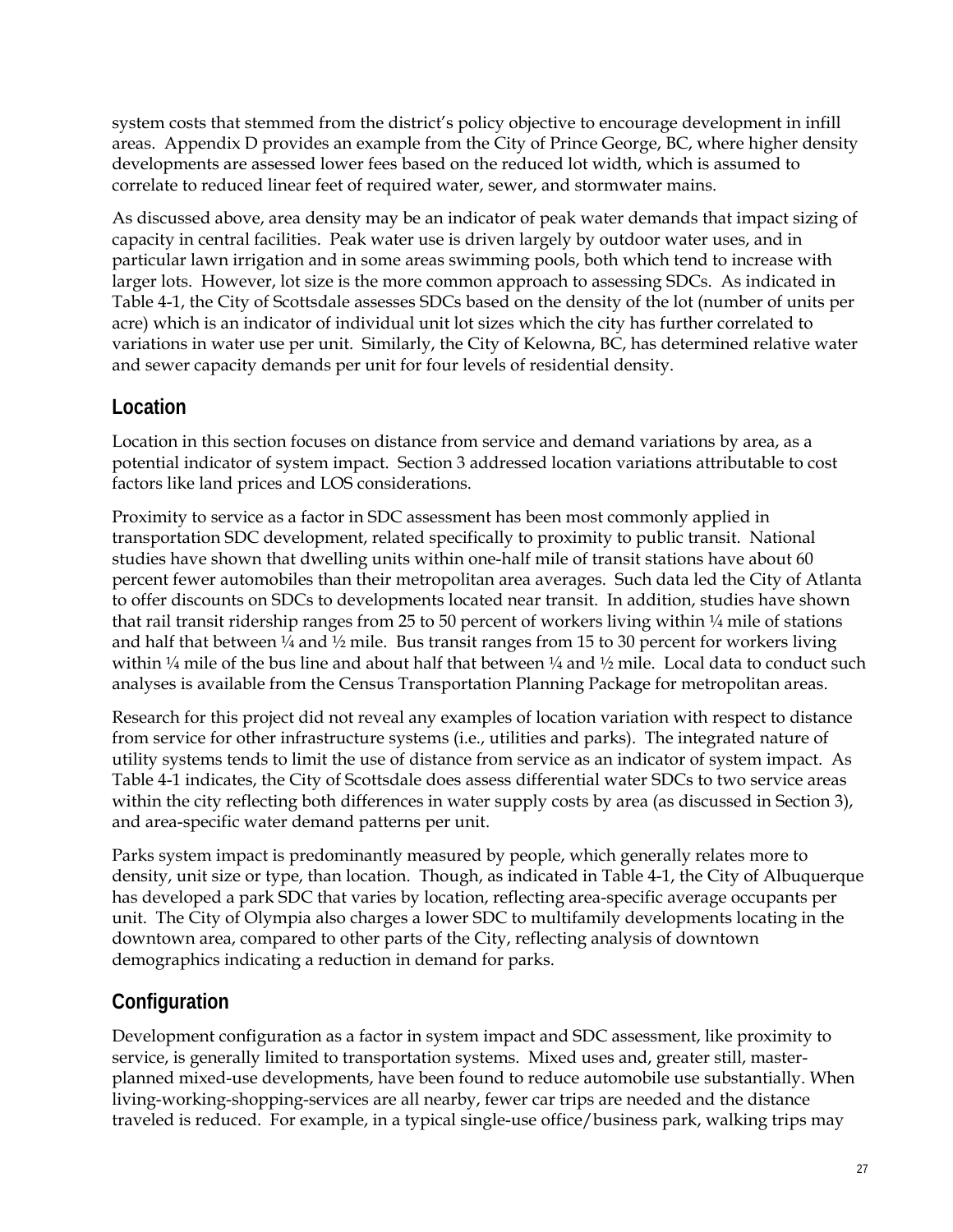system costs that stemmed from the district's policy objective to encourage development in infill areas. Appendix D provides an example from the City of Prince George, BC, where higher density developments are assessed lower fees based on the reduced lot width, which is assumed to correlate to reduced linear feet of required water, sewer, and stormwater mains.

As discussed above, area density may be an indicator of peak water demands that impact sizing of capacity in central facilities. Peak water use is driven largely by outdoor water uses, and in particular lawn irrigation and in some areas swimming pools, both which tend to increase with larger lots. However, lot size is the more common approach to assessing SDCs. As indicated in Table 4-1, the City of Scottsdale assesses SDCs based on the density of the lot (number of units per acre) which is an indicator of individual unit lot sizes which the city has further correlated to variations in water use per unit. Similarly, the City of Kelowna, BC, has determined relative water and sewer capacity demands per unit for four levels of residential density.

## Location

Location in this section focuses on distance from service and demand variations by area, as a potential indicator of system impact. Section 3 addressed location variations attributable to cost factors like land prices and LOS considerations.

Proximity to service as a factor in SDC assessment has been most commonly applied in transportation SDC development, related specifically to proximity to public transit. National studies have shown that dwelling units within one-half mile of transit stations have about 60 percent fewer automobiles than their metropolitan area averages. Such data led the City of Atlanta to offer discounts on SDCs to developments located near transit. In addition, studies have shown that rail transit ridership ranges from 25 to 50 percent of workers living within ¼ mile of stations and half that between ¼ and ½ mile. Bus transit ranges from 15 to 30 percent for workers living within ¼ mile of the bus line and about half that between ¼ and ½ mile. Local data to conduct such analyses is available from the Census Transportation Planning Package for metropolitan areas.

Research for this project did not reveal any examples of location variation with respect to distance from service for other infrastructure systems (i.e., utilities and parks). The integrated nature of utility systems tends to limit the use of distance from service as an indicator of system impact. As Table 4-1 indicates, the City of Scottsdale does assess differential water SDCs to two service areas within the city reflecting both differences in water supply costs by area (as discussed in Section 3), and area-specific water demand patterns per unit.

Parks system impact is predominantly measured by people, which generally relates more to density, unit size or type, than location. Though, as indicated in Table 4-1, the City of Albuquerque has developed a park SDC that varies by location, reflecting area-specific average occupants per unit. The City of Olympia also charges a lower SDC to multifamily developments locating in the downtown area, compared to other parts of the City, reflecting analysis of downtown demographics indicating a reduction in demand for parks.

## Configuration

Development configuration as a factor in system impact and SDC assessment, like proximity to service, is generally limited to transportation systems. Mixed uses and, greater still, master-planned mixed-use developments, have been found to reduce automobile use substantially. When living-working-shopping-services are all nearby, fewer car trips are needed and the distance traveled is reduced. For example, in a typical single-use office/business park, walking trips may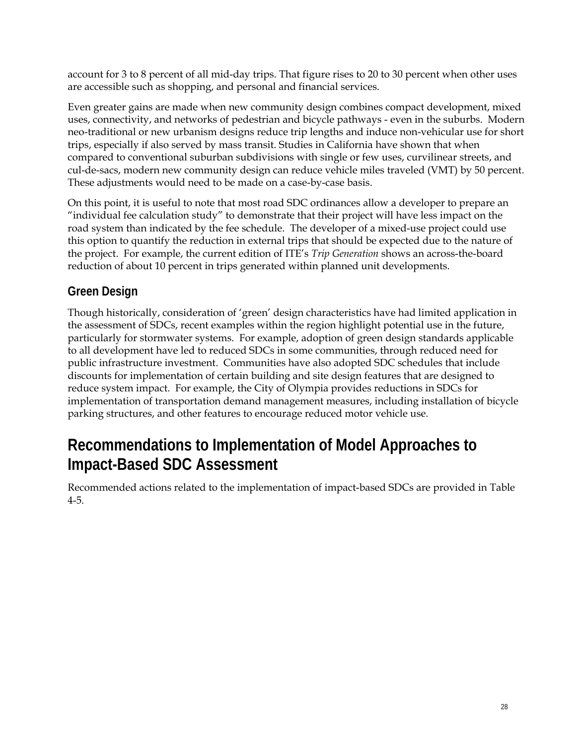account for 3 to 8 percent of all mid-day trips. That figure rises to 20 to 30 percent when other uses are accessible such as shopping, and personal and financial services.

Even greater gains are made when new community design combines compact development, mixed uses, connectivity, and networks of pedestrian and bicycle pathways - even in the suburbs. Modern neo-traditional or new urbanism designs reduce trip lengths and induce non-vehicular use for short trips, especially if also served by mass transit. Studies in California have shown that when compared to conventional suburban subdivisions with single or few uses, curvilinear streets, and cul-de-sacs, modern new community design can reduce vehicle miles traveled (VMT) by 50 percent. These adjustments would need to be made on a case-by-case basis.

On this point, it is useful to note that most road SDC ordinances allow a developer to prepare an "individual fee calculation study" to demonstrate that their project will have less impact on the road system than indicated by the fee schedule. The developer of a mixed-use project could use this option to quantify the reduction in external trips that should be expected due to the nature of the project. For example, the current edition of ITE's *Trip Generation* shows an across-the-board reduction of about 10 percent in trips generated within planned unit developments.

### Green Design

Though historically, consideration of 'green' design characteristics have had limited application in the assessment of SDCs, recent examples within the region highlight potential use in the future, particularly for stormwater systems. For example, adoption of green design standards applicable to all development have led to reduced SDCs in some communities, through reduced need for public infrastructure investment. Communities have also adopted SDC schedules that include discounts for implementation of certain building and site design features that are designed to reduce system impact. For example, the City of Olympia provides reductions in SDCs for implementation of transportation demand management measures, including installation of bicycle parking structures, and other features to encourage reduced motor vehicle use.

## Recommendations to Implementation of Model Approaches to Impact-Based SDC Assessment

Recommended actions related to the implementation of impact-based SDCs are provided in Table 4-5.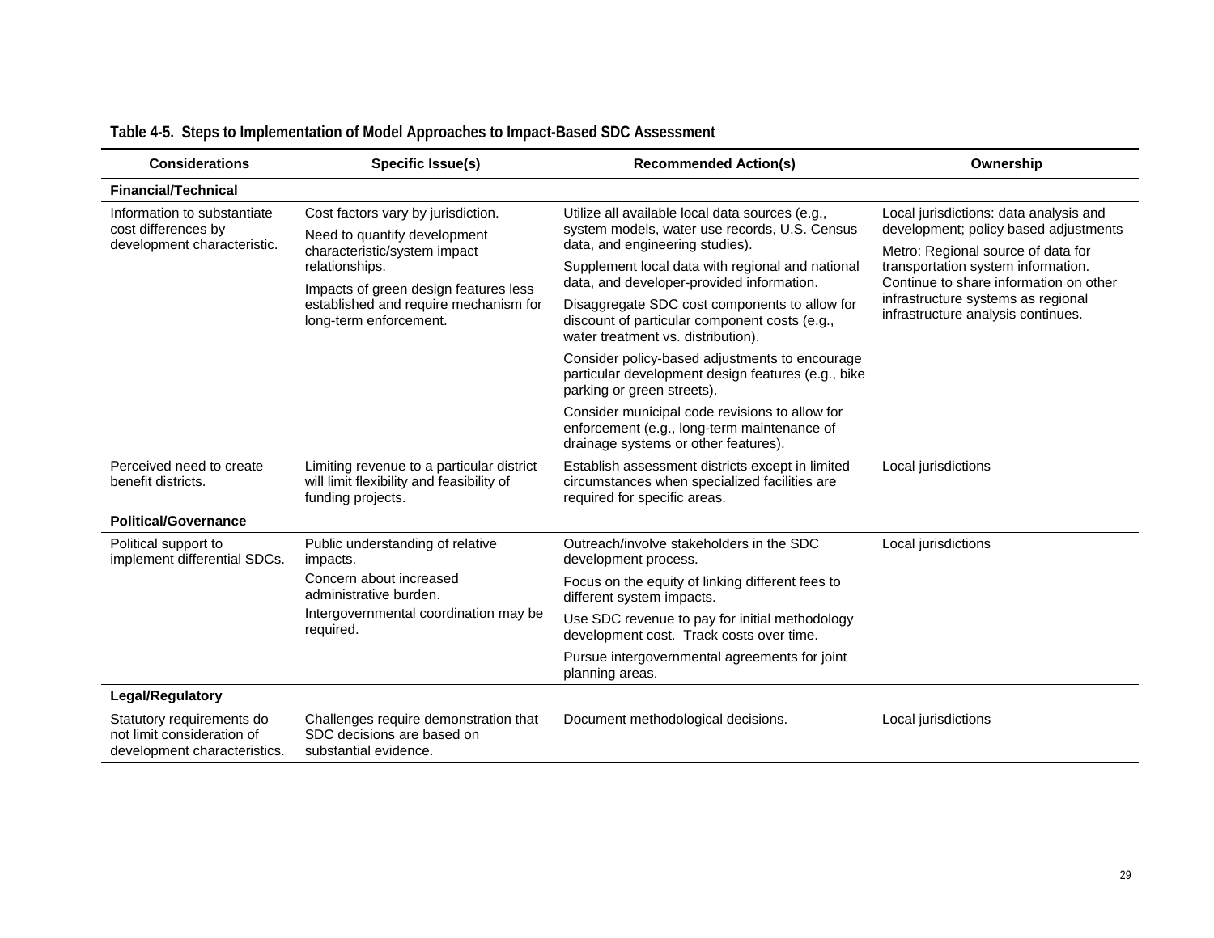**Table 4-5. Steps to Implementation of Model Approaches to Impact-Based SDC Assessment**

| Considerations | Specific Issue(s) | Recommended Action(s) | Ownership |
|---|---|---|---|
| **Financial/Technical** | | | |
| Information to substantiate cost differences by development characteristic. | Cost factors vary by jurisdiction.<br>Need to quantify development characteristic/system impact relationships.<br>Impacts of green design features less established and require mechanism for long-term enforcement. | Utilize all available local data sources (e.g., system models, water use records, U.S. Census data, and engineering studies).<br>Supplement local data with regional and national data, and developer-provided information.<br>Disaggregate SDC cost components to allow for discount of particular component costs (e.g., water treatment vs. distribution).<br>Consider policy-based adjustments to encourage particular development design features (e.g., bike parking or green streets).<br>Consider municipal code revisions to allow for enforcement (e.g., long-term maintenance of drainage systems or other features). | Local jurisdictions: data analysis and development; policy based adjustments<br>Metro: Regional source of data for transportation system information. Continue to share information on other infrastructure systems as regional infrastructure analysis continues. |
| Perceived need to create benefit districts. | Limiting revenue to a particular district will limit flexibility and feasibility of funding projects. | Establish assessment districts except in limited circumstances when specialized facilities are required for specific areas. | Local jurisdictions |
| **Political/Governance** | | | |
| Political support to implement differential SDCs. | Public understanding of relative impacts.<br>Concern about increased administrative burden.<br>Intergovernmental coordination may be required. | Outreach/involve stakeholders in the SDC development process.<br>Focus on the equity of linking different fees to different system impacts.<br>Use SDC revenue to pay for initial methodology development cost. Track costs over time.<br>Pursue intergovernmental agreements for joint planning areas. | Local jurisdictions |
| **Legal/Regulatory** | | | |
| Statutory requirements do not limit consideration of development characteristics. | Challenges require demonstration that SDC decisions are based on substantial evidence. | Document methodological decisions. | Local jurisdictions |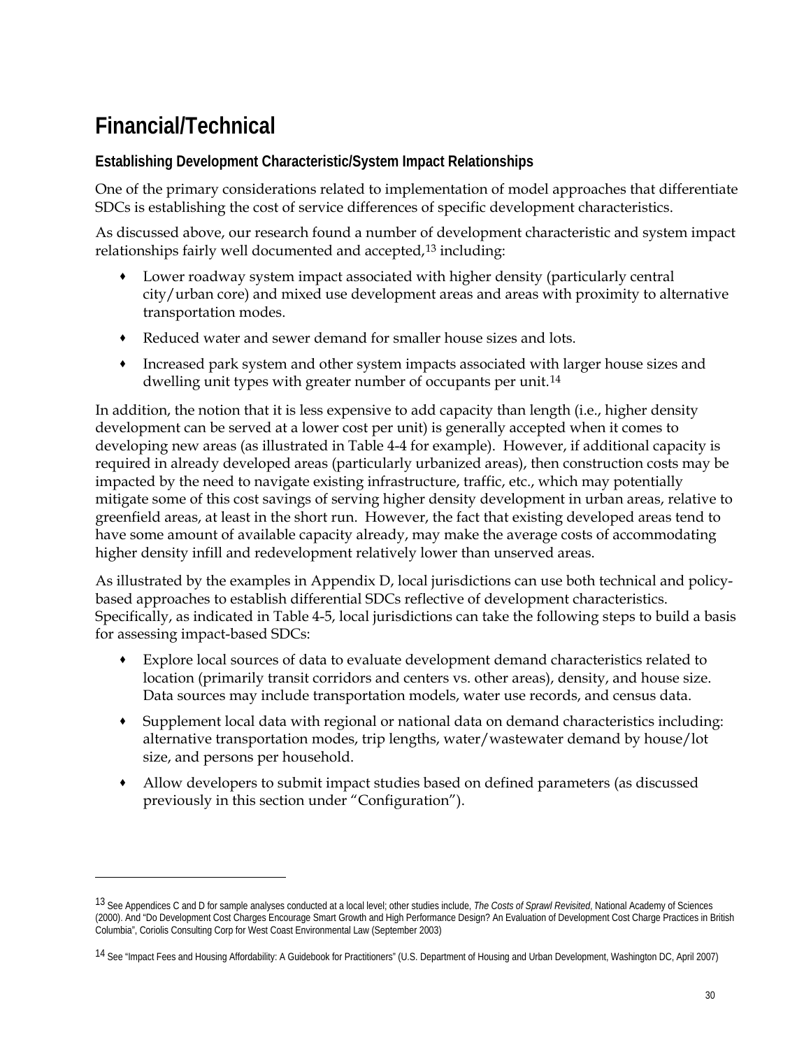# Financial/Technical

### Establishing Development Characteristic/System Impact Relationships

One of the primary considerations related to implementation of model approaches that differentiate SDCs is establishing the cost of service differences of specific development characteristics.

As discussed above, our research found a number of development characteristic and system impact relationships fairly well documented and accepted,[13] including:

- Lower roadway system impact associated with higher density (particularly central city/urban core) and mixed use development areas and areas with proximity to alternative transportation modes.
- Reduced water and sewer demand for smaller house sizes and lots.
- Increased park system and other system impacts associated with larger house sizes and dwelling unit types with greater number of occupants per unit.[14]

In addition, the notion that it is less expensive to add capacity than length (i.e., higher density development can be served at a lower cost per unit) is generally accepted when it comes to developing new areas (as illustrated in Table 4-4 for example). However, if additional capacity is required in already developed areas (particularly urbanized areas), then construction costs may be impacted by the need to navigate existing infrastructure, traffic, etc., which may potentially mitigate some of this cost savings of serving higher density development in urban areas, relative to greenfield areas, at least in the short run. However, the fact that existing developed areas tend to have some amount of available capacity already, may make the average costs of accommodating higher density infill and redevelopment relatively lower than unserved areas.

As illustrated by the examples in Appendix D, local jurisdictions can use both technical and policy-based approaches to establish differential SDCs reflective of development characteristics. Specifically, as indicated in Table 4-5, local jurisdictions can take the following steps to build a basis for assessing impact-based SDCs:

- Explore local sources of data to evaluate development demand characteristics related to location (primarily transit corridors and centers vs. other areas), density, and house size. Data sources may include transportation models, water use records, and census data.
- Supplement local data with regional or national data on demand characteristics including: alternative transportation modes, trip lengths, water/wastewater demand by house/lot size, and persons per household.
- Allow developers to submit impact studies based on defined parameters (as discussed previously in this section under "Configuration").

---

[13] See Appendices C and D for sample analyses conducted at a local level; other studies include, *The Costs of Sprawl Revisited*, National Academy of Sciences (2000). And "Do Development Cost Charges Encourage Smart Growth and High Performance Design? An Evaluation of Development Cost Charge Practices in British Columbia", Coriolis Consulting Corp for West Coast Environmental Law (September 2003)

[14] See "Impact Fees and Housing Affordability: A Guidebook for Practitioners" (U.S. Department of Housing and Urban Development, Washington DC, April 2007)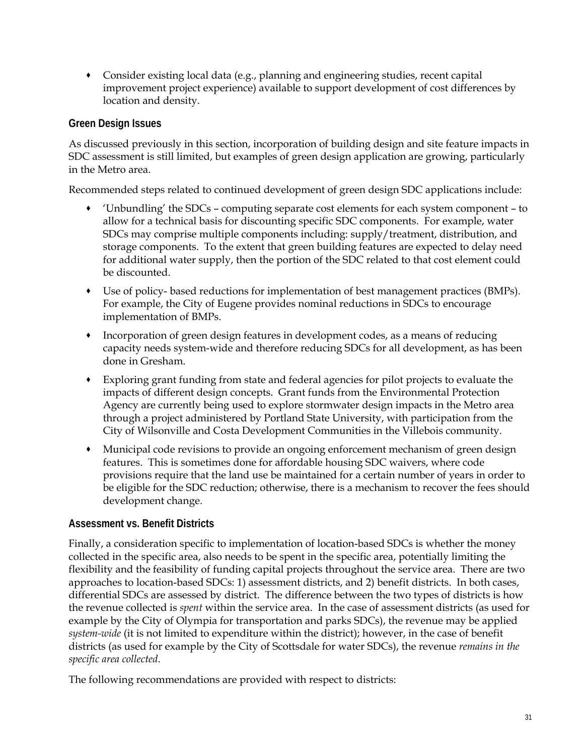- Consider existing local data (e.g., planning and engineering studies, recent capital improvement project experience) available to support development of cost differences by location and density.

### Green Design Issues

As discussed previously in this section, incorporation of building design and site feature impacts in SDC assessment is still limited, but examples of green design application are growing, particularly in the Metro area.

Recommended steps related to continued development of green design SDC applications include:

- 'Unbundling' the SDCs – computing separate cost elements for each system component – to allow for a technical basis for discounting specific SDC components. For example, water SDCs may comprise multiple components including: supply/treatment, distribution, and storage components. To the extent that green building features are expected to delay need for additional water supply, then the portion of the SDC related to that cost element could be discounted.
- Use of policy- based reductions for implementation of best management practices (BMPs). For example, the City of Eugene provides nominal reductions in SDCs to encourage implementation of BMPs.
- Incorporation of green design features in development codes, as a means of reducing capacity needs system-wide and therefore reducing SDCs for all development, as has been done in Gresham.
- Exploring grant funding from state and federal agencies for pilot projects to evaluate the impacts of different design concepts. Grant funds from the Environmental Protection Agency are currently being used to explore stormwater design impacts in the Metro area through a project administered by Portland State University, with participation from the City of Wilsonville and Costa Development Communities in the Villebois community.
- Municipal code revisions to provide an ongoing enforcement mechanism of green design features. This is sometimes done for affordable housing SDC waivers, where code provisions require that the land use be maintained for a certain number of years in order to be eligible for the SDC reduction; otherwise, there is a mechanism to recover the fees should development change.

### Assessment vs. Benefit Districts

Finally, a consideration specific to implementation of location-based SDCs is whether the money collected in the specific area, also needs to be spent in the specific area, potentially limiting the flexibility and the feasibility of funding capital projects throughout the service area. There are two approaches to location-based SDCs: 1) assessment districts, and 2) benefit districts. In both cases, differential SDCs are assessed by district. The difference between the two types of districts is how the revenue collected is *spent* within the service area. In the case of assessment districts (as used for example by the City of Olympia for transportation and parks SDCs), the revenue may be applied *system-wide* (it is not limited to expenditure within the district); however, in the case of benefit districts (as used for example by the City of Scottsdale for water SDCs), the revenue *remains in the specific area collected*.

The following recommendations are provided with respect to districts: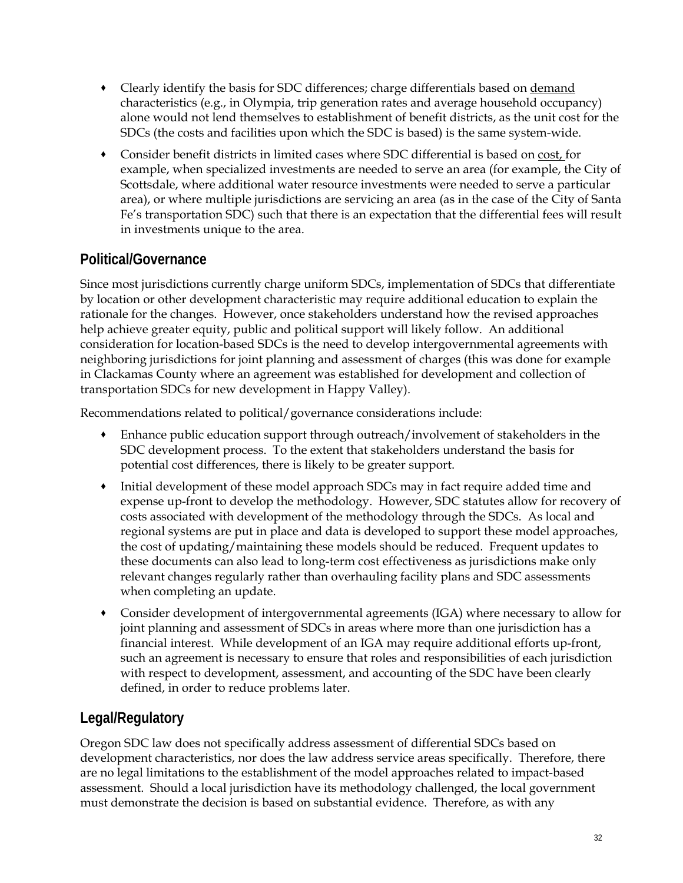- Clearly identify the basis for SDC differences; charge differentials based on demand characteristics (e.g., in Olympia, trip generation rates and average household occupancy) alone would not lend themselves to establishment of benefit districts, as the unit cost for the SDCs (the costs and facilities upon which the SDC is based) is the same system-wide.
- Consider benefit districts in limited cases where SDC differential is based on cost, for example, when specialized investments are needed to serve an area (for example, the City of Scottsdale, where additional water resource investments were needed to serve a particular area), or where multiple jurisdictions are servicing an area (as in the case of the City of Santa Fe's transportation SDC) such that there is an expectation that the differential fees will result in investments unique to the area.

## Political/Governance

Since most jurisdictions currently charge uniform SDCs, implementation of SDCs that differentiate by location or other development characteristic may require additional education to explain the rationale for the changes. However, once stakeholders understand how the revised approaches help achieve greater equity, public and political support will likely follow. An additional consideration for location-based SDCs is the need to develop intergovernmental agreements with neighboring jurisdictions for joint planning and assessment of charges (this was done for example in Clackamas County where an agreement was established for development and collection of transportation SDCs for new development in Happy Valley).

Recommendations related to political/governance considerations include:

- Enhance public education support through outreach/involvement of stakeholders in the SDC development process. To the extent that stakeholders understand the basis for potential cost differences, there is likely to be greater support.
- Initial development of these model approach SDCs may in fact require added time and expense up-front to develop the methodology. However, SDC statutes allow for recovery of costs associated with development of the methodology through the SDCs. As local and regional systems are put in place and data is developed to support these model approaches, the cost of updating/maintaining these models should be reduced. Frequent updates to these documents can also lead to long-term cost effectiveness as jurisdictions make only relevant changes regularly rather than overhauling facility plans and SDC assessments when completing an update.
- Consider development of intergovernmental agreements (IGA) where necessary to allow for joint planning and assessment of SDCs in areas where more than one jurisdiction has a financial interest. While development of an IGA may require additional efforts up-front, such an agreement is necessary to ensure that roles and responsibilities of each jurisdiction with respect to development, assessment, and accounting of the SDC have been clearly defined, in order to reduce problems later.

## Legal/Regulatory

Oregon SDC law does not specifically address assessment of differential SDCs based on development characteristics, nor does the law address service areas specifically. Therefore, there are no legal limitations to the establishment of the model approaches related to impact-based assessment. Should a local jurisdiction have its methodology challenged, the local government must demonstrate the decision is based on substantial evidence. Therefore, as with any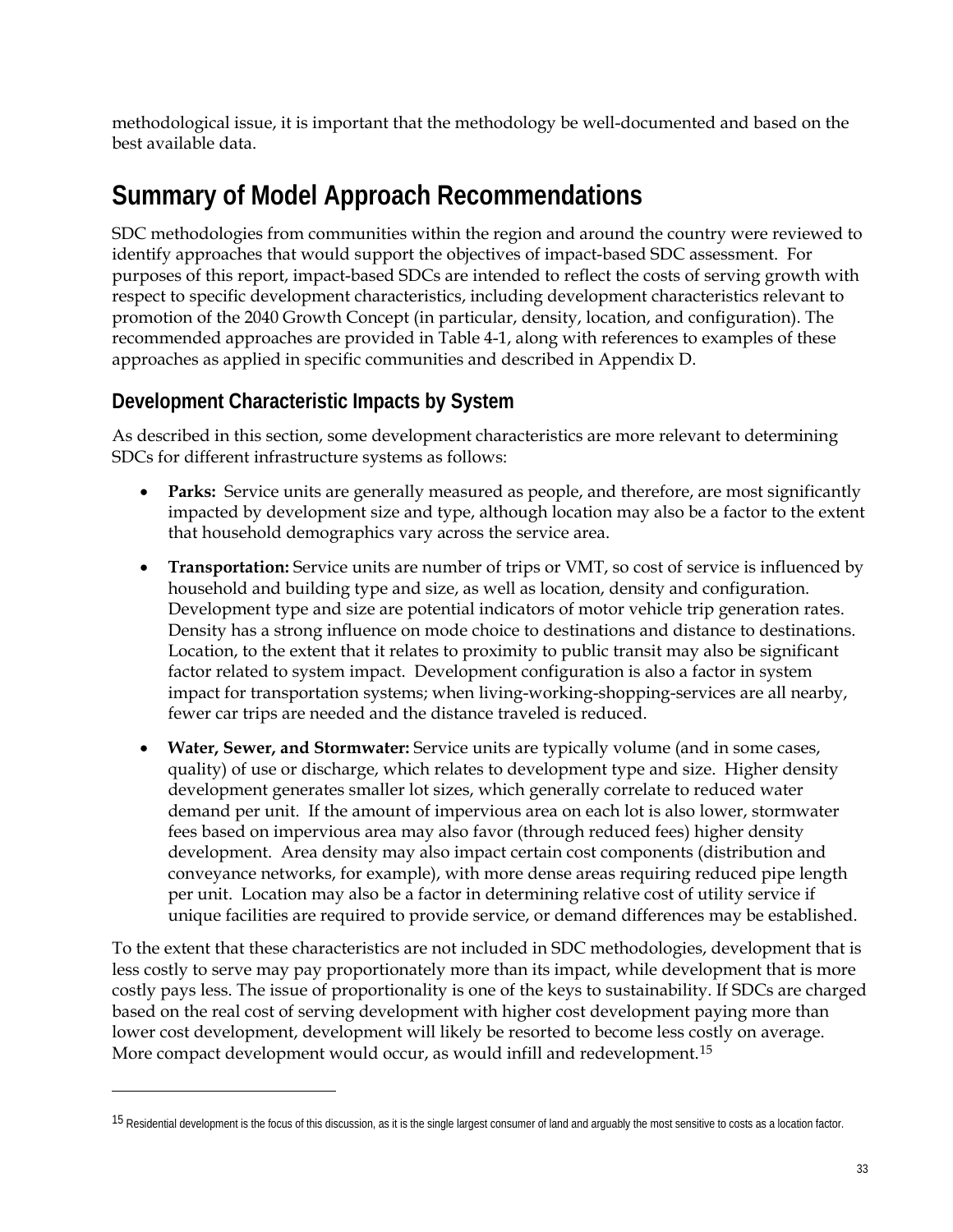methodological issue, it is important that the methodology be well-documented and based on the best available data.

# Summary of Model Approach Recommendations

SDC methodologies from communities within the region and around the country were reviewed to identify approaches that would support the objectives of impact-based SDC assessment. For purposes of this report, impact-based SDCs are intended to reflect the costs of serving growth with respect to specific development characteristics, including development characteristics relevant to promotion of the 2040 Growth Concept (in particular, density, location, and configuration). The recommended approaches are provided in Table 4-1, along with references to examples of these approaches as applied in specific communities and described in Appendix D.

## Development Characteristic Impacts by System

As described in this section, some development characteristics are more relevant to determining SDCs for different infrastructure systems as follows:

- **Parks:** Service units are generally measured as people, and therefore, are most significantly impacted by development size and type, although location may also be a factor to the extent that household demographics vary across the service area.
- **Transportation:** Service units are number of trips or VMT, so cost of service is influenced by household and building type and size, as well as location, density and configuration. Development type and size are potential indicators of motor vehicle trip generation rates. Density has a strong influence on mode choice to destinations and distance to destinations. Location, to the extent that it relates to proximity to public transit may also be significant factor related to system impact. Development configuration is also a factor in system impact for transportation systems; when living-working-shopping-services are all nearby, fewer car trips are needed and the distance traveled is reduced.
- **Water, Sewer, and Stormwater:** Service units are typically volume (and in some cases, quality) of use or discharge, which relates to development type and size. Higher density development generates smaller lot sizes, which generally correlate to reduced water demand per unit. If the amount of impervious area on each lot is also lower, stormwater fees based on impervious area may also favor (through reduced fees) higher density development. Area density may also impact certain cost components (distribution and conveyance networks, for example), with more dense areas requiring reduced pipe length per unit. Location may also be a factor in determining relative cost of utility service if unique facilities are required to provide service, or demand differences may be established.

To the extent that these characteristics are not included in SDC methodologies, development that is less costly to serve may pay proportionately more than its impact, while development that is more costly pays less. The issue of proportionality is one of the keys to sustainability. If SDCs are charged based on the real cost of serving development with higher cost development paying more than lower cost development, development will likely be resorted to become less costly on average. More compact development would occur, as would infill and redevelopment.[15]

---

[15] Residential development is the focus of this discussion, as it is the single largest consumer of land and arguably the most sensitive to costs as a location factor.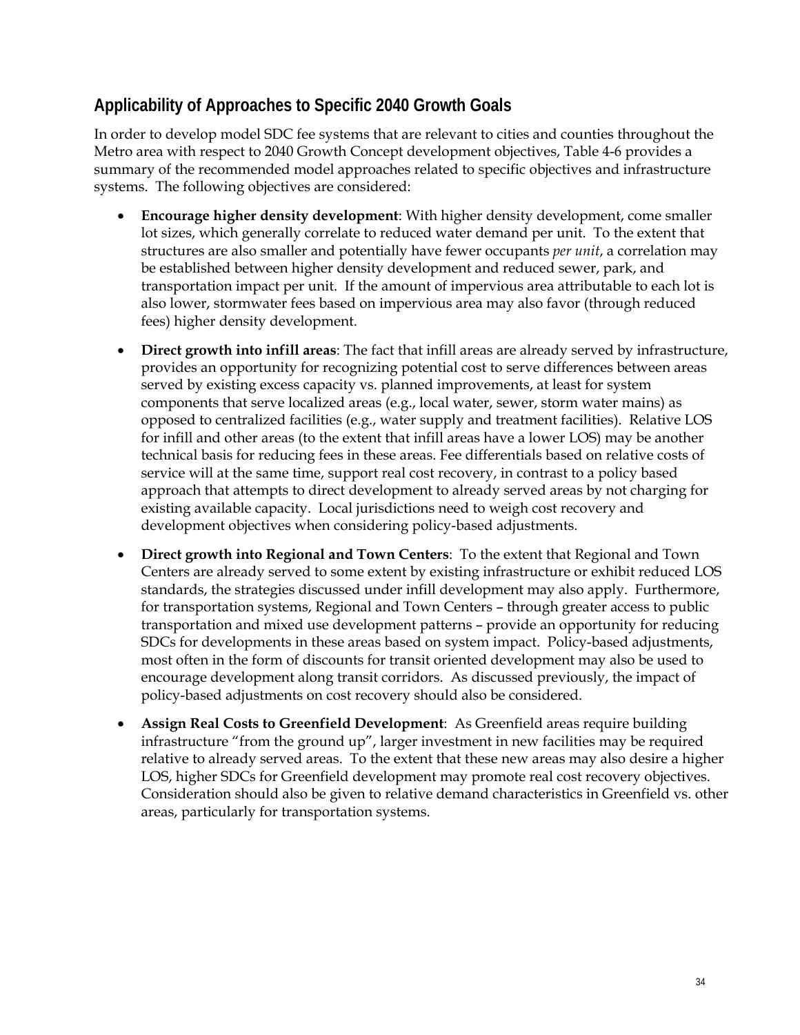## Applicability of Approaches to Specific 2040 Growth Goals

In order to develop model SDC fee systems that are relevant to cities and counties throughout the Metro area with respect to 2040 Growth Concept development objectives, Table 4-6 provides a summary of the recommended model approaches related to specific objectives and infrastructure systems. The following objectives are considered:

- **Encourage higher density development**: With higher density development, come smaller lot sizes, which generally correlate to reduced water demand per unit. To the extent that structures are also smaller and potentially have fewer occupants *per unit*, a correlation may be established between higher density development and reduced sewer, park, and transportation impact per unit. If the amount of impervious area attributable to each lot is also lower, stormwater fees based on impervious area may also favor (through reduced fees) higher density development.

- **Direct growth into infill areas**: The fact that infill areas are already served by infrastructure, provides an opportunity for recognizing potential cost to serve differences between areas served by existing excess capacity vs. planned improvements, at least for system components that serve localized areas (e.g., local water, sewer, storm water mains) as opposed to centralized facilities (e.g., water supply and treatment facilities). Relative LOS for infill and other areas (to the extent that infill areas have a lower LOS) may be another technical basis for reducing fees in these areas. Fee differentials based on relative costs of service will at the same time, support real cost recovery, in contrast to a policy based approach that attempts to direct development to already served areas by not charging for existing available capacity. Local jurisdictions need to weigh cost recovery and development objectives when considering policy-based adjustments.

- **Direct growth into Regional and Town Centers**: To the extent that Regional and Town Centers are already served to some extent by existing infrastructure or exhibit reduced LOS standards, the strategies discussed under infill development may also apply. Furthermore, for transportation systems, Regional and Town Centers – through greater access to public transportation and mixed use development patterns – provide an opportunity for reducing SDCs for developments in these areas based on system impact. Policy-based adjustments, most often in the form of discounts for transit oriented development may also be used to encourage development along transit corridors. As discussed previously, the impact of policy-based adjustments on cost recovery should also be considered.

- **Assign Real Costs to Greenfield Development**: As Greenfield areas require building infrastructure "from the ground up", larger investment in new facilities may be required relative to already served areas. To the extent that these new areas may also desire a higher LOS, higher SDCs for Greenfield development may promote real cost recovery objectives. Consideration should also be given to relative demand characteristics in Greenfield vs. other areas, particularly for transportation systems.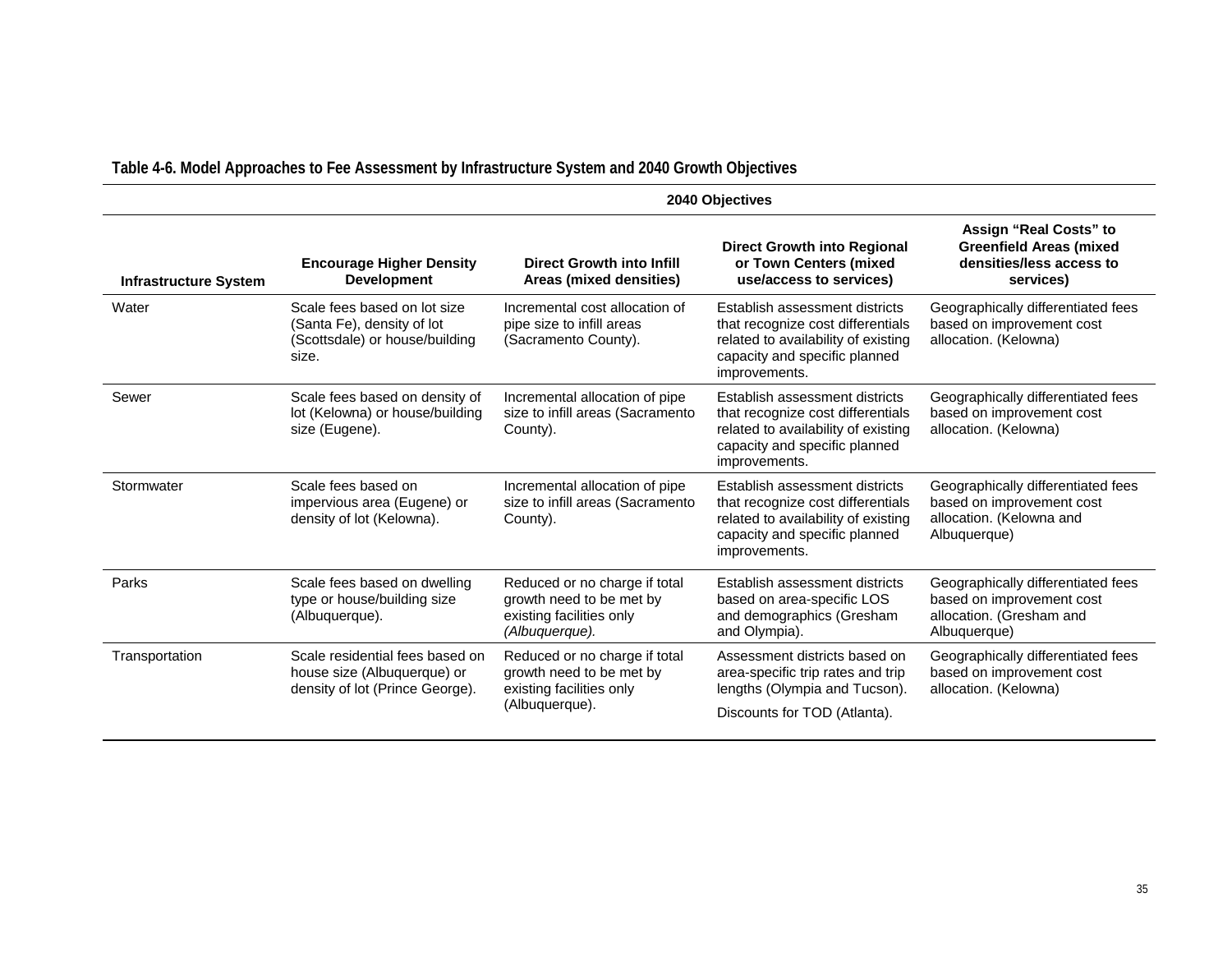**Table 4-6. Model Approaches to Fee Assessment by Infrastructure System and 2040 Growth Objectives**

| | 2040 Objectives | | | |
|---|---|---|---|---|
| **Infrastructure System** | **Encourage Higher Density Development** | **Direct Growth into Infill Areas (mixed densities)** | **Direct Growth into Regional or Town Centers (mixed use/access to services)** | **Assign "Real Costs" to Greenfield Areas (mixed densities/less access to services)** |
| Water | Scale fees based on lot size (Santa Fe), density of lot (Scottsdale) or house/building size. | Incremental cost allocation of pipe size to infill areas (Sacramento County). | Establish assessment districts that recognize cost differentials related to availability of existing capacity and specific planned improvements. | Geographically differentiated fees based on improvement cost allocation. (Kelowna) |
| Sewer | Scale fees based on density of lot (Kelowna) or house/building size (Eugene). | Incremental allocation of pipe size to infill areas (Sacramento County). | Establish assessment districts that recognize cost differentials related to availability of existing capacity and specific planned improvements. | Geographically differentiated fees based on improvement cost allocation. (Kelowna) |
| Stormwater | Scale fees based on impervious area (Eugene) or density of lot (Kelowna). | Incremental allocation of pipe size to infill areas (Sacramento County). | Establish assessment districts that recognize cost differentials related to availability of existing capacity and specific planned improvements. | Geographically differentiated fees based on improvement cost allocation. (Kelowna and Albuquerque) |
| Parks | Scale fees based on dwelling type or house/building size (Albuquerque). | Reduced or no charge if total growth need to be met by existing facilities only *(Albuquerque).* | Establish assessment districts based on area-specific LOS and demographics (Gresham and Olympia). | Geographically differentiated fees based on improvement cost allocation. (Gresham and Albuquerque) |
| Transportation | Scale residential fees based on house size (Albuquerque) or density of lot (Prince George). | Reduced or no charge if total growth need to be met by existing facilities only (Albuquerque). | Assessment districts based on area-specific trip rates and trip lengths (Olympia and Tucson). Discounts for TOD (Atlanta). | Geographically differentiated fees based on improvement cost allocation. (Kelowna) |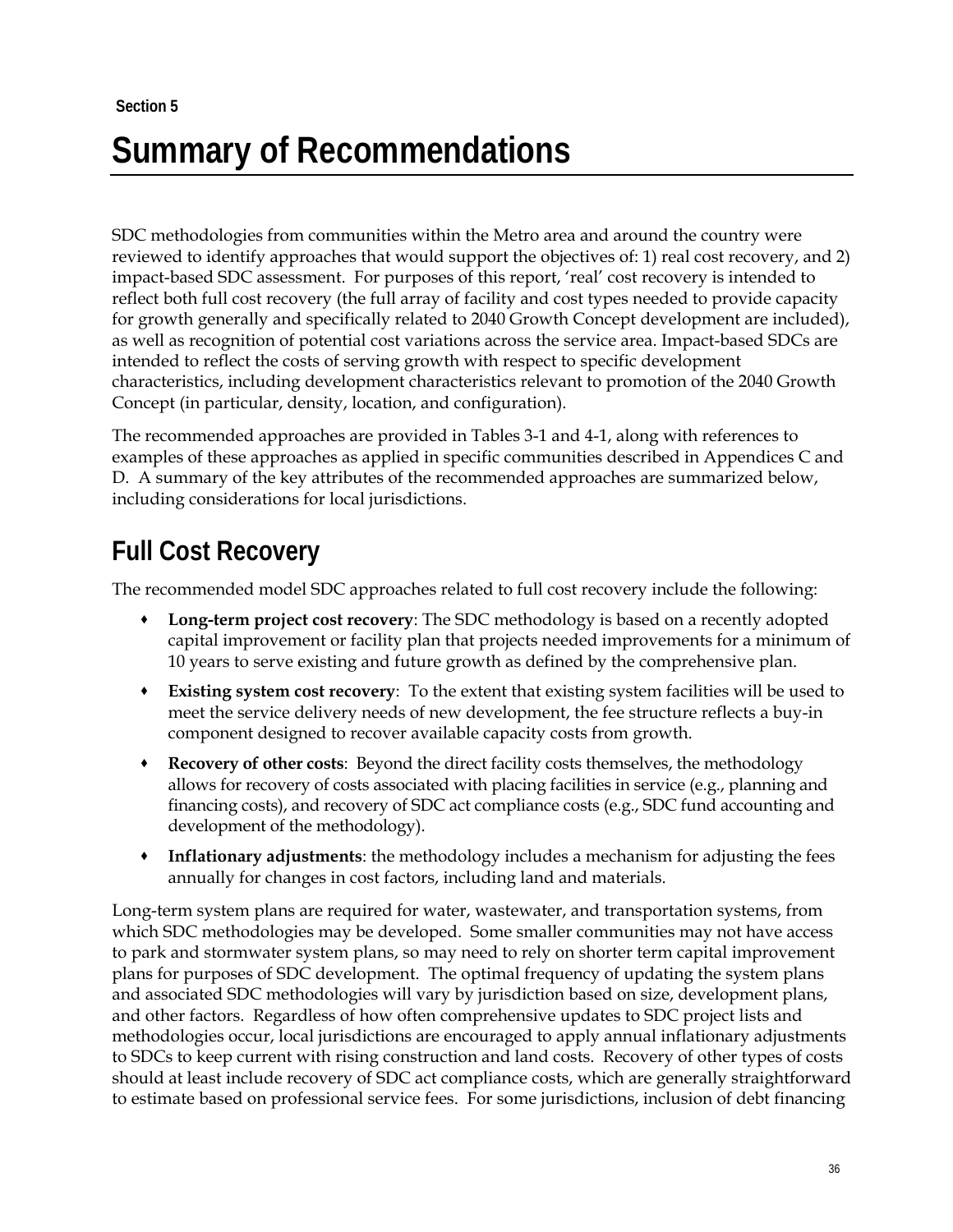Section 5

# Summary of Recommendations

SDC methodologies from communities within the Metro area and around the country were reviewed to identify approaches that would support the objectives of: 1) real cost recovery, and 2) impact-based SDC assessment. For purposes of this report, 'real' cost recovery is intended to reflect both full cost recovery (the full array of facility and cost types needed to provide capacity for growth generally and specifically related to 2040 Growth Concept development are included), as well as recognition of potential cost variations across the service area. Impact-based SDCs are intended to reflect the costs of serving growth with respect to specific development characteristics, including development characteristics relevant to promotion of the 2040 Growth Concept (in particular, density, location, and configuration).

The recommended approaches are provided in Tables 3-1 and 4-1, along with references to examples of these approaches as applied in specific communities described in Appendices C and D. A summary of the key attributes of the recommended approaches are summarized below, including considerations for local jurisdictions.

## Full Cost Recovery

The recommended model SDC approaches related to full cost recovery include the following:

- **Long-term project cost recovery**: The SDC methodology is based on a recently adopted capital improvement or facility plan that projects needed improvements for a minimum of 10 years to serve existing and future growth as defined by the comprehensive plan.
- **Existing system cost recovery**: To the extent that existing system facilities will be used to meet the service delivery needs of new development, the fee structure reflects a buy-in component designed to recover available capacity costs from growth.
- **Recovery of other costs**: Beyond the direct facility costs themselves, the methodology allows for recovery of costs associated with placing facilities in service (e.g., planning and financing costs), and recovery of SDC act compliance costs (e.g., SDC fund accounting and development of the methodology).
- **Inflationary adjustments**: the methodology includes a mechanism for adjusting the fees annually for changes in cost factors, including land and materials.

Long-term system plans are required for water, wastewater, and transportation systems, from which SDC methodologies may be developed. Some smaller communities may not have access to park and stormwater system plans, so may need to rely on shorter term capital improvement plans for purposes of SDC development. The optimal frequency of updating the system plans and associated SDC methodologies will vary by jurisdiction based on size, development plans, and other factors. Regardless of how often comprehensive updates to SDC project lists and methodologies occur, local jurisdictions are encouraged to apply annual inflationary adjustments to SDCs to keep current with rising construction and land costs. Recovery of other types of costs should at least include recovery of SDC act compliance costs, which are generally straightforward to estimate based on professional service fees. For some jurisdictions, inclusion of debt financing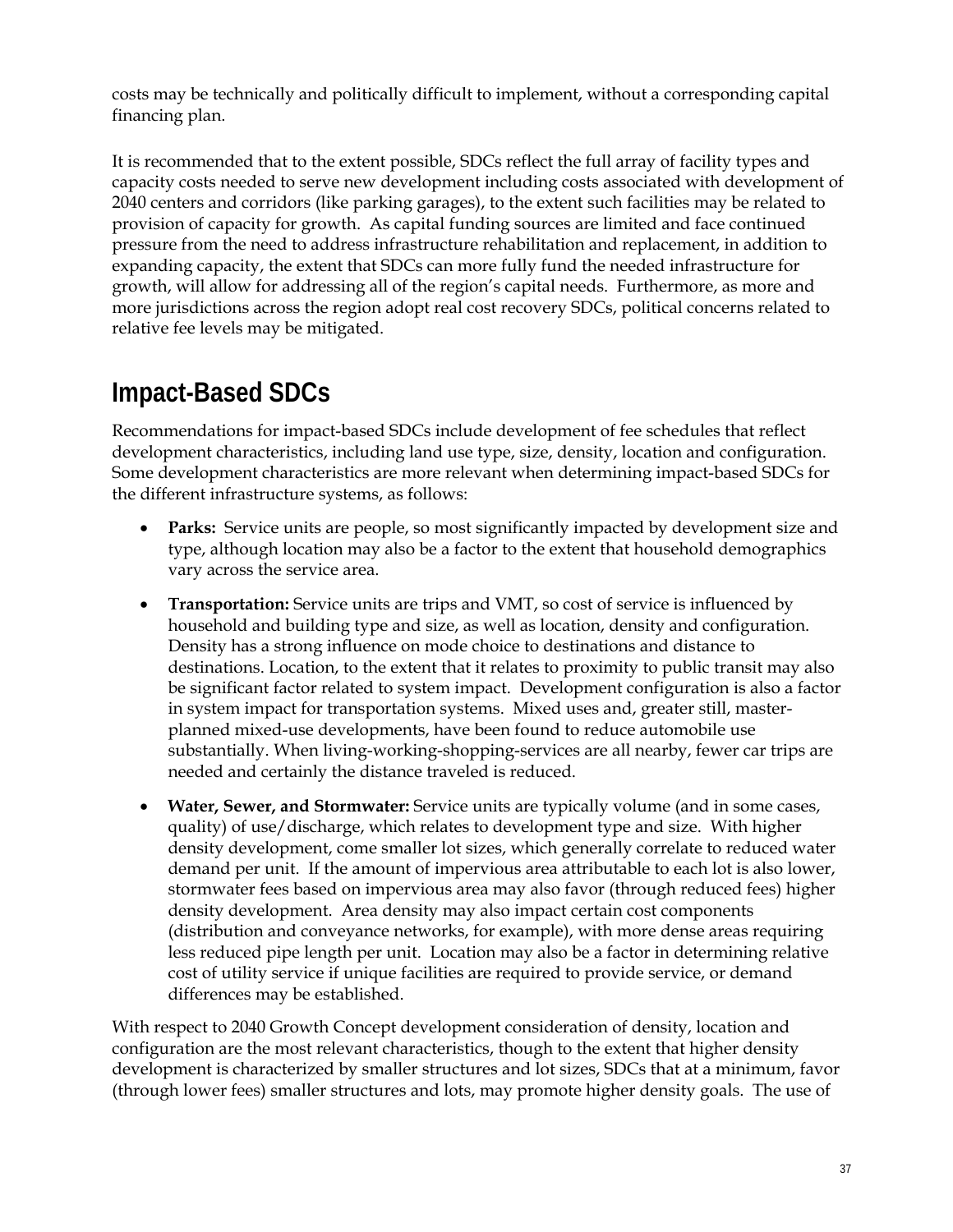costs may be technically and politically difficult to implement, without a corresponding capital financing plan.

It is recommended that to the extent possible, SDCs reflect the full array of facility types and capacity costs needed to serve new development including costs associated with development of 2040 centers and corridors (like parking garages), to the extent such facilities may be related to provision of capacity for growth. As capital funding sources are limited and face continued pressure from the need to address infrastructure rehabilitation and replacement, in addition to expanding capacity, the extent that SDCs can more fully fund the needed infrastructure for growth, will allow for addressing all of the region's capital needs. Furthermore, as more and more jurisdictions across the region adopt real cost recovery SDCs, political concerns related to relative fee levels may be mitigated.

## Impact-Based SDCs

Recommendations for impact-based SDCs include development of fee schedules that reflect development characteristics, including land use type, size, density, location and configuration. Some development characteristics are more relevant when determining impact-based SDCs for the different infrastructure systems, as follows:

- **Parks:** Service units are people, so most significantly impacted by development size and type, although location may also be a factor to the extent that household demographics vary across the service area.
- **Transportation:** Service units are trips and VMT, so cost of service is influenced by household and building type and size, as well as location, density and configuration. Density has a strong influence on mode choice to destinations and distance to destinations. Location, to the extent that it relates to proximity to public transit may also be significant factor related to system impact. Development configuration is also a factor in system impact for transportation systems. Mixed uses and, greater still, master-planned mixed-use developments, have been found to reduce automobile use substantially. When living-working-shopping-services are all nearby, fewer car trips are needed and certainly the distance traveled is reduced.
- **Water, Sewer, and Stormwater:** Service units are typically volume (and in some cases, quality) of use/discharge, which relates to development type and size. With higher density development, come smaller lot sizes, which generally correlate to reduced water demand per unit. If the amount of impervious area attributable to each lot is also lower, stormwater fees based on impervious area may also favor (through reduced fees) higher density development. Area density may also impact certain cost components (distribution and conveyance networks, for example), with more dense areas requiring less reduced pipe length per unit. Location may also be a factor in determining relative cost of utility service if unique facilities are required to provide service, or demand differences may be established.

With respect to 2040 Growth Concept development consideration of density, location and configuration are the most relevant characteristics, though to the extent that higher density development is characterized by smaller structures and lot sizes, SDCs that at a minimum, favor (through lower fees) smaller structures and lots, may promote higher density goals. The use of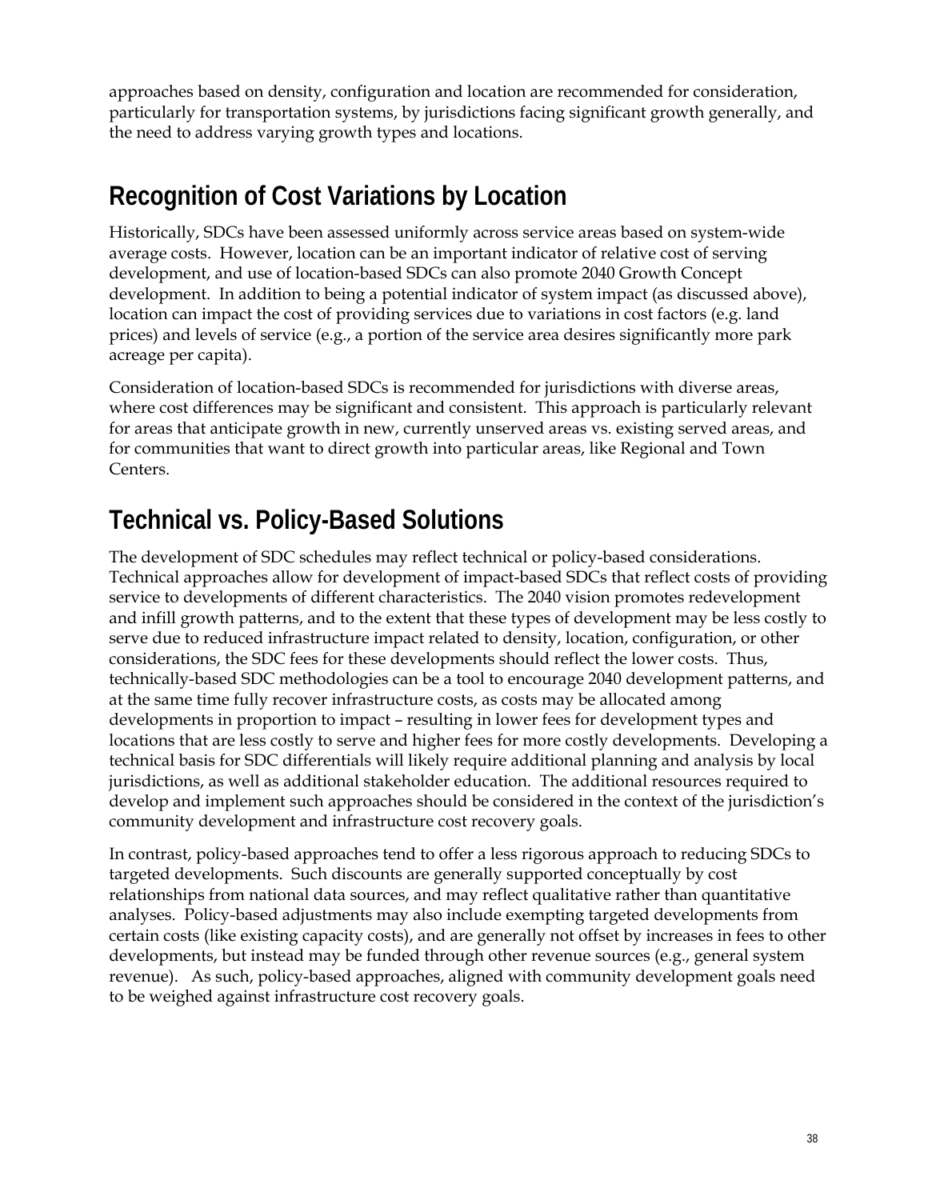approaches based on density, configuration and location are recommended for consideration, particularly for transportation systems, by jurisdictions facing significant growth generally, and the need to address varying growth types and locations.

## Recognition of Cost Variations by Location

Historically, SDCs have been assessed uniformly across service areas based on system-wide average costs. However, location can be an important indicator of relative cost of serving development, and use of location-based SDCs can also promote 2040 Growth Concept development. In addition to being a potential indicator of system impact (as discussed above), location can impact the cost of providing services due to variations in cost factors (e.g. land prices) and levels of service (e.g., a portion of the service area desires significantly more park acreage per capita).

Consideration of location-based SDCs is recommended for jurisdictions with diverse areas, where cost differences may be significant and consistent. This approach is particularly relevant for areas that anticipate growth in new, currently unserved areas vs. existing served areas, and for communities that want to direct growth into particular areas, like Regional and Town Centers.

## Technical vs. Policy-Based Solutions

The development of SDC schedules may reflect technical or policy-based considerations. Technical approaches allow for development of impact-based SDCs that reflect costs of providing service to developments of different characteristics. The 2040 vision promotes redevelopment and infill growth patterns, and to the extent that these types of development may be less costly to serve due to reduced infrastructure impact related to density, location, configuration, or other considerations, the SDC fees for these developments should reflect the lower costs. Thus, technically-based SDC methodologies can be a tool to encourage 2040 development patterns, and at the same time fully recover infrastructure costs, as costs may be allocated among developments in proportion to impact – resulting in lower fees for development types and locations that are less costly to serve and higher fees for more costly developments. Developing a technical basis for SDC differentials will likely require additional planning and analysis by local jurisdictions, as well as additional stakeholder education. The additional resources required to develop and implement such approaches should be considered in the context of the jurisdiction's community development and infrastructure cost recovery goals.

In contrast, policy-based approaches tend to offer a less rigorous approach to reducing SDCs to targeted developments. Such discounts are generally supported conceptually by cost relationships from national data sources, and may reflect qualitative rather than quantitative analyses. Policy-based adjustments may also include exempting targeted developments from certain costs (like existing capacity costs), and are generally not offset by increases in fees to other developments, but instead may be funded through other revenue sources (e.g., general system revenue). As such, policy-based approaches, aligned with community development goals need to be weighed against infrastructure cost recovery goals.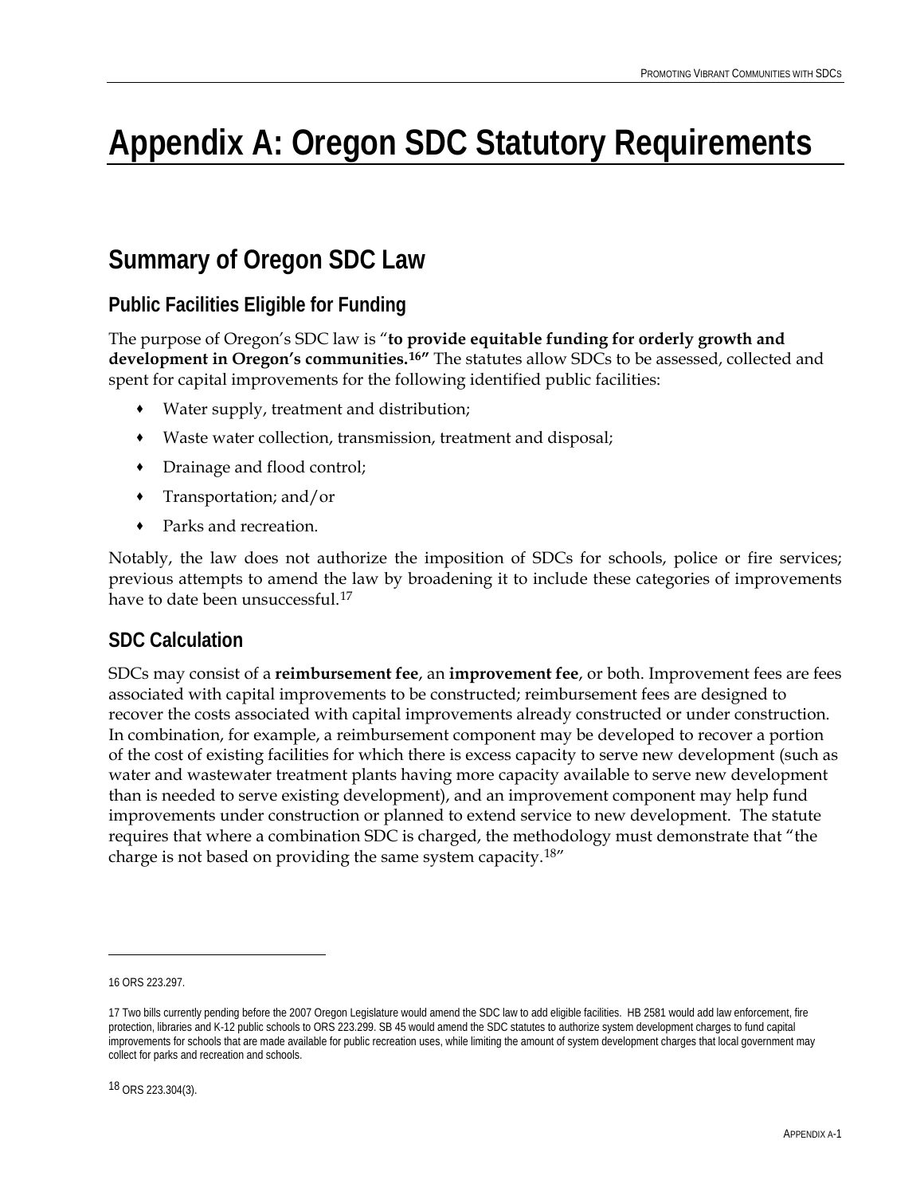# Appendix A: Oregon SDC Statutory Requirements

## Summary of Oregon SDC Law

### Public Facilities Eligible for Funding

The purpose of Oregon's SDC law is "**to provide equitable funding for orderly growth and development in Oregon's communities.**[16]" The statutes allow SDCs to be assessed, collected and spent for capital improvements for the following identified public facilities:

- Water supply, treatment and distribution;
- Waste water collection, transmission, treatment and disposal;
- Drainage and flood control;
- Transportation; and/or
- Parks and recreation.

Notably, the law does not authorize the imposition of SDCs for schools, police or fire services; previous attempts to amend the law by broadening it to include these categories of improvements have to date been unsuccessful.[17]

### SDC Calculation

SDCs may consist of a **reimbursement fee**, an **improvement fee**, or both. Improvement fees are fees associated with capital improvements to be constructed; reimbursement fees are designed to recover the costs associated with capital improvements already constructed or under construction. In combination, for example, a reimbursement component may be developed to recover a portion of the cost of existing facilities for which there is excess capacity to serve new development (such as water and wastewater treatment plants having more capacity available to serve new development than is needed to serve existing development), and an improvement component may help fund improvements under construction or planned to extend service to new development. The statute requires that where a combination SDC is charged, the methodology must demonstrate that "the charge is not based on providing the same system capacity.[18]"

---

16 ORS 223.297.

17 Two bills currently pending before the 2007 Oregon Legislature would amend the SDC law to add eligible facilities. HB 2581 would add law enforcement, fire protection, libraries and K-12 public schools to ORS 223.299. SB 45 would amend the SDC statutes to authorize system development charges to fund capital improvements for schools that are made available for public recreation uses, while limiting the amount of system development charges that local government may collect for parks and recreation and schools.

18 ORS 223.304(3).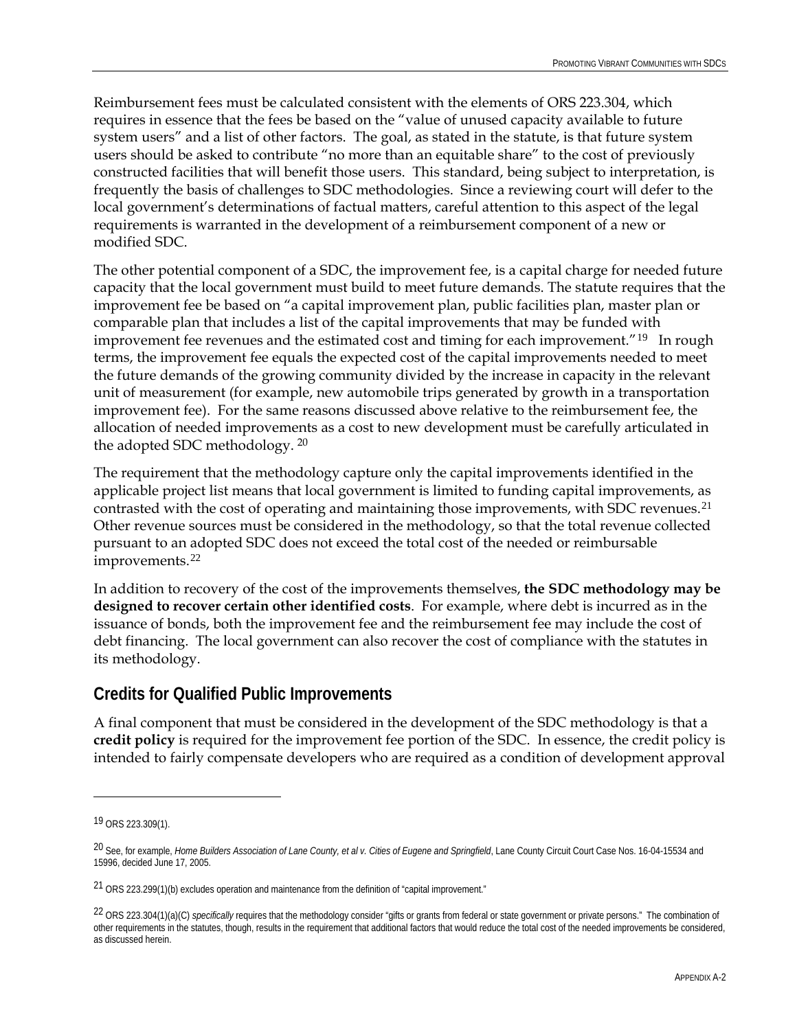Reimbursement fees must be calculated consistent with the elements of ORS 223.304, which requires in essence that the fees be based on the "value of unused capacity available to future system users" and a list of other factors. The goal, as stated in the statute, is that future system users should be asked to contribute "no more than an equitable share" to the cost of previously constructed facilities that will benefit those users. This standard, being subject to interpretation, is frequently the basis of challenges to SDC methodologies. Since a reviewing court will defer to the local government's determinations of factual matters, careful attention to this aspect of the legal requirements is warranted in the development of a reimbursement component of a new or modified SDC.

The other potential component of a SDC, the improvement fee, is a capital charge for needed future capacity that the local government must build to meet future demands. The statute requires that the improvement fee be based on "a capital improvement plan, public facilities plan, master plan or comparable plan that includes a list of the capital improvements that may be funded with improvement fee revenues and the estimated cost and timing for each improvement."[19] In rough terms, the improvement fee equals the expected cost of the capital improvements needed to meet the future demands of the growing community divided by the increase in capacity in the relevant unit of measurement (for example, new automobile trips generated by growth in a transportation improvement fee). For the same reasons discussed above relative to the reimbursement fee, the allocation of needed improvements as a cost to new development must be carefully articulated in the adopted SDC methodology. [20]

The requirement that the methodology capture only the capital improvements identified in the applicable project list means that local government is limited to funding capital improvements, as contrasted with the cost of operating and maintaining those improvements, with SDC revenues.[21] Other revenue sources must be considered in the methodology, so that the total revenue collected pursuant to an adopted SDC does not exceed the total cost of the needed or reimbursable improvements.[22]

In addition to recovery of the cost of the improvements themselves, **the SDC methodology may be designed to recover certain other identified costs**. For example, where debt is incurred as in the issuance of bonds, both the improvement fee and the reimbursement fee may include the cost of debt financing. The local government can also recover the cost of compliance with the statutes in its methodology.

## Credits for Qualified Public Improvements

A final component that must be considered in the development of the SDC methodology is that a **credit policy** is required for the improvement fee portion of the SDC. In essence, the credit policy is intended to fairly compensate developers who are required as a condition of development approval

---

[19] ORS 223.309(1).

[20] See, for example, *Home Builders Association of Lane County, et al v. Cities of Eugene and Springfield*, Lane County Circuit Court Case Nos. 16-04-15534 and 15996, decided June 17, 2005.

[21] ORS 223.299(1)(b) excludes operation and maintenance from the definition of "capital improvement."

[22] ORS 223.304(1)(a)(C) *specifically* requires that the methodology consider "gifts or grants from federal or state government or private persons." The combination of other requirements in the statutes, though, results in the requirement that additional factors that would reduce the total cost of the needed improvements be considered, as discussed herein.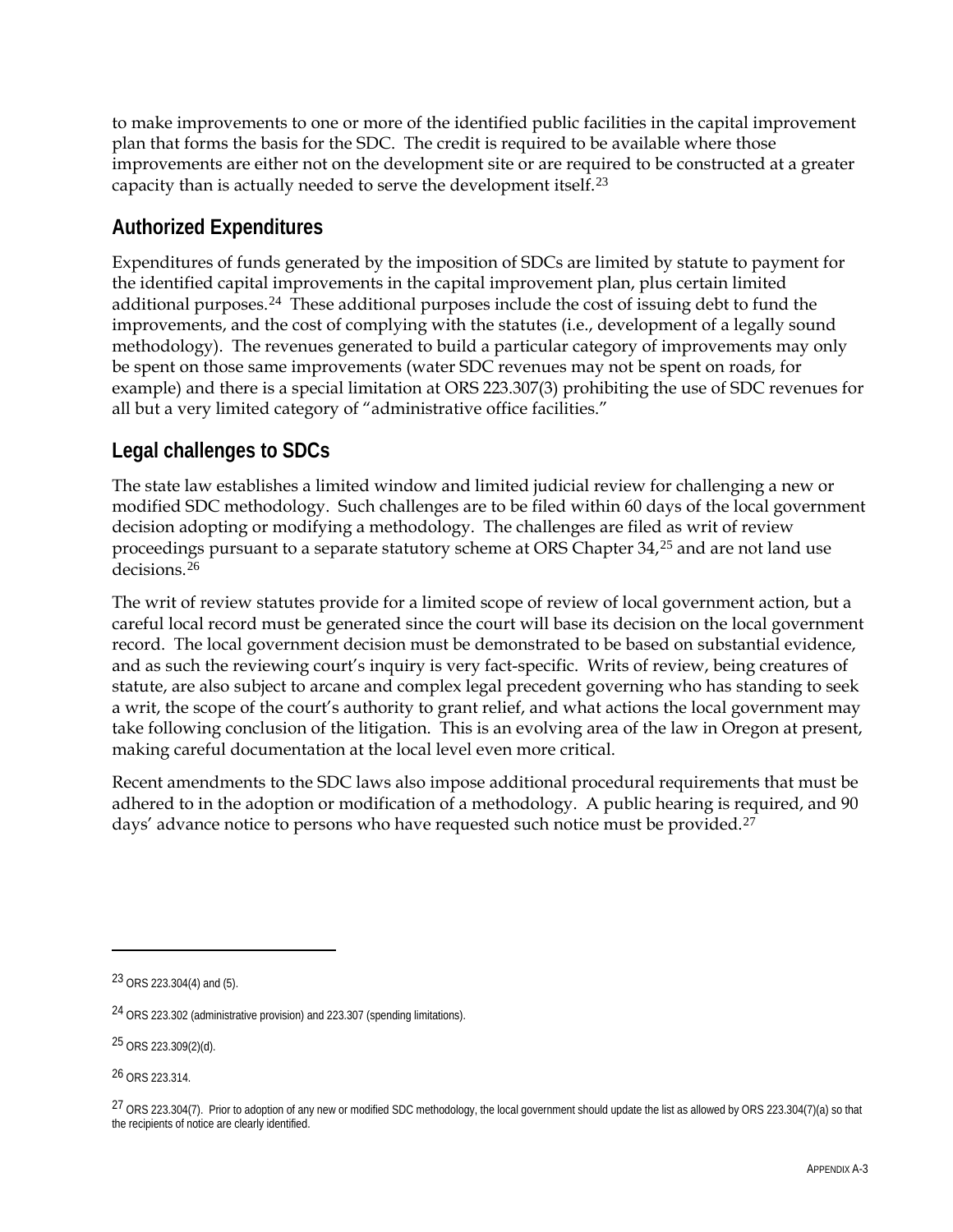to make improvements to one or more of the identified public facilities in the capital improvement plan that forms the basis for the SDC. The credit is required to be available where those improvements are either not on the development site or are required to be constructed at a greater capacity than is actually needed to serve the development itself.[23]

## Authorized Expenditures

Expenditures of funds generated by the imposition of SDCs are limited by statute to payment for the identified capital improvements in the capital improvement plan, plus certain limited additional purposes.[24] These additional purposes include the cost of issuing debt to fund the improvements, and the cost of complying with the statutes (i.e., development of a legally sound methodology). The revenues generated to build a particular category of improvements may only be spent on those same improvements (water SDC revenues may not be spent on roads, for example) and there is a special limitation at ORS 223.307(3) prohibiting the use of SDC revenues for all but a very limited category of "administrative office facilities."

## Legal challenges to SDCs

The state law establishes a limited window and limited judicial review for challenging a new or modified SDC methodology. Such challenges are to be filed within 60 days of the local government decision adopting or modifying a methodology. The challenges are filed as writ of review proceedings pursuant to a separate statutory scheme at ORS Chapter 34,[25] and are not land use decisions.[26]

The writ of review statutes provide for a limited scope of review of local government action, but a careful local record must be generated since the court will base its decision on the local government record. The local government decision must be demonstrated to be based on substantial evidence, and as such the reviewing court's inquiry is very fact-specific. Writs of review, being creatures of statute, are also subject to arcane and complex legal precedent governing who has standing to seek a writ, the scope of the court's authority to grant relief, and what actions the local government may take following conclusion of the litigation. This is an evolving area of the law in Oregon at present, making careful documentation at the local level even more critical.

Recent amendments to the SDC laws also impose additional procedural requirements that must be adhered to in the adoption or modification of a methodology. A public hearing is required, and 90 days' advance notice to persons who have requested such notice must be provided.[27]

---

[23] ORS 223.304(4) and (5).

[24] ORS 223.302 (administrative provision) and 223.307 (spending limitations).

[25] ORS 223.309(2)(d).

[26] ORS 223.314.

[27] ORS 223.304(7). Prior to adoption of any new or modified SDC methodology, the local government should update the list as allowed by ORS 223.304(7)(a) so that the recipients of notice are clearly identified.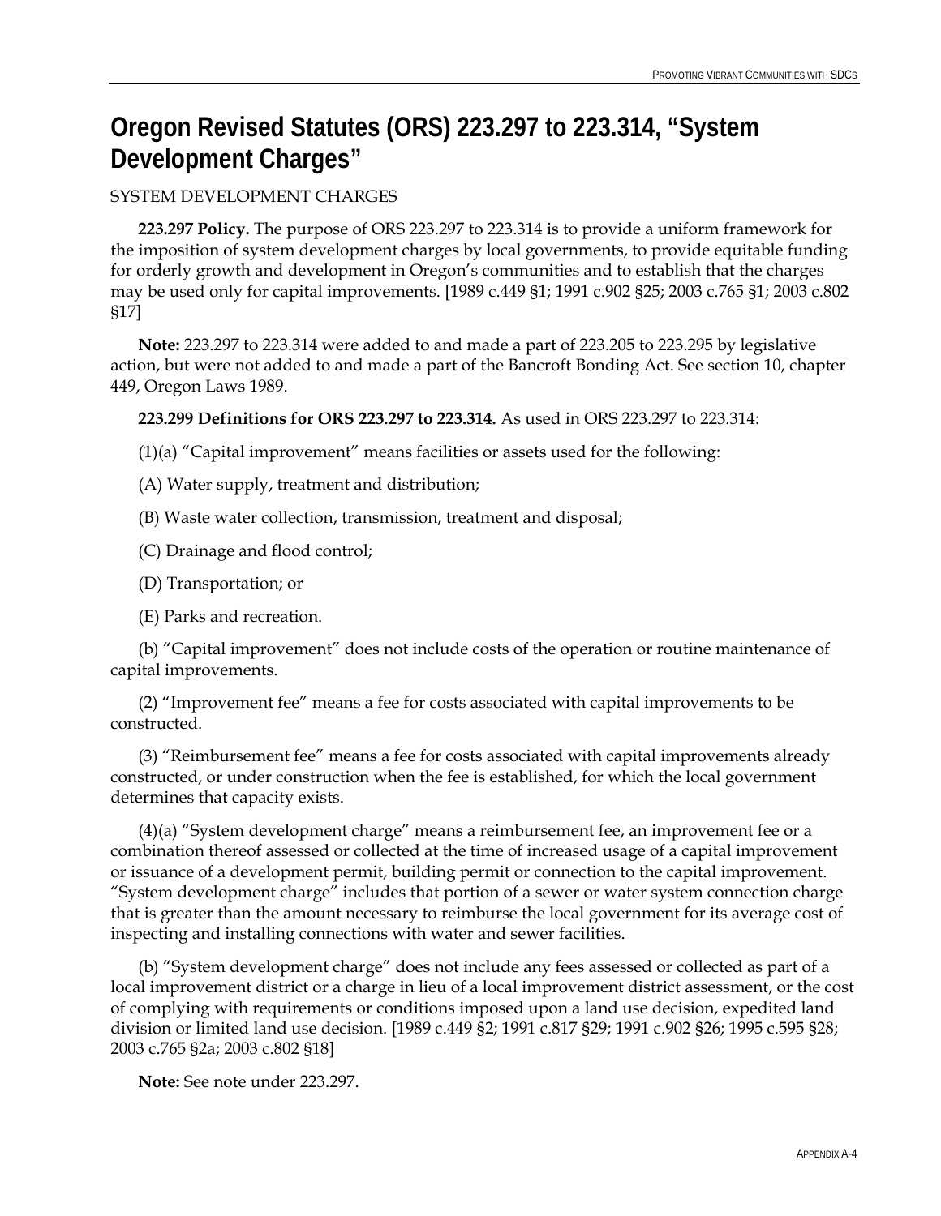# Oregon Revised Statutes (ORS) 223.297 to 223.314, "System Development Charges"

SYSTEM DEVELOPMENT CHARGES

**223.297 Policy.** The purpose of ORS 223.297 to 223.314 is to provide a uniform framework for the imposition of system development charges by local governments, to provide equitable funding for orderly growth and development in Oregon's communities and to establish that the charges may be used only for capital improvements. [1989 c.449 §1; 1991 c.902 §25; 2003 c.765 §1; 2003 c.802 §17]

**Note:** 223.297 to 223.314 were added to and made a part of 223.205 to 223.295 by legislative action, but were not added to and made a part of the Bancroft Bonding Act. See section 10, chapter 449, Oregon Laws 1989.

**223.299 Definitions for ORS 223.297 to 223.314.** As used in ORS 223.297 to 223.314:

(1)(a) "Capital improvement" means facilities or assets used for the following:

(A) Water supply, treatment and distribution;

(B) Waste water collection, transmission, treatment and disposal;

(C) Drainage and flood control;

(D) Transportation; or

(E) Parks and recreation.

(b) "Capital improvement" does not include costs of the operation or routine maintenance of capital improvements.

(2) "Improvement fee" means a fee for costs associated with capital improvements to be constructed.

(3) "Reimbursement fee" means a fee for costs associated with capital improvements already constructed, or under construction when the fee is established, for which the local government determines that capacity exists.

(4)(a) "System development charge" means a reimbursement fee, an improvement fee or a combination thereof assessed or collected at the time of increased usage of a capital improvement or issuance of a development permit, building permit or connection to the capital improvement. "System development charge" includes that portion of a sewer or water system connection charge that is greater than the amount necessary to reimburse the local government for its average cost of inspecting and installing connections with water and sewer facilities.

(b) "System development charge" does not include any fees assessed or collected as part of a local improvement district or a charge in lieu of a local improvement district assessment, or the cost of complying with requirements or conditions imposed upon a land use decision, expedited land division or limited land use decision. [1989 c.449 §2; 1991 c.817 §29; 1991 c.902 §26; 1995 c.595 §28; 2003 c.765 §2a; 2003 c.802 §18]

**Note:** See note under 223.297.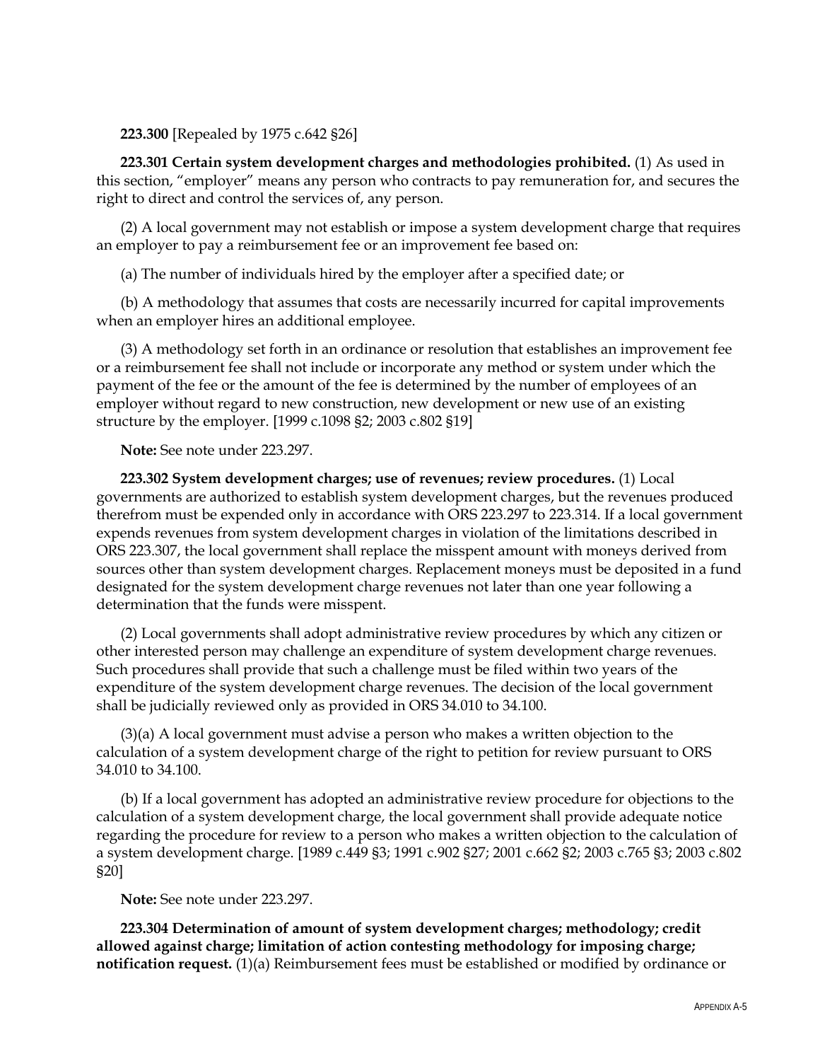**223.300** [Repealed by 1975 c.642 §26]

**223.301 Certain system development charges and methodologies prohibited.** (1) As used in this section, "employer" means any person who contracts to pay remuneration for, and secures the right to direct and control the services of, any person.

(2) A local government may not establish or impose a system development charge that requires an employer to pay a reimbursement fee or an improvement fee based on:

(a) The number of individuals hired by the employer after a specified date; or

(b) A methodology that assumes that costs are necessarily incurred for capital improvements when an employer hires an additional employee.

(3) A methodology set forth in an ordinance or resolution that establishes an improvement fee or a reimbursement fee shall not include or incorporate any method or system under which the payment of the fee or the amount of the fee is determined by the number of employees of an employer without regard to new construction, new development or new use of an existing structure by the employer. [1999 c.1098 §2; 2003 c.802 §19]

**Note:** See note under 223.297.

**223.302 System development charges; use of revenues; review procedures.** (1) Local governments are authorized to establish system development charges, but the revenues produced therefrom must be expended only in accordance with ORS 223.297 to 223.314. If a local government expends revenues from system development charges in violation of the limitations described in ORS 223.307, the local government shall replace the misspent amount with moneys derived from sources other than system development charges. Replacement moneys must be deposited in a fund designated for the system development charge revenues not later than one year following a determination that the funds were misspent.

(2) Local governments shall adopt administrative review procedures by which any citizen or other interested person may challenge an expenditure of system development charge revenues. Such procedures shall provide that such a challenge must be filed within two years of the expenditure of the system development charge revenues. The decision of the local government shall be judicially reviewed only as provided in ORS 34.010 to 34.100.

(3)(a) A local government must advise a person who makes a written objection to the calculation of a system development charge of the right to petition for review pursuant to ORS 34.010 to 34.100.

(b) If a local government has adopted an administrative review procedure for objections to the calculation of a system development charge, the local government shall provide adequate notice regarding the procedure for review to a person who makes a written objection to the calculation of a system development charge. [1989 c.449 §3; 1991 c.902 §27; 2001 c.662 §2; 2003 c.765 §3; 2003 c.802 §20]

**Note:** See note under 223.297.

**223.304 Determination of amount of system development charges; methodology; credit allowed against charge; limitation of action contesting methodology for imposing charge; notification request.** (1)(a) Reimbursement fees must be established or modified by ordinance or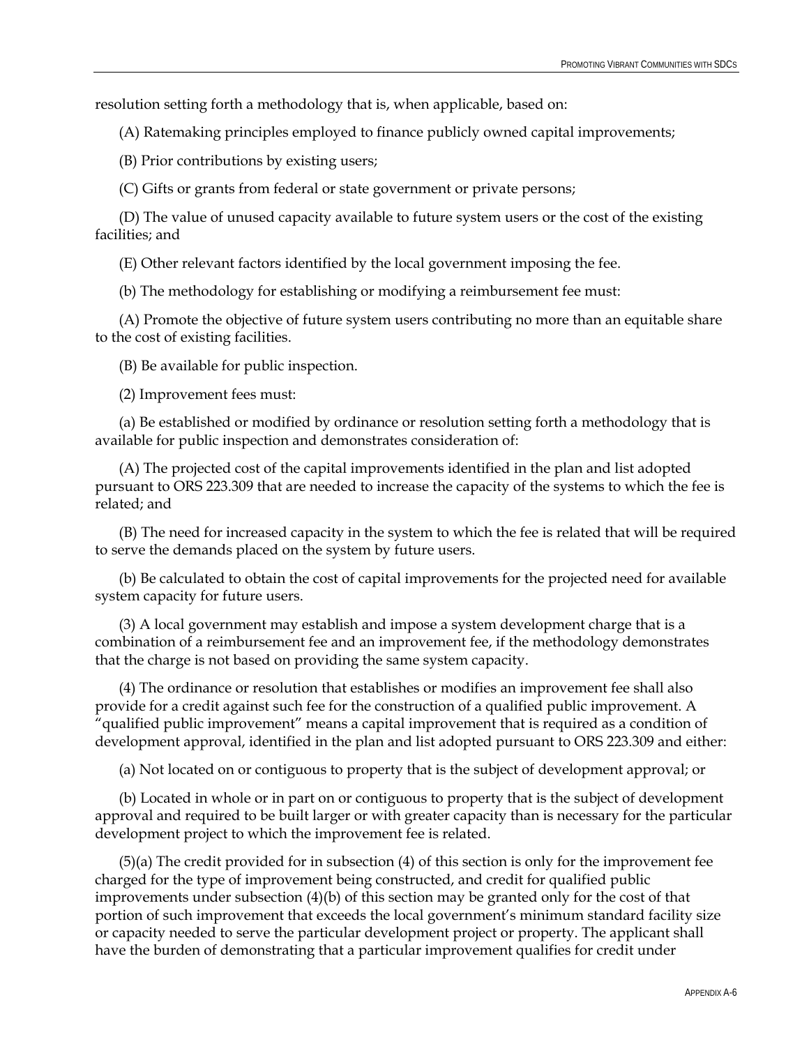resolution setting forth a methodology that is, when applicable, based on:

(A) Ratemaking principles employed to finance publicly owned capital improvements;

(B) Prior contributions by existing users;

(C) Gifts or grants from federal or state government or private persons;

(D) The value of unused capacity available to future system users or the cost of the existing facilities; and

(E) Other relevant factors identified by the local government imposing the fee.

(b) The methodology for establishing or modifying a reimbursement fee must:

(A) Promote the objective of future system users contributing no more than an equitable share to the cost of existing facilities.

(B) Be available for public inspection.

(2) Improvement fees must:

(a) Be established or modified by ordinance or resolution setting forth a methodology that is available for public inspection and demonstrates consideration of:

(A) The projected cost of the capital improvements identified in the plan and list adopted pursuant to ORS 223.309 that are needed to increase the capacity of the systems to which the fee is related; and

(B) The need for increased capacity in the system to which the fee is related that will be required to serve the demands placed on the system by future users.

(b) Be calculated to obtain the cost of capital improvements for the projected need for available system capacity for future users.

(3) A local government may establish and impose a system development charge that is a combination of a reimbursement fee and an improvement fee, if the methodology demonstrates that the charge is not based on providing the same system capacity.

(4) The ordinance or resolution that establishes or modifies an improvement fee shall also provide for a credit against such fee for the construction of a qualified public improvement. A "qualified public improvement" means a capital improvement that is required as a condition of development approval, identified in the plan and list adopted pursuant to ORS 223.309 and either:

(a) Not located on or contiguous to property that is the subject of development approval; or

(b) Located in whole or in part on or contiguous to property that is the subject of development approval and required to be built larger or with greater capacity than is necessary for the particular development project to which the improvement fee is related.

(5)(a) The credit provided for in subsection (4) of this section is only for the improvement fee charged for the type of improvement being constructed, and credit for qualified public improvements under subsection (4)(b) of this section may be granted only for the cost of that portion of such improvement that exceeds the local government's minimum standard facility size or capacity needed to serve the particular development project or property. The applicant shall have the burden of demonstrating that a particular improvement qualifies for credit under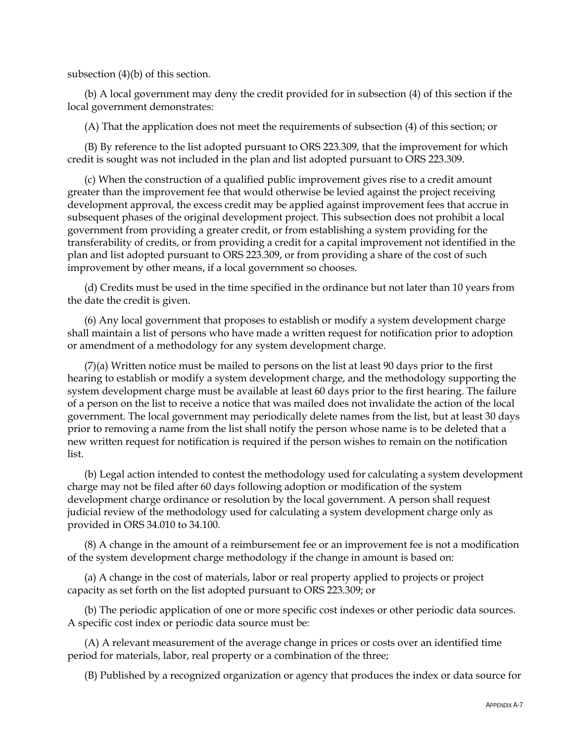subsection (4)(b) of this section.

(b) A local government may deny the credit provided for in subsection (4) of this section if the local government demonstrates:

(A) That the application does not meet the requirements of subsection (4) of this section; or

(B) By reference to the list adopted pursuant to ORS 223.309, that the improvement for which credit is sought was not included in the plan and list adopted pursuant to ORS 223.309.

(c) When the construction of a qualified public improvement gives rise to a credit amount greater than the improvement fee that would otherwise be levied against the project receiving development approval, the excess credit may be applied against improvement fees that accrue in subsequent phases of the original development project. This subsection does not prohibit a local government from providing a greater credit, or from establishing a system providing for the transferability of credits, or from providing a credit for a capital improvement not identified in the plan and list adopted pursuant to ORS 223.309, or from providing a share of the cost of such improvement by other means, if a local government so chooses.

(d) Credits must be used in the time specified in the ordinance but not later than 10 years from the date the credit is given.

(6) Any local government that proposes to establish or modify a system development charge shall maintain a list of persons who have made a written request for notification prior to adoption or amendment of a methodology for any system development charge.

(7)(a) Written notice must be mailed to persons on the list at least 90 days prior to the first hearing to establish or modify a system development charge, and the methodology supporting the system development charge must be available at least 60 days prior to the first hearing. The failure of a person on the list to receive a notice that was mailed does not invalidate the action of the local government. The local government may periodically delete names from the list, but at least 30 days prior to removing a name from the list shall notify the person whose name is to be deleted that a new written request for notification is required if the person wishes to remain on the notification list.

(b) Legal action intended to contest the methodology used for calculating a system development charge may not be filed after 60 days following adoption or modification of the system development charge ordinance or resolution by the local government. A person shall request judicial review of the methodology used for calculating a system development charge only as provided in ORS 34.010 to 34.100.

(8) A change in the amount of a reimbursement fee or an improvement fee is not a modification of the system development charge methodology if the change in amount is based on:

(a) A change in the cost of materials, labor or real property applied to projects or project capacity as set forth on the list adopted pursuant to ORS 223.309; or

(b) The periodic application of one or more specific cost indexes or other periodic data sources. A specific cost index or periodic data source must be:

(A) A relevant measurement of the average change in prices or costs over an identified time period for materials, labor, real property or a combination of the three;

(B) Published by a recognized organization or agency that produces the index or data source for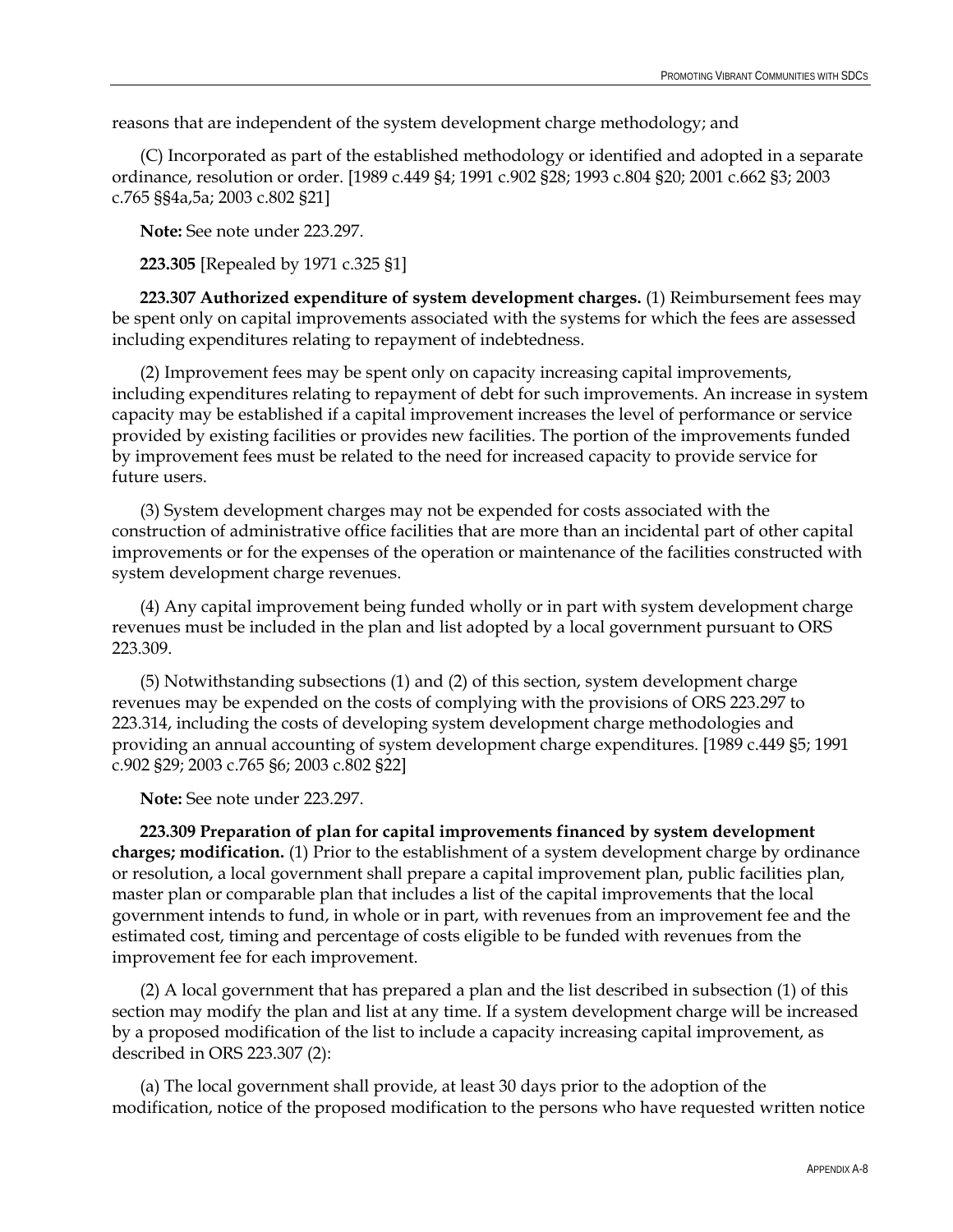reasons that are independent of the system development charge methodology; and

(C) Incorporated as part of the established methodology or identified and adopted in a separate ordinance, resolution or order. [1989 c.449 §4; 1991 c.902 §28; 1993 c.804 §20; 2001 c.662 §3; 2003 c.765 §§4a,5a; 2003 c.802 §21]

**Note:** See note under 223.297.

**223.305** [Repealed by 1971 c.325 §1]

**223.307 Authorized expenditure of system development charges.** (1) Reimbursement fees may be spent only on capital improvements associated with the systems for which the fees are assessed including expenditures relating to repayment of indebtedness.

(2) Improvement fees may be spent only on capacity increasing capital improvements, including expenditures relating to repayment of debt for such improvements. An increase in system capacity may be established if a capital improvement increases the level of performance or service provided by existing facilities or provides new facilities. The portion of the improvements funded by improvement fees must be related to the need for increased capacity to provide service for future users.

(3) System development charges may not be expended for costs associated with the construction of administrative office facilities that are more than an incidental part of other capital improvements or for the expenses of the operation or maintenance of the facilities constructed with system development charge revenues.

(4) Any capital improvement being funded wholly or in part with system development charge revenues must be included in the plan and list adopted by a local government pursuant to ORS 223.309.

(5) Notwithstanding subsections (1) and (2) of this section, system development charge revenues may be expended on the costs of complying with the provisions of ORS 223.297 to 223.314, including the costs of developing system development charge methodologies and providing an annual accounting of system development charge expenditures. [1989 c.449 §5; 1991 c.902 §29; 2003 c.765 §6; 2003 c.802 §22]

**Note:** See note under 223.297.

**223.309 Preparation of plan for capital improvements financed by system development charges; modification.** (1) Prior to the establishment of a system development charge by ordinance or resolution, a local government shall prepare a capital improvement plan, public facilities plan, master plan or comparable plan that includes a list of the capital improvements that the local government intends to fund, in whole or in part, with revenues from an improvement fee and the estimated cost, timing and percentage of costs eligible to be funded with revenues from the improvement fee for each improvement.

(2) A local government that has prepared a plan and the list described in subsection (1) of this section may modify the plan and list at any time. If a system development charge will be increased by a proposed modification of the list to include a capacity increasing capital improvement, as described in ORS 223.307 (2):

(a) The local government shall provide, at least 30 days prior to the adoption of the modification, notice of the proposed modification to the persons who have requested written notice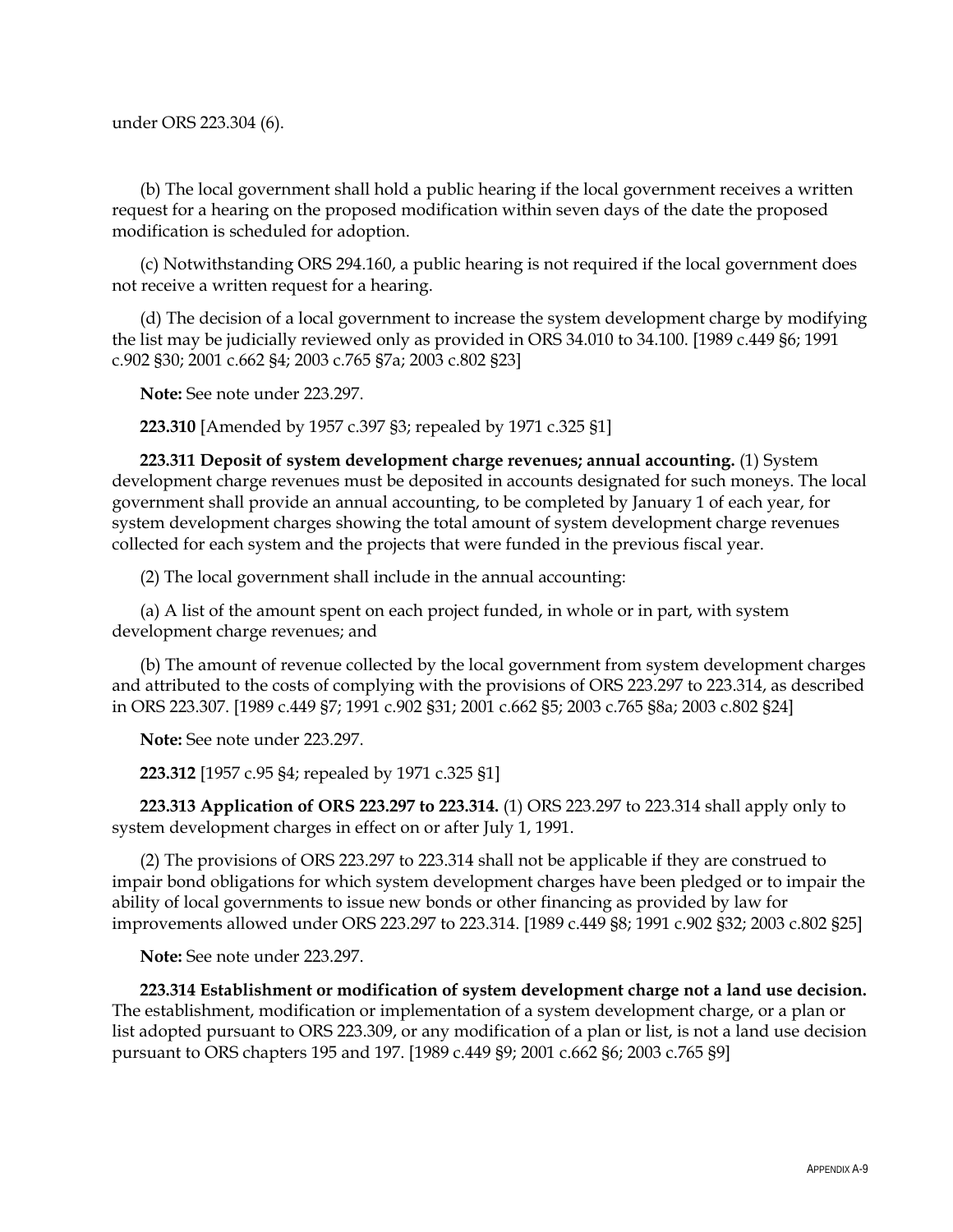under ORS 223.304 (6).

(b) The local government shall hold a public hearing if the local government receives a written request for a hearing on the proposed modification within seven days of the date the proposed modification is scheduled for adoption.

(c) Notwithstanding ORS 294.160, a public hearing is not required if the local government does not receive a written request for a hearing.

(d) The decision of a local government to increase the system development charge by modifying the list may be judicially reviewed only as provided in ORS 34.010 to 34.100. [1989 c.449 §6; 1991 c.902 §30; 2001 c.662 §4; 2003 c.765 §7a; 2003 c.802 §23]

**Note:** See note under 223.297.

**223.310** [Amended by 1957 c.397 §3; repealed by 1971 c.325 §1]

**223.311 Deposit of system development charge revenues; annual accounting.** (1) System development charge revenues must be deposited in accounts designated for such moneys. The local government shall provide an annual accounting, to be completed by January 1 of each year, for system development charges showing the total amount of system development charge revenues collected for each system and the projects that were funded in the previous fiscal year.

(2) The local government shall include in the annual accounting:

(a) A list of the amount spent on each project funded, in whole or in part, with system development charge revenues; and

(b) The amount of revenue collected by the local government from system development charges and attributed to the costs of complying with the provisions of ORS 223.297 to 223.314, as described in ORS 223.307. [1989 c.449 §7; 1991 c.902 §31; 2001 c.662 §5; 2003 c.765 §8a; 2003 c.802 §24]

**Note:** See note under 223.297.

**223.312** [1957 c.95 §4; repealed by 1971 c.325 §1]

**223.313 Application of ORS 223.297 to 223.314.** (1) ORS 223.297 to 223.314 shall apply only to system development charges in effect on or after July 1, 1991.

(2) The provisions of ORS 223.297 to 223.314 shall not be applicable if they are construed to impair bond obligations for which system development charges have been pledged or to impair the ability of local governments to issue new bonds or other financing as provided by law for improvements allowed under ORS 223.297 to 223.314. [1989 c.449 §8; 1991 c.902 §32; 2003 c.802 §25]

**Note:** See note under 223.297.

**223.314 Establishment or modification of system development charge not a land use decision.** The establishment, modification or implementation of a system development charge, or a plan or list adopted pursuant to ORS 223.309, or any modification of a plan or list, is not a land use decision pursuant to ORS chapters 195 and 197. [1989 c.449 §9; 2001 c.662 §6; 2003 c.765 §9]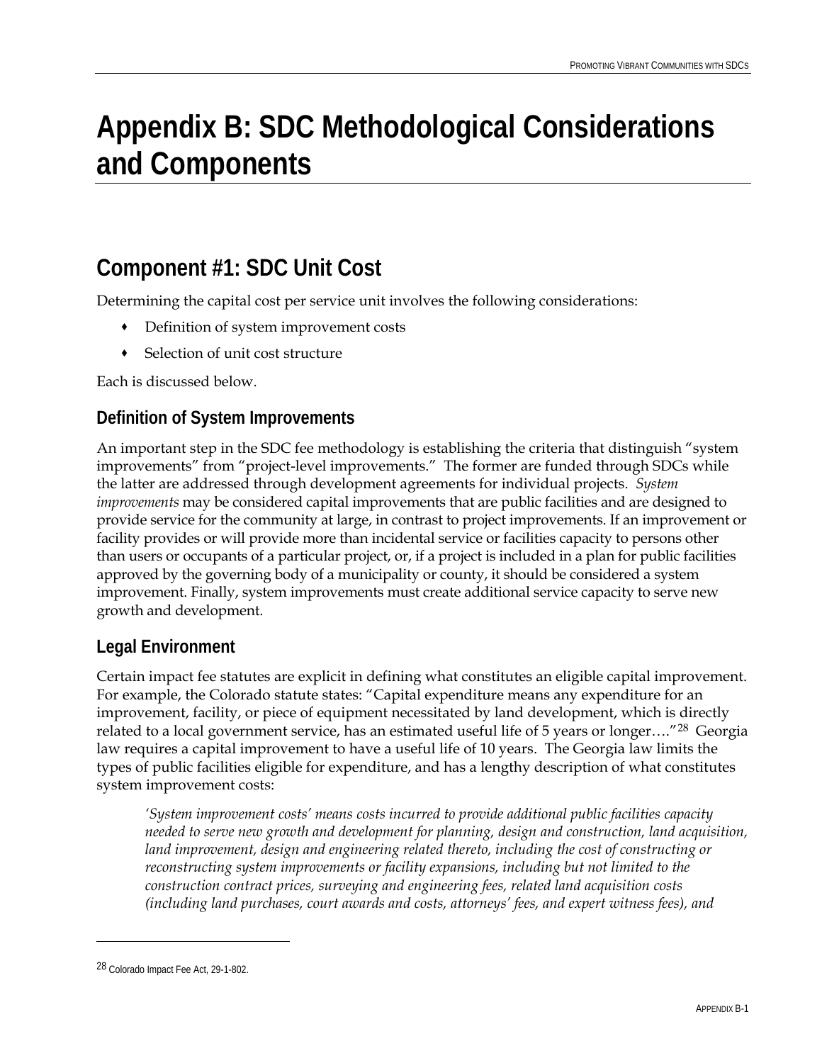# Appendix B: SDC Methodological Considerations and Components

## Component #1: SDC Unit Cost

Determining the capital cost per service unit involves the following considerations:

- Definition of system improvement costs
- Selection of unit cost structure

Each is discussed below.

### Definition of System Improvements

An important step in the SDC fee methodology is establishing the criteria that distinguish "system improvements" from "project-level improvements." The former are funded through SDCs while the latter are addressed through development agreements for individual projects. *System improvements* may be considered capital improvements that are public facilities and are designed to provide service for the community at large, in contrast to project improvements. If an improvement or facility provides or will provide more than incidental service or facilities capacity to persons other than users or occupants of a particular project, or, if a project is included in a plan for public facilities approved by the governing body of a municipality or county, it should be considered a system improvement. Finally, system improvements must create additional service capacity to serve new growth and development.

### Legal Environment

Certain impact fee statutes are explicit in defining what constitutes an eligible capital improvement. For example, the Colorado statute states: "Capital expenditure means any expenditure for an improvement, facility, or piece of equipment necessitated by land development, which is directly related to a local government service, has an estimated useful life of 5 years or longer…."[28] Georgia law requires a capital improvement to have a useful life of 10 years. The Georgia law limits the types of public facilities eligible for expenditure, and has a lengthy description of what constitutes system improvement costs:

> *'System improvement costs' means costs incurred to provide additional public facilities capacity needed to serve new growth and development for planning, design and construction, land acquisition, land improvement, design and engineering related thereto, including the cost of constructing or reconstructing system improvements or facility expansions, including but not limited to the construction contract prices, surveying and engineering fees, related land acquisition costs (including land purchases, court awards and costs, attorneys' fees, and expert witness fees), and*

---

[28] Colorado Impact Fee Act, 29-1-802.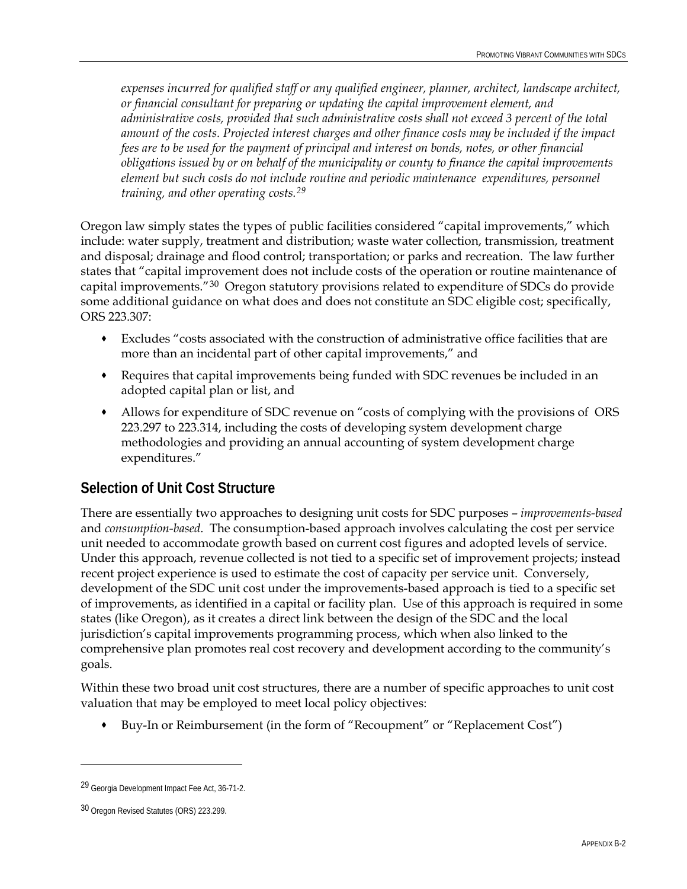*expenses incurred for qualified staff or any qualified engineer, planner, architect, landscape architect, or financial consultant for preparing or updating the capital improvement element, and administrative costs, provided that such administrative costs shall not exceed 3 percent of the total amount of the costs. Projected interest charges and other finance costs may be included if the impact fees are to be used for the payment of principal and interest on bonds, notes, or other financial obligations issued by or on behalf of the municipality or county to finance the capital improvements element but such costs do not include routine and periodic maintenance expenditures, personnel training, and other operating costs.*[29]

Oregon law simply states the types of public facilities considered "capital improvements," which include: water supply, treatment and distribution; waste water collection, transmission, treatment and disposal; drainage and flood control; transportation; or parks and recreation. The law further states that "capital improvement does not include costs of the operation or routine maintenance of capital improvements."[30] Oregon statutory provisions related to expenditure of SDCs do provide some additional guidance on what does and does not constitute an SDC eligible cost; specifically, ORS 223.307:

- Excludes "costs associated with the construction of administrative office facilities that are more than an incidental part of other capital improvements," and
- Requires that capital improvements being funded with SDC revenues be included in an adopted capital plan or list, and
- Allows for expenditure of SDC revenue on "costs of complying with the provisions of ORS 223.297 to 223.314, including the costs of developing system development charge methodologies and providing an annual accounting of system development charge expenditures."

## Selection of Unit Cost Structure

There are essentially two approaches to designing unit costs for SDC purposes – *improvements-based* and *consumption-based*. The consumption-based approach involves calculating the cost per service unit needed to accommodate growth based on current cost figures and adopted levels of service. Under this approach, revenue collected is not tied to a specific set of improvement projects; instead recent project experience is used to estimate the cost of capacity per service unit. Conversely, development of the SDC unit cost under the improvements-based approach is tied to a specific set of improvements, as identified in a capital or facility plan. Use of this approach is required in some states (like Oregon), as it creates a direct link between the design of the SDC and the local jurisdiction's capital improvements programming process, which when also linked to the comprehensive plan promotes real cost recovery and development according to the community's goals.

Within these two broad unit cost structures, there are a number of specific approaches to unit cost valuation that may be employed to meet local policy objectives:

- Buy-In or Reimbursement (in the form of "Recoupment" or "Replacement Cost")

---

[29] Georgia Development Impact Fee Act, 36-71-2.

[30] Oregon Revised Statutes (ORS) 223.299.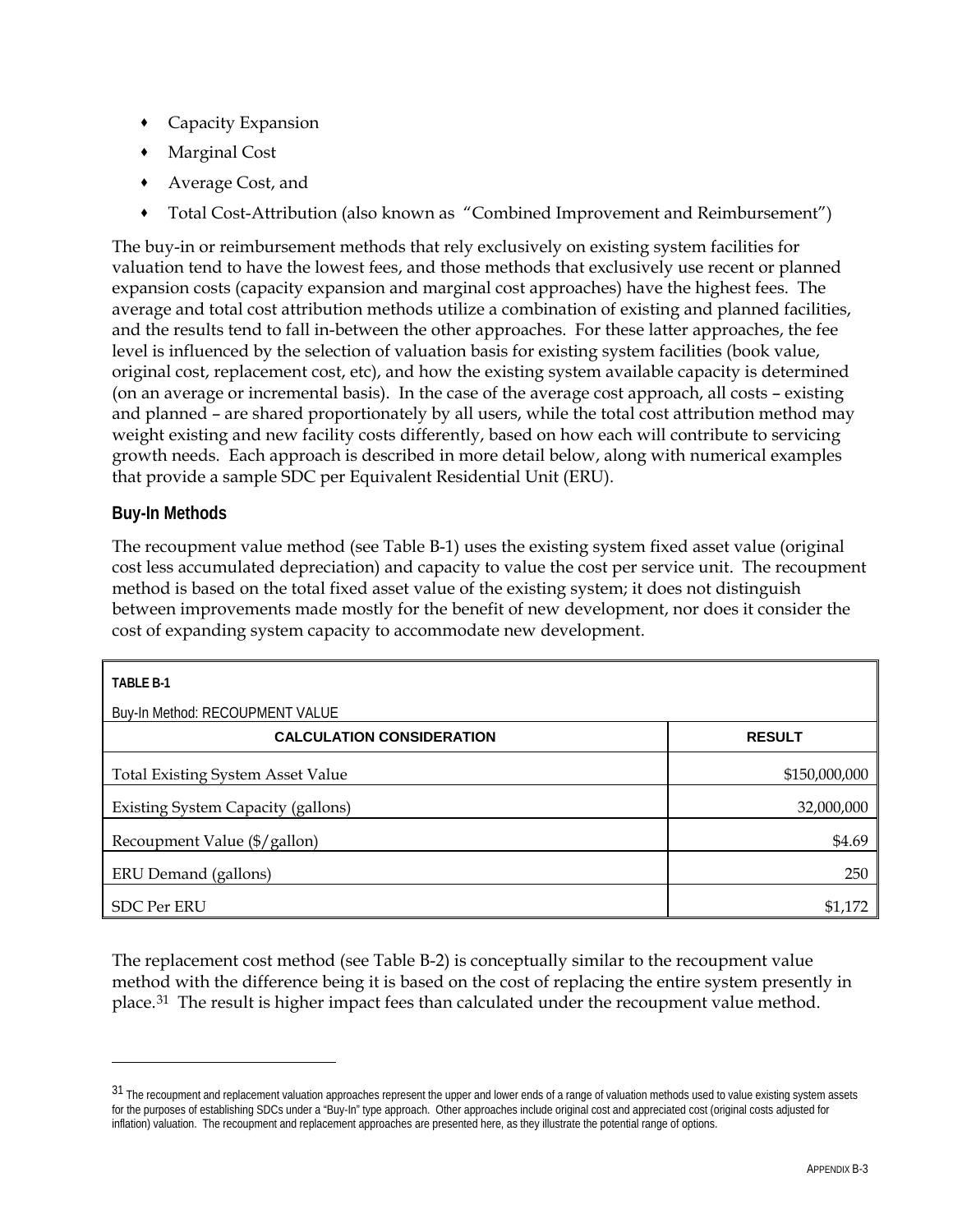- Capacity Expansion
- Marginal Cost
- Average Cost, and
- Total Cost-Attribution (also known as "Combined Improvement and Reimbursement")

The buy-in or reimbursement methods that rely exclusively on existing system facilities for valuation tend to have the lowest fees, and those methods that exclusively use recent or planned expansion costs (capacity expansion and marginal cost approaches) have the highest fees. The average and total cost attribution methods utilize a combination of existing and planned facilities, and the results tend to fall in-between the other approaches. For these latter approaches, the fee level is influenced by the selection of valuation basis for existing system facilities (book value, original cost, replacement cost, etc), and how the existing system available capacity is determined (on an average or incremental basis). In the case of the average cost approach, all costs – existing and planned – are shared proportionately by all users, while the total cost attribution method may weight existing and new facility costs differently, based on how each will contribute to servicing growth needs. Each approach is described in more detail below, along with numerical examples that provide a sample SDC per Equivalent Residential Unit (ERU).

### Buy-In Methods

The recoupment value method (see Table B-1) uses the existing system fixed asset value (original cost less accumulated depreciation) and capacity to value the cost per service unit. The recoupment method is based on the total fixed asset value of the existing system; it does not distinguish between improvements made mostly for the benefit of new development, nor does it consider the cost of expanding system capacity to accommodate new development.

**TABLE B-1**

Buy-In Method: RECOUPMENT VALUE

| CALCULATION CONSIDERATION | RESULT |
|---|---|
| Total Existing System Asset Value | $150,000,000 |
| Existing System Capacity (gallons) | 32,000,000 |
| Recoupment Value ($/gallon) | $4.69 |
| ERU Demand (gallons) | 250 |
| SDC Per ERU | $1,172 |

The replacement cost method (see Table B-2) is conceptually similar to the recoupment value method with the difference being it is based on the cost of replacing the entire system presently in place.[31] The result is higher impact fees than calculated under the recoupment value method.

---

[31] The recoupment and replacement valuation approaches represent the upper and lower ends of a range of valuation methods used to value existing system assets for the purposes of establishing SDCs under a "Buy-In" type approach. Other approaches include original cost and appreciated cost (original costs adjusted for inflation) valuation. The recoupment and replacement approaches are presented here, as they illustrate the potential range of options.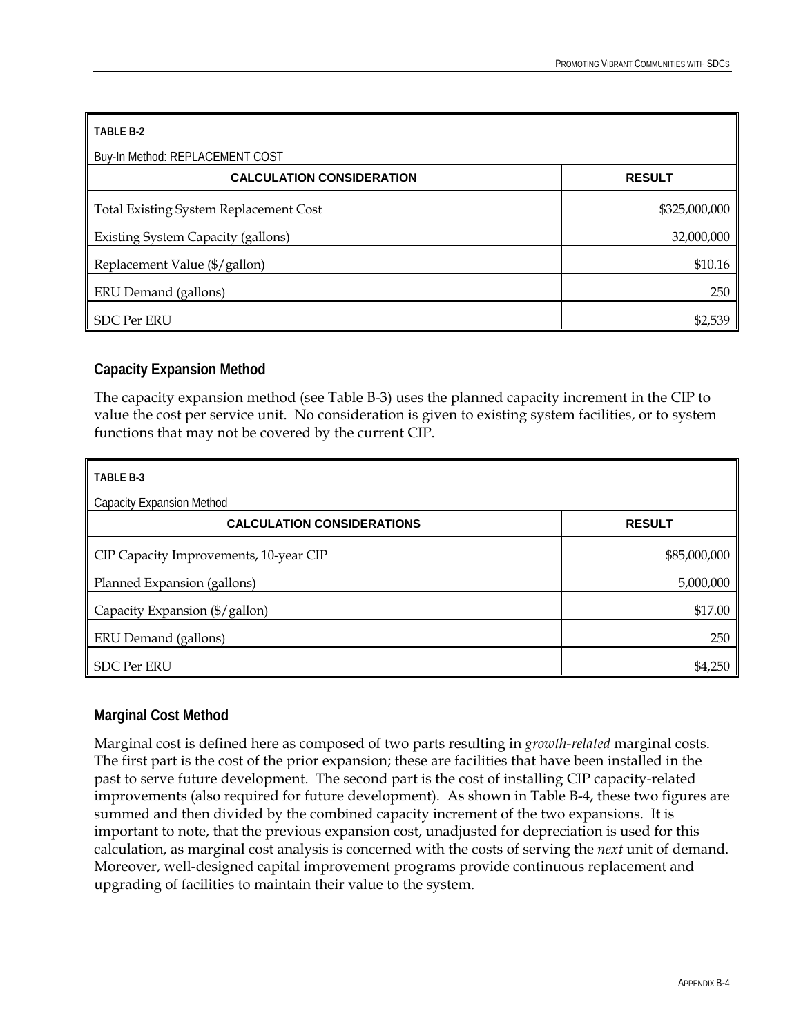| TABLE B-2<br>Buy-In Method: REPLACEMENT COST | |
|---|---|
| **CALCULATION CONSIDERATION** | **RESULT** |
| Total Existing System Replacement Cost | \$325,000,000 |
| Existing System Capacity (gallons) | 32,000,000 |
| Replacement Value (\$/gallon) | \$10.16 |
| ERU Demand (gallons) | 250 |
| SDC Per ERU | \$2,539 |

## Capacity Expansion Method

The capacity expansion method (see Table B-3) uses the planned capacity increment in the CIP to value the cost per service unit. No consideration is given to existing system facilities, or to system functions that may not be covered by the current CIP.

| TABLE B-3<br>Capacity Expansion Method | |
|---|---|
| **CALCULATION CONSIDERATIONS** | **RESULT** |
| CIP Capacity Improvements, 10-year CIP | \$85,000,000 |
| Planned Expansion (gallons) | 5,000,000 |
| Capacity Expansion (\$/gallon) | \$17.00 |
| ERU Demand (gallons) | 250 |
| SDC Per ERU | \$4,250 |

## Marginal Cost Method

Marginal cost is defined here as composed of two parts resulting in *growth-related* marginal costs. The first part is the cost of the prior expansion; these are facilities that have been installed in the past to serve future development. The second part is the cost of installing CIP capacity-related improvements (also required for future development). As shown in Table B-4, these two figures are summed and then divided by the combined capacity increment of the two expansions. It is important to note, that the previous expansion cost, unadjusted for depreciation is used for this calculation, as marginal cost analysis is concerned with the costs of serving the *next* unit of demand. Moreover, well-designed capital improvement programs provide continuous replacement and upgrading of facilities to maintain their value to the system.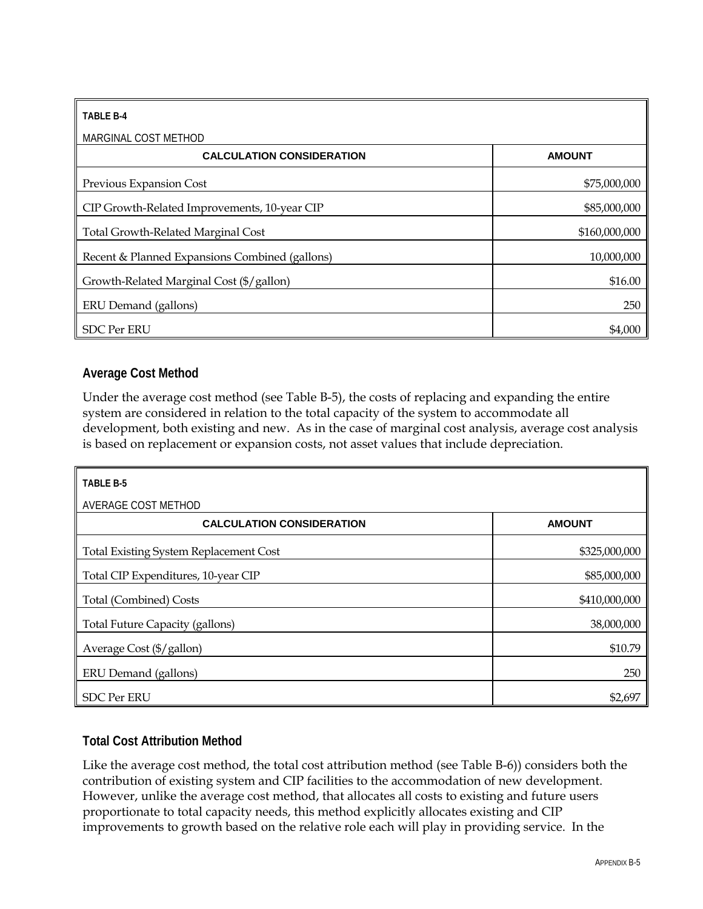| TABLE B-4<br>MARGINAL COST METHOD | |
|---|---|
| **CALCULATION CONSIDERATION** | **AMOUNT** |
| Previous Expansion Cost | $75,000,000 |
| CIP Growth-Related Improvements, 10-year CIP | $85,000,000 |
| Total Growth-Related Marginal Cost | $160,000,000 |
| Recent & Planned Expansions Combined (gallons) | 10,000,000 |
| Growth-Related Marginal Cost ($/gallon) | $16.00 |
| ERU Demand (gallons) | 250 |
| SDC Per ERU | $4,000 |

### Average Cost Method

Under the average cost method (see Table B-5), the costs of replacing and expanding the entire system are considered in relation to the total capacity of the system to accommodate all development, both existing and new. As in the case of marginal cost analysis, average cost analysis is based on replacement or expansion costs, not asset values that include depreciation.

| TABLE B-5<br>AVERAGE COST METHOD | |
|---|---|
| **CALCULATION CONSIDERATION** | **AMOUNT** |
| Total Existing System Replacement Cost | $325,000,000 |
| Total CIP Expenditures, 10-year CIP | $85,000,000 |
| Total (Combined) Costs | $410,000,000 |
| Total Future Capacity (gallons) | 38,000,000 |
| Average Cost ($/gallon) | $10.79 |
| ERU Demand (gallons) | 250 |
| SDC Per ERU | $2,697 |

### Total Cost Attribution Method

Like the average cost method, the total cost attribution method (see Table B-6)) considers both the contribution of existing system and CIP facilities to the accommodation of new development. However, unlike the average cost method, that allocates all costs to existing and future users proportionate to total capacity needs, this method explicitly allocates existing and CIP improvements to growth based on the relative role each will play in providing service. In the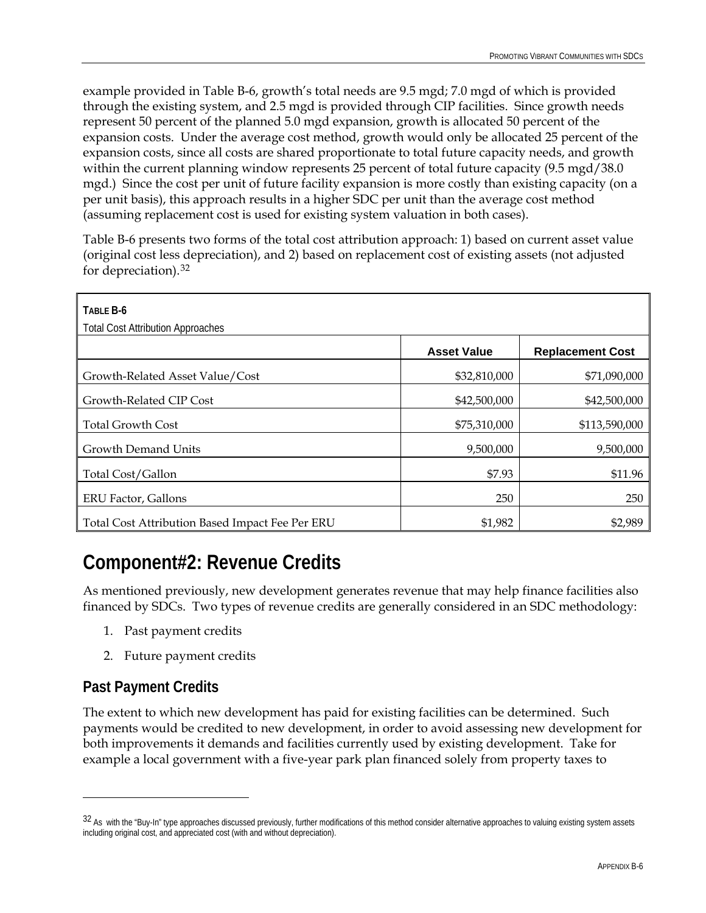example provided in Table B-6, growth's total needs are 9.5 mgd; 7.0 mgd of which is provided through the existing system, and 2.5 mgd is provided through CIP facilities. Since growth needs represent 50 percent of the planned 5.0 mgd expansion, growth is allocated 50 percent of the expansion costs. Under the average cost method, growth would only be allocated 25 percent of the expansion costs, since all costs are shared proportionate to total future capacity needs, and growth within the current planning window represents 25 percent of total future capacity (9.5 mgd/38.0 mgd.) Since the cost per unit of future facility expansion is more costly than existing capacity (on a per unit basis), this approach results in a higher SDC per unit than the average cost method (assuming replacement cost is used for existing system valuation in both cases).

Table B-6 presents two forms of the total cost attribution approach: 1) based on current asset value (original cost less depreciation), and 2) based on replacement cost of existing assets (not adjusted for depreciation).[32]

**TABLE B-6**
Total Cost Attribution Approaches

| | Asset Value | Replacement Cost |
|---|---|---|
| Growth-Related Asset Value/Cost | $32,810,000 | $71,090,000 |
| Growth-Related CIP Cost | $42,500,000 | $42,500,000 |
| Total Growth Cost | $75,310,000 | $113,590,000 |
| Growth Demand Units | 9,500,000 | 9,500,000 |
| Total Cost/Gallon | $7.93 | $11.96 |
| ERU Factor, Gallons | 250 | 250 |
| Total Cost Attribution Based Impact Fee Per ERU | $1,982 | $2,989 |

## Component#2: Revenue Credits

As mentioned previously, new development generates revenue that may help finance facilities also financed by SDCs. Two types of revenue credits are generally considered in an SDC methodology:

1. Past payment credits
2. Future payment credits

### Past Payment Credits

The extent to which new development has paid for existing facilities can be determined. Such payments would be credited to new development, in order to avoid assessing new development for both improvements it demands and facilities currently used by existing development. Take for example a local government with a five-year park plan financed solely from property taxes to

[32] As with the "Buy-In" type approaches discussed previously, further modifications of this method consider alternative approaches to valuing existing system assets including original cost, and appreciated cost (with and without depreciation).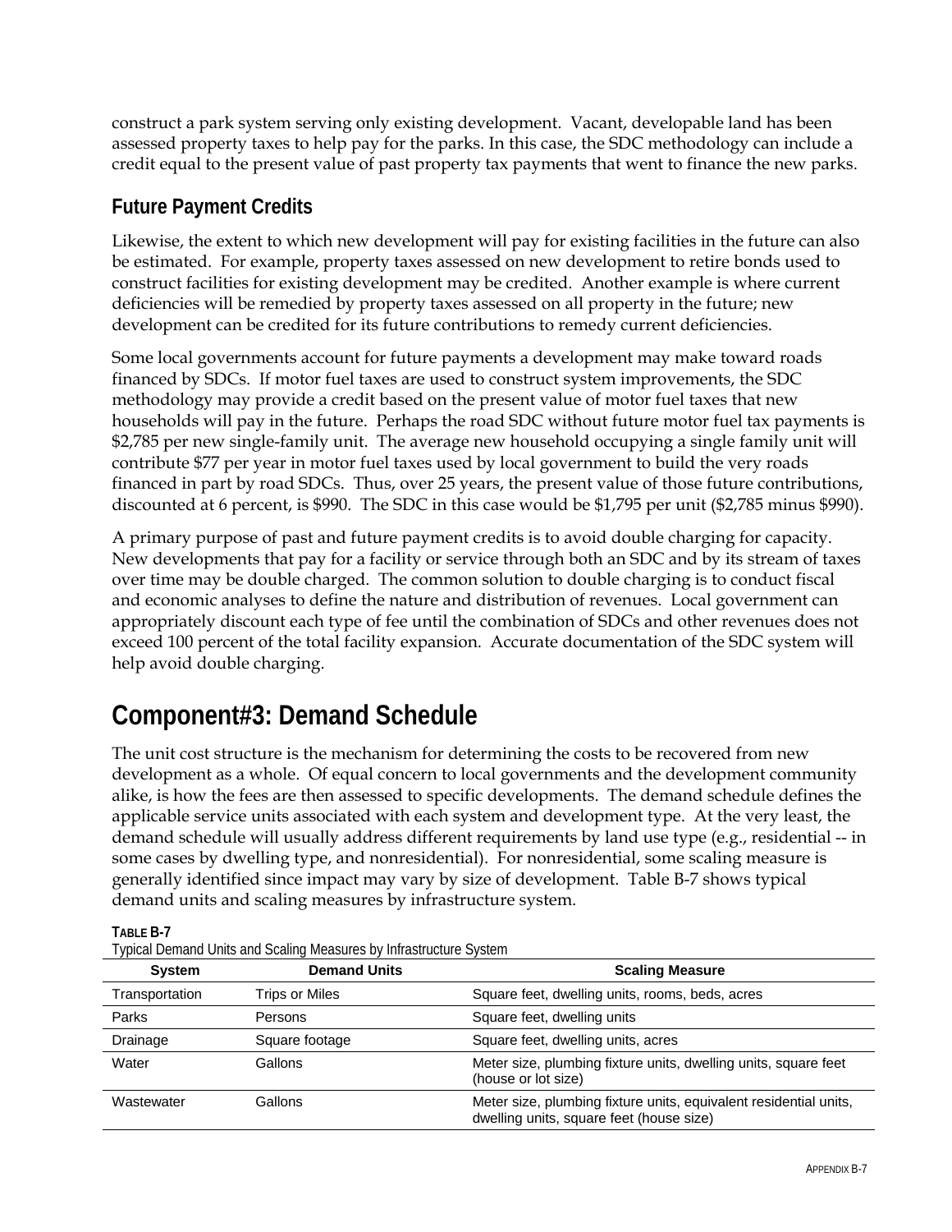construct a park system serving only existing development. Vacant, developable land has been assessed property taxes to help pay for the parks. In this case, the SDC methodology can include a credit equal to the present value of past property tax payments that went to finance the new parks.

### Future Payment Credits

Likewise, the extent to which new development will pay for existing facilities in the future can also be estimated. For example, property taxes assessed on new development to retire bonds used to construct facilities for existing development may be credited. Another example is where current deficiencies will be remedied by property taxes assessed on all property in the future; new development can be credited for its future contributions to remedy current deficiencies.

Some local governments account for future payments a development may make toward roads financed by SDCs. If motor fuel taxes are used to construct system improvements, the SDC methodology may provide a credit based on the present value of motor fuel taxes that new households will pay in the future. Perhaps the road SDC without future motor fuel tax payments is $2,785 per new single-family unit. The average new household occupying a single family unit will contribute $77 per year in motor fuel taxes used by local government to build the very roads financed in part by road SDCs. Thus, over 25 years, the present value of those future contributions, discounted at 6 percent, is $990. The SDC in this case would be $1,795 per unit ($2,785 minus $990).

A primary purpose of past and future payment credits is to avoid double charging for capacity. New developments that pay for a facility or service through both an SDC and by its stream of taxes over time may be double charged. The common solution to double charging is to conduct fiscal and economic analyses to define the nature and distribution of revenues. Local government can appropriately discount each type of fee until the combination of SDCs and other revenues does not exceed 100 percent of the total facility expansion. Accurate documentation of the SDC system will help avoid double charging.

## Component#3: Demand Schedule

The unit cost structure is the mechanism for determining the costs to be recovered from new development as a whole. Of equal concern to local governments and the development community alike, is how the fees are then assessed to specific developments. The demand schedule defines the applicable service units associated with each system and development type. At the very least, the demand schedule will usually address different requirements by land use type (e.g., residential -- in some cases by dwelling type, and nonresidential). For nonresidential, some scaling measure is generally identified since impact may vary by size of development. Table B-7 shows typical demand units and scaling measures by infrastructure system.

**TABLE B-7**
Typical Demand Units and Scaling Measures by Infrastructure System

| System | Demand Units | Scaling Measure |
|---|---|---|
| Transportation | Trips or Miles | Square feet, dwelling units, rooms, beds, acres |
| Parks | Persons | Square feet, dwelling units |
| Drainage | Square footage | Square feet, dwelling units, acres |
| Water | Gallons | Meter size, plumbing fixture units, dwelling units, square feet (house or lot size) |
| Wastewater | Gallons | Meter size, plumbing fixture units, equivalent residential units, dwelling units, square feet (house size) |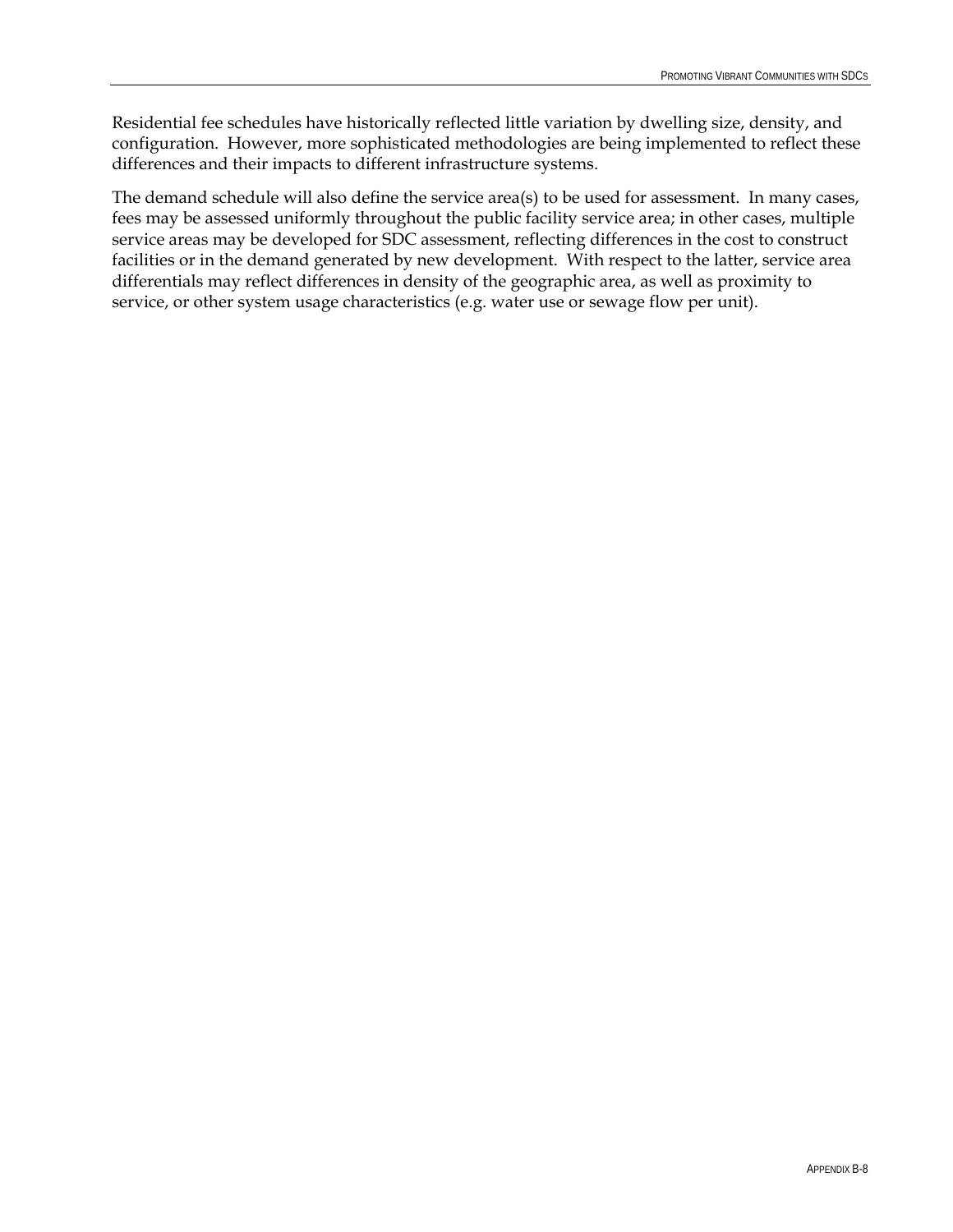Residential fee schedules have historically reflected little variation by dwelling size, density, and configuration. However, more sophisticated methodologies are being implemented to reflect these differences and their impacts to different infrastructure systems.

The demand schedule will also define the service area(s) to be used for assessment. In many cases, fees may be assessed uniformly throughout the public facility service area; in other cases, multiple service areas may be developed for SDC assessment, reflecting differences in the cost to construct facilities or in the demand generated by new development. With respect to the latter, service area differentials may reflect differences in density of the geographic area, as well as proximity to service, or other system usage characteristics (e.g. water use or sewage flow per unit).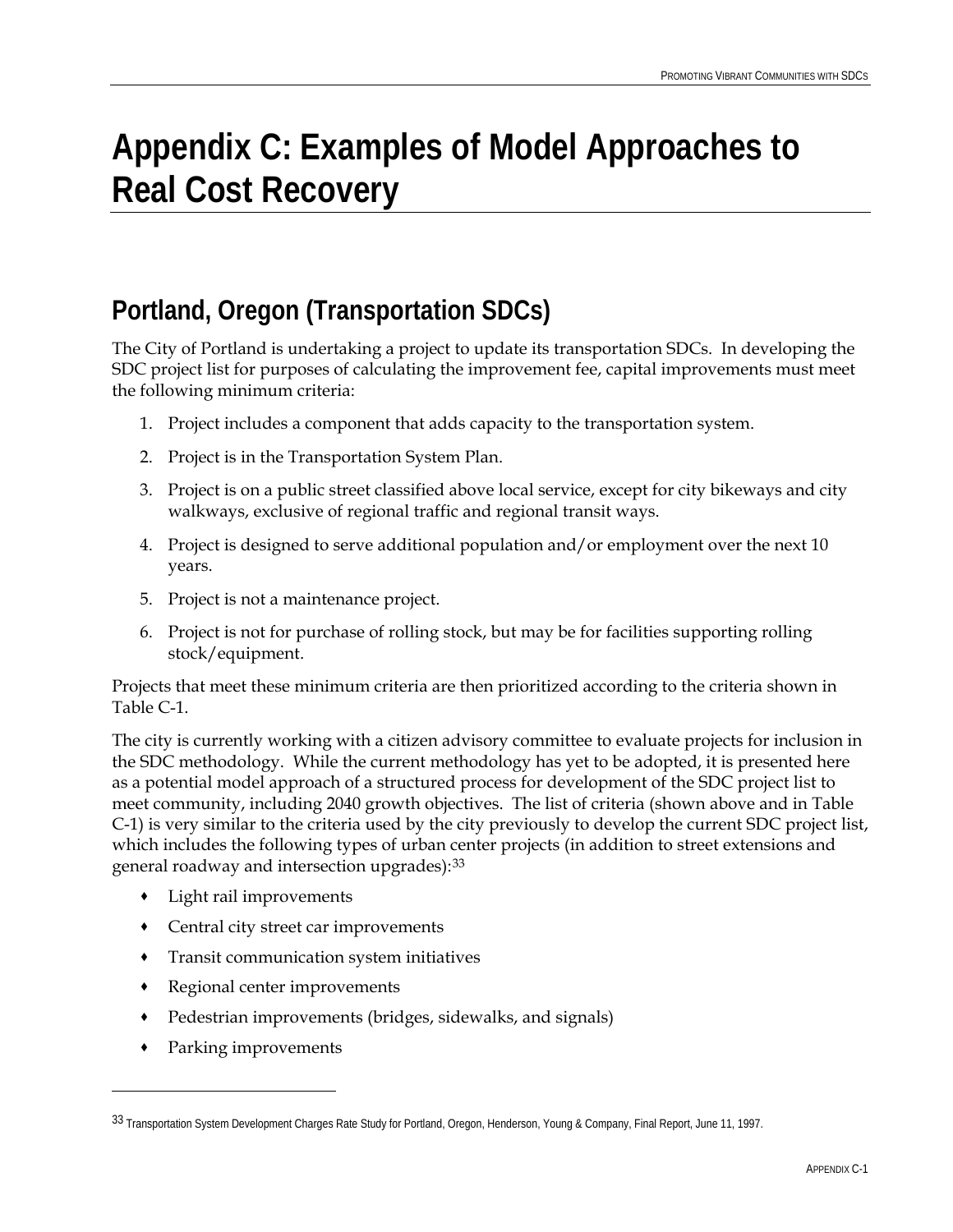# Appendix C: Examples of Model Approaches to Real Cost Recovery

## Portland, Oregon (Transportation SDCs)

The City of Portland is undertaking a project to update its transportation SDCs. In developing the SDC project list for purposes of calculating the improvement fee, capital improvements must meet the following minimum criteria:

1. Project includes a component that adds capacity to the transportation system.
2. Project is in the Transportation System Plan.
3. Project is on a public street classified above local service, except for city bikeways and city walkways, exclusive of regional traffic and regional transit ways.
4. Project is designed to serve additional population and/or employment over the next 10 years.
5. Project is not a maintenance project.
6. Project is not for purchase of rolling stock, but may be for facilities supporting rolling stock/equipment.

Projects that meet these minimum criteria are then prioritized according to the criteria shown in Table C-1.

The city is currently working with a citizen advisory committee to evaluate projects for inclusion in the SDC methodology. While the current methodology has yet to be adopted, it is presented here as a potential model approach of a structured process for development of the SDC project list to meet community, including 2040 growth objectives. The list of criteria (shown above and in Table C-1) is very similar to the criteria used by the city previously to develop the current SDC project list, which includes the following types of urban center projects (in addition to street extensions and general roadway and intersection upgrades):[33]

- Light rail improvements
- Central city street car improvements
- Transit communication system initiatives
- Regional center improvements
- Pedestrian improvements (bridges, sidewalks, and signals)
- Parking improvements

---

[33] Transportation System Development Charges Rate Study for Portland, Oregon, Henderson, Young & Company, Final Report, June 11, 1997.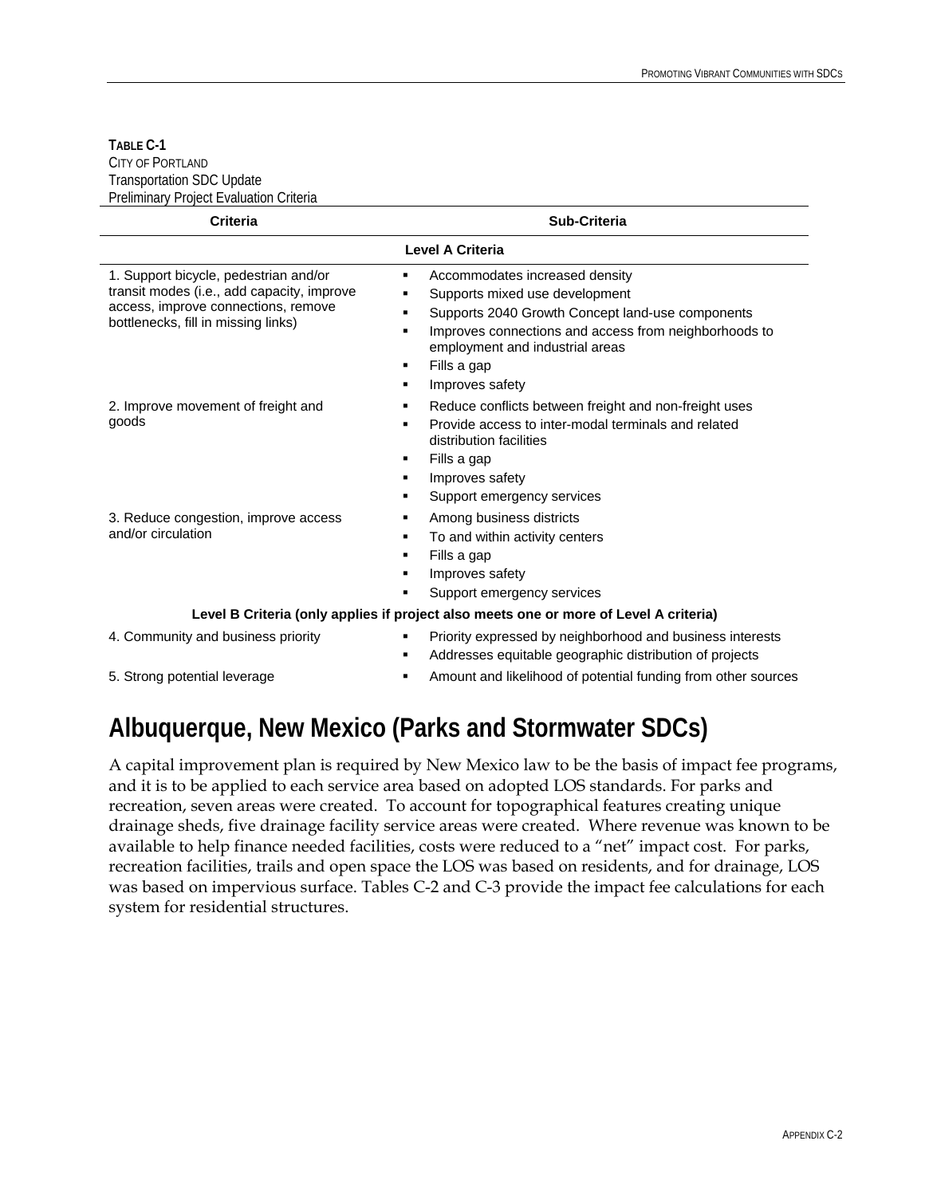**TABLE C-1**
CITY OF PORTLAND
Transportation SDC Update
Preliminary Project Evaluation Criteria

| Criteria | Sub-Criteria |
|---|---|
| **Level A Criteria** | |
| 1. Support bicycle, pedestrian and/or transit modes (i.e., add capacity, improve access, improve connections, remove bottlenecks, fill in missing links) | ▪ Accommodates increased density<br>▪ Supports mixed use development<br>▪ Supports 2040 Growth Concept land-use components<br>▪ Improves connections and access from neighborhoods to employment and industrial areas<br>▪ Fills a gap<br>▪ Improves safety |
| 2. Improve movement of freight and goods | ▪ Reduce conflicts between freight and non-freight uses<br>▪ Provide access to inter-modal terminals and related distribution facilities<br>▪ Fills a gap<br>▪ Improves safety<br>▪ Support emergency services |
| 3. Reduce congestion, improve access and/or circulation | ▪ Among business districts<br>▪ To and within activity centers<br>▪ Fills a gap<br>▪ Improves safety<br>▪ Support emergency services |
| **Level B Criteria (only applies if project also meets one or more of Level A criteria)** | |
| 4. Community and business priority | ▪ Priority expressed by neighborhood and business interests<br>▪ Addresses equitable geographic distribution of projects |
| 5. Strong potential leverage | ▪ Amount and likelihood of potential funding from other sources |

## Albuquerque, New Mexico (Parks and Stormwater SDCs)

A capital improvement plan is required by New Mexico law to be the basis of impact fee programs, and it is to be applied to each service area based on adopted LOS standards. For parks and recreation, seven areas were created. To account for topographical features creating unique drainage sheds, five drainage facility service areas were created. Where revenue was known to be available to help finance needed facilities, costs were reduced to a "net" impact cost. For parks, recreation facilities, trails and open space the LOS was based on residents, and for drainage, LOS was based on impervious surface. Tables C-2 and C-3 provide the impact fee calculations for each system for residential structures.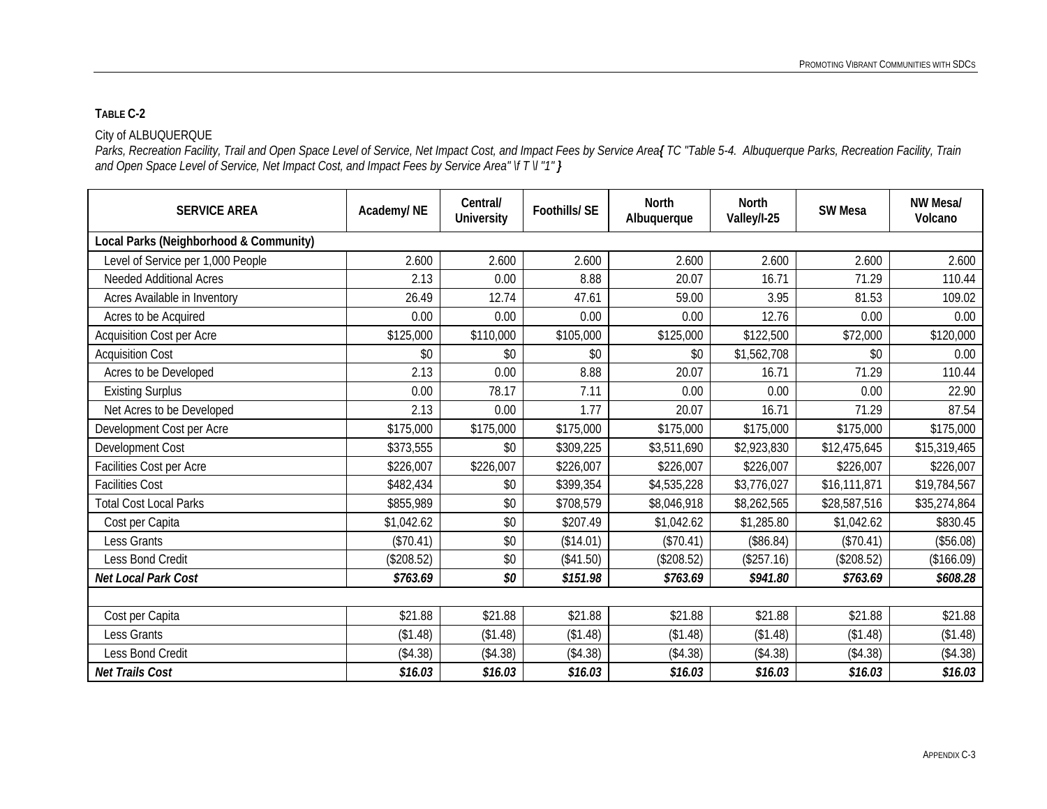**TABLE C-2**

City of ALBUQUERQUE

*Parks, Recreation Facility, Trail and Open Space Level of Service, Net Impact Cost, and Impact Fees by Service Area{ TC "Table 5-4. Albuquerque Parks, Recreation Facility, Train and Open Space Level of Service, Net Impact Cost, and Impact Fees by Service Area" \f T \l "1" }*

| SERVICE AREA | Academy/ NE | Central/ University | Foothills/ SE | North Albuquerque | North Valley/I-25 | SW Mesa | NW Mesa/ Volcano |
|---|---|---|---|---|---|---|---|
| **Local Parks (Neighborhood & Community)** | | | | | | | |
| Level of Service per 1,000 People | 2.600 | 2.600 | 2.600 | 2.600 | 2.600 | 2.600 | 2.600 |
| Needed Additional Acres | 2.13 | 0.00 | 8.88 | 20.07 | 16.71 | 71.29 | 110.44 |
| Acres Available in Inventory | 26.49 | 12.74 | 47.61 | 59.00 | 3.95 | 81.53 | 109.02 |
| Acres to be Acquired | 0.00 | 0.00 | 0.00 | 0.00 | 12.76 | 0.00 | 0.00 |
| Acquisition Cost per Acre | $125,000 | $110,000 | $105,000 | $125,000 | $122,500 | $72,000 | $120,000 |
| Acquisition Cost | $0 | $0 | $0 | $0 | $1,562,708 | $0 | 0.00 |
| Acres to be Developed | 2.13 | 0.00 | 8.88 | 20.07 | 16.71 | 71.29 | 110.44 |
| Existing Surplus | 0.00 | 78.17 | 7.11 | 0.00 | 0.00 | 0.00 | 22.90 |
| Net Acres to be Developed | 2.13 | 0.00 | 1.77 | 20.07 | 16.71 | 71.29 | 87.54 |
| Development Cost per Acre | $175,000 | $175,000 | $175,000 | $175,000 | $175,000 | $175,000 | $175,000 |
| Development Cost | $373,555 | $0 | $309,225 | $3,511,690 | $2,923,830 | $12,475,645 | $15,319,465 |
| Facilities Cost per Acre | $226,007 | $226,007 | $226,007 | $226,007 | $226,007 | $226,007 | $226,007 |
| Facilities Cost | $482,434 | $0 | $399,354 | $4,535,228 | $3,776,027 | $16,111,871 | $19,784,567 |
| Total Cost Local Parks | $855,989 | $0 | $708,579 | $8,046,918 | $8,262,565 | $28,587,516 | $35,274,864 |
| Cost per Capita | $1,042.62 | $0 | $207.49 | $1,042.62 | $1,285.80 | $1,042.62 | $830.45 |
| Less Grants | ($70.41) | $0 | ($14.01) | ($70.41) | ($86.84) | ($70.41) | ($56.08) |
| Less Bond Credit | ($208.52) | $0 | ($41.50) | ($208.52) | ($257.16) | ($208.52) | ($166.09) |
| ***Net Local Park Cost*** | ***$763.69*** | ***$0*** | ***$151.98*** | ***$763.69*** | ***$941.80*** | ***$763.69*** | ***$608.28*** |
| | | | | | | | |
| Cost per Capita | $21.88 | $21.88 | $21.88 | $21.88 | $21.88 | $21.88 | $21.88 |
| Less Grants | ($1.48) | ($1.48) | ($1.48) | ($1.48) | ($1.48) | ($1.48) | ($1.48) |
| Less Bond Credit | ($4.38) | ($4.38) | ($4.38) | ($4.38) | ($4.38) | ($4.38) | ($4.38) |
| ***Net Trails Cost*** | ***$16.03*** | ***$16.03*** | ***$16.03*** | ***$16.03*** | ***$16.03*** | ***$16.03*** | ***$16.03*** |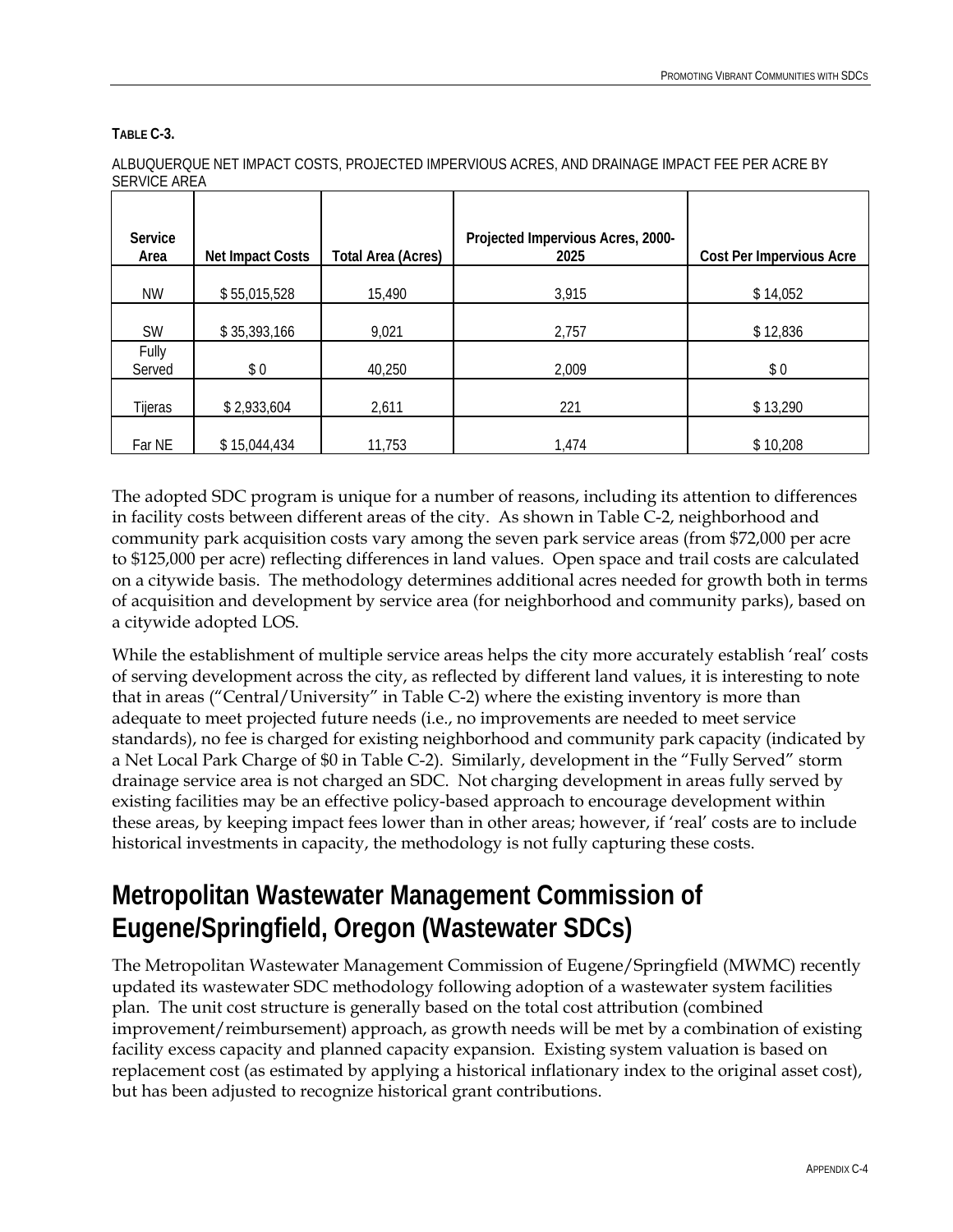**TABLE C-3.**

ALBUQUERQUE NET IMPACT COSTS, PROJECTED IMPERVIOUS ACRES, AND DRAINAGE IMPACT FEE PER ACRE BY SERVICE AREA

| Service Area | Net Impact Costs | Total Area (Acres) | Projected Impervious Acres, 2000-2025 | Cost Per Impervious Acre |
|---|---|---|---|---|
| NW | $ 55,015,528 | 15,490 | 3,915 | $ 14,052 |
| SW | $ 35,393,166 | 9,021 | 2,757 | $ 12,836 |
| Fully Served | $ 0 | 40,250 | 2,009 | $ 0 |
| Tijeras | $ 2,933,604 | 2,611 | 221 | $ 13,290 |
| Far NE | $ 15,044,434 | 11,753 | 1,474 | $ 10,208 |

The adopted SDC program is unique for a number of reasons, including its attention to differences in facility costs between different areas of the city. As shown in Table C-2, neighborhood and community park acquisition costs vary among the seven park service areas (from $72,000 per acre to $125,000 per acre) reflecting differences in land values. Open space and trail costs are calculated on a citywide basis. The methodology determines additional acres needed for growth both in terms of acquisition and development by service area (for neighborhood and community parks), based on a citywide adopted LOS.

While the establishment of multiple service areas helps the city more accurately establish 'real' costs of serving development across the city, as reflected by different land values, it is interesting to note that in areas ("Central/University" in Table C-2) where the existing inventory is more than adequate to meet projected future needs (i.e., no improvements are needed to meet service standards), no fee is charged for existing neighborhood and community park capacity (indicated by a Net Local Park Charge of $0 in Table C-2). Similarly, development in the "Fully Served" storm drainage service area is not charged an SDC. Not charging development in areas fully served by existing facilities may be an effective policy-based approach to encourage development within these areas, by keeping impact fees lower than in other areas; however, if 'real' costs are to include historical investments in capacity, the methodology is not fully capturing these costs.

## Metropolitan Wastewater Management Commission of Eugene/Springfield, Oregon (Wastewater SDCs)

The Metropolitan Wastewater Management Commission of Eugene/Springfield (MWMC) recently updated its wastewater SDC methodology following adoption of a wastewater system facilities plan. The unit cost structure is generally based on the total cost attribution (combined improvement/reimbursement) approach, as growth needs will be met by a combination of existing facility excess capacity and planned capacity expansion. Existing system valuation is based on replacement cost (as estimated by applying a historical inflationary index to the original asset cost), but has been adjusted to recognize historical grant contributions.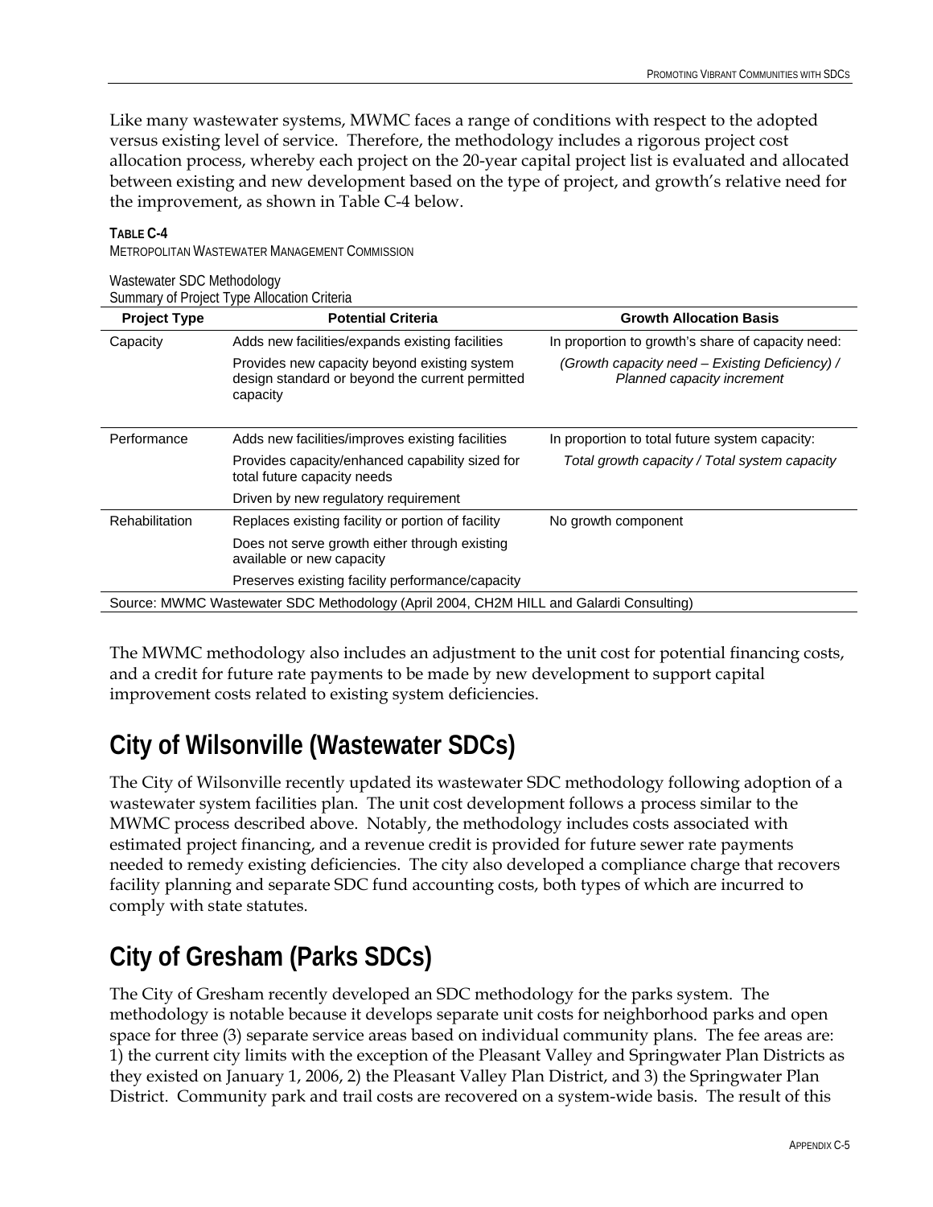Like many wastewater systems, MWMC faces a range of conditions with respect to the adopted versus existing level of service. Therefore, the methodology includes a rigorous project cost allocation process, whereby each project on the 20-year capital project list is evaluated and allocated between existing and new development based on the type of project, and growth's relative need for the improvement, as shown in Table C-4 below.

**TABLE C-4**
METROPOLITAN WASTEWATER MANAGEMENT COMMISSION

Wastewater SDC Methodology
Summary of Project Type Allocation Criteria

| Project Type | Potential Criteria | Growth Allocation Basis |
|---|---|---|
| Capacity | Adds new facilities/expands existing facilities | In proportion to growth's share of capacity need: |
| | Provides new capacity beyond existing system design standard or beyond the current permitted capacity | *(Growth capacity need – Existing Deficiency) / Planned capacity increment* |
| Performance | Adds new facilities/improves existing facilities | In proportion to total future system capacity: |
| | Provides capacity/enhanced capability sized for total future capacity needs | *Total growth capacity / Total system capacity* |
| | Driven by new regulatory requirement | |
| Rehabilitation | Replaces existing facility or portion of facility | No growth component |
| | Does not serve growth either through existing available or new capacity | |
| | Preserves existing facility performance/capacity | |

Source: MWMC Wastewater SDC Methodology (April 2004, CH2M HILL and Galardi Consulting)

The MWMC methodology also includes an adjustment to the unit cost for potential financing costs, and a credit for future rate payments to be made by new development to support capital improvement costs related to existing system deficiencies.

# City of Wilsonville (Wastewater SDCs)

The City of Wilsonville recently updated its wastewater SDC methodology following adoption of a wastewater system facilities plan. The unit cost development follows a process similar to the MWMC process described above. Notably, the methodology includes costs associated with estimated project financing, and a revenue credit is provided for future sewer rate payments needed to remedy existing deficiencies. The city also developed a compliance charge that recovers facility planning and separate SDC fund accounting costs, both types of which are incurred to comply with state statutes.

# City of Gresham (Parks SDCs)

The City of Gresham recently developed an SDC methodology for the parks system. The methodology is notable because it develops separate unit costs for neighborhood parks and open space for three (3) separate service areas based on individual community plans. The fee areas are: 1) the current city limits with the exception of the Pleasant Valley and Springwater Plan Districts as they existed on January 1, 2006, 2) the Pleasant Valley Plan District, and 3) the Springwater Plan District. Community park and trail costs are recovered on a system-wide basis. The result of this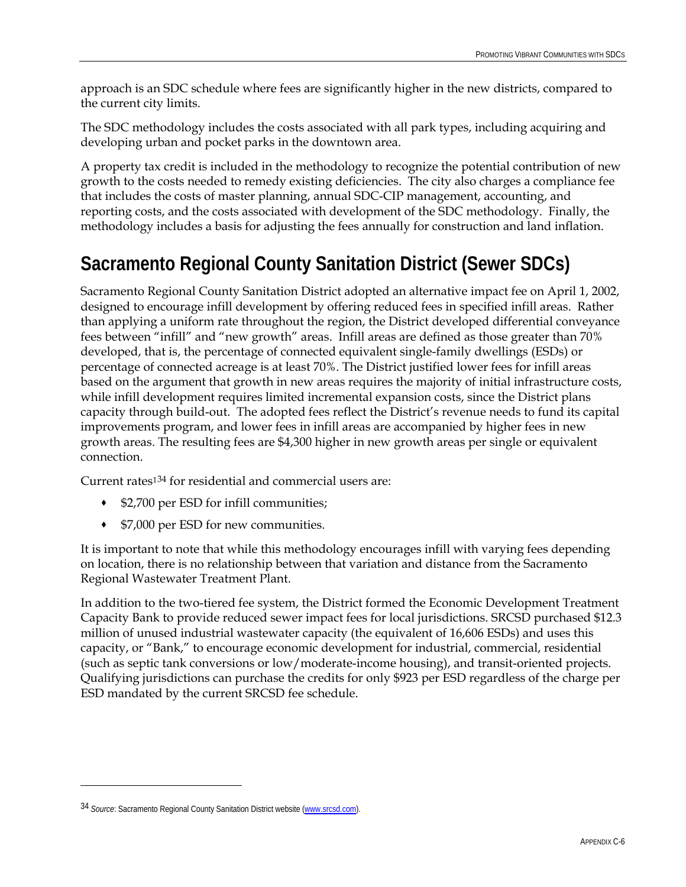approach is an SDC schedule where fees are significantly higher in the new districts, compared to the current city limits.

The SDC methodology includes the costs associated with all park types, including acquiring and developing urban and pocket parks in the downtown area.

A property tax credit is included in the methodology to recognize the potential contribution of new growth to the costs needed to remedy existing deficiencies. The city also charges a compliance fee that includes the costs of master planning, annual SDC-CIP management, accounting, and reporting costs, and the costs associated with development of the SDC methodology. Finally, the methodology includes a basis for adjusting the fees annually for construction and land inflation.

## Sacramento Regional County Sanitation District (Sewer SDCs)

Sacramento Regional County Sanitation District adopted an alternative impact fee on April 1, 2002, designed to encourage infill development by offering reduced fees in specified infill areas. Rather than applying a uniform rate throughout the region, the District developed differential conveyance fees between "infill" and "new growth" areas. Infill areas are defined as those greater than 70% developed, that is, the percentage of connected equivalent single-family dwellings (ESDs) or percentage of connected acreage is at least 70%. The District justified lower fees for infill areas based on the argument that growth in new areas requires the majority of initial infrastructure costs, while infill development requires limited incremental expansion costs, since the District plans capacity through build-out. The adopted fees reflect the District's revenue needs to fund its capital improvements program, and lower fees in infill areas are accompanied by higher fees in new growth areas. The resulting fees are $4,300 higher in new growth areas per single or equivalent connection.

Current rates[34] for residential and commercial users are:

- $2,700 per ESD for infill communities;
- $7,000 per ESD for new communities.

It is important to note that while this methodology encourages infill with varying fees depending on location, there is no relationship between that variation and distance from the Sacramento Regional Wastewater Treatment Plant.

In addition to the two-tiered fee system, the District formed the Economic Development Treatment Capacity Bank to provide reduced sewer impact fees for local jurisdictions. SRCSD purchased $12.3 million of unused industrial wastewater capacity (the equivalent of 16,606 ESDs) and uses this capacity, or "Bank," to encourage economic development for industrial, commercial, residential (such as septic tank conversions or low/moderate-income housing), and transit-oriented projects. Qualifying jurisdictions can purchase the credits for only $923 per ESD regardless of the charge per ESD mandated by the current SRCSD fee schedule.

---

[34] *Source*: Sacramento Regional County Sanitation District website (www.srcsd.com).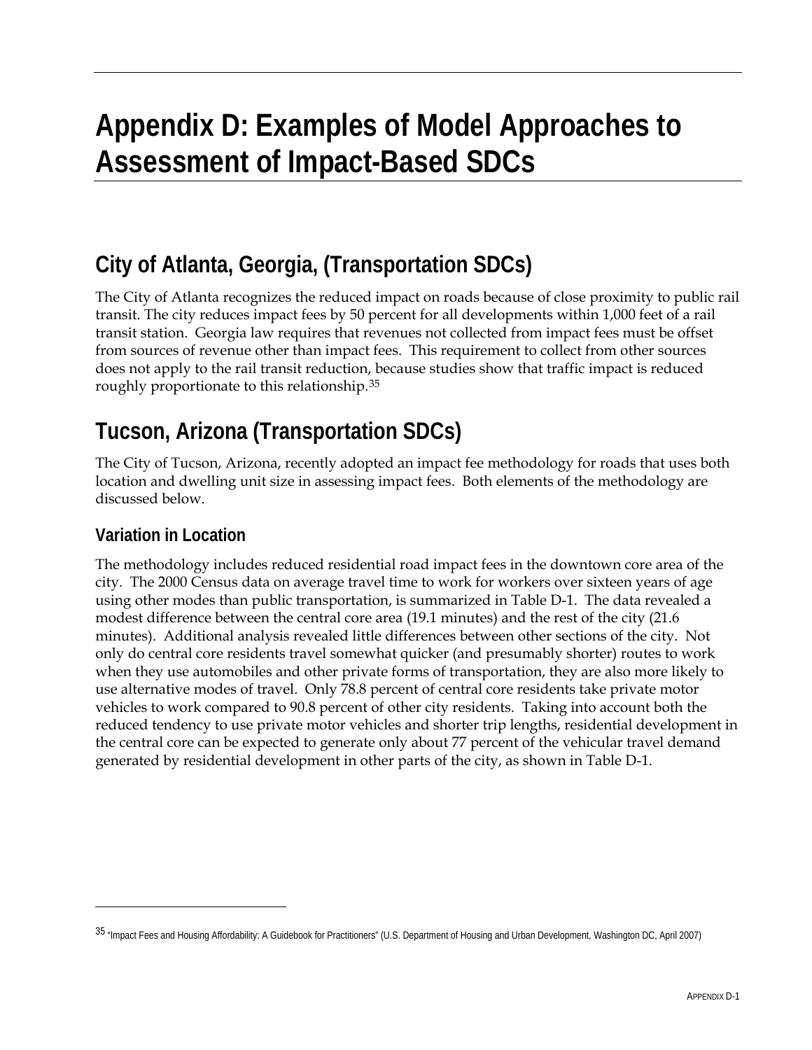# Appendix D: Examples of Model Approaches to Assessment of Impact-Based SDCs

## City of Atlanta, Georgia, (Transportation SDCs)

The City of Atlanta recognizes the reduced impact on roads because of close proximity to public rail transit. The city reduces impact fees by 50 percent for all developments within 1,000 feet of a rail transit station. Georgia law requires that revenues not collected from impact fees must be offset from sources of revenue other than impact fees. This requirement to collect from other sources does not apply to the rail transit reduction, because studies show that traffic impact is reduced roughly proportionate to this relationship.[35]

## Tucson, Arizona (Transportation SDCs)

The City of Tucson, Arizona, recently adopted an impact fee methodology for roads that uses both location and dwelling unit size in assessing impact fees. Both elements of the methodology are discussed below.

### Variation in Location

The methodology includes reduced residential road impact fees in the downtown core area of the city. The 2000 Census data on average travel time to work for workers over sixteen years of age using other modes than public transportation, is summarized in Table D-1. The data revealed a modest difference between the central core area (19.1 minutes) and the rest of the city (21.6 minutes). Additional analysis revealed little differences between other sections of the city. Not only do central core residents travel somewhat quicker (and presumably shorter) routes to work when they use automobiles and other private forms of transportation, they are also more likely to use alternative modes of travel. Only 78.8 percent of central core residents take private motor vehicles to work compared to 90.8 percent of other city residents. Taking into account both the reduced tendency to use private motor vehicles and shorter trip lengths, residential development in the central core can be expected to generate only about 77 percent of the vehicular travel demand generated by residential development in other parts of the city, as shown in Table D-1.

---

[35] "Impact Fees and Housing Affordability: A Guidebook for Practitioners" (U.S. Department of Housing and Urban Development, Washington DC, April 2007)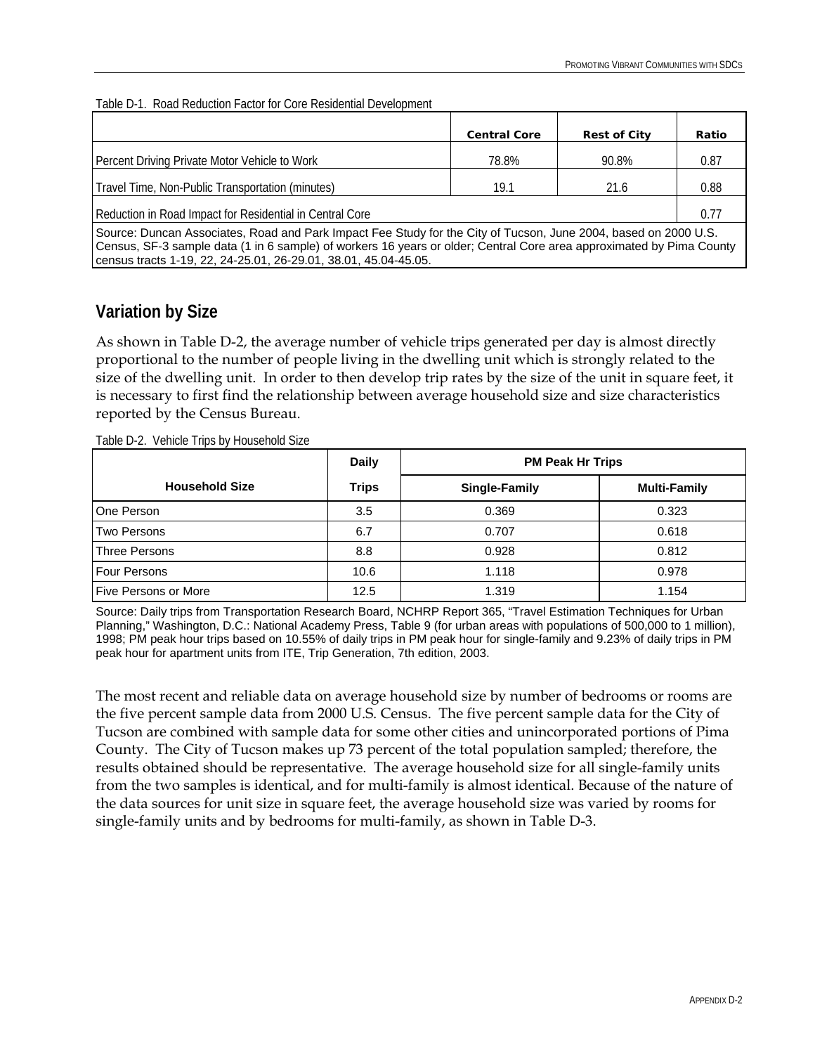Table D-1. Road Reduction Factor for Core Residential Development

| | Central Core | Rest of City | Ratio |
|---|---|---|---|
| Percent Driving Private Motor Vehicle to Work | 78.8% | 90.8% | 0.87 |
| Travel Time, Non-Public Transportation (minutes) | 19.1 | 21.6 | 0.88 |
| Reduction in Road Impact for Residential in Central Core | | | 0.77 |

Source: Duncan Associates, Road and Park Impact Fee Study for the City of Tucson, June 2004, based on 2000 U.S. Census, SF-3 sample data (1 in 6 sample) of workers 16 years or older; Central Core area approximated by Pima County census tracts 1-19, 22, 24-25.01, 26-29.01, 38.01, 45.04-45.05.

## Variation by Size

As shown in Table D-2, the average number of vehicle trips generated per day is almost directly proportional to the number of people living in the dwelling unit which is strongly related to the size of the dwelling unit. In order to then develop trip rates by the size of the unit in square feet, it is necessary to first find the relationship between average household size and size characteristics reported by the Census Bureau.

Table D-2. Vehicle Trips by Household Size

| | Daily | PM Peak Hr Trips | |
|---|---|---|---|
| Household Size | Trips | Single-Family | Multi-Family |
| One Person | 3.5 | 0.369 | 0.323 |
| Two Persons | 6.7 | 0.707 | 0.618 |
| Three Persons | 8.8 | 0.928 | 0.812 |
| Four Persons | 10.6 | 1.118 | 0.978 |
| Five Persons or More | 12.5 | 1.319 | 1.154 |

Source: Daily trips from Transportation Research Board, NCHRP Report 365, "Travel Estimation Techniques for Urban Planning," Washington, D.C.: National Academy Press, Table 9 (for urban areas with populations of 500,000 to 1 million), 1998; PM peak hour trips based on 10.55% of daily trips in PM peak hour for single-family and 9.23% of daily trips in PM peak hour for apartment units from ITE, Trip Generation, 7th edition, 2003.

The most recent and reliable data on average household size by number of bedrooms or rooms are the five percent sample data from 2000 U.S. Census. The five percent sample data for the City of Tucson are combined with sample data for some other cities and unincorporated portions of Pima County. The City of Tucson makes up 73 percent of the total population sampled; therefore, the results obtained should be representative. The average household size for all single-family units from the two samples is identical, and for multi-family is almost identical. Because of the nature of the data sources for unit size in square feet, the average household size was varied by rooms for single-family units and by bedrooms for multi-family, as shown in Table D-3.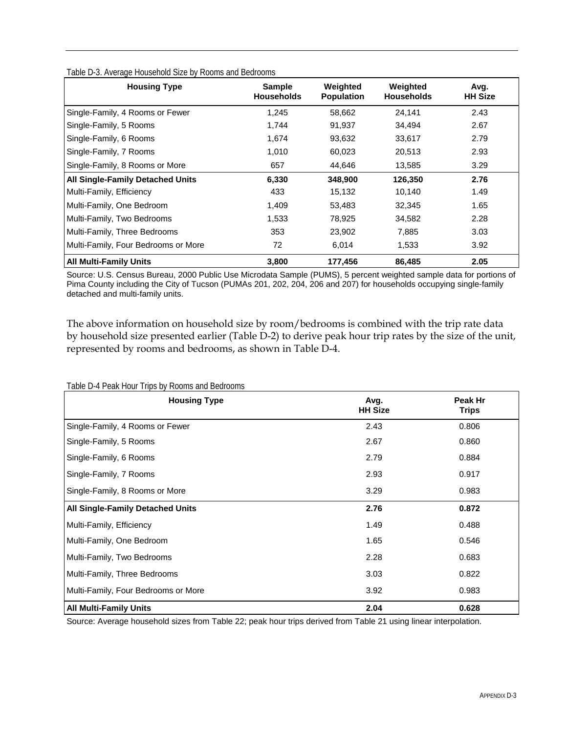Table D-3. Average Household Size by Rooms and Bedrooms

| Housing Type | Sample Households | Weighted Population | Weighted Households | Avg. HH Size |
|---|---|---|---|---|
| Single-Family, 4 Rooms or Fewer | 1,245 | 58,662 | 24,141 | 2.43 |
| Single-Family, 5 Rooms | 1,744 | 91,937 | 34,494 | 2.67 |
| Single-Family, 6 Rooms | 1,674 | 93,632 | 33,617 | 2.79 |
| Single-Family, 7 Rooms | 1,010 | 60,023 | 20,513 | 2.93 |
| Single-Family, 8 Rooms or More | 657 | 44,646 | 13,585 | 3.29 |
| **All Single-Family Detached Units** | **6,330** | **348,900** | **126,350** | **2.76** |
| Multi-Family, Efficiency | 433 | 15,132 | 10,140 | 1.49 |
| Multi-Family, One Bedroom | 1,409 | 53,483 | 32,345 | 1.65 |
| Multi-Family, Two Bedrooms | 1,533 | 78,925 | 34,582 | 2.28 |
| Multi-Family, Three Bedrooms | 353 | 23,902 | 7,885 | 3.03 |
| Multi-Family, Four Bedrooms or More | 72 | 6,014 | 1,533 | 3.92 |
| **All Multi-Family Units** | **3,800** | **177,456** | **86,485** | **2.05** |

Source: U.S. Census Bureau, 2000 Public Use Microdata Sample (PUMS), 5 percent weighted sample data for portions of Pima County including the City of Tucson (PUMAs 201, 202, 204, 206 and 207) for households occupying single-family detached and multi-family units.

The above information on household size by room/bedrooms is combined with the trip rate data by household size presented earlier (Table D-2) to derive peak hour trip rates by the size of the unit, represented by rooms and bedrooms, as shown in Table D-4.

Table D-4 Peak Hour Trips by Rooms and Bedrooms

| Housing Type | Avg. HH Size | Peak Hr Trips |
|---|---|---|
| Single-Family, 4 Rooms or Fewer | 2.43 | 0.806 |
| Single-Family, 5 Rooms | 2.67 | 0.860 |
| Single-Family, 6 Rooms | 2.79 | 0.884 |
| Single-Family, 7 Rooms | 2.93 | 0.917 |
| Single-Family, 8 Rooms or More | 3.29 | 0.983 |
| **All Single-Family Detached Units** | **2.76** | **0.872** |
| Multi-Family, Efficiency | 1.49 | 0.488 |
| Multi-Family, One Bedroom | 1.65 | 0.546 |
| Multi-Family, Two Bedrooms | 2.28 | 0.683 |
| Multi-Family, Three Bedrooms | 3.03 | 0.822 |
| Multi-Family, Four Bedrooms or More | 3.92 | 0.983 |
| **All Multi-Family Units** | **2.04** | **0.628** |

Source: Average household sizes from Table 22; peak hour trips derived from Table 21 using linear interpolation.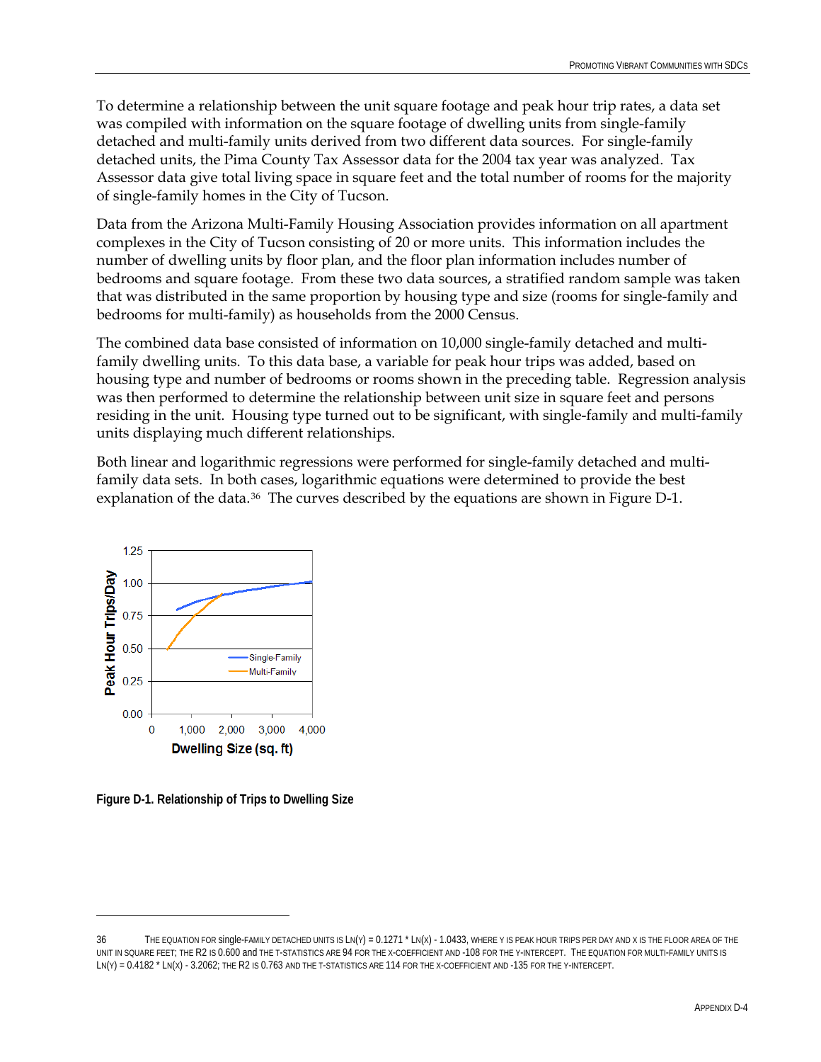To determine a relationship between the unit square footage and peak hour trip rates, a data set was compiled with information on the square footage of dwelling units from single-family detached and multi-family units derived from two different data sources. For single-family detached units, the Pima County Tax Assessor data for the 2004 tax year was analyzed. Tax Assessor data give total living space in square feet and the total number of rooms for the majority of single-family homes in the City of Tucson.

Data from the Arizona Multi-Family Housing Association provides information on all apartment complexes in the City of Tucson consisting of 20 or more units. This information includes the number of dwelling units by floor plan, and the floor plan information includes number of bedrooms and square footage. From these two data sources, a stratified random sample was taken that was distributed in the same proportion by housing type and size (rooms for single-family and bedrooms for multi-family) as households from the 2000 Census.

The combined data base consisted of information on 10,000 single-family detached and multi-family dwelling units. To this data base, a variable for peak hour trips was added, based on housing type and number of bedrooms or rooms shown in the preceding table. Regression analysis was then performed to determine the relationship between unit size in square feet and persons residing in the unit. Housing type turned out to be significant, with single-family and multi-family units displaying much different relationships.

Both linear and logarithmic regressions were performed for single-family detached and multi-family data sets. In both cases, logarithmic equations were determined to provide the best explanation of the data.[36] The curves described by the equations are shown in Figure D-1.

**Figure D-1. Relationship of Trips to Dwelling Size**

---

36 The equation for single-family detached units is $\ln(Y) = 0.1271 * \ln(X) - 1.0433$, where Y is peak hour trips per day and X is the floor area of the unit in square feet; the $R^2$ is 0.600 and the t-statistics are 94 for the x-coefficient and -108 for the y-intercept. The equation for multi-family units is $\ln(Y) = 0.4182 * \ln(X) - 3.2062$; the $R^2$ is 0.763 and the t-statistics are 114 for the x-coefficient and -135 for the y-intercept.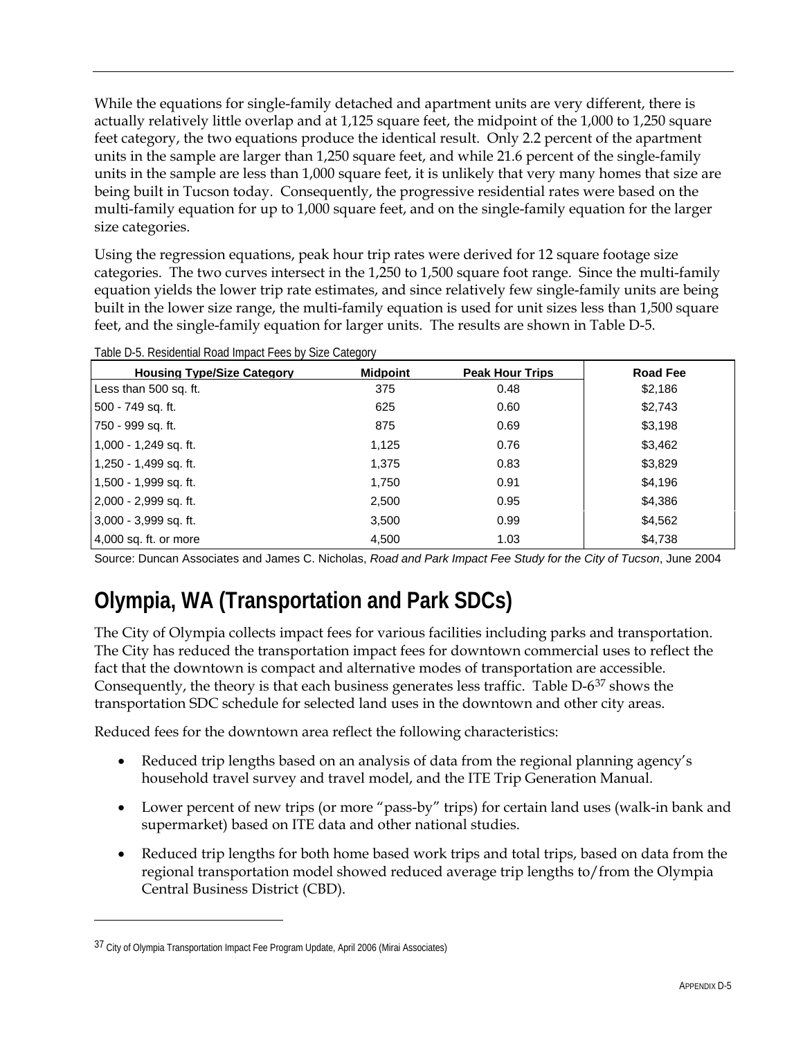While the equations for single-family detached and apartment units are very different, there is actually relatively little overlap and at 1,125 square feet, the midpoint of the 1,000 to 1,250 square feet category, the two equations produce the identical result. Only 2.2 percent of the apartment units in the sample are larger than 1,250 square feet, and while 21.6 percent of the single-family units in the sample are less than 1,000 square feet, it is unlikely that very many homes that size are being built in Tucson today. Consequently, the progressive residential rates were based on the multi-family equation for up to 1,000 square feet, and on the single-family equation for the larger size categories.

Using the regression equations, peak hour trip rates were derived for 12 square footage size categories. The two curves intersect in the 1,250 to 1,500 square foot range. Since the multi-family equation yields the lower trip rate estimates, and since relatively few single-family units are being built in the lower size range, the multi-family equation is used for unit sizes less than 1,500 square feet, and the single-family equation for larger units. The results are shown in Table D-5.

Table D-5. Residential Road Impact Fees by Size Category

| Housing Type/Size Category | Midpoint | Peak Hour Trips | Road Fee |
|---|---|---|---|
| Less than 500 sq. ft. | 375 | 0.48 | $2,186 |
| 500 - 749 sq. ft. | 625 | 0.60 | $2,743 |
| 750 - 999 sq. ft. | 875 | 0.69 | $3,198 |
| 1,000 - 1,249 sq. ft. | 1,125 | 0.76 | $3,462 |
| 1,250 - 1,499 sq. ft. | 1,375 | 0.83 | $3,829 |
| 1,500 - 1,999 sq. ft. | 1,750 | 0.91 | $4,196 |
| 2,000 - 2,999 sq. ft. | 2,500 | 0.95 | $4,386 |
| 3,000 - 3,999 sq. ft. | 3,500 | 0.99 | $4,562 |
| 4,000 sq. ft. or more | 4,500 | 1.03 | $4,738 |

Source: Duncan Associates and James C. Nicholas, *Road and Park Impact Fee Study for the City of Tucson*, June 2004

# Olympia, WA (Transportation and Park SDCs)

The City of Olympia collects impact fees for various facilities including parks and transportation. The City has reduced the transportation impact fees for downtown commercial uses to reflect the fact that the downtown is compact and alternative modes of transportation are accessible. Consequently, the theory is that each business generates less traffic. Table D-6[37] shows the transportation SDC schedule for selected land uses in the downtown and other city areas.

Reduced fees for the downtown area reflect the following characteristics:

- Reduced trip lengths based on an analysis of data from the regional planning agency's household travel survey and travel model, and the ITE Trip Generation Manual.
- Lower percent of new trips (or more "pass-by" trips) for certain land uses (walk-in bank and supermarket) based on ITE data and other national studies.
- Reduced trip lengths for both home based work trips and total trips, based on data from the regional transportation model showed reduced average trip lengths to/from the Olympia Central Business District (CBD).

[37] City of Olympia Transportation Impact Fee Program Update, April 2006 (Mirai Associates)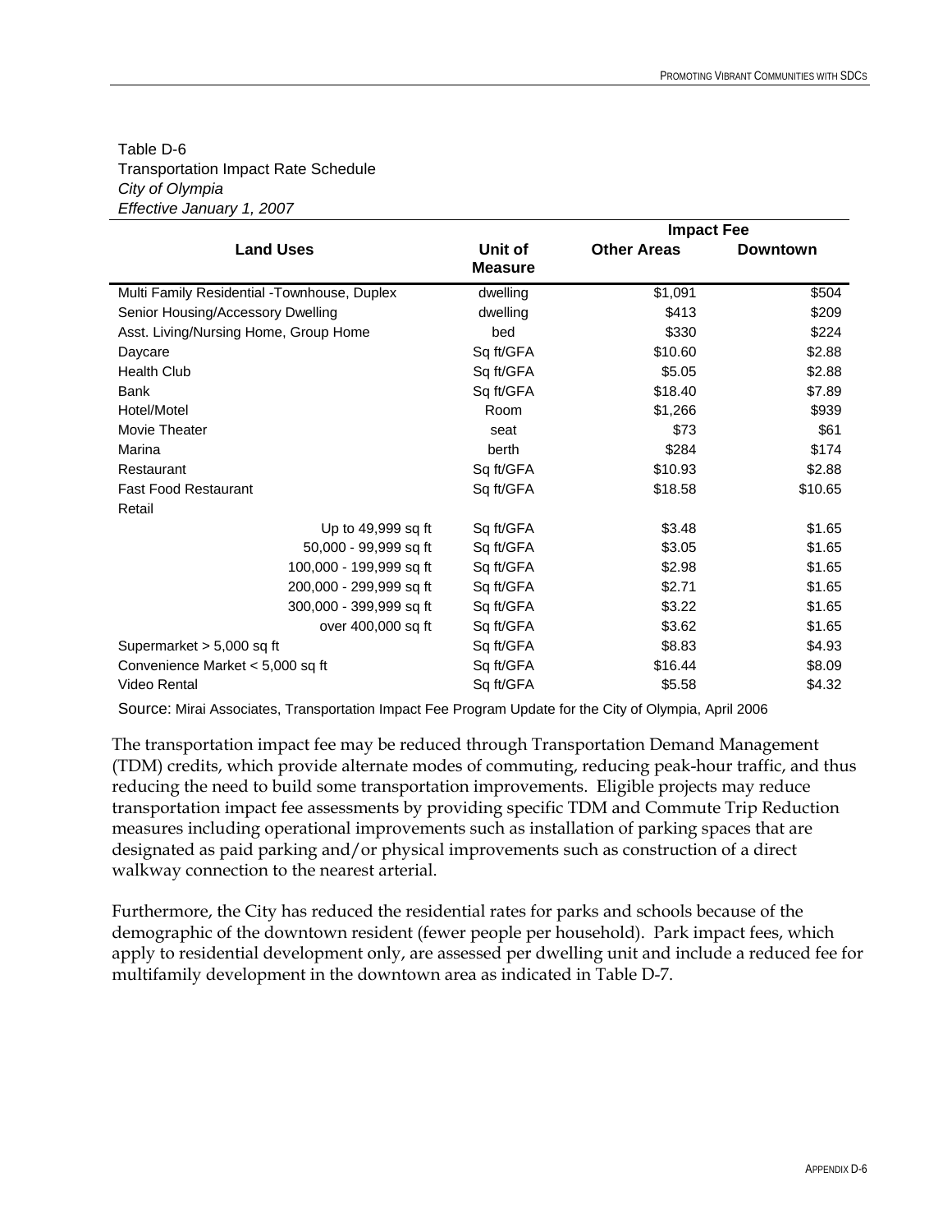Table D-6
Transportation Impact Rate Schedule
*City of Olympia*
*Effective January 1, 2007*

| Land Uses | Unit of Measure | Impact Fee Other Areas | Impact Fee Downtown |
|---|---|---|---|
| Multi Family Residential -Townhouse, Duplex | dwelling | $1,091 | $504 |
| Senior Housing/Accessory Dwelling | dwelling | $413 | $209 |
| Asst. Living/Nursing Home, Group Home | bed | $330 | $224 |
| Daycare | Sq ft/GFA | $10.60 | $2.88 |
| Health Club | Sq ft/GFA | $5.05 | $2.88 |
| Bank | Sq ft/GFA | $18.40 | $7.89 |
| Hotel/Motel | Room | $1,266 | $939 |
| Movie Theater | seat | $73 | $61 |
| Marina | berth | $284 | $174 |
| Restaurant | Sq ft/GFA | $10.93 | $2.88 |
| Fast Food Restaurant | Sq ft/GFA | $18.58 | $10.65 |
| Retail | | | |
| Up to 49,999 sq ft | Sq ft/GFA | $3.48 | $1.65 |
| 50,000 - 99,999 sq ft | Sq ft/GFA | $3.05 | $1.65 |
| 100,000 - 199,999 sq ft | Sq ft/GFA | $2.98 | $1.65 |
| 200,000 - 299,999 sq ft | Sq ft/GFA | $2.71 | $1.65 |
| 300,000 - 399,999 sq ft | Sq ft/GFA | $3.22 | $1.65 |
| over 400,000 sq ft | Sq ft/GFA | $3.62 | $1.65 |
| Supermarket > 5,000 sq ft | Sq ft/GFA | $8.83 | $4.93 |
| Convenience Market < 5,000 sq ft | Sq ft/GFA | $16.44 | $8.09 |
| Video Rental | Sq ft/GFA | $5.58 | $4.32 |

Source: Mirai Associates, Transportation Impact Fee Program Update for the City of Olympia, April 2006

The transportation impact fee may be reduced through Transportation Demand Management (TDM) credits, which provide alternate modes of commuting, reducing peak-hour traffic, and thus reducing the need to build some transportation improvements. Eligible projects may reduce transportation impact fee assessments by providing specific TDM and Commute Trip Reduction measures including operational improvements such as installation of parking spaces that are designated as paid parking and/or physical improvements such as construction of a direct walkway connection to the nearest arterial.

Furthermore, the City has reduced the residential rates for parks and schools because of the demographic of the downtown resident (fewer people per household). Park impact fees, which apply to residential development only, are assessed per dwelling unit and include a reduced fee for multifamily development in the downtown area as indicated in Table D-7.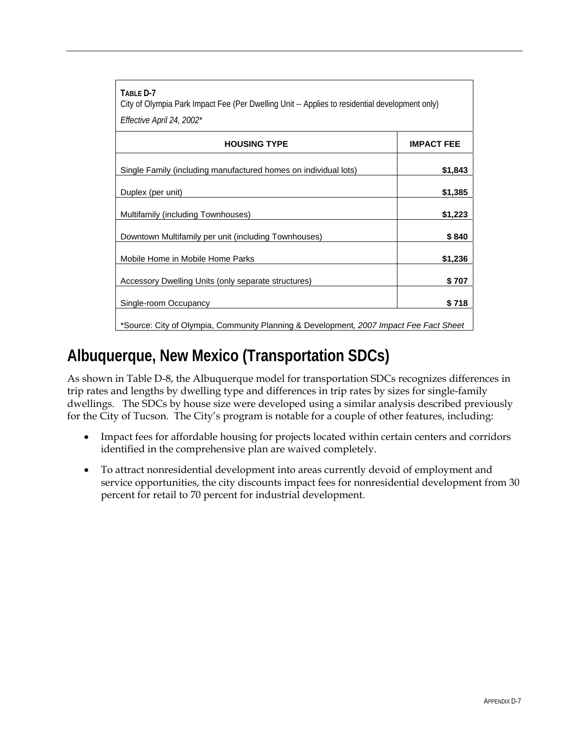**TABLE D-7**
City of Olympia Park Impact Fee (Per Dwelling Unit -- Applies to residential development only)
*Effective April 24, 2002**

| HOUSING TYPE | IMPACT FEE |
|---|---|
| Single Family (including manufactured homes on individual lots) | **$1,843** |
| Duplex (per unit) | **$1,385** |
| Multifamily (including Townhouses) | **$1,223** |
| Downtown Multifamily per unit (including Townhouses) | **$ 840** |
| Mobile Home in Mobile Home Parks | **$1,236** |
| Accessory Dwelling Units (only separate structures) | **$ 707** |
| Single-room Occupancy | **$ 718** |

*Source: City of Olympia, Community Planning & Development*, 2007 Impact Fee Fact Sheet*

## Albuquerque, New Mexico (Transportation SDCs)

As shown in Table D-8, the Albuquerque model for transportation SDCs recognizes differences in trip rates and lengths by dwelling type and differences in trip rates by sizes for single-family dwellings. The SDCs by house size were developed using a similar analysis described previously for the City of Tucson. The City's program is notable for a couple of other features, including:

- Impact fees for affordable housing for projects located within certain centers and corridors identified in the comprehensive plan are waived completely.
- To attract nonresidential development into areas currently devoid of employment and service opportunities, the city discounts impact fees for nonresidential development from 30 percent for retail to 70 percent for industrial development.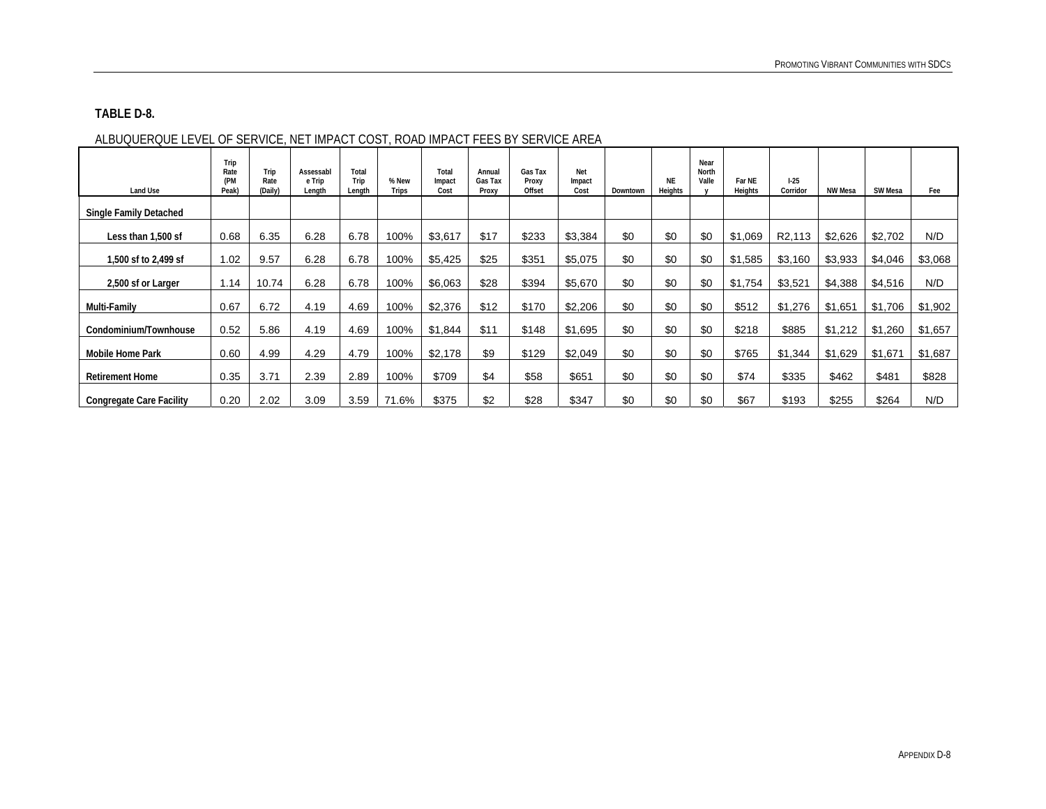### TABLE D-8.

ALBUQUERQUE LEVEL OF SERVICE, NET IMPACT COST, ROAD IMPACT FEES BY SERVICE AREA

| Land Use | Trip Rate (PM Peak) | Trip Rate (Daily) | Assessable Trip Length | Total Trip Length | % New Trips | Total Impact Cost | Annual Gas Tax Proxy | Gas Tax Proxy Offset | Net Impact Cost | Downtown | NE Heights | Near North Valley | Far NE Heights | I-25 Corridor | NW Mesa | SW Mesa | Fee |
|---|---|---|---|---|---|---|---|---|---|---|---|---|---|---|---|---|---|
| **Single Family Detached** | | | | | | | | | | | | | | | | | |
| **Less than 1,500 sf** | 0.68 | 6.35 | 6.28 | 6.78 | 100% | $3,617 | $17 | $233 | $3,384 | $0 | $0 | $0 | $1,069 | R2,113 | $2,626 | $2,702 | N/D |
| **1,500 sf to 2,499 sf** | 1.02 | 9.57 | 6.28 | 6.78 | 100% | $5,425 | $25 | $351 | $5,075 | $0 | $0 | $0 | $1,585 | $3,160 | $3,933 | $4,046 | $3,068 |
| **2,500 sf or Larger** | 1.14 | 10.74 | 6.28 | 6.78 | 100% | $6,063 | $28 | $394 | $5,670 | $0 | $0 | $0 | $1,754 | $3,521 | $4,388 | $4,516 | N/D |
| **Multi-Family** | 0.67 | 6.72 | 4.19 | 4.69 | 100% | $2,376 | $12 | $170 | $2,206 | $0 | $0 | $0 | $512 | $1,276 | $1,651 | $1,706 | $1,902 |
| **Condominium/Townhouse** | 0.52 | 5.86 | 4.19 | 4.69 | 100% | $1,844 | $11 | $148 | $1,695 | $0 | $0 | $0 | $218 | $885 | $1,212 | $1,260 | $1,657 |
| **Mobile Home Park** | 0.60 | 4.99 | 4.29 | 4.79 | 100% | $2,178 | $9 | $129 | $2,049 | $0 | $0 | $0 | $765 | $1,344 | $1,629 | $1,671 | $1,687 |
| **Retirement Home** | 0.35 | 3.71 | 2.39 | 2.89 | 100% | $709 | $4 | $58 | $651 | $0 | $0 | $0 | $74 | $335 | $462 | $481 | $828 |
| **Congregate Care Facility** | 0.20 | 2.02 | 3.09 | 3.59 | 71.6% | $375 | $2 | $28 | $347 | $0 | $0 | $0 | $67 | $193 | $255 | $264 | N/D |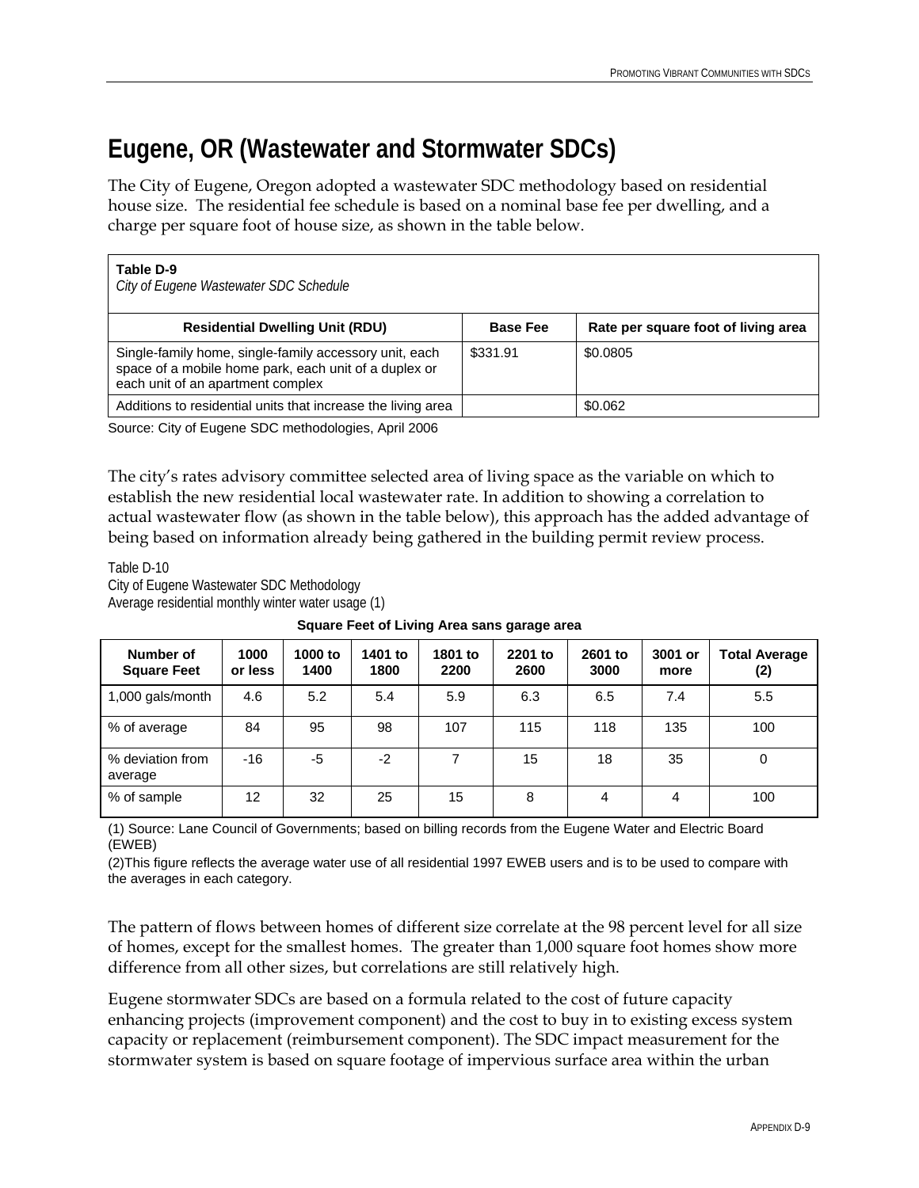# Eugene, OR (Wastewater and Stormwater SDCs)

The City of Eugene, Oregon adopted a wastewater SDC methodology based on residential house size. The residential fee schedule is based on a nominal base fee per dwelling, and a charge per square foot of house size, as shown in the table below.

**Table D-9**
*City of Eugene Wastewater SDC Schedule*

| Residential Dwelling Unit (RDU) | Base Fee | Rate per square foot of living area |
|---|---|---|
| Single-family home, single-family accessory unit, each space of a mobile home park, each unit of a duplex or each unit of an apartment complex | $331.91 | $0.0805 |
| Additions to residential units that increase the living area | | $0.062 |

Source: City of Eugene SDC methodologies, April 2006

The city's rates advisory committee selected area of living space as the variable on which to establish the new residential local wastewater rate. In addition to showing a correlation to actual wastewater flow (as shown in the table below), this approach has the added advantage of being based on information already being gathered in the building permit review process.

Table D-10
City of Eugene Wastewater SDC Methodology
Average residential monthly winter water usage (1)

**Square Feet of Living Area sans garage area**

| Number of Square Feet | 1000 or less | 1000 to 1400 | 1401 to 1800 | 1801 to 2200 | 2201 to 2600 | 2601 to 3000 | 3001 or more | Total Average (2) |
|---|---|---|---|---|---|---|---|---|
| 1,000 gals/month | 4.6 | 5.2 | 5.4 | 5.9 | 6.3 | 6.5 | 7.4 | 5.5 |
| % of average | 84 | 95 | 98 | 107 | 115 | 118 | 135 | 100 |
| % deviation from average | -16 | -5 | -2 | 7 | 15 | 18 | 35 | 0 |
| % of sample | 12 | 32 | 25 | 15 | 8 | 4 | 4 | 100 |

(1) Source: Lane Council of Governments; based on billing records from the Eugene Water and Electric Board (EWEB)

(2)This figure reflects the average water use of all residential 1997 EWEB users and is to be used to compare with the averages in each category.

The pattern of flows between homes of different size correlate at the 98 percent level for all size of homes, except for the smallest homes. The greater than 1,000 square foot homes show more difference from all other sizes, but correlations are still relatively high.

Eugene stormwater SDCs are based on a formula related to the cost of future capacity enhancing projects (improvement component) and the cost to buy in to existing excess system capacity or replacement (reimbursement component). The SDC impact measurement for the stormwater system is based on square footage of impervious surface area within the urban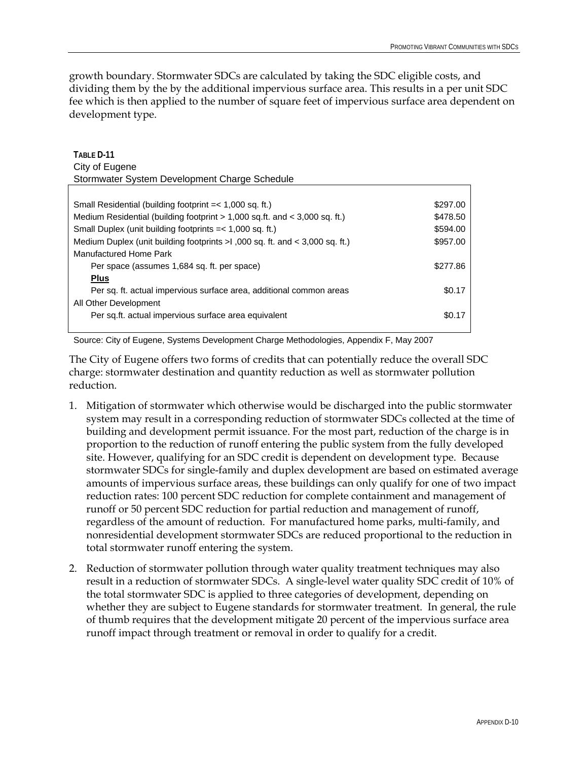growth boundary. Stormwater SDCs are calculated by taking the SDC eligible costs, and dividing them by the by the additional impervious surface area. This results in a per unit SDC fee which is then applied to the number of square feet of impervious surface area dependent on development type.

**TABLE D-11**
City of Eugene
Stormwater System Development Charge Schedule

| | |
|---|---|
| Small Residential (building footprint =< 1,000 sq. ft.) | $297.00 |
| Medium Residential (building footprint > 1,000 sq.ft. and < 3,000 sq. ft.) | $478.50 |
| Small Duplex (unit building footprints =< 1,000 sq. ft.) | $594.00 |
| Medium Duplex (unit building footprints >I ,000 sq. ft. and < 3,000 sq. ft.) | $957.00 |
| Manufactured Home Park | |
| Per space (assumes 1,684 sq. ft. per space) | $277.86 |
| **Plus** | |
| Per sq. ft. actual impervious surface area, additional common areas | $0.17 |
| All Other Development | |
| Per sq.ft. actual impervious surface area equivalent | $0.17 |

Source: City of Eugene, Systems Development Charge Methodologies, Appendix F, May 2007

The City of Eugene offers two forms of credits that can potentially reduce the overall SDC charge: stormwater destination and quantity reduction as well as stormwater pollution reduction.

1. Mitigation of stormwater which otherwise would be discharged into the public stormwater system may result in a corresponding reduction of stormwater SDCs collected at the time of building and development permit issuance. For the most part, reduction of the charge is in proportion to the reduction of runoff entering the public system from the fully developed site. However, qualifying for an SDC credit is dependent on development type. Because stormwater SDCs for single-family and duplex development are based on estimated average amounts of impervious surface areas, these buildings can only qualify for one of two impact reduction rates: 100 percent SDC reduction for complete containment and management of runoff or 50 percent SDC reduction for partial reduction and management of runoff, regardless of the amount of reduction. For manufactured home parks, multi-family, and nonresidential development stormwater SDCs are reduced proportional to the reduction in total stormwater runoff entering the system.

2. Reduction of stormwater pollution through water quality treatment techniques may also result in a reduction of stormwater SDCs. A single-level water quality SDC credit of 10% of the total stormwater SDC is applied to three categories of development, depending on whether they are subject to Eugene standards for stormwater treatment. In general, the rule of thumb requires that the development mitigate 20 percent of the impervious surface area runoff impact through treatment or removal in order to qualify for a credit.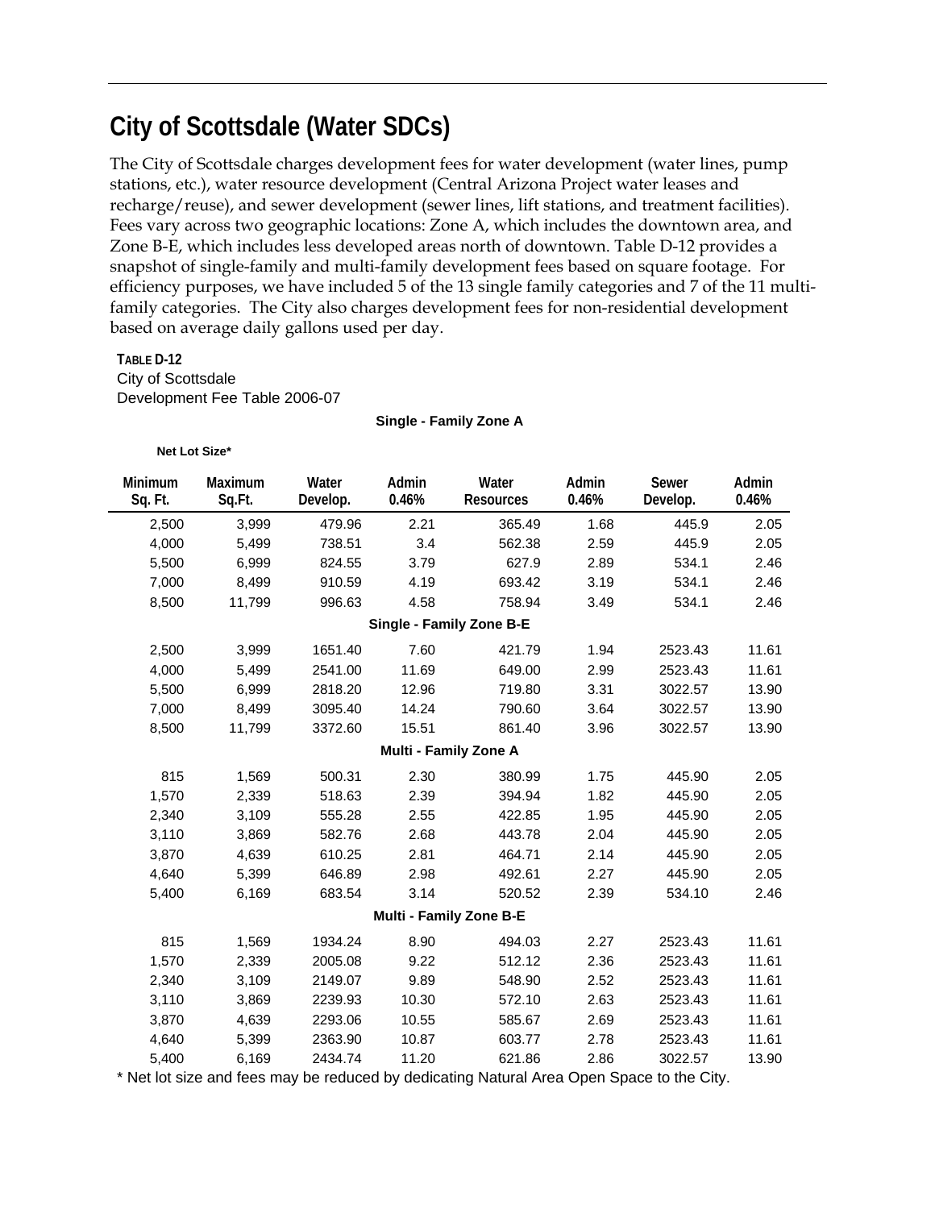# City of Scottsdale (Water SDCs)

The City of Scottsdale charges development fees for water development (water lines, pump stations, etc.), water resource development (Central Arizona Project water leases and recharge/reuse), and sewer development (sewer lines, lift stations, and treatment facilities). Fees vary across two geographic locations: Zone A, which includes the downtown area, and Zone B-E, which includes less developed areas north of downtown. Table D-12 provides a snapshot of single-family and multi-family development fees based on square footage. For efficiency purposes, we have included 5 of the 13 single family categories and 7 of the 11 multi-family categories. The City also charges development fees for non-residential development based on average daily gallons used per day.

**TABLE D-12**
City of Scottsdale
Development Fee Table 2006-07

| Net Lot Size* | | | | | | | |
|---|---|---|---|---|---|---|---|
| Minimum Sq. Ft. | Maximum Sq.Ft. | Water Develop. | Admin 0.46% | Water Resources | Admin 0.46% | Sewer Develop. | Admin 0.46% |
| | | | **Single - Family Zone A** | | | | |
| 2,500 | 3,999 | 479.96 | 2.21 | 365.49 | 1.68 | 445.9 | 2.05 |
| 4,000 | 5,499 | 738.51 | 3.4 | 562.38 | 2.59 | 445.9 | 2.05 |
| 5,500 | 6,999 | 824.55 | 3.79 | 627.9 | 2.89 | 534.1 | 2.46 |
| 7,000 | 8,499 | 910.59 | 4.19 | 693.42 | 3.19 | 534.1 | 2.46 |
| 8,500 | 11,799 | 996.63 | 4.58 | 758.94 | 3.49 | 534.1 | 2.46 |
| | | | **Single - Family Zone B-E** | | | | |
| 2,500 | 3,999 | 1651.40 | 7.60 | 421.79 | 1.94 | 2523.43 | 11.61 |
| 4,000 | 5,499 | 2541.00 | 11.69 | 649.00 | 2.99 | 2523.43 | 11.61 |
| 5,500 | 6,999 | 2818.20 | 12.96 | 719.80 | 3.31 | 3022.57 | 13.90 |
| 7,000 | 8,499 | 3095.40 | 14.24 | 790.60 | 3.64 | 3022.57 | 13.90 |
| 8,500 | 11,799 | 3372.60 | 15.51 | 861.40 | 3.96 | 3022.57 | 13.90 |
| | | | **Multi - Family Zone A** | | | | |
| 815 | 1,569 | 500.31 | 2.30 | 380.99 | 1.75 | 445.90 | 2.05 |
| 1,570 | 2,339 | 518.63 | 2.39 | 394.94 | 1.82 | 445.90 | 2.05 |
| 2,340 | 3,109 | 555.28 | 2.55 | 422.85 | 1.95 | 445.90 | 2.05 |
| 3,110 | 3,869 | 582.76 | 2.68 | 443.78 | 2.04 | 445.90 | 2.05 |
| 3,870 | 4,639 | 610.25 | 2.81 | 464.71 | 2.14 | 445.90 | 2.05 |
| 4,640 | 5,399 | 646.89 | 2.98 | 492.61 | 2.27 | 445.90 | 2.05 |
| 5,400 | 6,169 | 683.54 | 3.14 | 520.52 | 2.39 | 534.10 | 2.46 |
| | | | **Multi - Family Zone B-E** | | | | |
| 815 | 1,569 | 1934.24 | 8.90 | 494.03 | 2.27 | 2523.43 | 11.61 |
| 1,570 | 2,339 | 2005.08 | 9.22 | 512.12 | 2.36 | 2523.43 | 11.61 |
| 2,340 | 3,109 | 2149.07 | 9.89 | 548.90 | 2.52 | 2523.43 | 11.61 |
| 3,110 | 3,869 | 2239.93 | 10.30 | 572.10 | 2.63 | 2523.43 | 11.61 |
| 3,870 | 4,639 | 2293.06 | 10.55 | 585.67 | 2.69 | 2523.43 | 11.61 |
| 4,640 | 5,399 | 2363.90 | 10.87 | 603.77 | 2.78 | 2523.43 | 11.61 |
| 5,400 | 6,169 | 2434.74 | 11.20 | 621.86 | 2.86 | 3022.57 | 13.90 |

\* Net lot size and fees may be reduced by dedicating Natural Area Open Space to the City.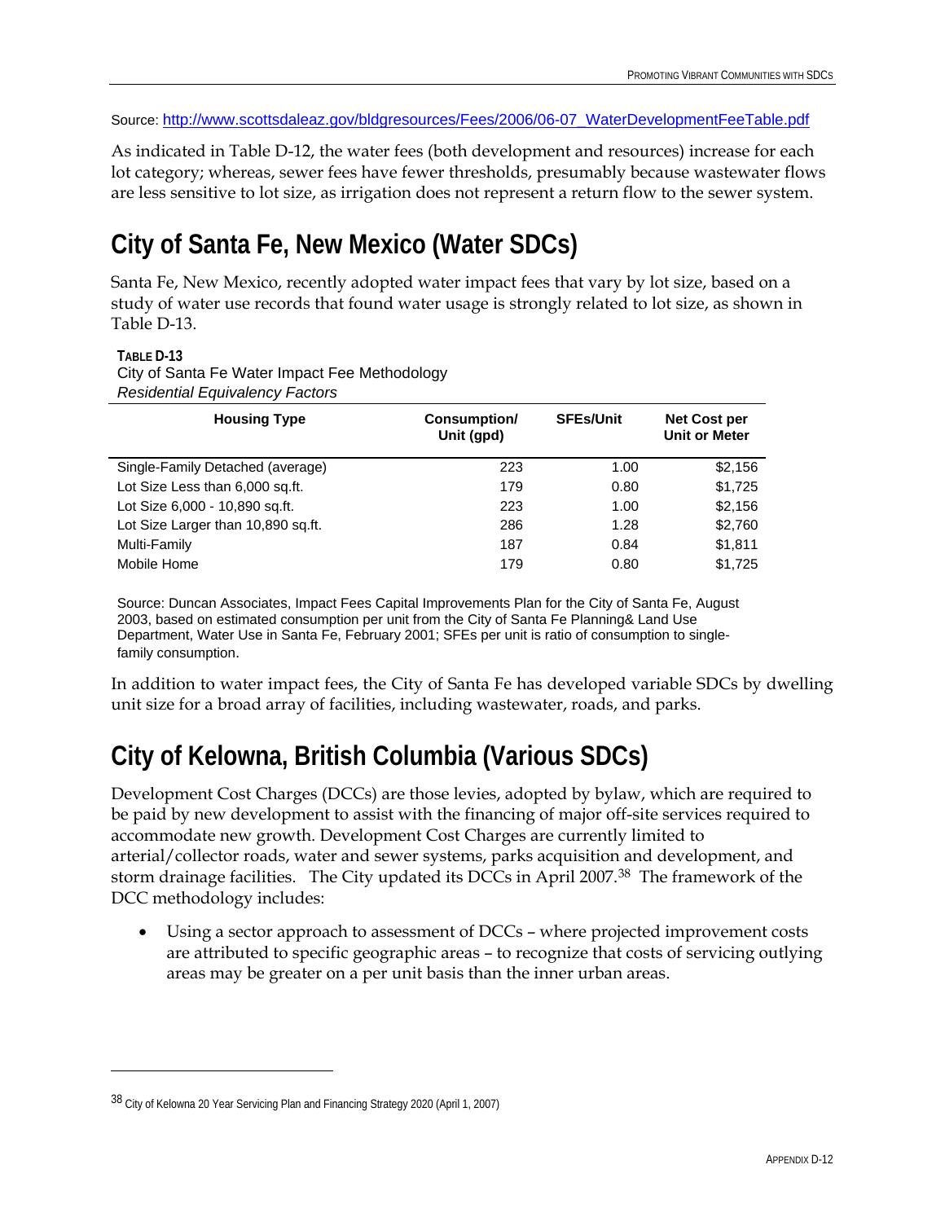Source: http://www.scottsdaleaz.gov/bldgresources/Fees/2006/06-07_WaterDevelopmentFeeTable.pdf

As indicated in Table D-12, the water fees (both development and resources) increase for each lot category; whereas, sewer fees have fewer thresholds, presumably because wastewater flows are less sensitive to lot size, as irrigation does not represent a return flow to the sewer system.

# City of Santa Fe, New Mexico (Water SDCs)

Santa Fe, New Mexico, recently adopted water impact fees that vary by lot size, based on a study of water use records that found water usage is strongly related to lot size, as shown in Table D-13.

**TABLE D-13**
City of Santa Fe Water Impact Fee Methodology
*Residential Equivalency Factors*

| Housing Type | Consumption/ Unit (gpd) | SFEs/Unit | Net Cost per Unit or Meter |
|---|---|---|---|
| Single-Family Detached (average) | 223 | 1.00 | $2,156 |
| Lot Size Less than 6,000 sq.ft. | 179 | 0.80 | $1,725 |
| Lot Size 6,000 - 10,890 sq.ft. | 223 | 1.00 | $2,156 |
| Lot Size Larger than 10,890 sq.ft. | 286 | 1.28 | $2,760 |
| Multi-Family | 187 | 0.84 | $1,811 |
| Mobile Home | 179 | 0.80 | $1,725 |

Source: Duncan Associates, Impact Fees Capital Improvements Plan for the City of Santa Fe, August 2003, based on estimated consumption per unit from the City of Santa Fe Planning& Land Use Department, Water Use in Santa Fe, February 2001; SFEs per unit is ratio of consumption to single-family consumption.

In addition to water impact fees, the City of Santa Fe has developed variable SDCs by dwelling unit size for a broad array of facilities, including wastewater, roads, and parks.

# City of Kelowna, British Columbia (Various SDCs)

Development Cost Charges (DCCs) are those levies, adopted by bylaw, which are required to be paid by new development to assist with the financing of major off-site services required to accommodate new growth. Development Cost Charges are currently limited to arterial/collector roads, water and sewer systems, parks acquisition and development, and storm drainage facilities. The City updated its DCCs in April 2007.[38] The framework of the DCC methodology includes:

- Using a sector approach to assessment of DCCs – where projected improvement costs are attributed to specific geographic areas – to recognize that costs of servicing outlying areas may be greater on a per unit basis than the inner urban areas.

[38] City of Kelowna 20 Year Servicing Plan and Financing Strategy 2020 (April 1, 2007)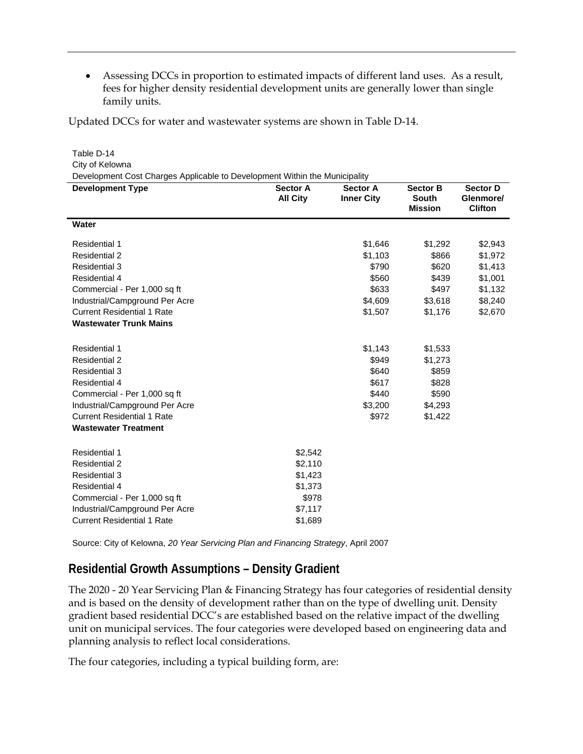- Assessing DCCs in proportion to estimated impacts of different land uses. As a result, fees for higher density residential development units are generally lower than single family units.

Updated DCCs for water and wastewater systems are shown in Table D-14.

Table D-14
City of Kelowna
Development Cost Charges Applicable to Development Within the Municipality

| Development Type | Sector A All City | Sector A Inner City | Sector B South Mission | Sector D Glenmore/ Clifton |
|---|---|---|---|---|
| **Water** | | | | |
| Residential 1 | | $1,646 | $1,292 | $2,943 |
| Residential 2 | | $1,103 | $866 | $1,972 |
| Residential 3 | | $790 | $620 | $1,413 |
| Residential 4 | | $560 | $439 | $1,001 |
| Commercial - Per 1,000 sq ft | | $633 | $497 | $1,132 |
| Industrial/Campground Per Acre | | $4,609 | $3,618 | $8,240 |
| Current Residential 1 Rate | | $1,507 | $1,176 | $2,670 |
| **Wastewater Trunk Mains** | | | | |
| Residential 1 | | $1,143 | $1,533 | |
| Residential 2 | | $949 | $1,273 | |
| Residential 3 | | $640 | $859 | |
| Residential 4 | | $617 | $828 | |
| Commercial - Per 1,000 sq ft | | $440 | $590 | |
| Industrial/Campground Per Acre | | $3,200 | $4,293 | |
| Current Residential 1 Rate | | $972 | $1,422 | |
| **Wastewater Treatment** | | | | |
| Residential 1 | $2,542 | | | |
| Residential 2 | $2,110 | | | |
| Residential 3 | $1,423 | | | |
| Residential 4 | $1,373 | | | |
| Commercial - Per 1,000 sq ft | $978 | | | |
| Industrial/Campground Per Acre | $7,117 | | | |
| Current Residential 1 Rate | $1,689 | | | |

Source: City of Kelowna, *20 Year Servicing Plan and Financing Strategy*, April 2007

## Residential Growth Assumptions – Density Gradient

The 2020 - 20 Year Servicing Plan & Financing Strategy has four categories of residential density and is based on the density of development rather than on the type of dwelling unit. Density gradient based residential DCC's are established based on the relative impact of the dwelling unit on municipal services. The four categories were developed based on engineering data and planning analysis to reflect local considerations.

The four categories, including a typical building form, are: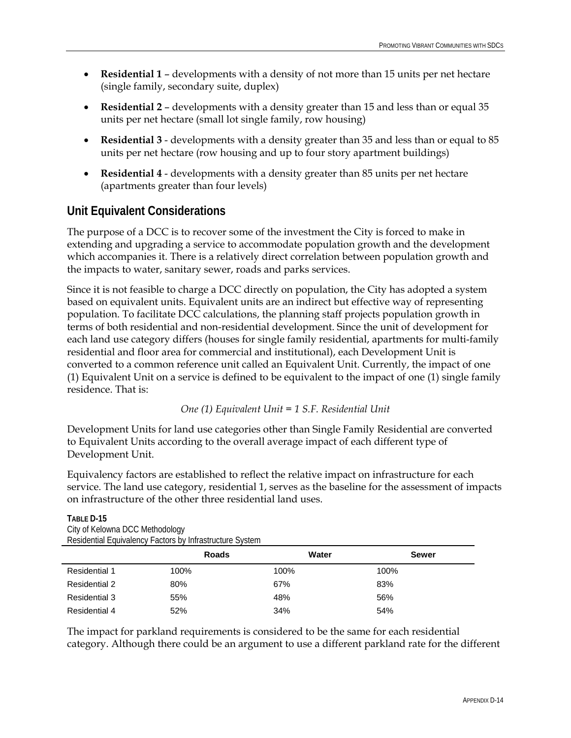- **Residential 1** – developments with a density of not more than 15 units per net hectare (single family, secondary suite, duplex)
- **Residential 2** – developments with a density greater than 15 and less than or equal 35 units per net hectare (small lot single family, row housing)
- **Residential 3** - developments with a density greater than 35 and less than or equal to 85 units per net hectare (row housing and up to four story apartment buildings)
- **Residential 4** - developments with a density greater than 85 units per net hectare (apartments greater than four levels)

## Unit Equivalent Considerations

The purpose of a DCC is to recover some of the investment the City is forced to make in extending and upgrading a service to accommodate population growth and the development which accompanies it. There is a relatively direct correlation between population growth and the impacts to water, sanitary sewer, roads and parks services.

Since it is not feasible to charge a DCC directly on population, the City has adopted a system based on equivalent units. Equivalent units are an indirect but effective way of representing population. To facilitate DCC calculations, the planning staff projects population growth in terms of both residential and non-residential development. Since the unit of development for each land use category differs (houses for single family residential, apartments for multi-family residential and floor area for commercial and institutional), each Development Unit is converted to a common reference unit called an Equivalent Unit. Currently, the impact of one (1) Equivalent Unit on a service is defined to be equivalent to the impact of one (1) single family residence. That is:

*One (1) Equivalent Unit = 1 S.F. Residential Unit*

Development Units for land use categories other than Single Family Residential are converted to Equivalent Units according to the overall average impact of each different type of Development Unit.

Equivalency factors are established to reflect the relative impact on infrastructure for each service. The land use category, residential 1, serves as the baseline for the assessment of impacts on infrastructure of the other three residential land uses.

**TABLE D-15**
City of Kelowna DCC Methodology
Residential Equivalency Factors by Infrastructure System

| | Roads | Water | Sewer |
|---|---|---|---|
| Residential 1 | 100% | 100% | 100% |
| Residential 2 | 80% | 67% | 83% |
| Residential 3 | 55% | 48% | 56% |
| Residential 4 | 52% | 34% | 54% |

The impact for parkland requirements is considered to be the same for each residential category. Although there could be an argument to use a different parkland rate for the different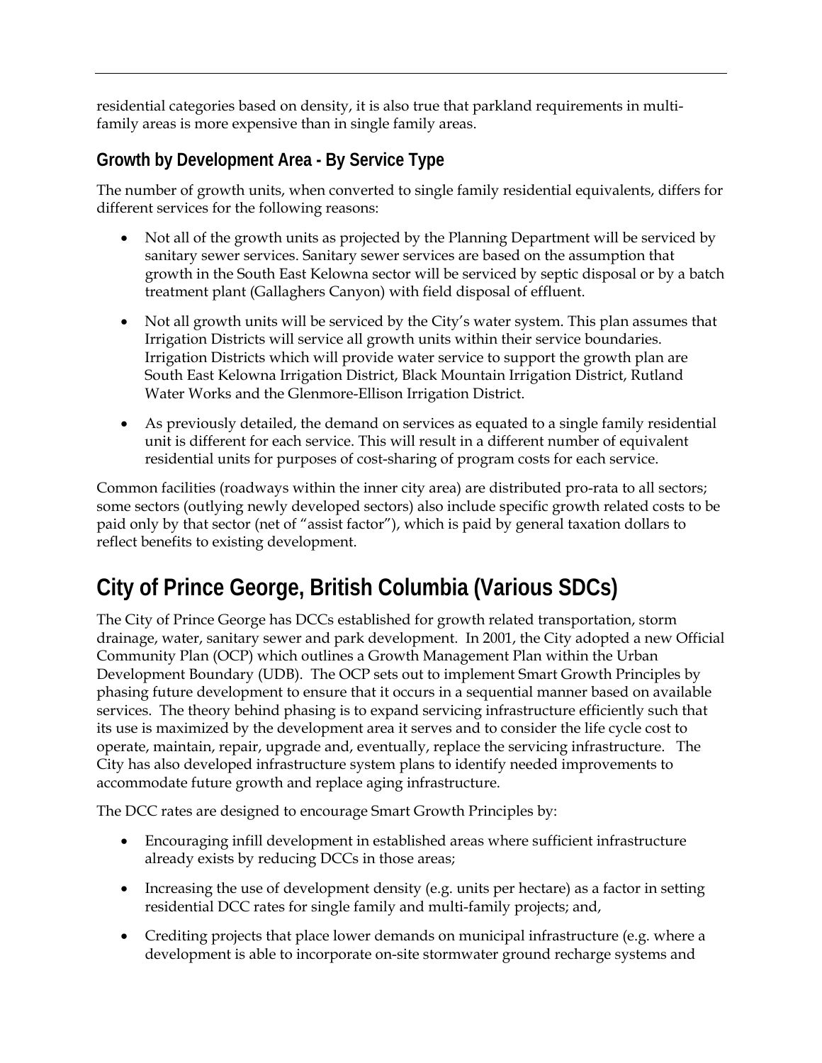residential categories based on density, it is also true that parkland requirements in multi-family areas is more expensive than in single family areas.

### Growth by Development Area - By Service Type

The number of growth units, when converted to single family residential equivalents, differs for different services for the following reasons:

- Not all of the growth units as projected by the Planning Department will be serviced by sanitary sewer services. Sanitary sewer services are based on the assumption that growth in the South East Kelowna sector will be serviced by septic disposal or by a batch treatment plant (Gallaghers Canyon) with field disposal of effluent.
- Not all growth units will be serviced by the City's water system. This plan assumes that Irrigation Districts will service all growth units within their service boundaries. Irrigation Districts which will provide water service to support the growth plan are South East Kelowna Irrigation District, Black Mountain Irrigation District, Rutland Water Works and the Glenmore-Ellison Irrigation District.
- As previously detailed, the demand on services as equated to a single family residential unit is different for each service. This will result in a different number of equivalent residential units for purposes of cost-sharing of program costs for each service.

Common facilities (roadways within the inner city area) are distributed pro-rata to all sectors; some sectors (outlying newly developed sectors) also include specific growth related costs to be paid only by that sector (net of "assist factor"), which is paid by general taxation dollars to reflect benefits to existing development.

## City of Prince George, British Columbia (Various SDCs)

The City of Prince George has DCCs established for growth related transportation, storm drainage, water, sanitary sewer and park development. In 2001, the City adopted a new Official Community Plan (OCP) which outlines a Growth Management Plan within the Urban Development Boundary (UDB). The OCP sets out to implement Smart Growth Principles by phasing future development to ensure that it occurs in a sequential manner based on available services. The theory behind phasing is to expand servicing infrastructure efficiently such that its use is maximized by the development area it serves and to consider the life cycle cost to operate, maintain, repair, upgrade and, eventually, replace the servicing infrastructure. The City has also developed infrastructure system plans to identify needed improvements to accommodate future growth and replace aging infrastructure.

The DCC rates are designed to encourage Smart Growth Principles by:

- Encouraging infill development in established areas where sufficient infrastructure already exists by reducing DCCs in those areas;
- Increasing the use of development density (e.g. units per hectare) as a factor in setting residential DCC rates for single family and multi-family projects; and,
- Crediting projects that place lower demands on municipal infrastructure (e.g. where a development is able to incorporate on-site stormwater ground recharge systems and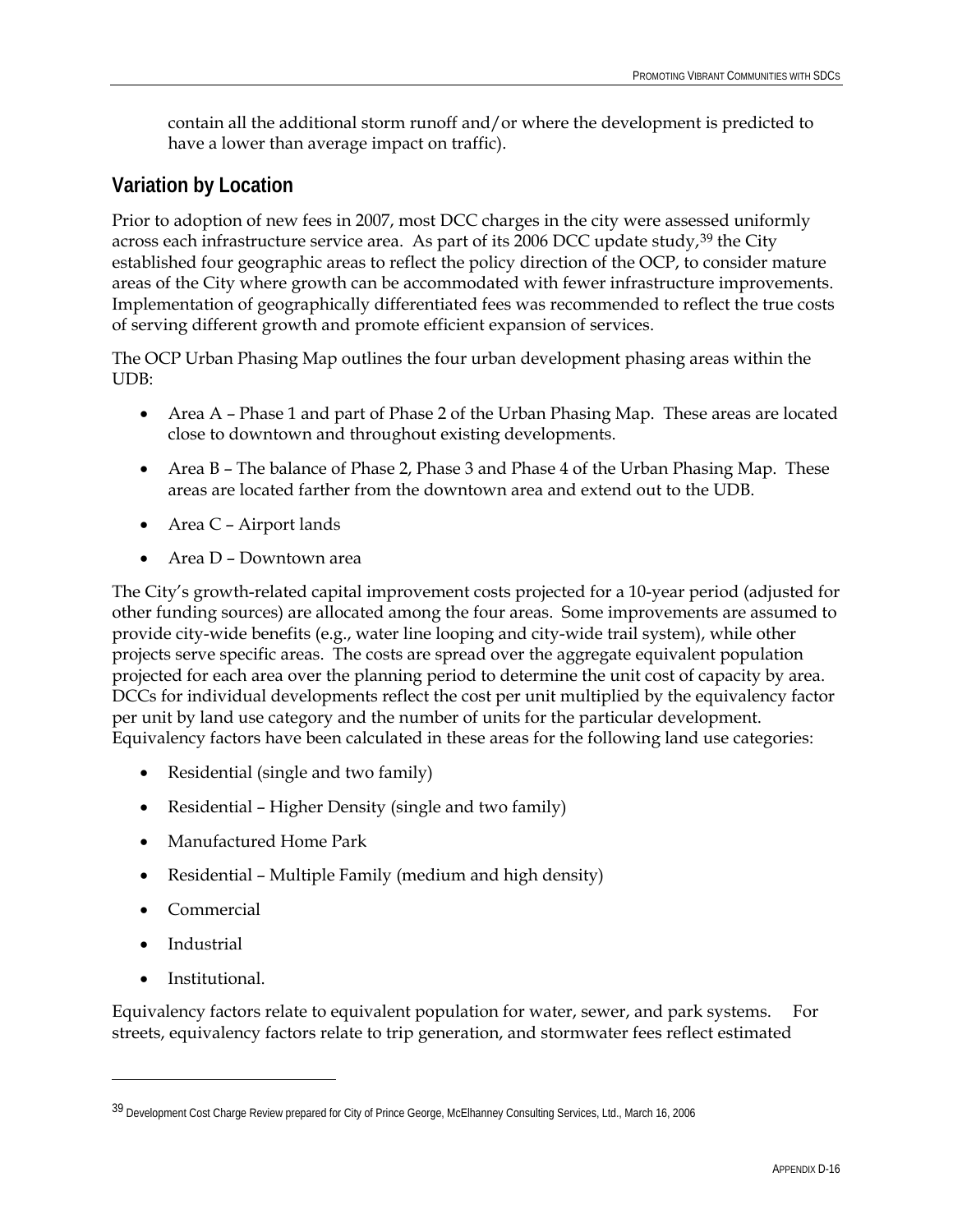contain all the additional storm runoff and/or where the development is predicted to have a lower than average impact on traffic).

## Variation by Location

Prior to adoption of new fees in 2007, most DCC charges in the city were assessed uniformly across each infrastructure service area. As part of its 2006 DCC update study,[39] the City established four geographic areas to reflect the policy direction of the OCP, to consider mature areas of the City where growth can be accommodated with fewer infrastructure improvements. Implementation of geographically differentiated fees was recommended to reflect the true costs of serving different growth and promote efficient expansion of services.

The OCP Urban Phasing Map outlines the four urban development phasing areas within the UDB:

- Area A – Phase 1 and part of Phase 2 of the Urban Phasing Map. These areas are located close to downtown and throughout existing developments.
- Area B – The balance of Phase 2, Phase 3 and Phase 4 of the Urban Phasing Map. These areas are located farther from the downtown area and extend out to the UDB.
- Area C – Airport lands
- Area D – Downtown area

The City's growth-related capital improvement costs projected for a 10-year period (adjusted for other funding sources) are allocated among the four areas. Some improvements are assumed to provide city-wide benefits (e.g., water line looping and city-wide trail system), while other projects serve specific areas. The costs are spread over the aggregate equivalent population projected for each area over the planning period to determine the unit cost of capacity by area. DCCs for individual developments reflect the cost per unit multiplied by the equivalency factor per unit by land use category and the number of units for the particular development. Equivalency factors have been calculated in these areas for the following land use categories:

- Residential (single and two family)
- Residential – Higher Density (single and two family)
- Manufactured Home Park
- Residential – Multiple Family (medium and high density)
- Commercial
- Industrial
- Institutional.

Equivalency factors relate to equivalent population for water, sewer, and park systems. For streets, equivalency factors relate to trip generation, and stormwater fees reflect estimated

[39] Development Cost Charge Review prepared for City of Prince George, McElhanney Consulting Services, Ltd., March 16, 2006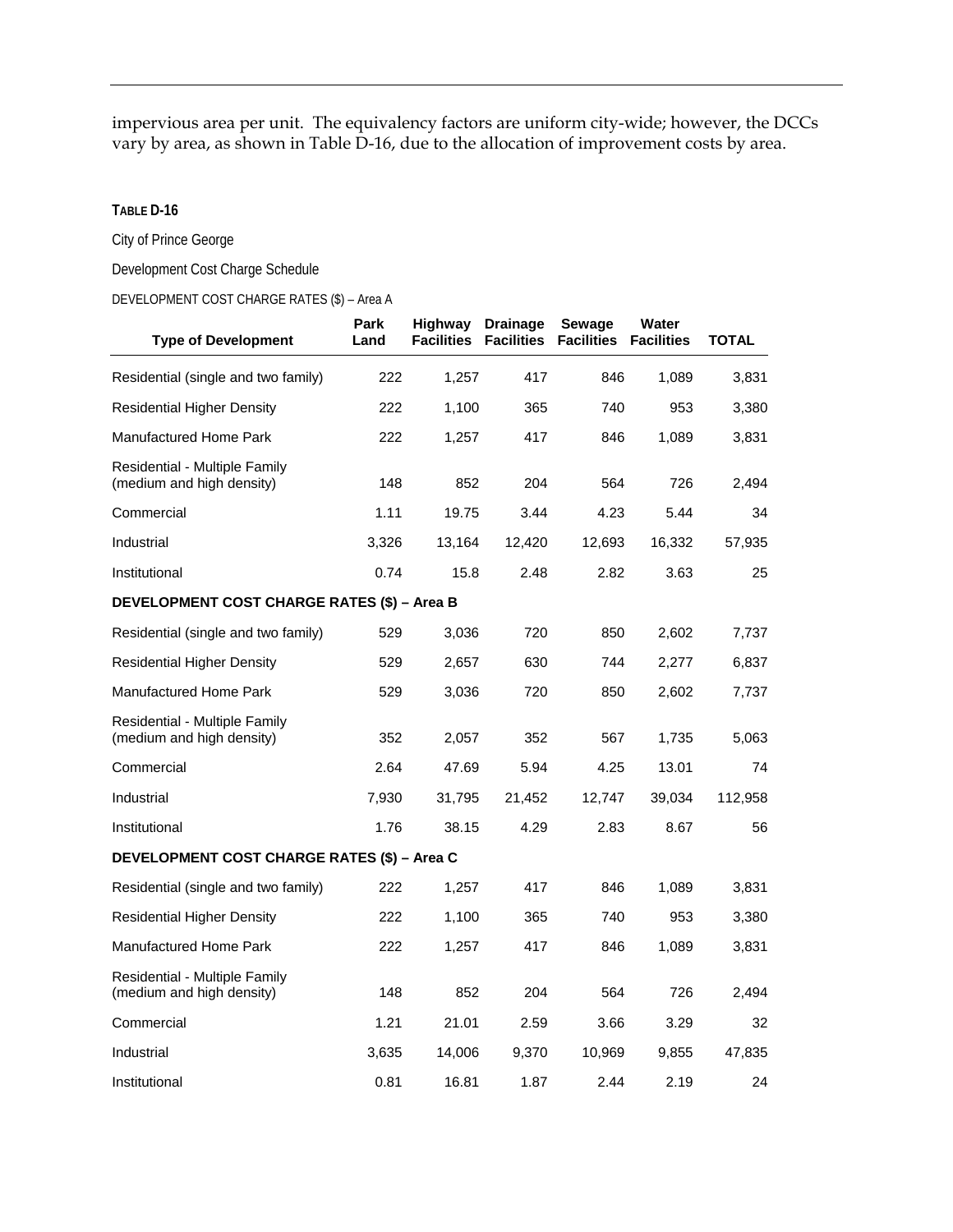impervious area per unit. The equivalency factors are uniform city-wide; however, the DCCs vary by area, as shown in Table D-16, due to the allocation of improvement costs by area.

**TABLE D-16**

City of Prince George

Development Cost Charge Schedule

DEVELOPMENT COST CHARGE RATES ($) – Area A

| Type of Development | Park Land | Highway Facilities | Drainage Facilities | Sewage Facilities | Water Facilities | TOTAL |
|---|---|---|---|---|---|---|
| Residential (single and two family) | 222 | 1,257 | 417 | 846 | 1,089 | 3,831 |
| Residential Higher Density | 222 | 1,100 | 365 | 740 | 953 | 3,380 |
| Manufactured Home Park | 222 | 1,257 | 417 | 846 | 1,089 | 3,831 |
| Residential - Multiple Family (medium and high density) | 148 | 852 | 204 | 564 | 726 | 2,494 |
| Commercial | 1.11 | 19.75 | 3.44 | 4.23 | 5.44 | 34 |
| Industrial | 3,326 | 13,164 | 12,420 | 12,693 | 16,332 | 57,935 |
| Institutional | 0.74 | 15.8 | 2.48 | 2.82 | 3.63 | 25 |
| **DEVELOPMENT COST CHARGE RATES ($) – Area B** | | | | | | |
| Residential (single and two family) | 529 | 3,036 | 720 | 850 | 2,602 | 7,737 |
| Residential Higher Density | 529 | 2,657 | 630 | 744 | 2,277 | 6,837 |
| Manufactured Home Park | 529 | 3,036 | 720 | 850 | 2,602 | 7,737 |
| Residential - Multiple Family (medium and high density) | 352 | 2,057 | 352 | 567 | 1,735 | 5,063 |
| Commercial | 2.64 | 47.69 | 5.94 | 4.25 | 13.01 | 74 |
| Industrial | 7,930 | 31,795 | 21,452 | 12,747 | 39,034 | 112,958 |
| Institutional | 1.76 | 38.15 | 4.29 | 2.83 | 8.67 | 56 |
| **DEVELOPMENT COST CHARGE RATES ($) – Area C** | | | | | | |
| Residential (single and two family) | 222 | 1,257 | 417 | 846 | 1,089 | 3,831 |
| Residential Higher Density | 222 | 1,100 | 365 | 740 | 953 | 3,380 |
| Manufactured Home Park | 222 | 1,257 | 417 | 846 | 1,089 | 3,831 |
| Residential - Multiple Family (medium and high density) | 148 | 852 | 204 | 564 | 726 | 2,494 |
| Commercial | 1.21 | 21.01 | 2.59 | 3.66 | 3.29 | 32 |
| Industrial | 3,635 | 14,006 | 9,370 | 10,969 | 9,855 | 47,835 |
| Institutional | 0.81 | 16.81 | 1.87 | 2.44 | 2.19 | 24 |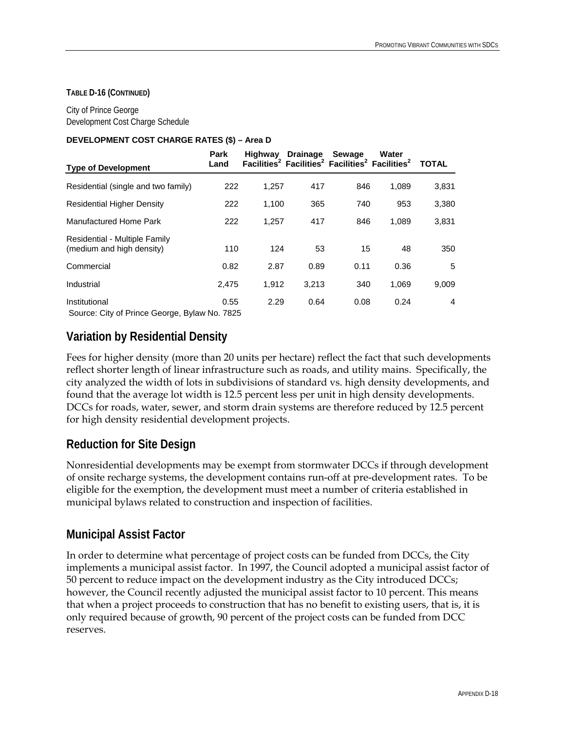**TABLE D-16 (CONTINUED)**

City of Prince George
Development Cost Charge Schedule

**DEVELOPMENT COST CHARGE RATES ($) – Area D**

| Type of Development | Park Land | Highway Facilities[2] | Drainage Facilities[2] | Sewage Facilities[2] | Water Facilities[2] | TOTAL |
|---|---|---|---|---|---|---|
| Residential (single and two family) | 222 | 1,257 | 417 | 846 | 1,089 | 3,831 |
| Residential Higher Density | 222 | 1,100 | 365 | 740 | 953 | 3,380 |
| Manufactured Home Park | 222 | 1,257 | 417 | 846 | 1,089 | 3,831 |
| Residential - Multiple Family (medium and high density) | 110 | 124 | 53 | 15 | 48 | 350 |
| Commercial | 0.82 | 2.87 | 0.89 | 0.11 | 0.36 | 5 |
| Industrial | 2,475 | 1,912 | 3,213 | 340 | 1,069 | 9,009 |
| Institutional | 0.55 | 2.29 | 0.64 | 0.08 | 0.24 | 4 |

Source: City of Prince George, Bylaw No. 7825

## Variation by Residential Density

Fees for higher density (more than 20 units per hectare) reflect the fact that such developments reflect shorter length of linear infrastructure such as roads, and utility mains. Specifically, the city analyzed the width of lots in subdivisions of standard vs. high density developments, and found that the average lot width is 12.5 percent less per unit in high density developments. DCCs for roads, water, sewer, and storm drain systems are therefore reduced by 12.5 percent for high density residential development projects.

## Reduction for Site Design

Nonresidential developments may be exempt from stormwater DCCs if through development of onsite recharge systems, the development contains run-off at pre-development rates. To be eligible for the exemption, the development must meet a number of criteria established in municipal bylaws related to construction and inspection of facilities.

## Municipal Assist Factor

In order to determine what percentage of project costs can be funded from DCCs, the City implements a municipal assist factor. In 1997, the Council adopted a municipal assist factor of 50 percent to reduce impact on the development industry as the City introduced DCCs; however, the Council recently adjusted the municipal assist factor to 10 percent. This means that when a project proceeds to construction that has no benefit to existing users, that is, it is only required because of growth, 90 percent of the project costs can be funded from DCC reserves.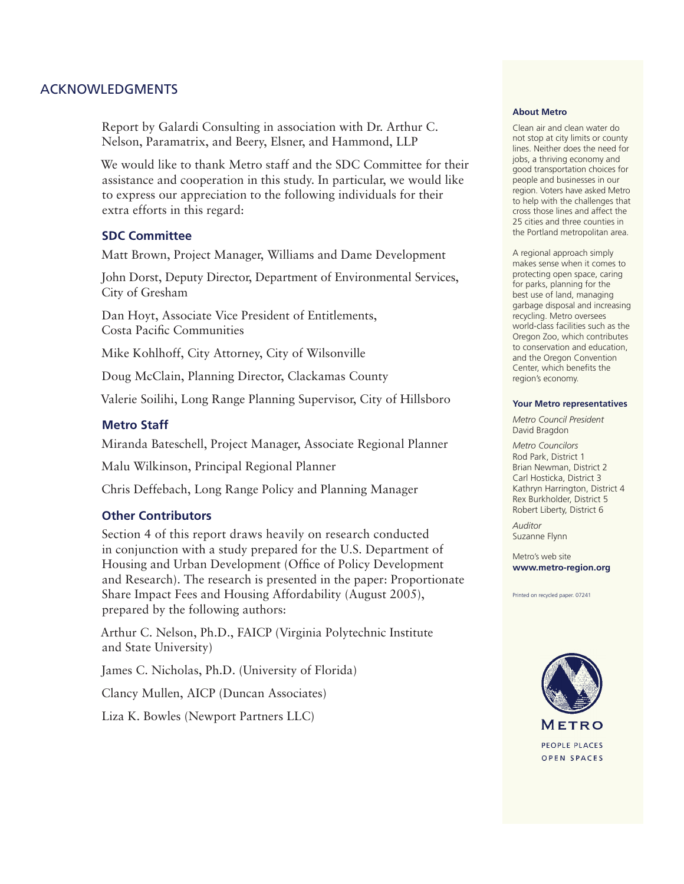## ACKNOWLEDGMENTS

Report by Galardi Consulting in association with Dr. Arthur C. Nelson, Paramatrix, and Beery, Elsner, and Hammond, LLP

We would like to thank Metro staff and the SDC Committee for their assistance and cooperation in this study. In particular, we would like to express our appreciation to the following individuals for their extra efforts in this regard:

### SDC Committee

Matt Brown, Project Manager, Williams and Dame Development

John Dorst, Deputy Director, Department of Environmental Services, City of Gresham

Dan Hoyt, Associate Vice President of Entitlements, Costa Pacific Communities

Mike Kohlhoff, City Attorney, City of Wilsonville

Doug McClain, Planning Director, Clackamas County

Valerie Soilihi, Long Range Planning Supervisor, City of Hillsboro

### Metro Staff

Miranda Bateschell, Project Manager, Associate Regional Planner

Malu Wilkinson, Principal Regional Planner

Chris Deffebach, Long Range Policy and Planning Manager

### Other Contributors

Section 4 of this report draws heavily on research conducted in conjunction with a study prepared for the U.S. Department of Housing and Urban Development (Office of Policy Development and Research). The research is presented in the paper: Proportionate Share Impact Fees and Housing Affordability (August 2005), prepared by the following authors:

Arthur C. Nelson, Ph.D., FAICP (Virginia Polytechnic Institute and State University)

James C. Nicholas, Ph.D. (University of Florida)

Clancy Mullen, AICP (Duncan Associates)

Liza K. Bowles (Newport Partners LLC)

**About Metro**

Clean air and clean water do not stop at city limits or county lines. Neither does the need for jobs, a thriving economy and good transportation choices for people and businesses in our region. Voters have asked Metro to help with the challenges that cross those lines and affect the 25 cities and three counties in the Portland metropolitan area.

A regional approach simply makes sense when it comes to protecting open space, caring for parks, planning for the best use of land, managing garbage disposal and increasing recycling. Metro oversees world-class facilities such as the Oregon Zoo, which contributes to conservation and education, and the Oregon Convention Center, which benefits the region's economy.

**Your Metro representatives**

*Metro Council President*
David Bragdon

*Metro Councilors*
Rod Park, District 1
Brian Newman, District 2
Carl Hosticka, District 3
Kathryn Harrington, District 4
Rex Burkholder, District 5
Robert Liberty, District 6

*Auditor*
Suzanne Flynn

Metro's web site
**www.metro-region.org**

Printed on recycled paper. 07241

METRO

PEOPLE PLACES
OPEN SPACES